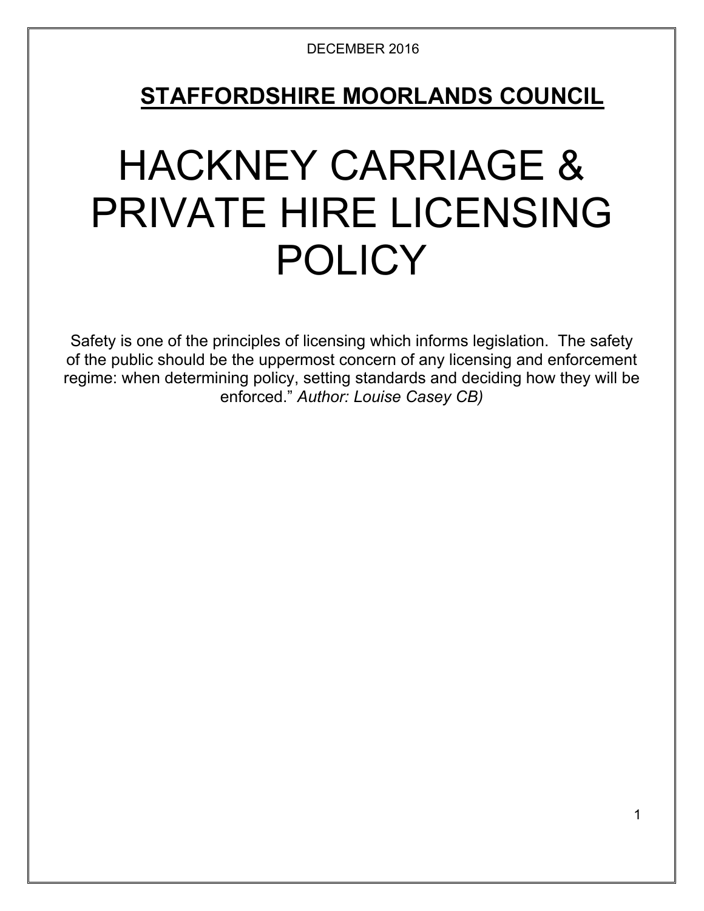DECEMBER 2016

## STAFFORDSHIRE MOORLANDS COUNCIL

# HACKNEY CARRIAGE & PRIVATE HIRE LICENSING POLICY

Safety is one of the principles of licensing which informs legislation. The safety of the public should be the uppermost concern of any licensing and enforcement regime: when determining policy, setting standards and deciding how they will be enforced." *Author: Louise Casey CB)*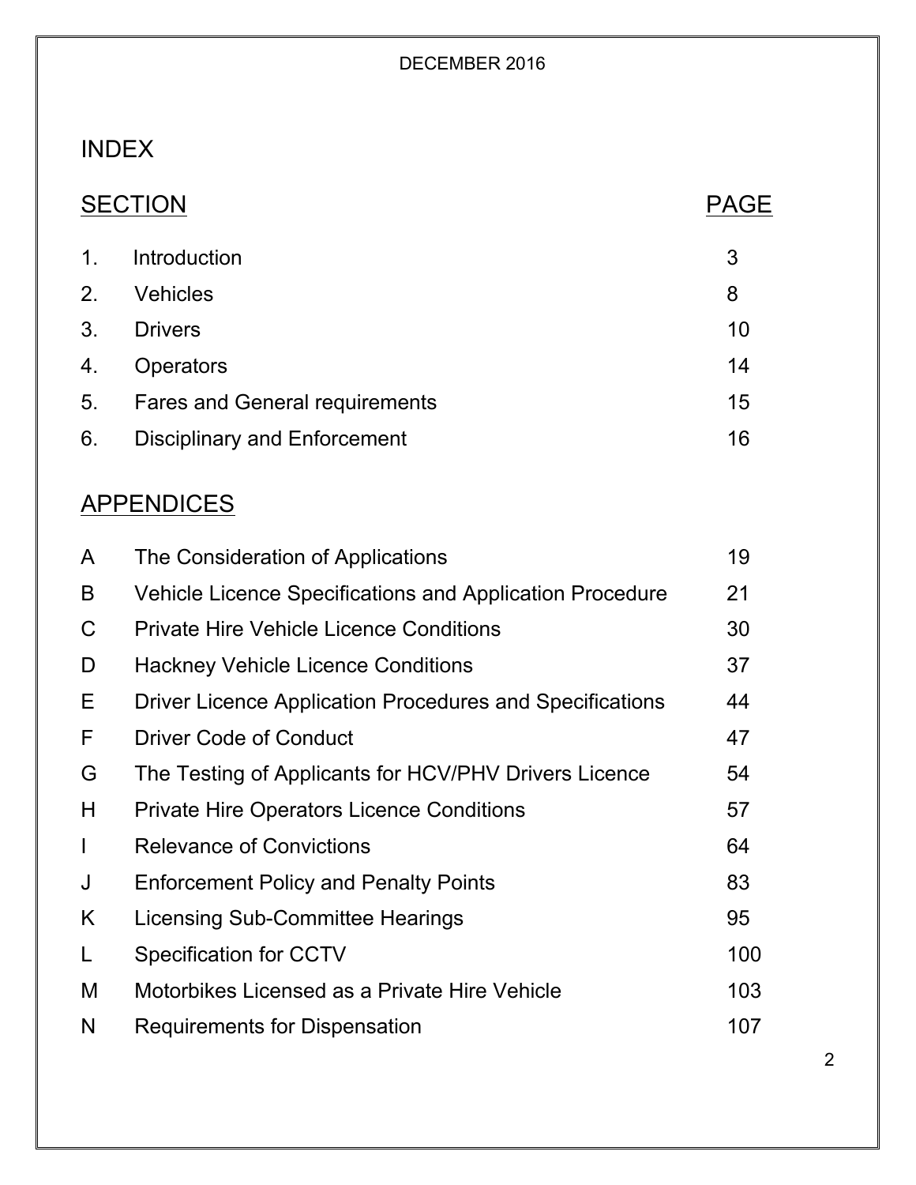DECEMBER 2016

# INDEX

| SECTION | | PAGE |
|---|---|---|
| 1. | Introduction | 3 |
| 2. | Vehicles | 8 |
| 3. | Drivers | 10 |
| 4. | Operators | 14 |
| 5. | Fares and General requirements | 15 |
| 6. | Disciplinary and Enforcement | 16 |

## APPENDICES

| | | |
|---|---|---|
| A | The Consideration of Applications | 19 |
| B | Vehicle Licence Specifications and Application Procedure | 21 |
| C | Private Hire Vehicle Licence Conditions | 30 |
| D | Hackney Vehicle Licence Conditions | 37 |
| E | Driver Licence Application Procedures and Specifications | 44 |
| F | Driver Code of Conduct | 47 |
| G | The Testing of Applicants for HCV/PHV Drivers Licence | 54 |
| H | Private Hire Operators Licence Conditions | 57 |
| I | Relevance of Convictions | 64 |
| J | Enforcement Policy and Penalty Points | 83 |
| K | Licensing Sub-Committee Hearings | 95 |
| L | Specification for CCTV | 100 |
| M | Motorbikes Licensed as a Private Hire Vehicle | 103 |
| N | Requirements for Dispensation | 107 |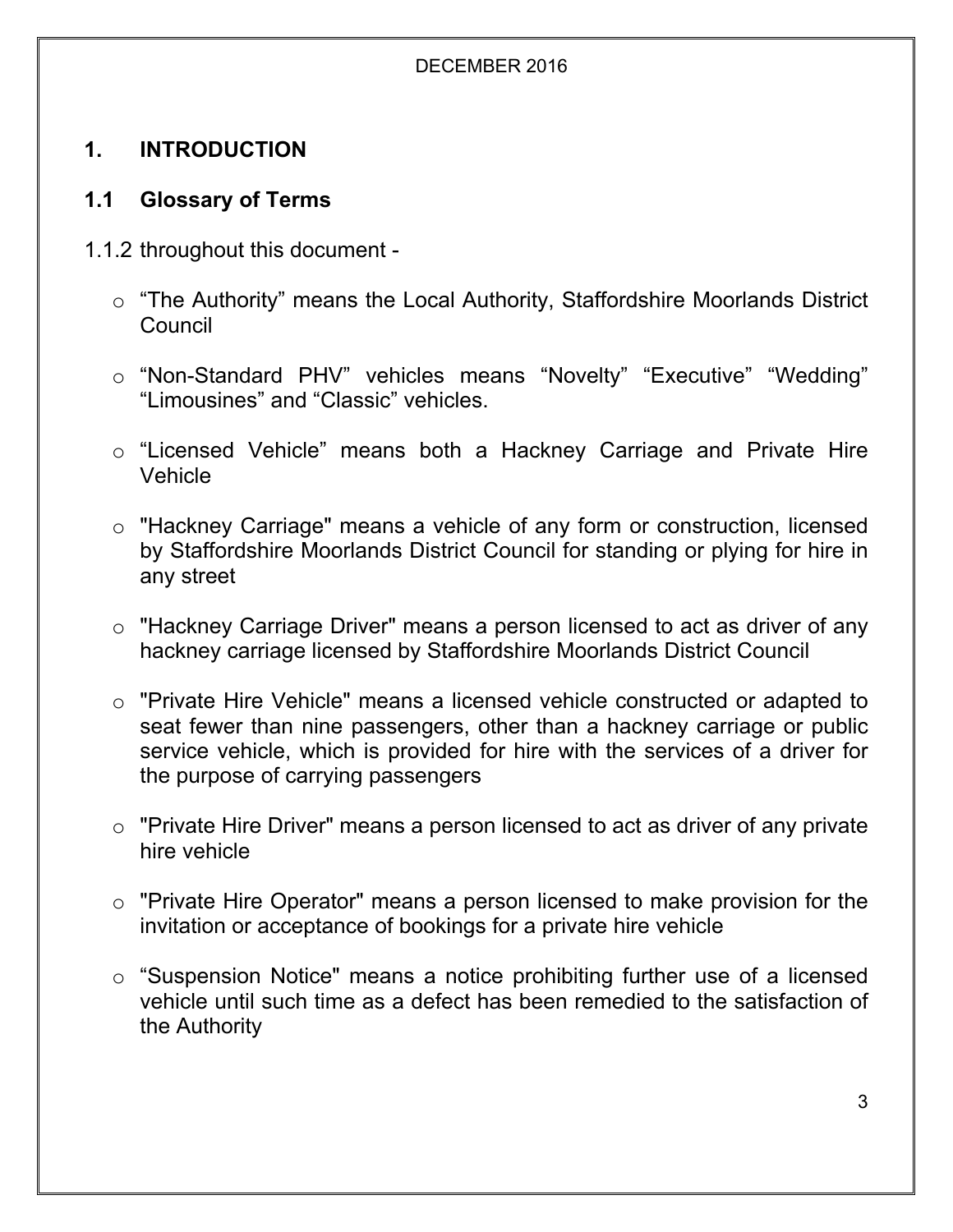## 1. INTRODUCTION

### 1.1 Glossary of Terms

1.1.2 throughout this document -

- “The Authority” means the Local Authority, Staffordshire Moorlands District Council
- “Non-Standard PHV” vehicles means “Novelty” “Executive” “Wedding” “Limousines” and “Classic” vehicles.
- “Licensed Vehicle” means both a Hackney Carriage and Private Hire Vehicle
- "Hackney Carriage" means a vehicle of any form or construction, licensed by Staffordshire Moorlands District Council for standing or plying for hire in any street
- "Hackney Carriage Driver" means a person licensed to act as driver of any hackney carriage licensed by Staffordshire Moorlands District Council
- "Private Hire Vehicle" means a licensed vehicle constructed or adapted to seat fewer than nine passengers, other than a hackney carriage or public service vehicle, which is provided for hire with the services of a driver for the purpose of carrying passengers
- "Private Hire Driver" means a person licensed to act as driver of any private hire vehicle
- "Private Hire Operator" means a person licensed to make provision for the invitation or acceptance of bookings for a private hire vehicle
- “Suspension Notice" means a notice prohibiting further use of a licensed vehicle until such time as a defect has been remedied to the satisfaction of the Authority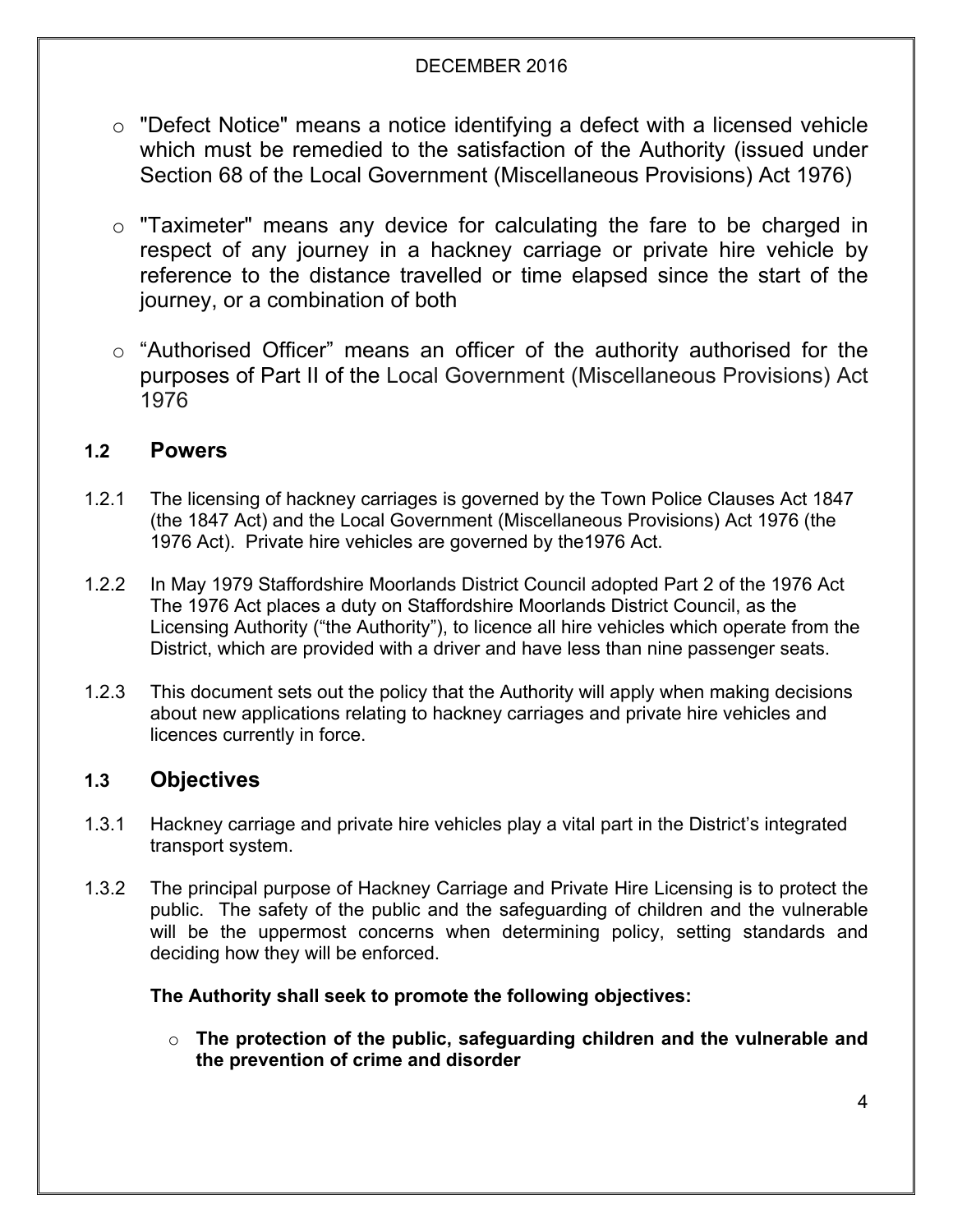- "Defect Notice" means a notice identifying a defect with a licensed vehicle which must be remedied to the satisfaction of the Authority (issued under Section 68 of the Local Government (Miscellaneous Provisions) Act 1976)

- "Taximeter" means any device for calculating the fare to be charged in respect of any journey in a hackney carriage or private hire vehicle by reference to the distance travelled or time elapsed since the start of the journey, or a combination of both

- "Authorised Officer" means an officer of the authority authorised for the purposes of Part II of the Local Government (Miscellaneous Provisions) Act 1976

## 1.2 Powers

1.2.1 The licensing of hackney carriages is governed by the Town Police Clauses Act 1847 (the 1847 Act) and the Local Government (Miscellaneous Provisions) Act 1976 (the 1976 Act). Private hire vehicles are governed by the1976 Act.

1.2.2 In May 1979 Staffordshire Moorlands District Council adopted Part 2 of the 1976 Act The 1976 Act places a duty on Staffordshire Moorlands District Council, as the Licensing Authority ("the Authority"), to licence all hire vehicles which operate from the District, which are provided with a driver and have less than nine passenger seats.

1.2.3 This document sets out the policy that the Authority will apply when making decisions about new applications relating to hackney carriages and private hire vehicles and licences currently in force.

## 1.3 Objectives

1.3.1 Hackney carriage and private hire vehicles play a vital part in the District's integrated transport system.

1.3.2 The principal purpose of Hackney Carriage and Private Hire Licensing is to protect the public. The safety of the public and the safeguarding of children and the vulnerable will be the uppermost concerns when determining policy, setting standards and deciding how they will be enforced.

**The Authority shall seek to promote the following objectives:**

- **The protection of the public, safeguarding children and the vulnerable and the prevention of crime and disorder**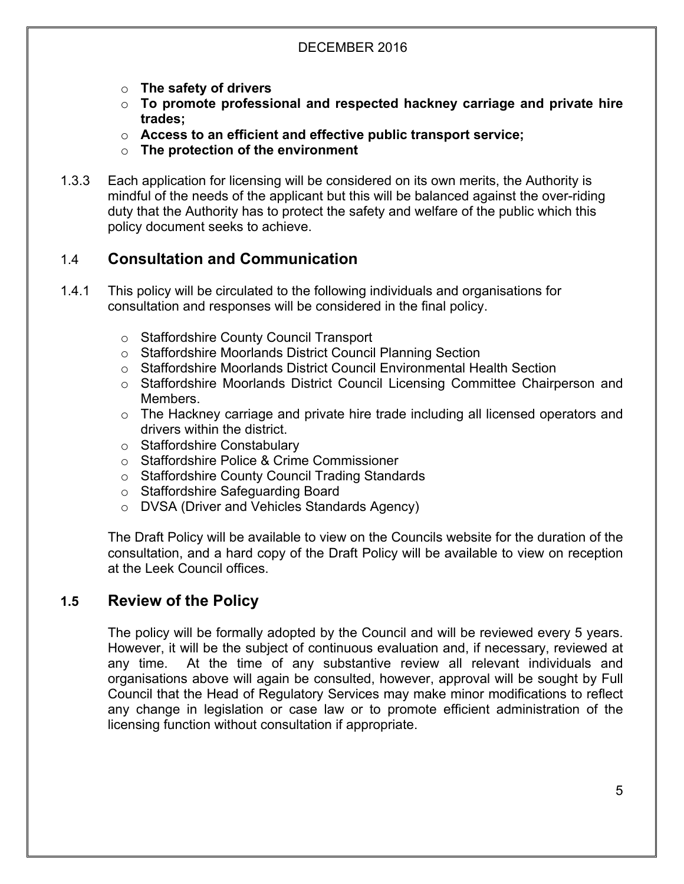- **The safety of drivers**
- **To promote professional and respected hackney carriage and private hire trades;**
- **Access to an efficient and effective public transport service;**
- **The protection of the environment**

1.3.3 Each application for licensing will be considered on its own merits, the Authority is mindful of the needs of the applicant but this will be balanced against the over-riding duty that the Authority has to protect the safety and welfare of the public which this policy document seeks to achieve.

## 1.4 Consultation and Communication

1.4.1 This policy will be circulated to the following individuals and organisations for consultation and responses will be considered in the final policy.

- Staffordshire County Council Transport
- Staffordshire Moorlands District Council Planning Section
- Staffordshire Moorlands District Council Environmental Health Section
- Staffordshire Moorlands District Council Licensing Committee Chairperson and Members.
- The Hackney carriage and private hire trade including all licensed operators and drivers within the district.
- Staffordshire Constabulary
- Staffordshire Police & Crime Commissioner
- Staffordshire County Council Trading Standards
- Staffordshire Safeguarding Board
- DVSA (Driver and Vehicles Standards Agency)

The Draft Policy will be available to view on the Councils website for the duration of the consultation, and a hard copy of the Draft Policy will be available to view on reception at the Leek Council offices.

## 1.5 Review of the Policy

The policy will be formally adopted by the Council and will be reviewed every 5 years. However, it will be the subject of continuous evaluation and, if necessary, reviewed at any time. At the time of any substantive review all relevant individuals and organisations above will again be consulted, however, approval will be sought by Full Council that the Head of Regulatory Services may make minor modifications to reflect any change in legislation or case law or to promote efficient administration of the licensing function without consultation if appropriate.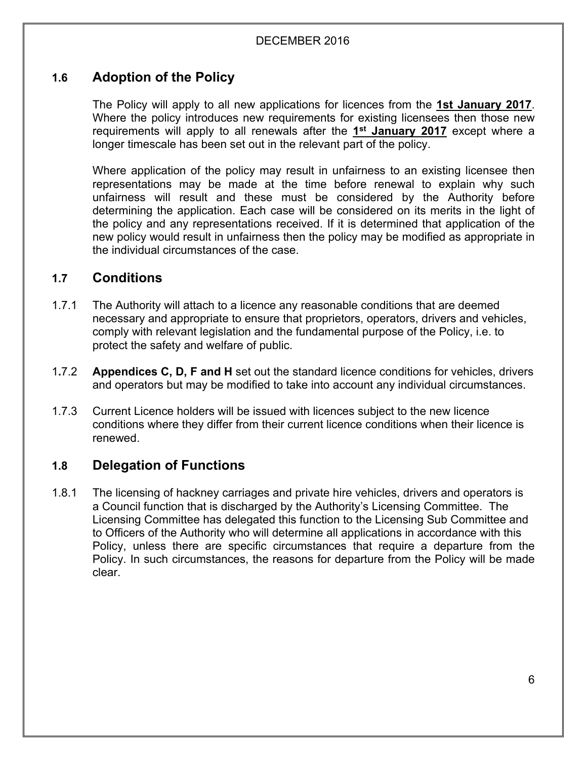## 1.6 Adoption of the Policy

The Policy will apply to all new applications for licences from the **1st January 2017**. Where the policy introduces new requirements for existing licensees then those new requirements will apply to all renewals after the **1st January 2017** except where a longer timescale has been set out in the relevant part of the policy.

Where application of the policy may result in unfairness to an existing licensee then representations may be made at the time before renewal to explain why such unfairness will result and these must be considered by the Authority before determining the application. Each case will be considered on its merits in the light of the policy and any representations received. If it is determined that application of the new policy would result in unfairness then the policy may be modified as appropriate in the individual circumstances of the case.

## 1.7 Conditions

1.7.1 The Authority will attach to a licence any reasonable conditions that are deemed necessary and appropriate to ensure that proprietors, operators, drivers and vehicles, comply with relevant legislation and the fundamental purpose of the Policy, i.e. to protect the safety and welfare of public.

1.7.2 **Appendices C, D, F and H** set out the standard licence conditions for vehicles, drivers and operators but may be modified to take into account any individual circumstances.

1.7.3 Current Licence holders will be issued with licences subject to the new licence conditions where they differ from their current licence conditions when their licence is renewed.

## 1.8 Delegation of Functions

1.8.1 The licensing of hackney carriages and private hire vehicles, drivers and operators is a Council function that is discharged by the Authority's Licensing Committee. The Licensing Committee has delegated this function to the Licensing Sub Committee and to Officers of the Authority who will determine all applications in accordance with this Policy, unless there are specific circumstances that require a departure from the Policy. In such circumstances, the reasons for departure from the Policy will be made clear.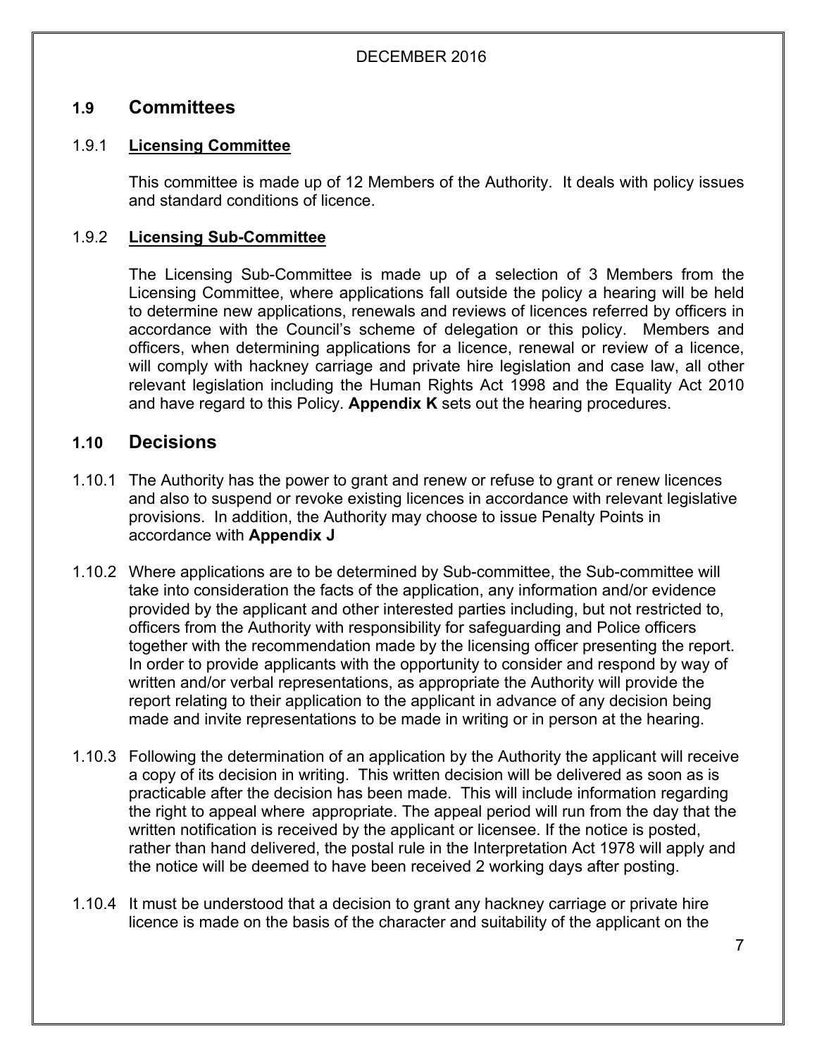## 1.9 Committees

### 1.9.1 Licensing Committee

This committee is made up of 12 Members of the Authority. It deals with policy issues and standard conditions of licence.

### 1.9.2 Licensing Sub-Committee

The Licensing Sub-Committee is made up of a selection of 3 Members from the Licensing Committee, where applications fall outside the policy a hearing will be held to determine new applications, renewals and reviews of licences referred by officers in accordance with the Council's scheme of delegation or this policy. Members and officers, when determining applications for a licence, renewal or review of a licence, will comply with hackney carriage and private hire legislation and case law, all other relevant legislation including the Human Rights Act 1998 and the Equality Act 2010 and have regard to this Policy. **Appendix K** sets out the hearing procedures.

## 1.10 Decisions

1.10.1 The Authority has the power to grant and renew or refuse to grant or renew licences and also to suspend or revoke existing licences in accordance with relevant legislative provisions. In addition, the Authority may choose to issue Penalty Points in accordance with **Appendix J**

1.10.2 Where applications are to be determined by Sub-committee, the Sub-committee will take into consideration the facts of the application, any information and/or evidence provided by the applicant and other interested parties including, but not restricted to, officers from the Authority with responsibility for safeguarding and Police officers together with the recommendation made by the licensing officer presenting the report. In order to provide applicants with the opportunity to consider and respond by way of written and/or verbal representations, as appropriate the Authority will provide the report relating to their application to the applicant in advance of any decision being made and invite representations to be made in writing or in person at the hearing.

1.10.3 Following the determination of an application by the Authority the applicant will receive a copy of its decision in writing. This written decision will be delivered as soon as is practicable after the decision has been made. This will include information regarding the right to appeal where appropriate. The appeal period will run from the day that the written notification is received by the applicant or licensee. If the notice is posted, rather than hand delivered, the postal rule in the Interpretation Act 1978 will apply and the notice will be deemed to have been received 2 working days after posting.

1.10.4 It must be understood that a decision to grant any hackney carriage or private hire licence is made on the basis of the character and suitability of the applicant on the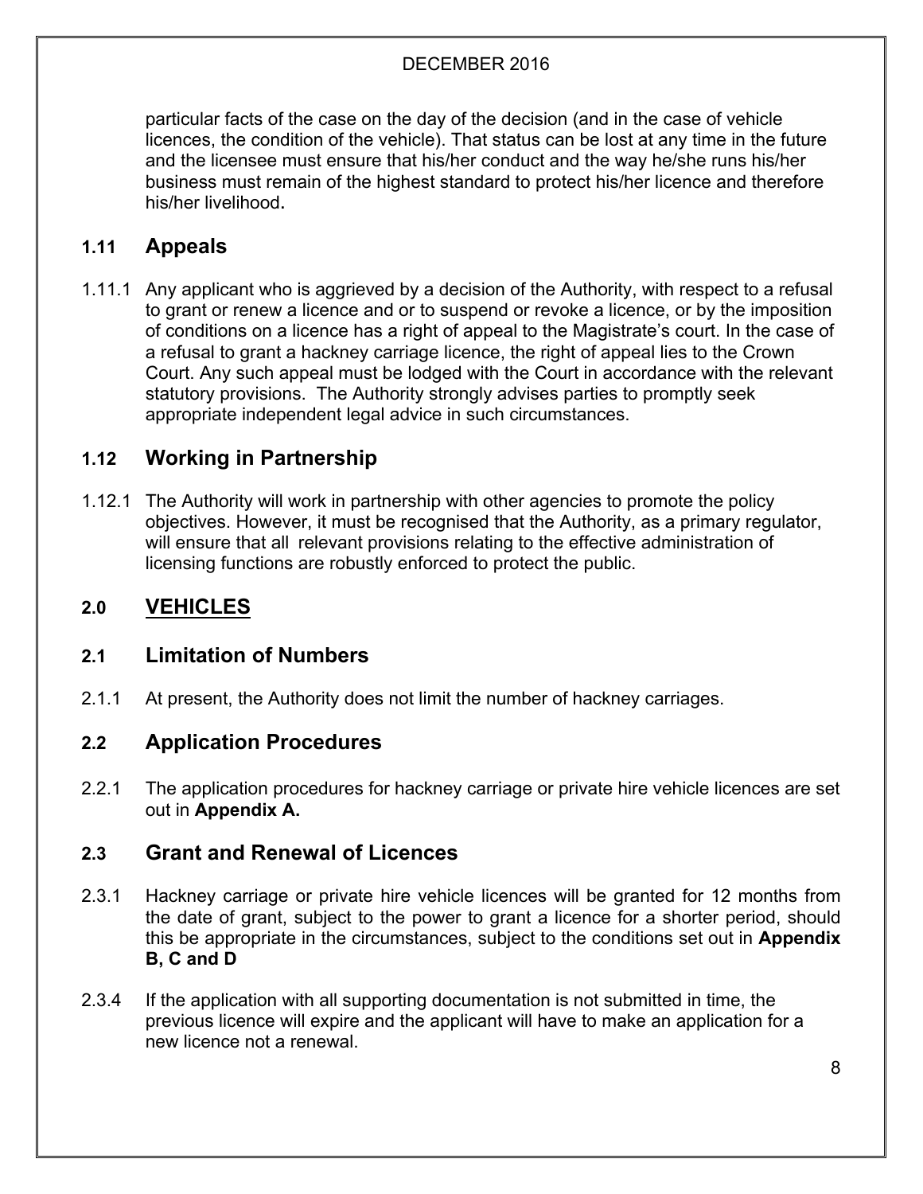particular facts of the case on the day of the decision (and in the case of vehicle licences, the condition of the vehicle). That status can be lost at any time in the future and the licensee must ensure that his/her conduct and the way he/she runs his/her business must remain of the highest standard to protect his/her licence and therefore his/her livelihood.

### 1.11 Appeals

1.11.1 Any applicant who is aggrieved by a decision of the Authority, with respect to a refusal to grant or renew a licence and or to suspend or revoke a licence, or by the imposition of conditions on a licence has a right of appeal to the Magistrate's court. In the case of a refusal to grant a hackney carriage licence, the right of appeal lies to the Crown Court. Any such appeal must be lodged with the Court in accordance with the relevant statutory provisions. The Authority strongly advises parties to promptly seek appropriate independent legal advice in such circumstances.

### 1.12 Working in Partnership

1.12.1 The Authority will work in partnership with other agencies to promote the policy objectives. However, it must be recognised that the Authority, as a primary regulator, will ensure that all relevant provisions relating to the effective administration of licensing functions are robustly enforced to protect the public.

## 2.0 VEHICLES

### 2.1 Limitation of Numbers

2.1.1 At present, the Authority does not limit the number of hackney carriages.

### 2.2 Application Procedures

2.2.1 The application procedures for hackney carriage or private hire vehicle licences are set out in **Appendix A.**

### 2.3 Grant and Renewal of Licences

2.3.1 Hackney carriage or private hire vehicle licences will be granted for 12 months from the date of grant, subject to the power to grant a licence for a shorter period, should this be appropriate in the circumstances, subject to the conditions set out in **Appendix B, C and D**

2.3.4 If the application with all supporting documentation is not submitted in time, the previous licence will expire and the applicant will have to make an application for a new licence not a renewal.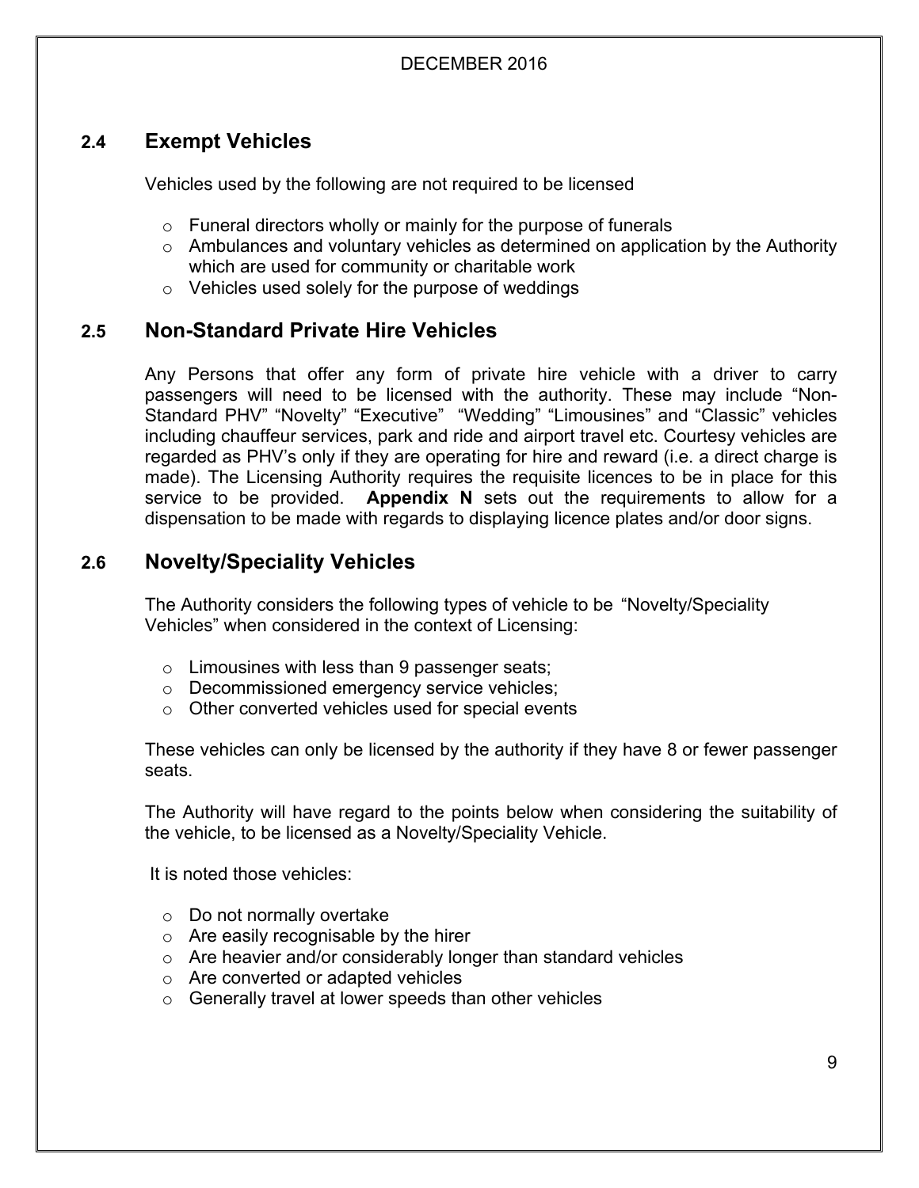## 2.4 Exempt Vehicles

Vehicles used by the following are not required to be licensed

- Funeral directors wholly or mainly for the purpose of funerals
- Ambulances and voluntary vehicles as determined on application by the Authority which are used for community or charitable work
- Vehicles used solely for the purpose of weddings

## 2.5 Non-Standard Private Hire Vehicles

Any Persons that offer any form of private hire vehicle with a driver to carry passengers will need to be licensed with the authority. These may include "Non-Standard PHV" "Novelty" "Executive" "Wedding" "Limousines" and "Classic" vehicles including chauffeur services, park and ride and airport travel etc. Courtesy vehicles are regarded as PHV's only if they are operating for hire and reward (i.e. a direct charge is made). The Licensing Authority requires the requisite licences to be in place for this service to be provided. **Appendix N** sets out the requirements to allow for a dispensation to be made with regards to displaying licence plates and/or door signs.

## 2.6 Novelty/Speciality Vehicles

The Authority considers the following types of vehicle to be "Novelty/Speciality Vehicles" when considered in the context of Licensing:

- Limousines with less than 9 passenger seats;
- Decommissioned emergency service vehicles;
- Other converted vehicles used for special events

These vehicles can only be licensed by the authority if they have 8 or fewer passenger seats.

The Authority will have regard to the points below when considering the suitability of the vehicle, to be licensed as a Novelty/Speciality Vehicle.

It is noted those vehicles:

- Do not normally overtake
- Are easily recognisable by the hirer
- Are heavier and/or considerably longer than standard vehicles
- Are converted or adapted vehicles
- Generally travel at lower speeds than other vehicles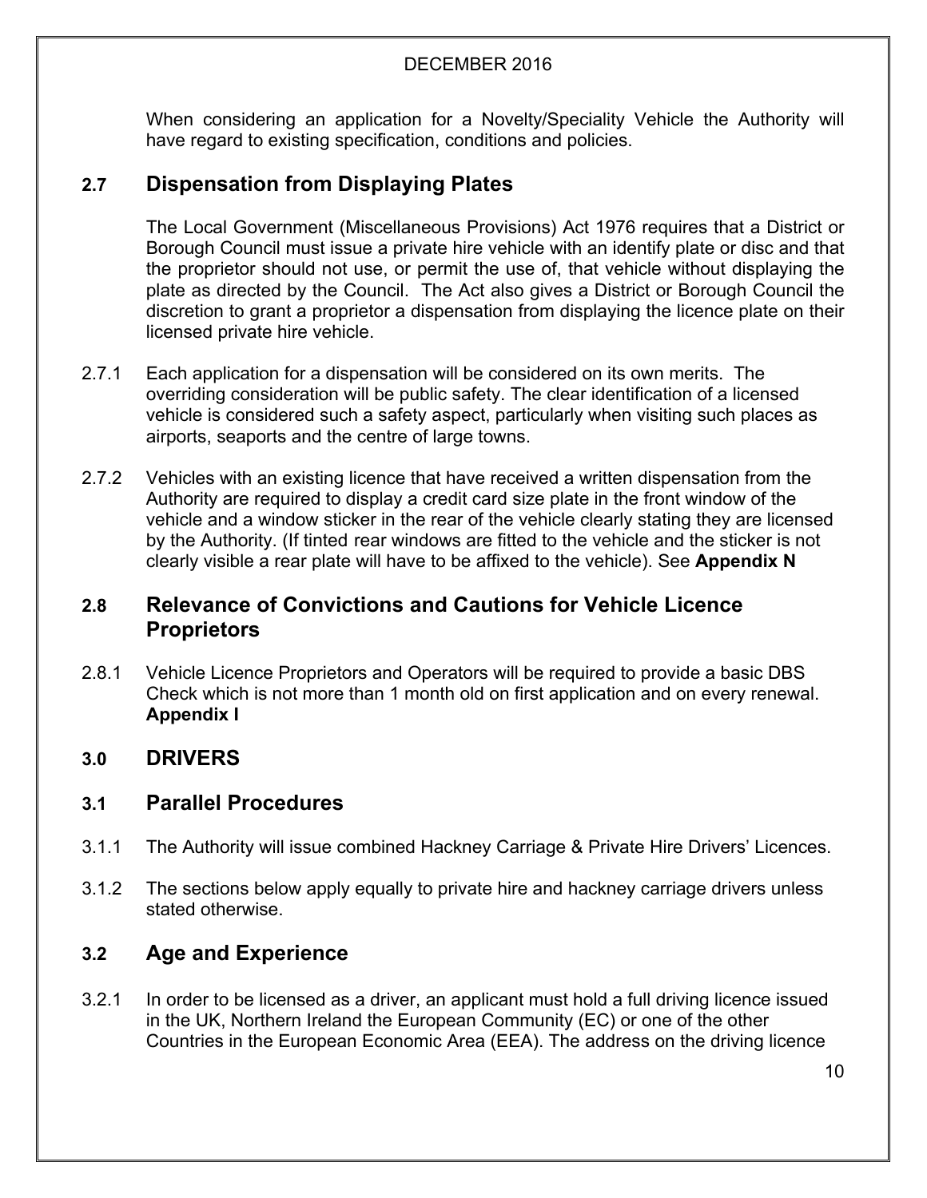When considering an application for a Novelty/Speciality Vehicle the Authority will have regard to existing specification, conditions and policies.

## 2.7 Dispensation from Displaying Plates

The Local Government (Miscellaneous Provisions) Act 1976 requires that a District or Borough Council must issue a private hire vehicle with an identify plate or disc and that the proprietor should not use, or permit the use of, that vehicle without displaying the plate as directed by the Council. The Act also gives a District or Borough Council the discretion to grant a proprietor a dispensation from displaying the licence plate on their licensed private hire vehicle.

2.7.1 Each application for a dispensation will be considered on its own merits. The overriding consideration will be public safety. The clear identification of a licensed vehicle is considered such a safety aspect, particularly when visiting such places as airports, seaports and the centre of large towns.

2.7.2 Vehicles with an existing licence that have received a written dispensation from the Authority are required to display a credit card size plate in the front window of the vehicle and a window sticker in the rear of the vehicle clearly stating they are licensed by the Authority. (If tinted rear windows are fitted to the vehicle and the sticker is not clearly visible a rear plate will have to be affixed to the vehicle). See **Appendix N**

## 2.8 Relevance of Convictions and Cautions for Vehicle Licence Proprietors

2.8.1 Vehicle Licence Proprietors and Operators will be required to provide a basic DBS Check which is not more than 1 month old on first application and on every renewal. **Appendix I**

# 3.0 DRIVERS

## 3.1 Parallel Procedures

3.1.1 The Authority will issue combined Hackney Carriage & Private Hire Drivers' Licences.

3.1.2 The sections below apply equally to private hire and hackney carriage drivers unless stated otherwise.

## 3.2 Age and Experience

3.2.1 In order to be licensed as a driver, an applicant must hold a full driving licence issued in the UK, Northern Ireland the European Community (EC) or one of the other Countries in the European Economic Area (EEA). The address on the driving licence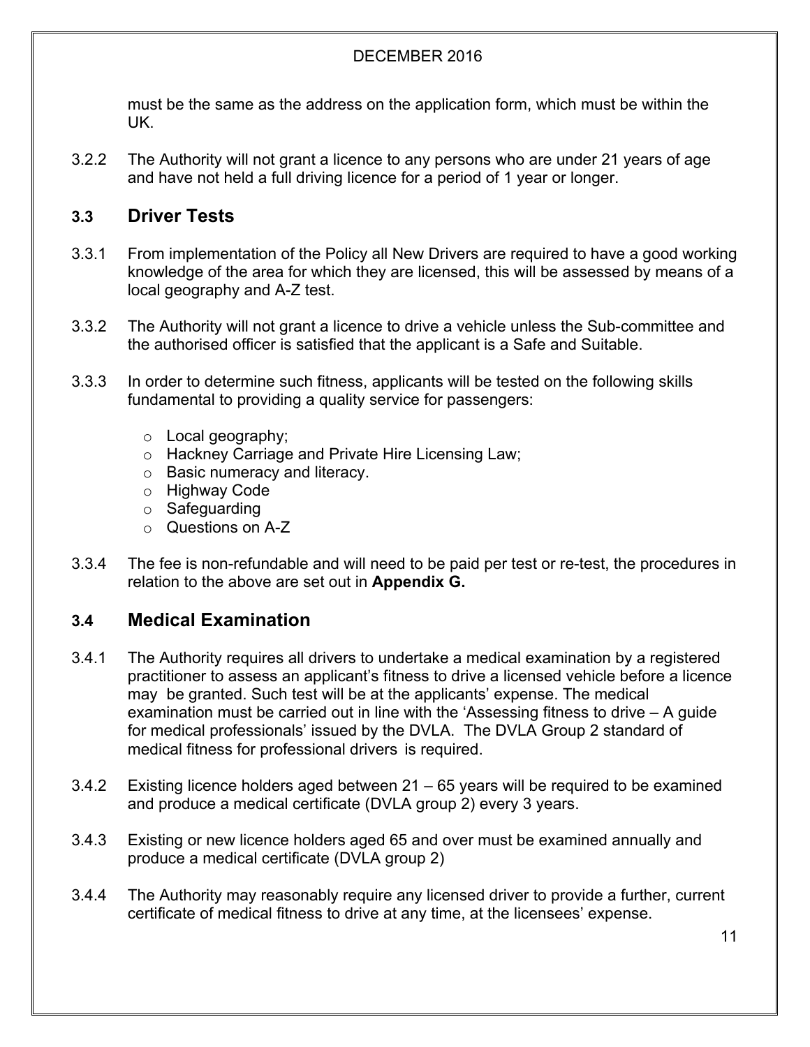must be the same as the address on the application form, which must be within the UK.

3.2.2 The Authority will not grant a licence to any persons who are under 21 years of age and have not held a full driving licence for a period of 1 year or longer.

## 3.3 Driver Tests

3.3.1 From implementation of the Policy all New Drivers are required to have a good working knowledge of the area for which they are licensed, this will be assessed by means of a local geography and A-Z test.

3.3.2 The Authority will not grant a licence to drive a vehicle unless the Sub-committee and the authorised officer is satisfied that the applicant is a Safe and Suitable.

3.3.3 In order to determine such fitness, applicants will be tested on the following skills fundamental to providing a quality service for passengers:

- Local geography;
- Hackney Carriage and Private Hire Licensing Law;
- Basic numeracy and literacy.
- Highway Code
- Safeguarding
- Questions on A-Z

3.3.4 The fee is non-refundable and will need to be paid per test or re-test, the procedures in relation to the above are set out in **Appendix G.**

## 3.4 Medical Examination

3.4.1 The Authority requires all drivers to undertake a medical examination by a registered practitioner to assess an applicant's fitness to drive a licensed vehicle before a licence may be granted. Such test will be at the applicants' expense. The medical examination must be carried out in line with the 'Assessing fitness to drive – A guide for medical professionals' issued by the DVLA. The DVLA Group 2 standard of medical fitness for professional drivers is required.

3.4.2 Existing licence holders aged between 21 – 65 years will be required to be examined and produce a medical certificate (DVLA group 2) every 3 years.

3.4.3 Existing or new licence holders aged 65 and over must be examined annually and produce a medical certificate (DVLA group 2)

3.4.4 The Authority may reasonably require any licensed driver to provide a further, current certificate of medical fitness to drive at any time, at the licensees' expense.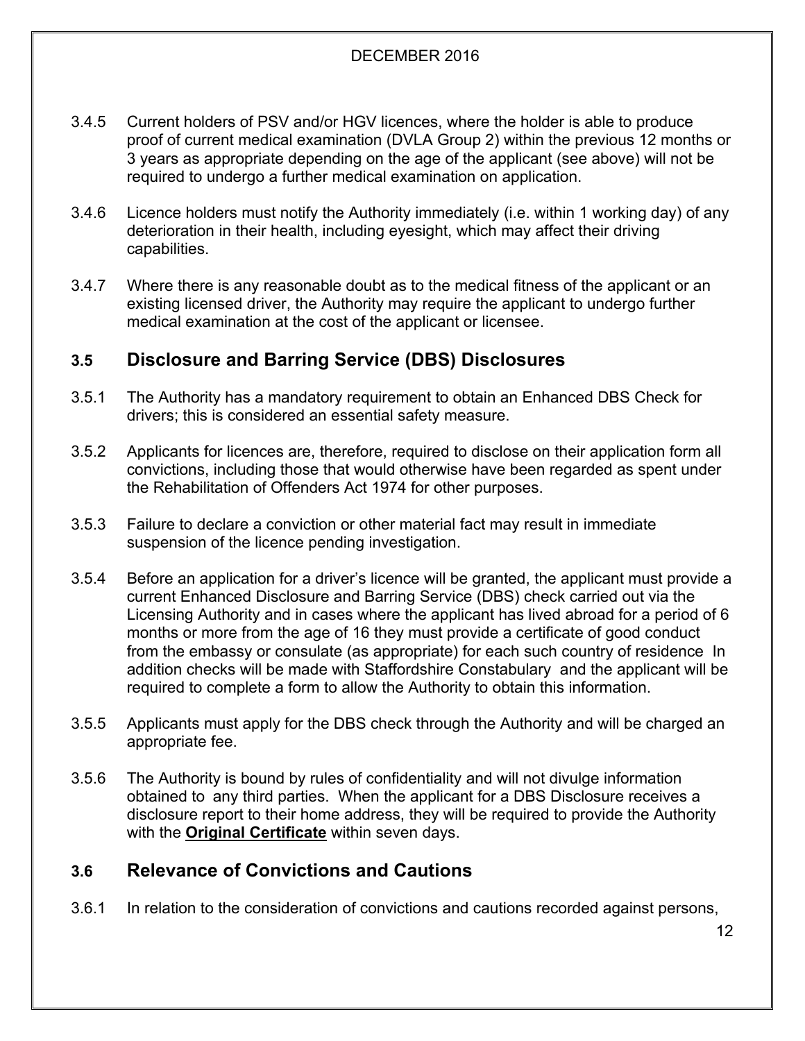3.4.5 Current holders of PSV and/or HGV licences, where the holder is able to produce proof of current medical examination (DVLA Group 2) within the previous 12 months or 3 years as appropriate depending on the age of the applicant (see above) will not be required to undergo a further medical examination on application.

3.4.6 Licence holders must notify the Authority immediately (i.e. within 1 working day) of any deterioration in their health, including eyesight, which may affect their driving capabilities.

3.4.7 Where there is any reasonable doubt as to the medical fitness of the applicant or an existing licensed driver, the Authority may require the applicant to undergo further medical examination at the cost of the applicant or licensee.

## 3.5 Disclosure and Barring Service (DBS) Disclosures

3.5.1 The Authority has a mandatory requirement to obtain an Enhanced DBS Check for drivers; this is considered an essential safety measure.

3.5.2 Applicants for licences are, therefore, required to disclose on their application form all convictions, including those that would otherwise have been regarded as spent under the Rehabilitation of Offenders Act 1974 for other purposes.

3.5.3 Failure to declare a conviction or other material fact may result in immediate suspension of the licence pending investigation.

3.5.4 Before an application for a driver's licence will be granted, the applicant must provide a current Enhanced Disclosure and Barring Service (DBS) check carried out via the Licensing Authority and in cases where the applicant has lived abroad for a period of 6 months or more from the age of 16 they must provide a certificate of good conduct from the embassy or consulate (as appropriate) for each such country of residence In addition checks will be made with Staffordshire Constabulary and the applicant will be required to complete a form to allow the Authority to obtain this information.

3.5.5 Applicants must apply for the DBS check through the Authority and will be charged an appropriate fee.

3.5.6 The Authority is bound by rules of confidentiality and will not divulge information obtained to any third parties. When the applicant for a DBS Disclosure receives a disclosure report to their home address, they will be required to provide the Authority with the **Original Certificate** within seven days.

## 3.6 Relevance of Convictions and Cautions

3.6.1 In relation to the consideration of convictions and cautions recorded against persons,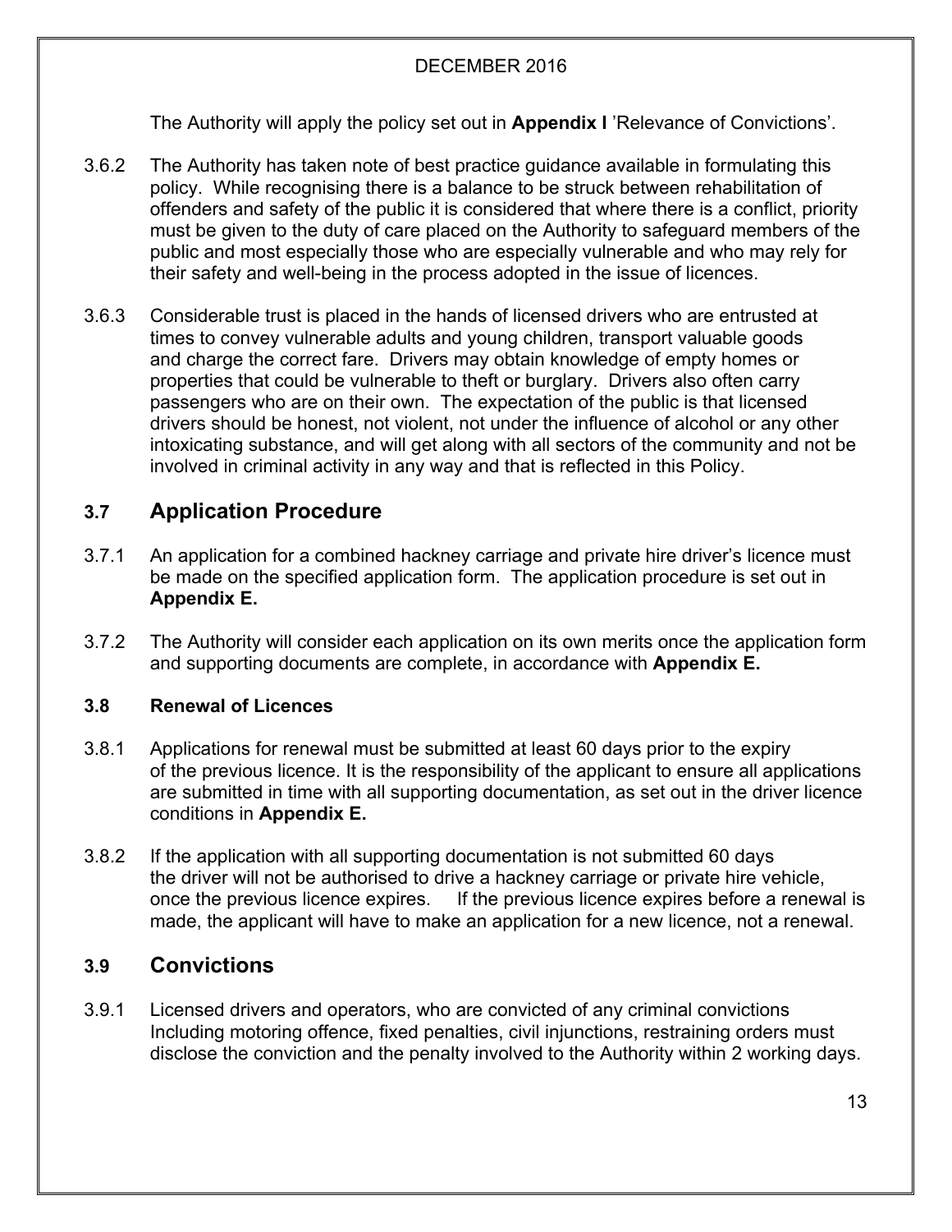The Authority will apply the policy set out in **Appendix I** 'Relevance of Convictions'.

3.6.2 The Authority has taken note of best practice guidance available in formulating this policy. While recognising there is a balance to be struck between rehabilitation of offenders and safety of the public it is considered that where there is a conflict, priority must be given to the duty of care placed on the Authority to safeguard members of the public and most especially those who are especially vulnerable and who may rely for their safety and well-being in the process adopted in the issue of licences.

3.6.3 Considerable trust is placed in the hands of licensed drivers who are entrusted at times to convey vulnerable adults and young children, transport valuable goods and charge the correct fare. Drivers may obtain knowledge of empty homes or properties that could be vulnerable to theft or burglary. Drivers also often carry passengers who are on their own. The expectation of the public is that licensed drivers should be honest, not violent, not under the influence of alcohol or any other intoxicating substance, and will get along with all sectors of the community and not be involved in criminal activity in any way and that is reflected in this Policy.

## 3.7 Application Procedure

3.7.1 An application for a combined hackney carriage and private hire driver's licence must be made on the specified application form. The application procedure is set out in **Appendix E.**

3.7.2 The Authority will consider each application on its own merits once the application form and supporting documents are complete, in accordance with **Appendix E.**

### 3.8 Renewal of Licences

3.8.1 Applications for renewal must be submitted at least 60 days prior to the expiry of the previous licence. It is the responsibility of the applicant to ensure all applications are submitted in time with all supporting documentation, as set out in the driver licence conditions in **Appendix E.**

3.8.2 If the application with all supporting documentation is not submitted 60 days the driver will not be authorised to drive a hackney carriage or private hire vehicle, once the previous licence expires. If the previous licence expires before a renewal is made, the applicant will have to make an application for a new licence, not a renewal.

## 3.9 Convictions

3.9.1 Licensed drivers and operators, who are convicted of any criminal convictions Including motoring offence, fixed penalties, civil injunctions, restraining orders must disclose the conviction and the penalty involved to the Authority within 2 working days.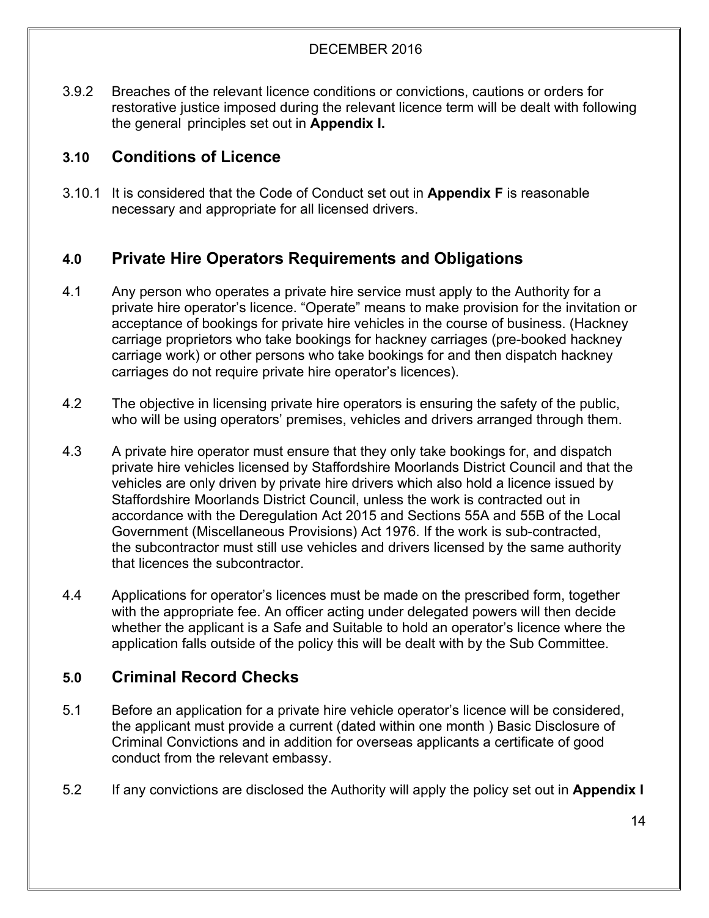3.9.2 Breaches of the relevant licence conditions or convictions, cautions or orders for restorative justice imposed during the relevant licence term will be dealt with following the general principles set out in **Appendix I.**

## 3.10 Conditions of Licence

3.10.1 It is considered that the Code of Conduct set out in **Appendix F** is reasonable necessary and appropriate for all licensed drivers.

## 4.0 Private Hire Operators Requirements and Obligations

4.1 Any person who operates a private hire service must apply to the Authority for a private hire operator's licence. "Operate" means to make provision for the invitation or acceptance of bookings for private hire vehicles in the course of business. (Hackney carriage proprietors who take bookings for hackney carriages (pre-booked hackney carriage work) or other persons who take bookings for and then dispatch hackney carriages do not require private hire operator's licences).

4.2 The objective in licensing private hire operators is ensuring the safety of the public, who will be using operators' premises, vehicles and drivers arranged through them.

4.3 A private hire operator must ensure that they only take bookings for, and dispatch private hire vehicles licensed by Staffordshire Moorlands District Council and that the vehicles are only driven by private hire drivers which also hold a licence issued by Staffordshire Moorlands District Council, unless the work is contracted out in accordance with the Deregulation Act 2015 and Sections 55A and 55B of the Local Government (Miscellaneous Provisions) Act 1976. If the work is sub-contracted, the subcontractor must still use vehicles and drivers licensed by the same authority that licences the subcontractor.

4.4 Applications for operator's licences must be made on the prescribed form, together with the appropriate fee. An officer acting under delegated powers will then decide whether the applicant is a Safe and Suitable to hold an operator's licence where the application falls outside of the policy this will be dealt with by the Sub Committee.

## 5.0 Criminal Record Checks

5.1 Before an application for a private hire vehicle operator's licence will be considered, the applicant must provide a current (dated within one month ) Basic Disclosure of Criminal Convictions and in addition for overseas applicants a certificate of good conduct from the relevant embassy.

5.2 If any convictions are disclosed the Authority will apply the policy set out in **Appendix I**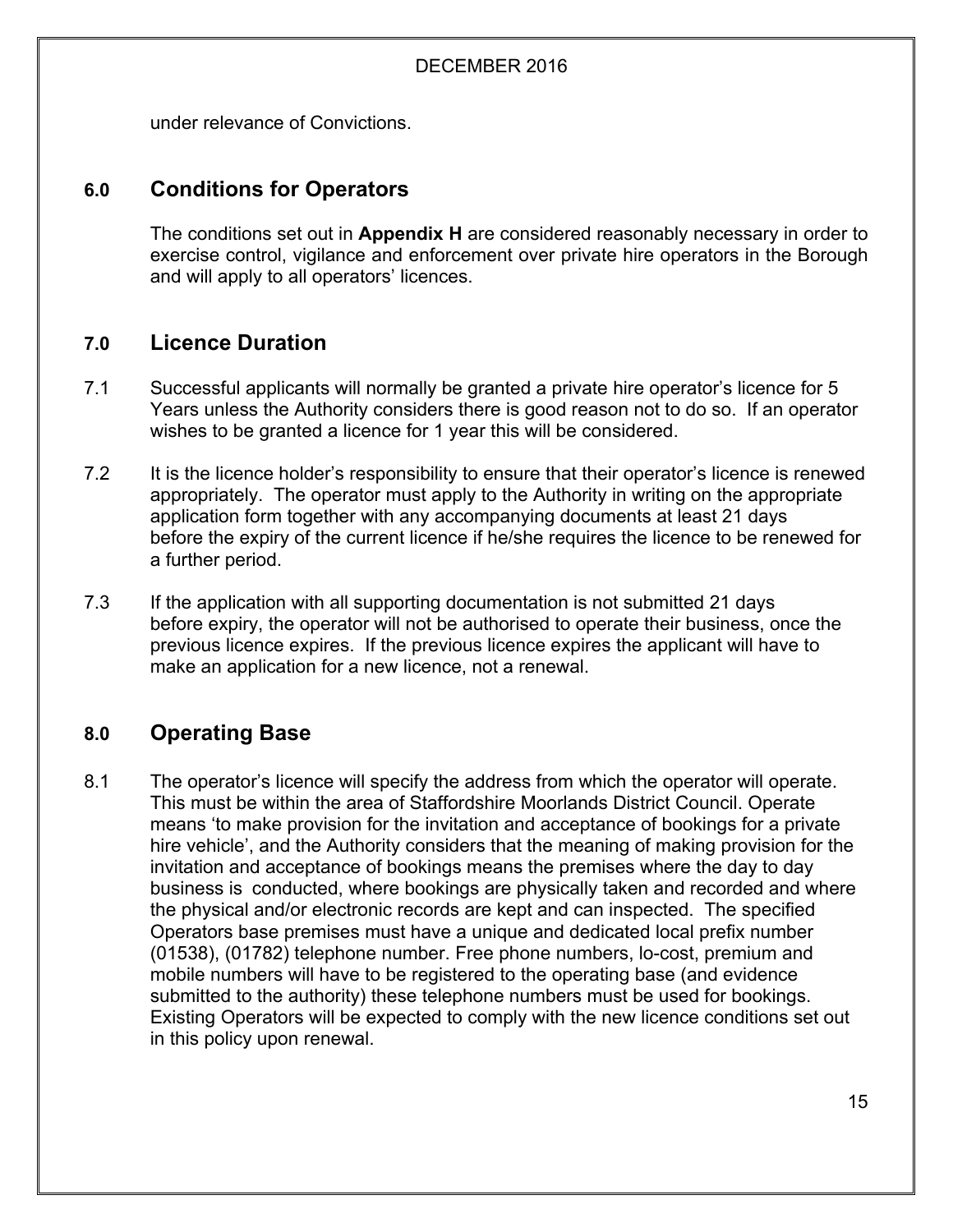under relevance of Convictions.

## 6.0 Conditions for Operators

The conditions set out in **Appendix H** are considered reasonably necessary in order to exercise control, vigilance and enforcement over private hire operators in the Borough and will apply to all operators' licences.

## 7.0 Licence Duration

7.1 Successful applicants will normally be granted a private hire operator's licence for 5 Years unless the Authority considers there is good reason not to do so. If an operator wishes to be granted a licence for 1 year this will be considered.

7.2 It is the licence holder's responsibility to ensure that their operator's licence is renewed appropriately. The operator must apply to the Authority in writing on the appropriate application form together with any accompanying documents at least 21 days before the expiry of the current licence if he/she requires the licence to be renewed for a further period.

7.3 If the application with all supporting documentation is not submitted 21 days before expiry, the operator will not be authorised to operate their business, once the previous licence expires. If the previous licence expires the applicant will have to make an application for a new licence, not a renewal.

## 8.0 Operating Base

8.1 The operator's licence will specify the address from which the operator will operate. This must be within the area of Staffordshire Moorlands District Council. Operate means 'to make provision for the invitation and acceptance of bookings for a private hire vehicle', and the Authority considers that the meaning of making provision for the invitation and acceptance of bookings means the premises where the day to day business is conducted, where bookings are physically taken and recorded and where the physical and/or electronic records are kept and can inspected. The specified Operators base premises must have a unique and dedicated local prefix number (01538), (01782) telephone number. Free phone numbers, lo-cost, premium and mobile numbers will have to be registered to the operating base (and evidence submitted to the authority) these telephone numbers must be used for bookings. Existing Operators will be expected to comply with the new licence conditions set out in this policy upon renewal.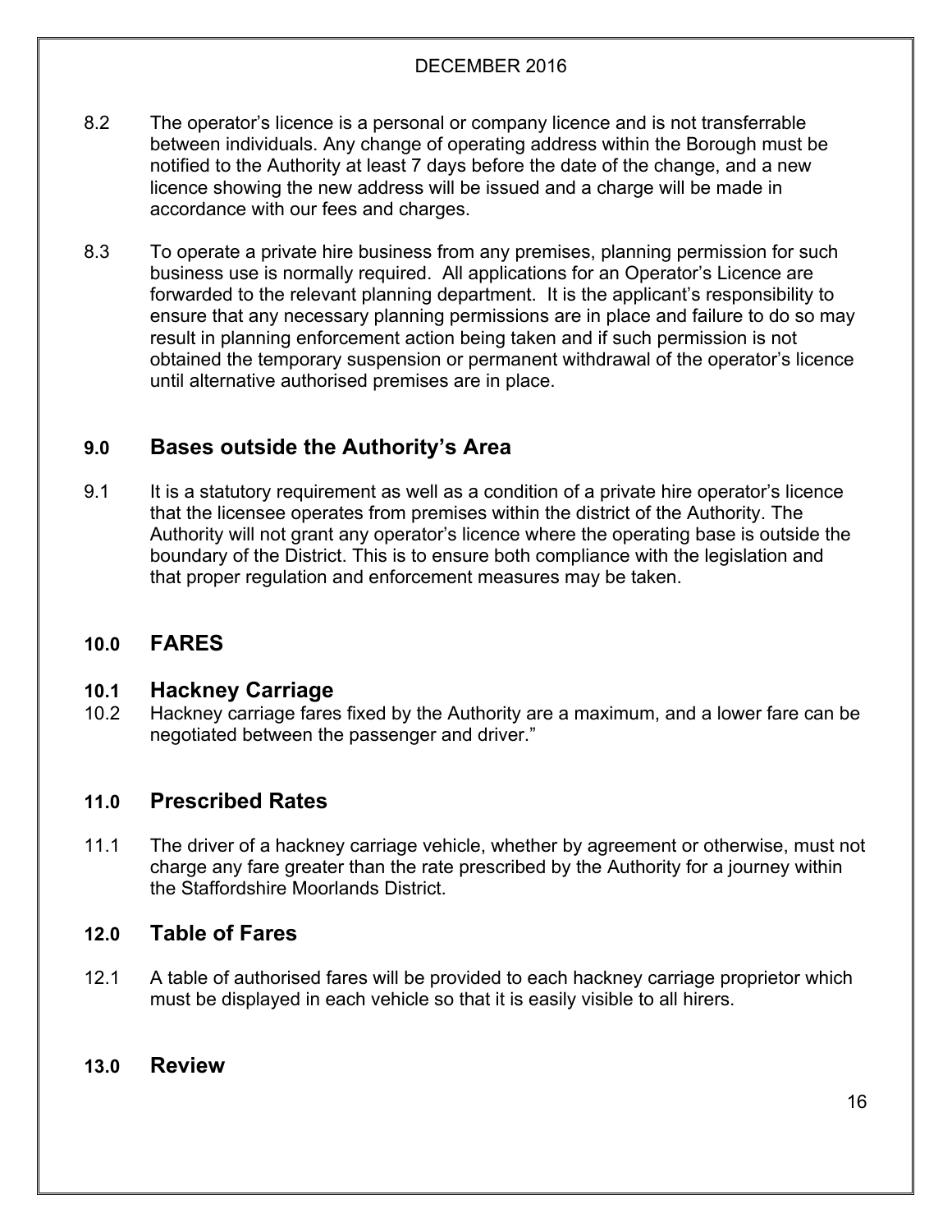8.2 The operator's licence is a personal or company licence and is not transferrable between individuals. Any change of operating address within the Borough must be notified to the Authority at least 7 days before the date of the change, and a new licence showing the new address will be issued and a charge will be made in accordance with our fees and charges.

8.3 To operate a private hire business from any premises, planning permission for such business use is normally required. All applications for an Operator's Licence are forwarded to the relevant planning department. It is the applicant's responsibility to ensure that any necessary planning permissions are in place and failure to do so may result in planning enforcement action being taken and if such permission is not obtained the temporary suspension or permanent withdrawal of the operator's licence until alternative authorised premises are in place.

## 9.0 Bases outside the Authority's Area

9.1 It is a statutory requirement as well as a condition of a private hire operator's licence that the licensee operates from premises within the district of the Authority. The Authority will not grant any operator's licence where the operating base is outside the boundary of the District. This is to ensure both compliance with the legislation and that proper regulation and enforcement measures may be taken.

## 10.0 FARES

### 10.1 Hackney Carriage

10.2 Hackney carriage fares fixed by the Authority are a maximum, and a lower fare can be negotiated between the passenger and driver."

## 11.0 Prescribed Rates

11.1 The driver of a hackney carriage vehicle, whether by agreement or otherwise, must not charge any fare greater than the rate prescribed by the Authority for a journey within the Staffordshire Moorlands District.

## 12.0 Table of Fares

12.1 A table of authorised fares will be provided to each hackney carriage proprietor which must be displayed in each vehicle so that it is easily visible to all hirers.

## 13.0 Review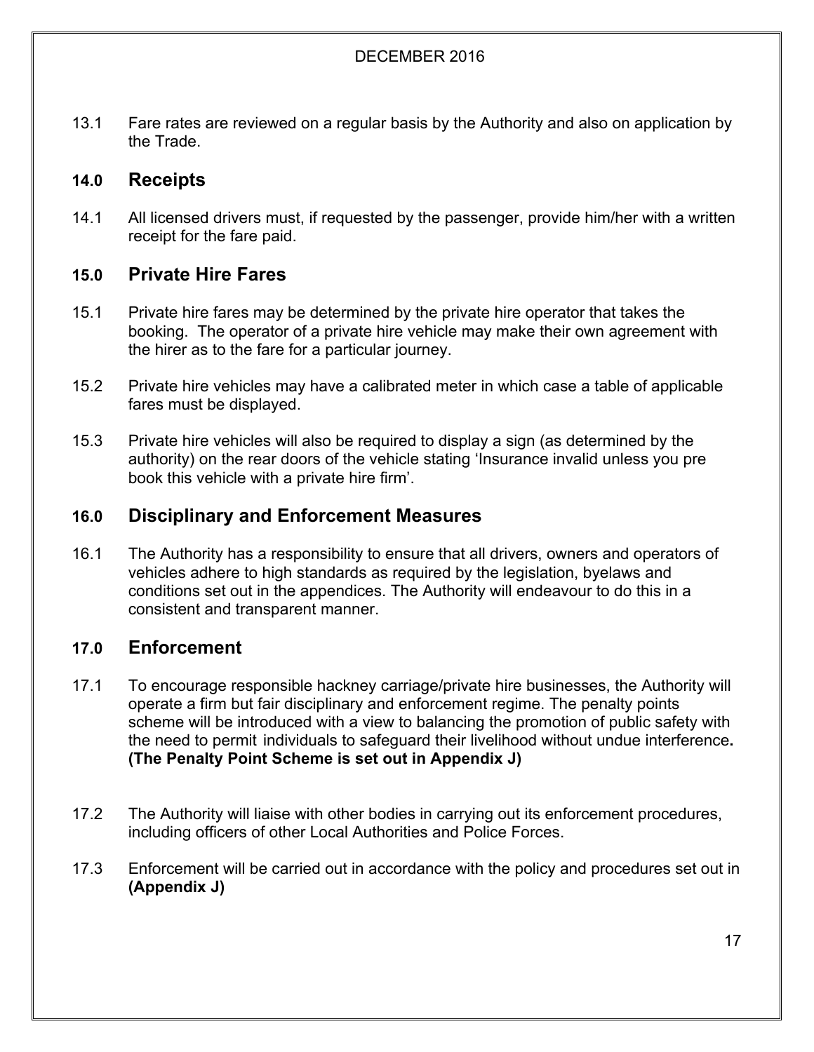13.1 Fare rates are reviewed on a regular basis by the Authority and also on application by the Trade.

## 14.0 Receipts

14.1 All licensed drivers must, if requested by the passenger, provide him/her with a written receipt for the fare paid.

## 15.0 Private Hire Fares

15.1 Private hire fares may be determined by the private hire operator that takes the booking. The operator of a private hire vehicle may make their own agreement with the hirer as to the fare for a particular journey.

15.2 Private hire vehicles may have a calibrated meter in which case a table of applicable fares must be displayed.

15.3 Private hire vehicles will also be required to display a sign (as determined by the authority) on the rear doors of the vehicle stating 'Insurance invalid unless you pre book this vehicle with a private hire firm'.

## 16.0 Disciplinary and Enforcement Measures

16.1 The Authority has a responsibility to ensure that all drivers, owners and operators of vehicles adhere to high standards as required by the legislation, byelaws and conditions set out in the appendices. The Authority will endeavour to do this in a consistent and transparent manner.

## 17.0 Enforcement

17.1 To encourage responsible hackney carriage/private hire businesses, the Authority will operate a firm but fair disciplinary and enforcement regime. The penalty points scheme will be introduced with a view to balancing the promotion of public safety with the need to permit individuals to safeguard their livelihood without undue interference**. (The Penalty Point Scheme is set out in Appendix J)**

17.2 The Authority will liaise with other bodies in carrying out its enforcement procedures, including officers of other Local Authorities and Police Forces.

17.3 Enforcement will be carried out in accordance with the policy and procedures set out in **(Appendix J)**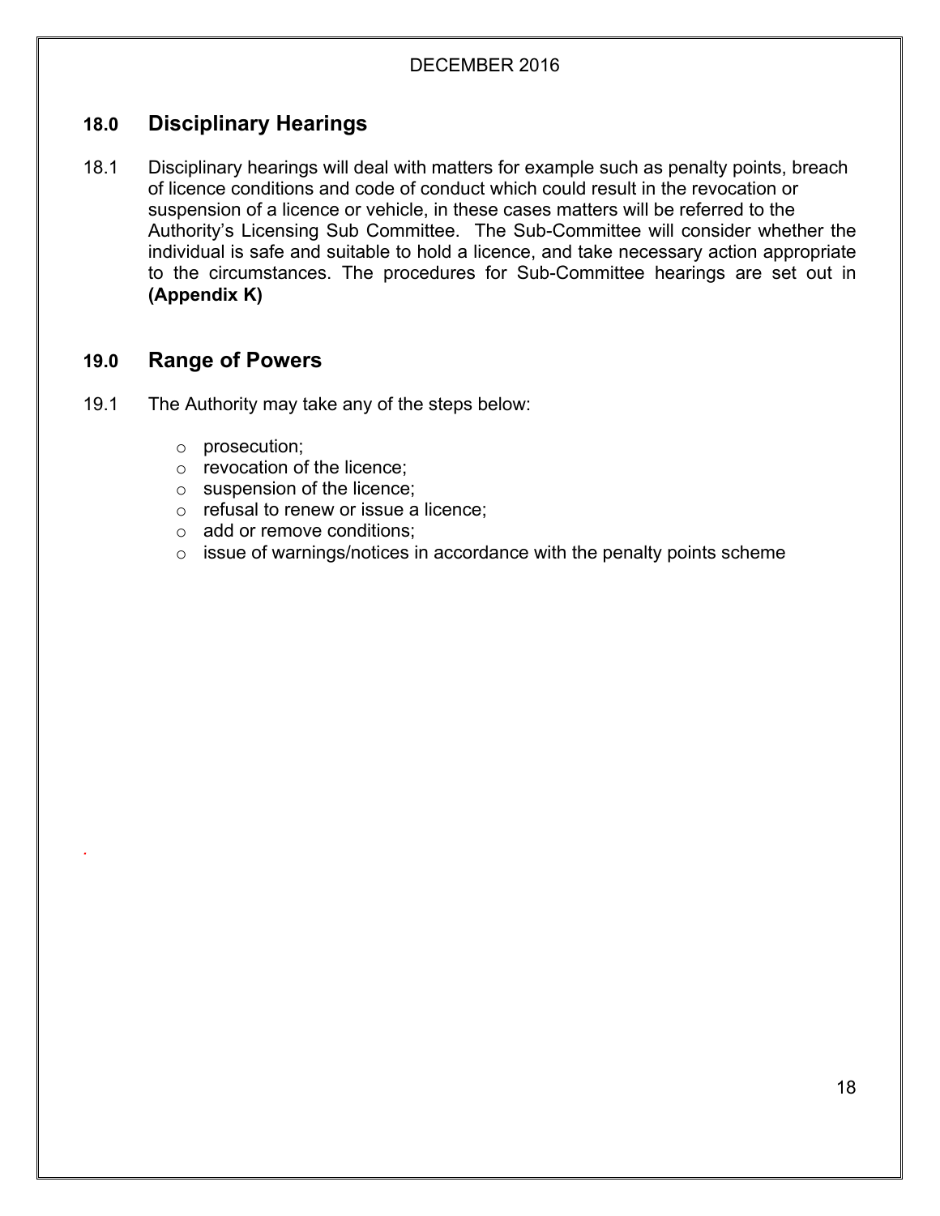## 18.0 Disciplinary Hearings

18.1 Disciplinary hearings will deal with matters for example such as penalty points, breach of licence conditions and code of conduct which could result in the revocation or suspension of a licence or vehicle, in these cases matters will be referred to the Authority's Licensing Sub Committee. The Sub-Committee will consider whether the individual is safe and suitable to hold a licence, and take necessary action appropriate to the circumstances. The procedures for Sub-Committee hearings are set out in **(Appendix K)**

## 19.0 Range of Powers

19.1 The Authority may take any of the steps below:

- prosecution;
- revocation of the licence;
- suspension of the licence;
- refusal to renew or issue a licence;
- add or remove conditions;
- issue of warnings/notices in accordance with the penalty points scheme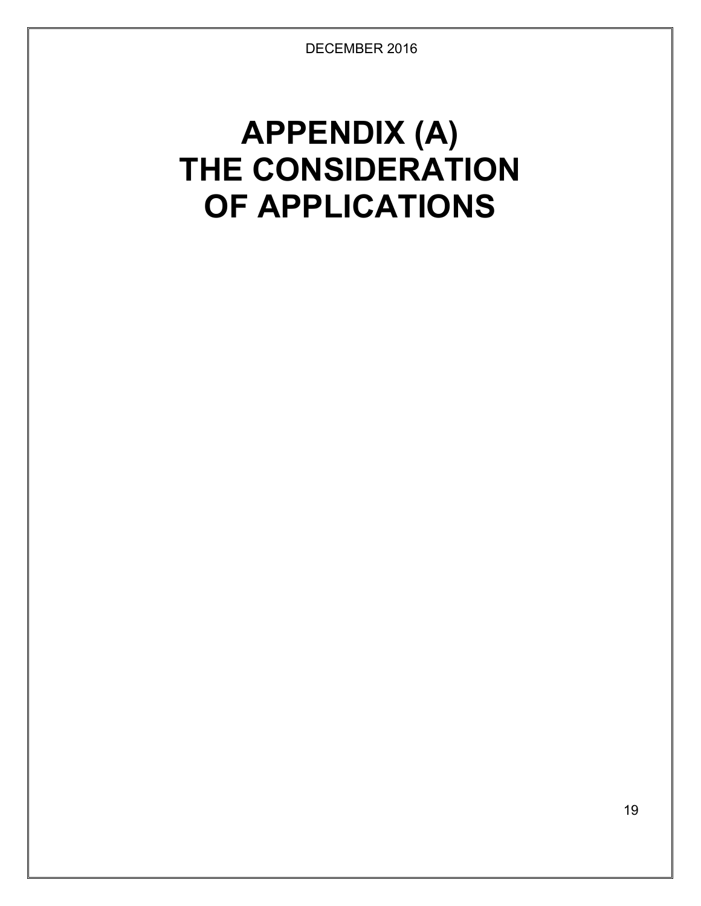# APPENDIX (A) THE CONSIDERATION OF APPLICATIONS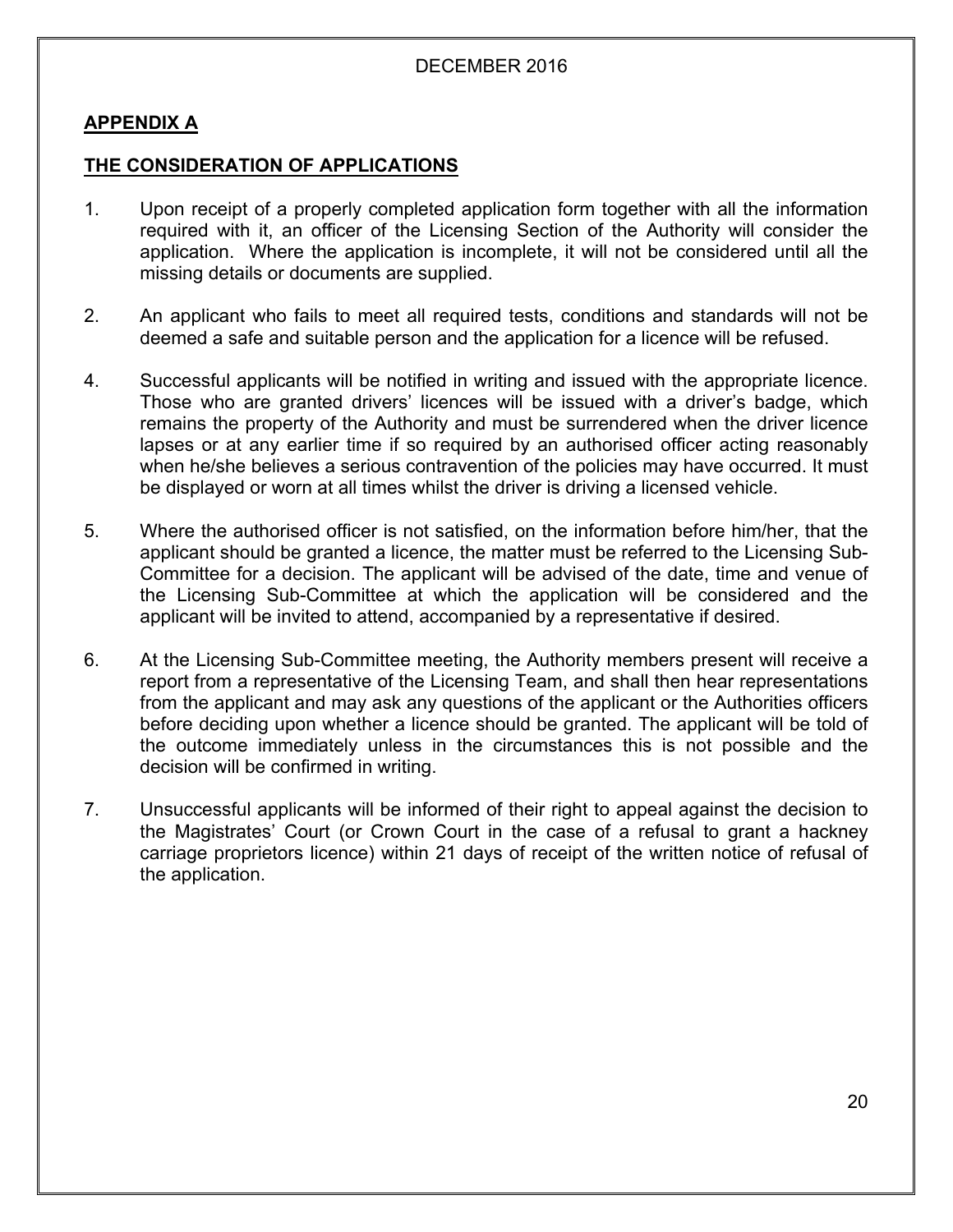DECEMBER 2016

## APPENDIX A

## THE CONSIDERATION OF APPLICATIONS

1. Upon receipt of a properly completed application form together with all the information required with it, an officer of the Licensing Section of the Authority will consider the application. Where the application is incomplete, it will not be considered until all the missing details or documents are supplied.

2. An applicant who fails to meet all required tests, conditions and standards will not be deemed a safe and suitable person and the application for a licence will be refused.

4. Successful applicants will be notified in writing and issued with the appropriate licence. Those who are granted drivers' licences will be issued with a driver's badge, which remains the property of the Authority and must be surrendered when the driver licence lapses or at any earlier time if so required by an authorised officer acting reasonably when he/she believes a serious contravention of the policies may have occurred. It must be displayed or worn at all times whilst the driver is driving a licensed vehicle.

5. Where the authorised officer is not satisfied, on the information before him/her, that the applicant should be granted a licence, the matter must be referred to the Licensing Sub-Committee for a decision. The applicant will be advised of the date, time and venue of the Licensing Sub-Committee at which the application will be considered and the applicant will be invited to attend, accompanied by a representative if desired.

6. At the Licensing Sub-Committee meeting, the Authority members present will receive a report from a representative of the Licensing Team, and shall then hear representations from the applicant and may ask any questions of the applicant or the Authorities officers before deciding upon whether a licence should be granted. The applicant will be told of the outcome immediately unless in the circumstances this is not possible and the decision will be confirmed in writing.

7. Unsuccessful applicants will be informed of their right to appeal against the decision to the Magistrates' Court (or Crown Court in the case of a refusal to grant a hackney carriage proprietors licence) within 21 days of receipt of the written notice of refusal of the application.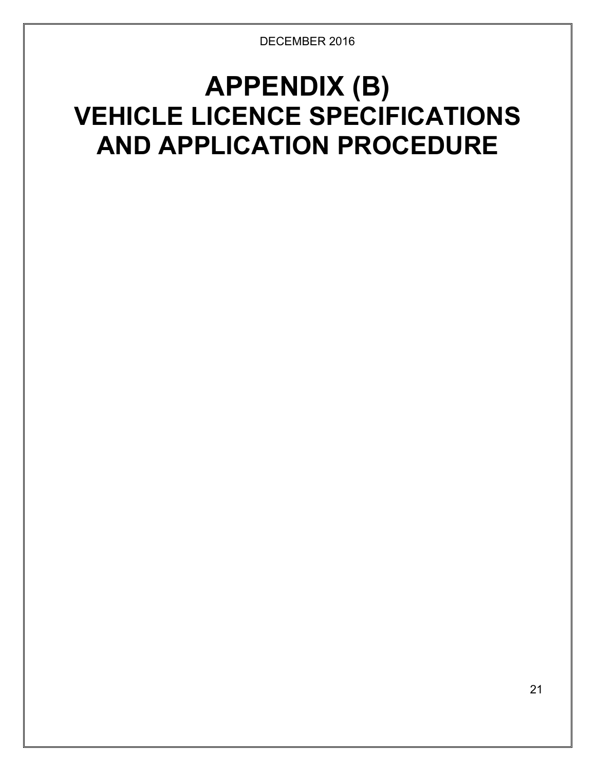# APPENDIX (B)
# VEHICLE LICENCE SPECIFICATIONS AND APPLICATION PROCEDURE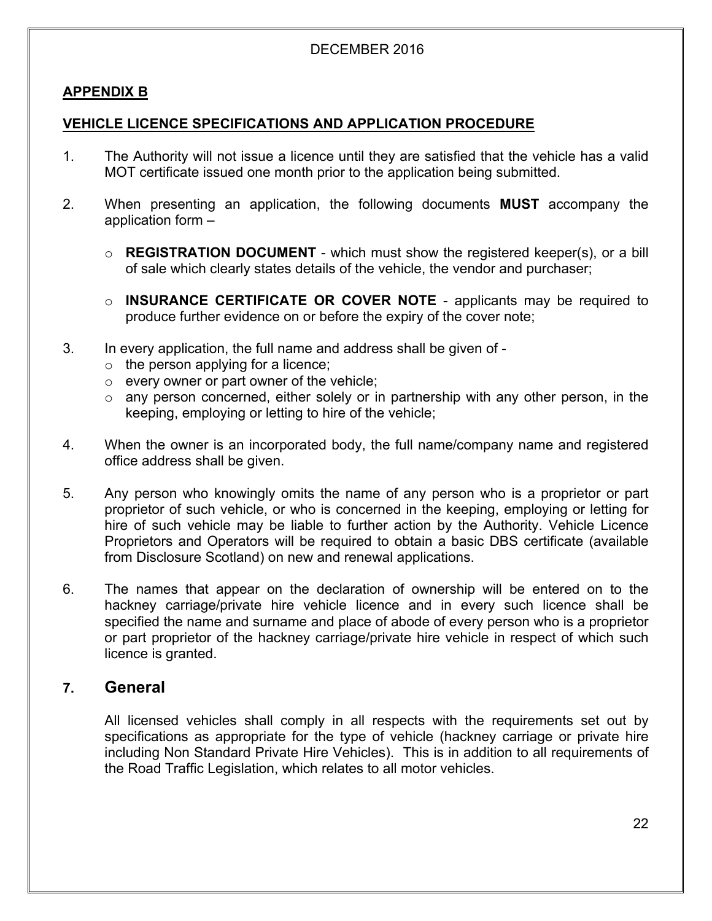## APPENDIX B

## VEHICLE LICENCE SPECIFICATIONS AND APPLICATION PROCEDURE

1. The Authority will not issue a licence until they are satisfied that the vehicle has a valid MOT certificate issued one month prior to the application being submitted.

2. When presenting an application, the following documents **MUST** accompany the application form –

   - **REGISTRATION DOCUMENT** - which must show the registered keeper(s), or a bill of sale which clearly states details of the vehicle, the vendor and purchaser;

   - **INSURANCE CERTIFICATE OR COVER NOTE** - applicants may be required to produce further evidence on or before the expiry of the cover note;

3. In every application, the full name and address shall be given of -
   - the person applying for a licence;
   - every owner or part owner of the vehicle;
   - any person concerned, either solely or in partnership with any other person, in the keeping, employing or letting to hire of the vehicle;

4. When the owner is an incorporated body, the full name/company name and registered office address shall be given.

5. Any person who knowingly omits the name of any person who is a proprietor or part proprietor of such vehicle, or who is concerned in the keeping, employing or letting for hire of such vehicle may be liable to further action by the Authority. Vehicle Licence Proprietors and Operators will be required to obtain a basic DBS certificate (available from Disclosure Scotland) on new and renewal applications.

6. The names that appear on the declaration of ownership will be entered on to the hackney carriage/private hire vehicle licence and in every such licence shall be specified the name and surname and place of abode of every person who is a proprietor or part proprietor of the hackney carriage/private hire vehicle in respect of which such licence is granted.

### 7. General

All licensed vehicles shall comply in all respects with the requirements set out by specifications as appropriate for the type of vehicle (hackney carriage or private hire including Non Standard Private Hire Vehicles). This is in addition to all requirements of the Road Traffic Legislation, which relates to all motor vehicles.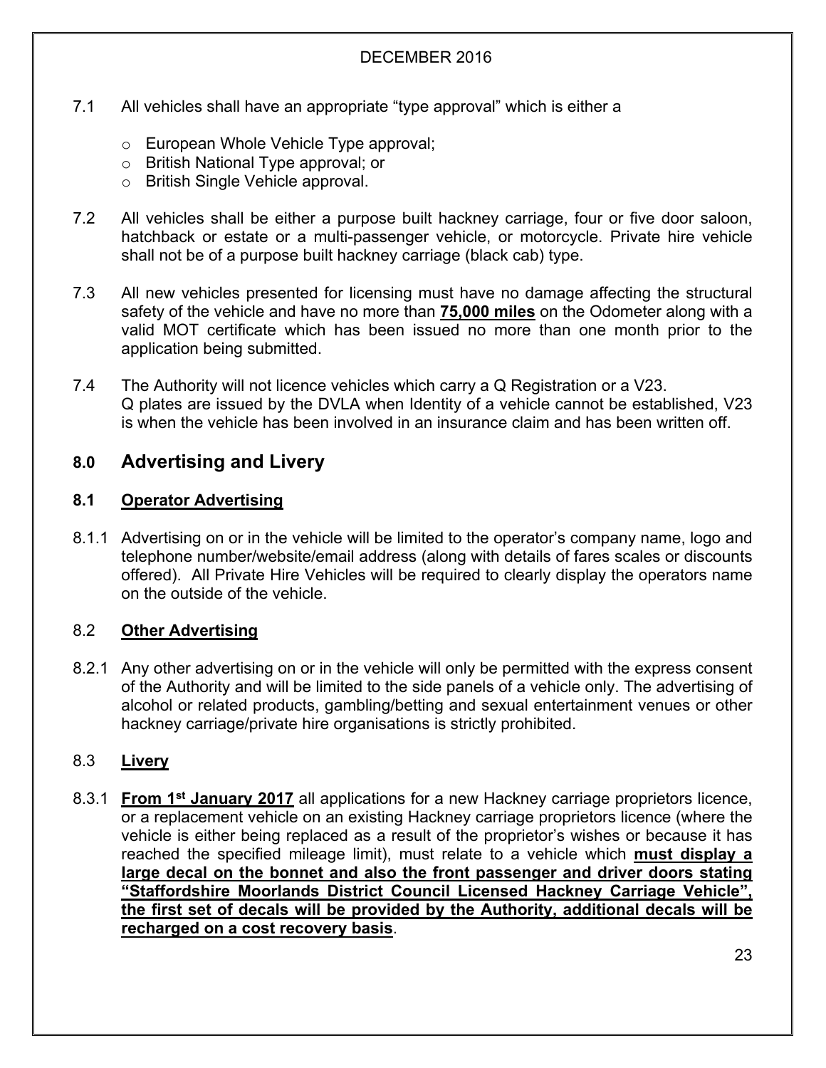7.1 All vehicles shall have an appropriate "type approval" which is either a

- European Whole Vehicle Type approval;
- British National Type approval; or
- British Single Vehicle approval.

7.2 All vehicles shall be either a purpose built hackney carriage, four or five door saloon, hatchback or estate or a multi-passenger vehicle, or motorcycle. Private hire vehicle shall not be of a purpose built hackney carriage (black cab) type.

7.3 All new vehicles presented for licensing must have no damage affecting the structural safety of the vehicle and have no more than **75,000 miles** on the Odometer along with a valid MOT certificate which has been issued no more than one month prior to the application being submitted.

7.4 The Authority will not licence vehicles which carry a Q Registration or a V23. Q plates are issued by the DVLA when Identity of a vehicle cannot be established, V23 is when the vehicle has been involved in an insurance claim and has been written off.

## 8.0 Advertising and Livery

### 8.1 Operator Advertising

8.1.1 Advertising on or in the vehicle will be limited to the operator's company name, logo and telephone number/website/email address (along with details of fares scales or discounts offered). All Private Hire Vehicles will be required to clearly display the operators name on the outside of the vehicle.

### 8.2 Other Advertising

8.2.1 Any other advertising on or in the vehicle will only be permitted with the express consent of the Authority and will be limited to the side panels of a vehicle only. The advertising of alcohol or related products, gambling/betting and sexual entertainment venues or other hackney carriage/private hire organisations is strictly prohibited.

### 8.3 Livery

8.3.1 **From 1st January 2017** all applications for a new Hackney carriage proprietors licence, or a replacement vehicle on an existing Hackney carriage proprietors licence (where the vehicle is either being replaced as a result of the proprietor's wishes or because it has reached the specified mileage limit), must relate to a vehicle which **must display a large decal on the bonnet and also the front passenger and driver doors stating "Staffordshire Moorlands District Council Licensed Hackney Carriage Vehicle", the first set of decals will be provided by the Authority, additional decals will be recharged on a cost recovery basis**.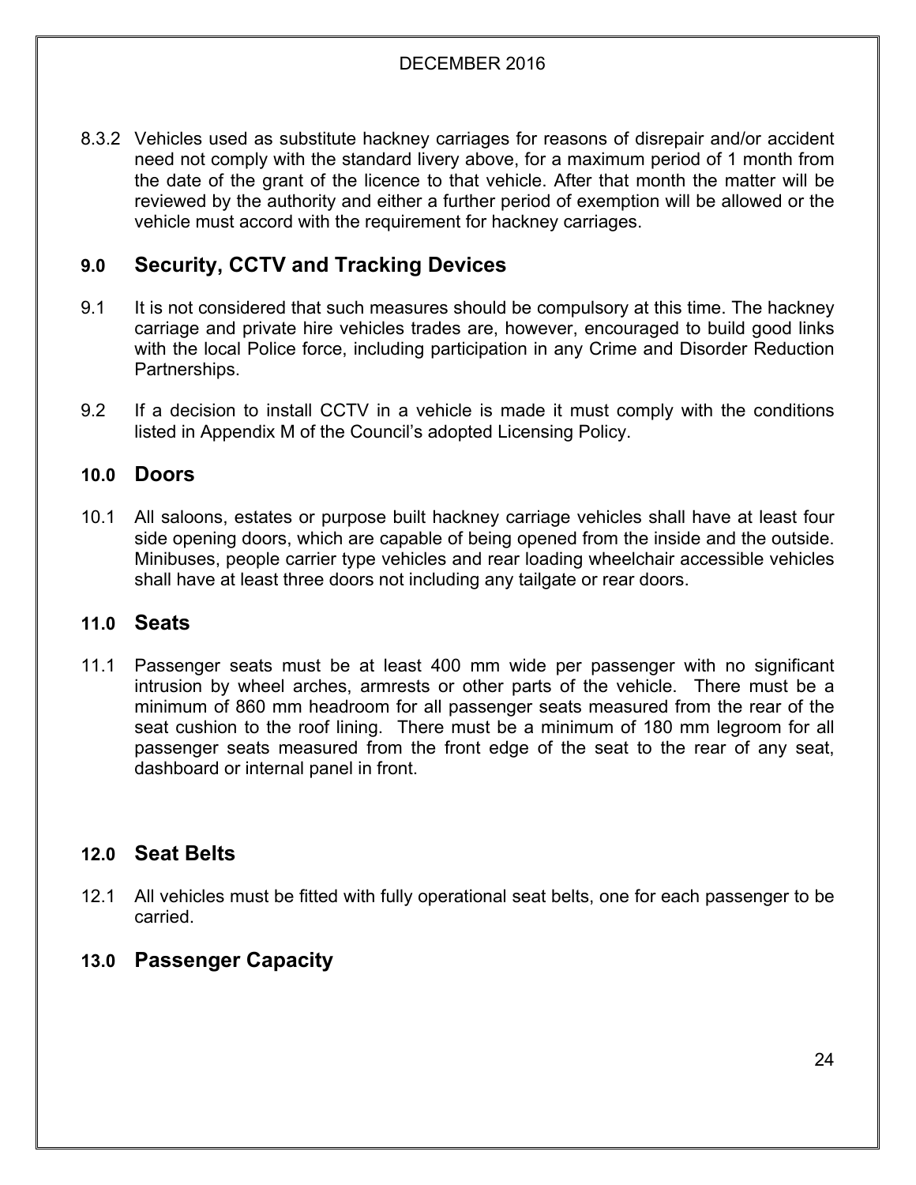8.3.2 Vehicles used as substitute hackney carriages for reasons of disrepair and/or accident need not comply with the standard livery above, for a maximum period of 1 month from the date of the grant of the licence to that vehicle. After that month the matter will be reviewed by the authority and either a further period of exemption will be allowed or the vehicle must accord with the requirement for hackney carriages.

## 9.0 Security, CCTV and Tracking Devices

9.1 It is not considered that such measures should be compulsory at this time. The hackney carriage and private hire vehicles trades are, however, encouraged to build good links with the local Police force, including participation in any Crime and Disorder Reduction Partnerships.

9.2 If a decision to install CCTV in a vehicle is made it must comply with the conditions listed in Appendix M of the Council's adopted Licensing Policy.

## 10.0 Doors

10.1 All saloons, estates or purpose built hackney carriage vehicles shall have at least four side opening doors, which are capable of being opened from the inside and the outside. Minibuses, people carrier type vehicles and rear loading wheelchair accessible vehicles shall have at least three doors not including any tailgate or rear doors.

## 11.0 Seats

11.1 Passenger seats must be at least 400 mm wide per passenger with no significant intrusion by wheel arches, armrests or other parts of the vehicle. There must be a minimum of 860 mm headroom for all passenger seats measured from the rear of the seat cushion to the roof lining. There must be a minimum of 180 mm legroom for all passenger seats measured from the front edge of the seat to the rear of any seat, dashboard or internal panel in front.

## 12.0 Seat Belts

12.1 All vehicles must be fitted with fully operational seat belts, one for each passenger to be carried.

## 13.0 Passenger Capacity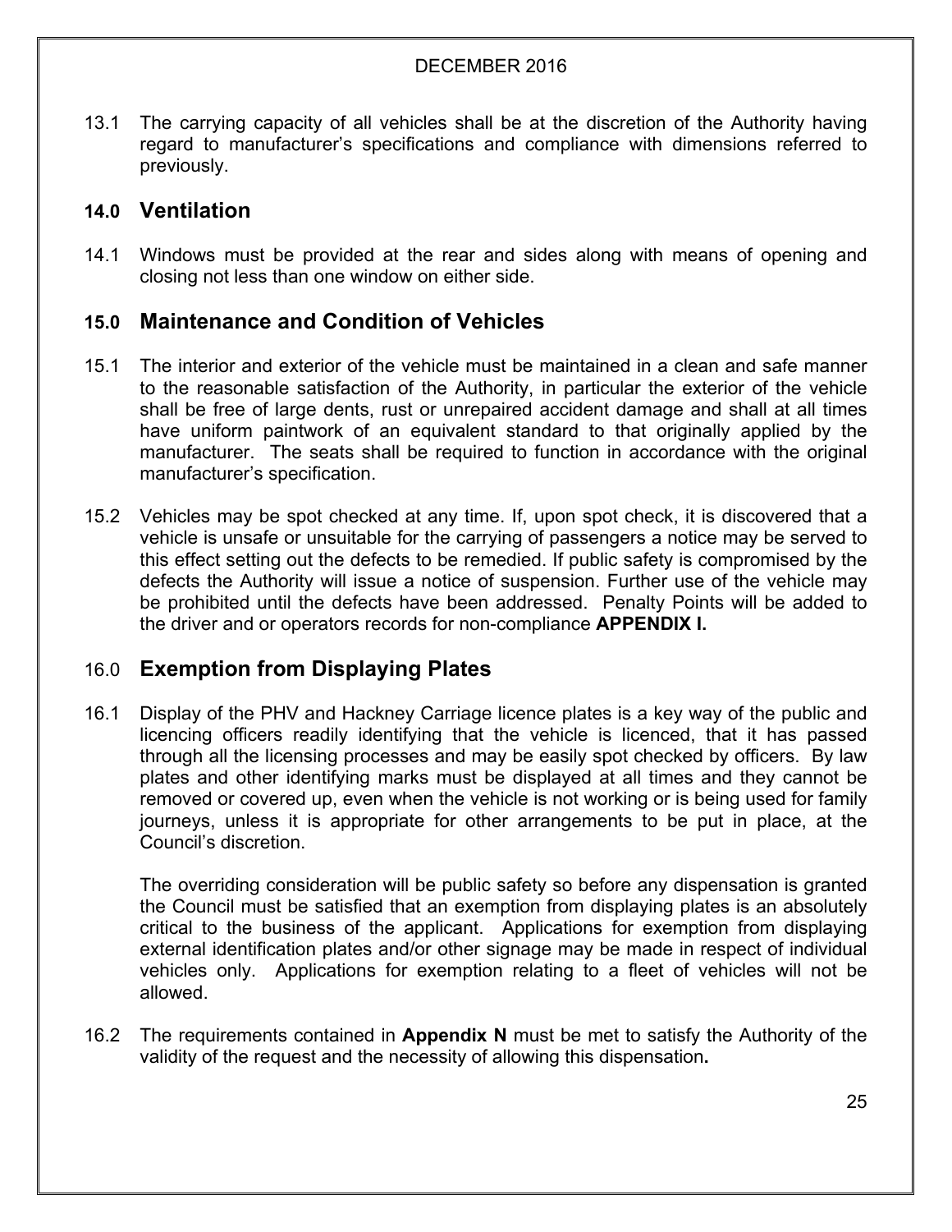13.1 The carrying capacity of all vehicles shall be at the discretion of the Authority having regard to manufacturer's specifications and compliance with dimensions referred to previously.

## 14.0 Ventilation

14.1 Windows must be provided at the rear and sides along with means of opening and closing not less than one window on either side.

## 15.0 Maintenance and Condition of Vehicles

15.1 The interior and exterior of the vehicle must be maintained in a clean and safe manner to the reasonable satisfaction of the Authority, in particular the exterior of the vehicle shall be free of large dents, rust or unrepaired accident damage and shall at all times have uniform paintwork of an equivalent standard to that originally applied by the manufacturer. The seats shall be required to function in accordance with the original manufacturer's specification.

15.2 Vehicles may be spot checked at any time. If, upon spot check, it is discovered that a vehicle is unsafe or unsuitable for the carrying of passengers a notice may be served to this effect setting out the defects to be remedied. If public safety is compromised by the defects the Authority will issue a notice of suspension. Further use of the vehicle may be prohibited until the defects have been addressed. Penalty Points will be added to the driver and or operators records for non-compliance **APPENDIX I.**

## 16.0 Exemption from Displaying Plates

16.1 Display of the PHV and Hackney Carriage licence plates is a key way of the public and licencing officers readily identifying that the vehicle is licenced, that it has passed through all the licensing processes and may be easily spot checked by officers. By law plates and other identifying marks must be displayed at all times and they cannot be removed or covered up, even when the vehicle is not working or is being used for family journeys, unless it is appropriate for other arrangements to be put in place, at the Council's discretion.

The overriding consideration will be public safety so before any dispensation is granted the Council must be satisfied that an exemption from displaying plates is an absolutely critical to the business of the applicant. Applications for exemption from displaying external identification plates and/or other signage may be made in respect of individual vehicles only. Applications for exemption relating to a fleet of vehicles will not be allowed.

16.2 The requirements contained in **Appendix N** must be met to satisfy the Authority of the validity of the request and the necessity of allowing this dispensation**.**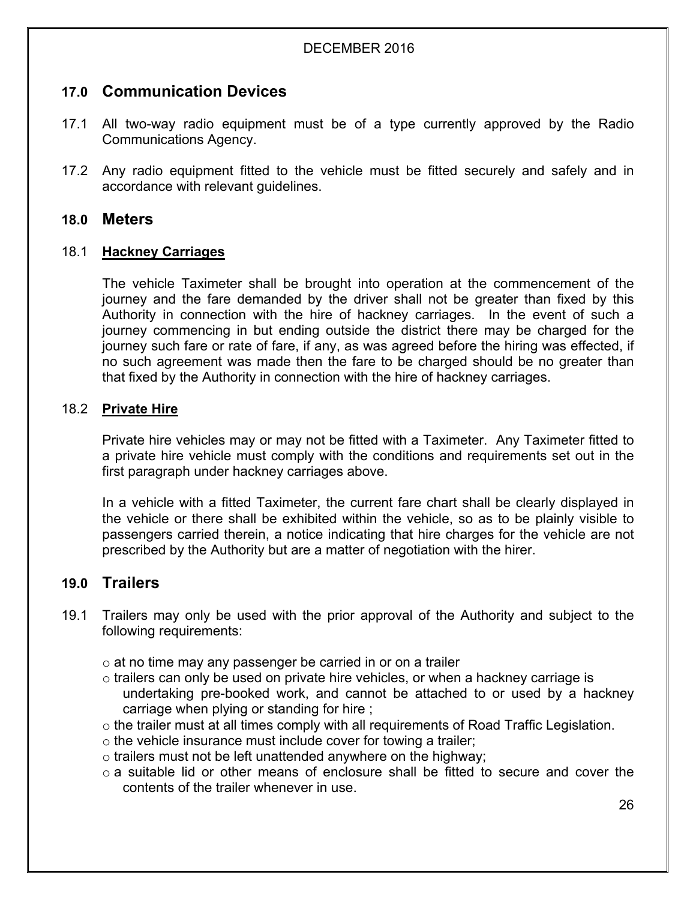## 17.0 Communication Devices

17.1 All two-way radio equipment must be of a type currently approved by the Radio Communications Agency.

17.2 Any radio equipment fitted to the vehicle must be fitted securely and safely and in accordance with relevant guidelines.

## 18.0 Meters

### 18.1 Hackney Carriages

The vehicle Taximeter shall be brought into operation at the commencement of the journey and the fare demanded by the driver shall not be greater than fixed by this Authority in connection with the hire of hackney carriages. In the event of such a journey commencing in but ending outside the district there may be charged for the journey such fare or rate of fare, if any, as was agreed before the hiring was effected, if no such agreement was made then the fare to be charged should be no greater than that fixed by the Authority in connection with the hire of hackney carriages.

### 18.2 Private Hire

Private hire vehicles may or may not be fitted with a Taximeter. Any Taximeter fitted to a private hire vehicle must comply with the conditions and requirements set out in the first paragraph under hackney carriages above.

In a vehicle with a fitted Taximeter, the current fare chart shall be clearly displayed in the vehicle or there shall be exhibited within the vehicle, so as to be plainly visible to passengers carried therein, a notice indicating that hire charges for the vehicle are not prescribed by the Authority but are a matter of negotiation with the hirer.

## 19.0 Trailers

19.1 Trailers may only be used with the prior approval of the Authority and subject to the following requirements:

- at no time may any passenger be carried in or on a trailer
- trailers can only be used on private hire vehicles, or when a hackney carriage is undertaking pre-booked work, and cannot be attached to or used by a hackney carriage when plying or standing for hire ;
- the trailer must at all times comply with all requirements of Road Traffic Legislation.
- the vehicle insurance must include cover for towing a trailer;
- trailers must not be left unattended anywhere on the highway;
- a suitable lid or other means of enclosure shall be fitted to secure and cover the contents of the trailer whenever in use.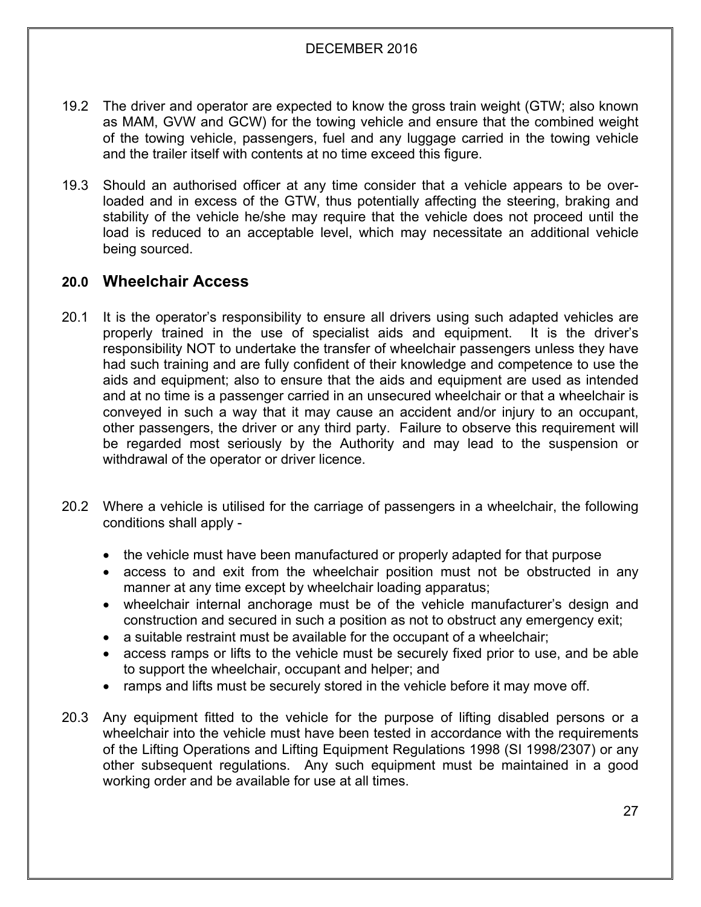19.2 The driver and operator are expected to know the gross train weight (GTW; also known as MAM, GVW and GCW) for the towing vehicle and ensure that the combined weight of the towing vehicle, passengers, fuel and any luggage carried in the towing vehicle and the trailer itself with contents at no time exceed this figure.

19.3 Should an authorised officer at any time consider that a vehicle appears to be over-loaded and in excess of the GTW, thus potentially affecting the steering, braking and stability of the vehicle he/she may require that the vehicle does not proceed until the load is reduced to an acceptable level, which may necessitate an additional vehicle being sourced.

## 20.0 Wheelchair Access

20.1 It is the operator's responsibility to ensure all drivers using such adapted vehicles are properly trained in the use of specialist aids and equipment. It is the driver's responsibility NOT to undertake the transfer of wheelchair passengers unless they have had such training and are fully confident of their knowledge and competence to use the aids and equipment; also to ensure that the aids and equipment are used as intended and at no time is a passenger carried in an unsecured wheelchair or that a wheelchair is conveyed in such a way that it may cause an accident and/or injury to an occupant, other passengers, the driver or any third party. Failure to observe this requirement will be regarded most seriously by the Authority and may lead to the suspension or withdrawal of the operator or driver licence.

20.2 Where a vehicle is utilised for the carriage of passengers in a wheelchair, the following conditions shall apply -

- the vehicle must have been manufactured or properly adapted for that purpose
- access to and exit from the wheelchair position must not be obstructed in any manner at any time except by wheelchair loading apparatus;
- wheelchair internal anchorage must be of the vehicle manufacturer's design and construction and secured in such a position as not to obstruct any emergency exit;
- a suitable restraint must be available for the occupant of a wheelchair;
- access ramps or lifts to the vehicle must be securely fixed prior to use, and be able to support the wheelchair, occupant and helper; and
- ramps and lifts must be securely stored in the vehicle before it may move off.

20.3 Any equipment fitted to the vehicle for the purpose of lifting disabled persons or a wheelchair into the vehicle must have been tested in accordance with the requirements of the Lifting Operations and Lifting Equipment Regulations 1998 (SI 1998/2307) or any other subsequent regulations. Any such equipment must be maintained in a good working order and be available for use at all times.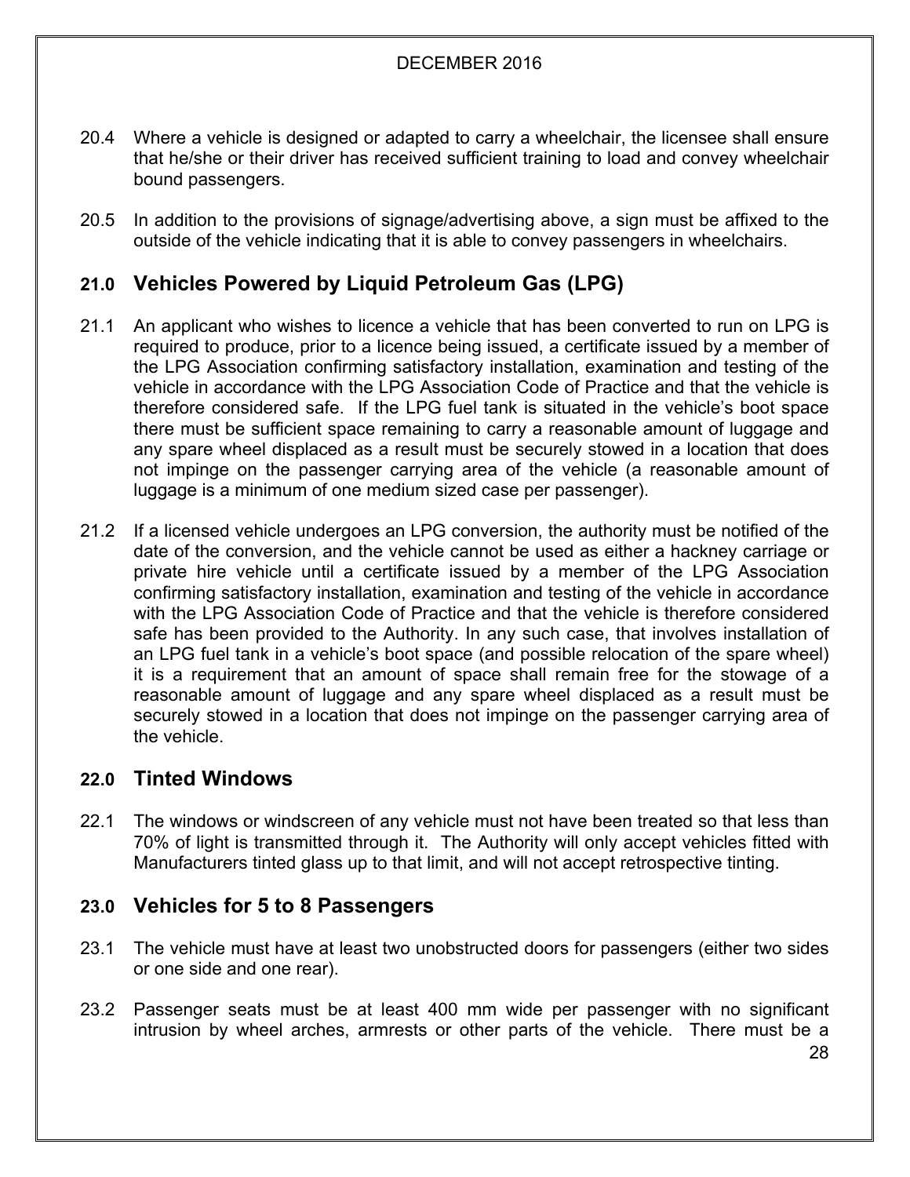20.4 Where a vehicle is designed or adapted to carry a wheelchair, the licensee shall ensure that he/she or their driver has received sufficient training to load and convey wheelchair bound passengers.

20.5 In addition to the provisions of signage/advertising above, a sign must be affixed to the outside of the vehicle indicating that it is able to convey passengers in wheelchairs.

## 21.0 Vehicles Powered by Liquid Petroleum Gas (LPG)

21.1 An applicant who wishes to licence a vehicle that has been converted to run on LPG is required to produce, prior to a licence being issued, a certificate issued by a member of the LPG Association confirming satisfactory installation, examination and testing of the vehicle in accordance with the LPG Association Code of Practice and that the vehicle is therefore considered safe. If the LPG fuel tank is situated in the vehicle's boot space there must be sufficient space remaining to carry a reasonable amount of luggage and any spare wheel displaced as a result must be securely stowed in a location that does not impinge on the passenger carrying area of the vehicle (a reasonable amount of luggage is a minimum of one medium sized case per passenger).

21.2 If a licensed vehicle undergoes an LPG conversion, the authority must be notified of the date of the conversion, and the vehicle cannot be used as either a hackney carriage or private hire vehicle until a certificate issued by a member of the LPG Association confirming satisfactory installation, examination and testing of the vehicle in accordance with the LPG Association Code of Practice and that the vehicle is therefore considered safe has been provided to the Authority. In any such case, that involves installation of an LPG fuel tank in a vehicle's boot space (and possible relocation of the spare wheel) it is a requirement that an amount of space shall remain free for the stowage of a reasonable amount of luggage and any spare wheel displaced as a result must be securely stowed in a location that does not impinge on the passenger carrying area of the vehicle.

## 22.0 Tinted Windows

22.1 The windows or windscreen of any vehicle must not have been treated so that less than 70% of light is transmitted through it. The Authority will only accept vehicles fitted with Manufacturers tinted glass up to that limit, and will not accept retrospective tinting.

## 23.0 Vehicles for 5 to 8 Passengers

23.1 The vehicle must have at least two unobstructed doors for passengers (either two sides or one side and one rear).

23.2 Passenger seats must be at least 400 mm wide per passenger with no significant intrusion by wheel arches, armrests or other parts of the vehicle. There must be a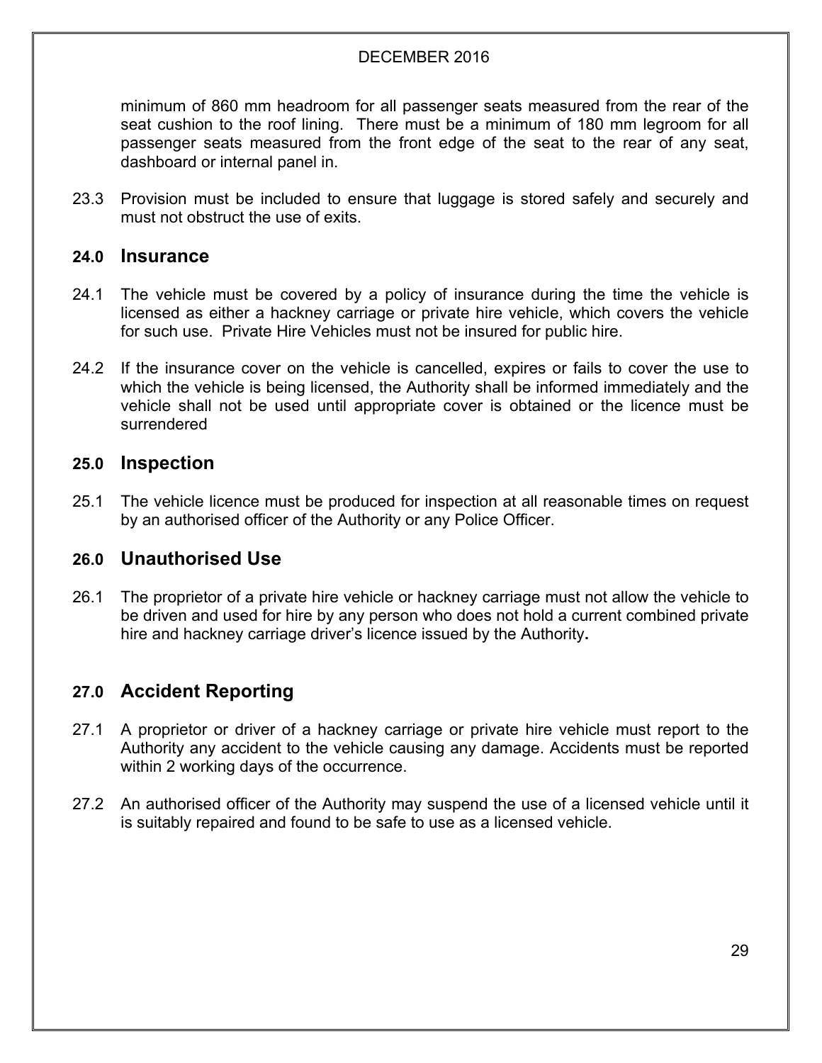minimum of 860 mm headroom for all passenger seats measured from the rear of the seat cushion to the roof lining. There must be a minimum of 180 mm legroom for all passenger seats measured from the front edge of the seat to the rear of any seat, dashboard or internal panel in.

23.3 Provision must be included to ensure that luggage is stored safely and securely and must not obstruct the use of exits.

## 24.0 Insurance

24.1 The vehicle must be covered by a policy of insurance during the time the vehicle is licensed as either a hackney carriage or private hire vehicle, which covers the vehicle for such use. Private Hire Vehicles must not be insured for public hire.

24.2 If the insurance cover on the vehicle is cancelled, expires or fails to cover the use to which the vehicle is being licensed, the Authority shall be informed immediately and the vehicle shall not be used until appropriate cover is obtained or the licence must be surrendered

## 25.0 Inspection

25.1 The vehicle licence must be produced for inspection at all reasonable times on request by an authorised officer of the Authority or any Police Officer.

## 26.0 Unauthorised Use

26.1 The proprietor of a private hire vehicle or hackney carriage must not allow the vehicle to be driven and used for hire by any person who does not hold a current combined private hire and hackney carriage driver's licence issued by the Authority**.**

## 27.0 Accident Reporting

27.1 A proprietor or driver of a hackney carriage or private hire vehicle must report to the Authority any accident to the vehicle causing any damage. Accidents must be reported within 2 working days of the occurrence.

27.2 An authorised officer of the Authority may suspend the use of a licensed vehicle until it is suitably repaired and found to be safe to use as a licensed vehicle.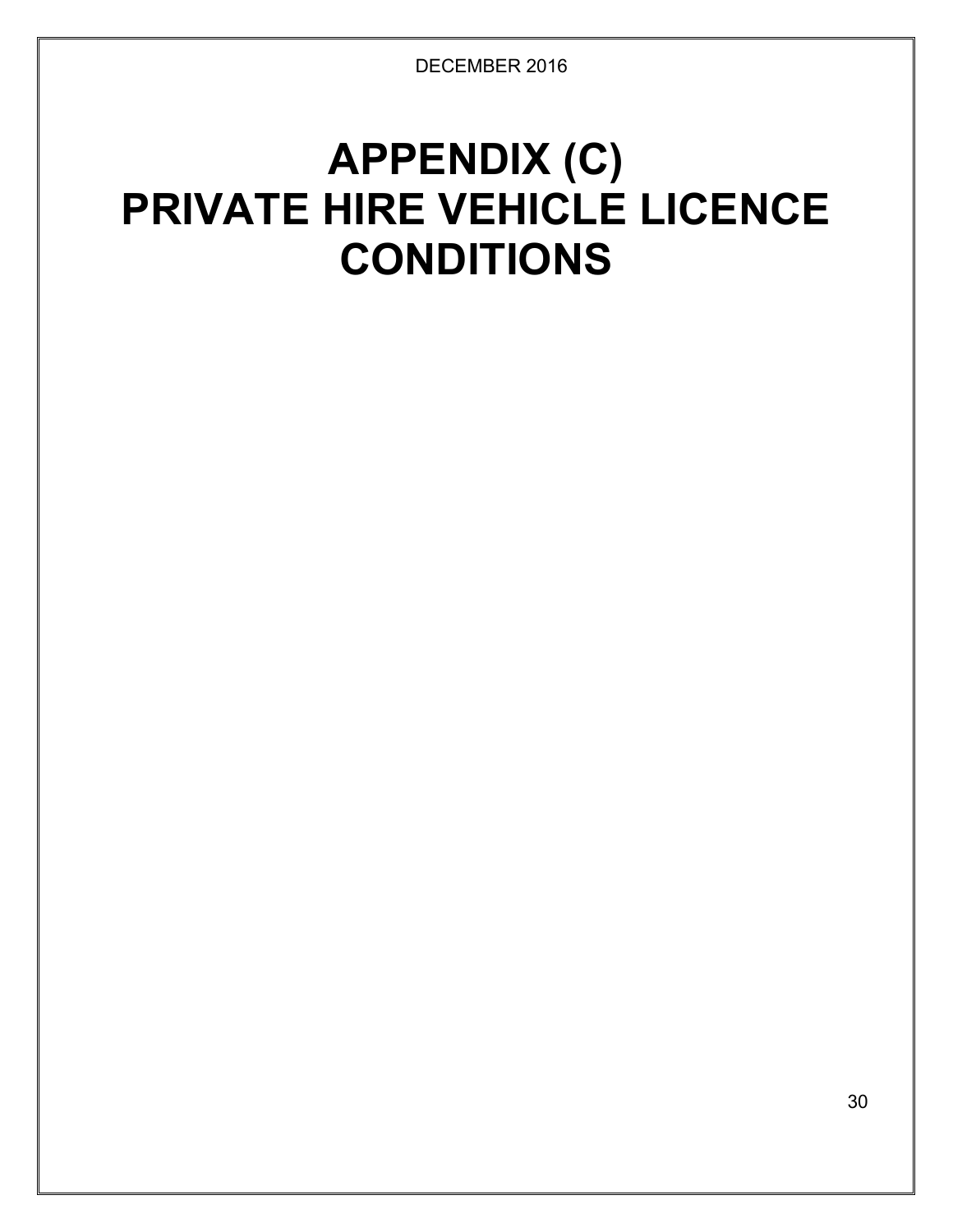# APPENDIX (C)
# PRIVATE HIRE VEHICLE LICENCE CONDITIONS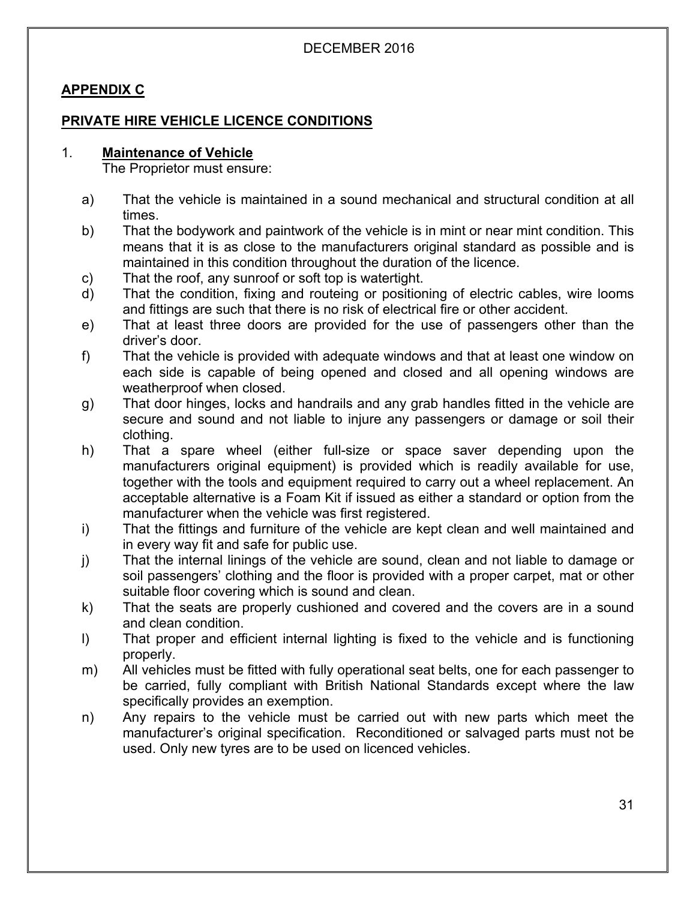DECEMBER 2016

## APPENDIX C

## PRIVATE HIRE VEHICLE LICENCE CONDITIONS

### 1. Maintenance of Vehicle

The Proprietor must ensure:

a) That the vehicle is maintained in a sound mechanical and structural condition at all times.

b) That the bodywork and paintwork of the vehicle is in mint or near mint condition. This means that it is as close to the manufacturers original standard as possible and is maintained in this condition throughout the duration of the licence.

c) That the roof, any sunroof or soft top is watertight.

d) That the condition, fixing and routeing or positioning of electric cables, wire looms and fittings are such that there is no risk of electrical fire or other accident.

e) That at least three doors are provided for the use of passengers other than the driver's door.

f) That the vehicle is provided with adequate windows and that at least one window on each side is capable of being opened and closed and all opening windows are weatherproof when closed.

g) That door hinges, locks and handrails and any grab handles fitted in the vehicle are secure and sound and not liable to injure any passengers or damage or soil their clothing.

h) That a spare wheel (either full-size or space saver depending upon the manufacturers original equipment) is provided which is readily available for use, together with the tools and equipment required to carry out a wheel replacement. An acceptable alternative is a Foam Kit if issued as either a standard or option from the manufacturer when the vehicle was first registered.

i) That the fittings and furniture of the vehicle are kept clean and well maintained and in every way fit and safe for public use.

j) That the internal linings of the vehicle are sound, clean and not liable to damage or soil passengers' clothing and the floor is provided with a proper carpet, mat or other suitable floor covering which is sound and clean.

k) That the seats are properly cushioned and covered and the covers are in a sound and clean condition.

l) That proper and efficient internal lighting is fixed to the vehicle and is functioning properly.

m) All vehicles must be fitted with fully operational seat belts, one for each passenger to be carried, fully compliant with British National Standards except where the law specifically provides an exemption.

n) Any repairs to the vehicle must be carried out with new parts which meet the manufacturer's original specification. Reconditioned or salvaged parts must not be used. Only new tyres are to be used on licenced vehicles.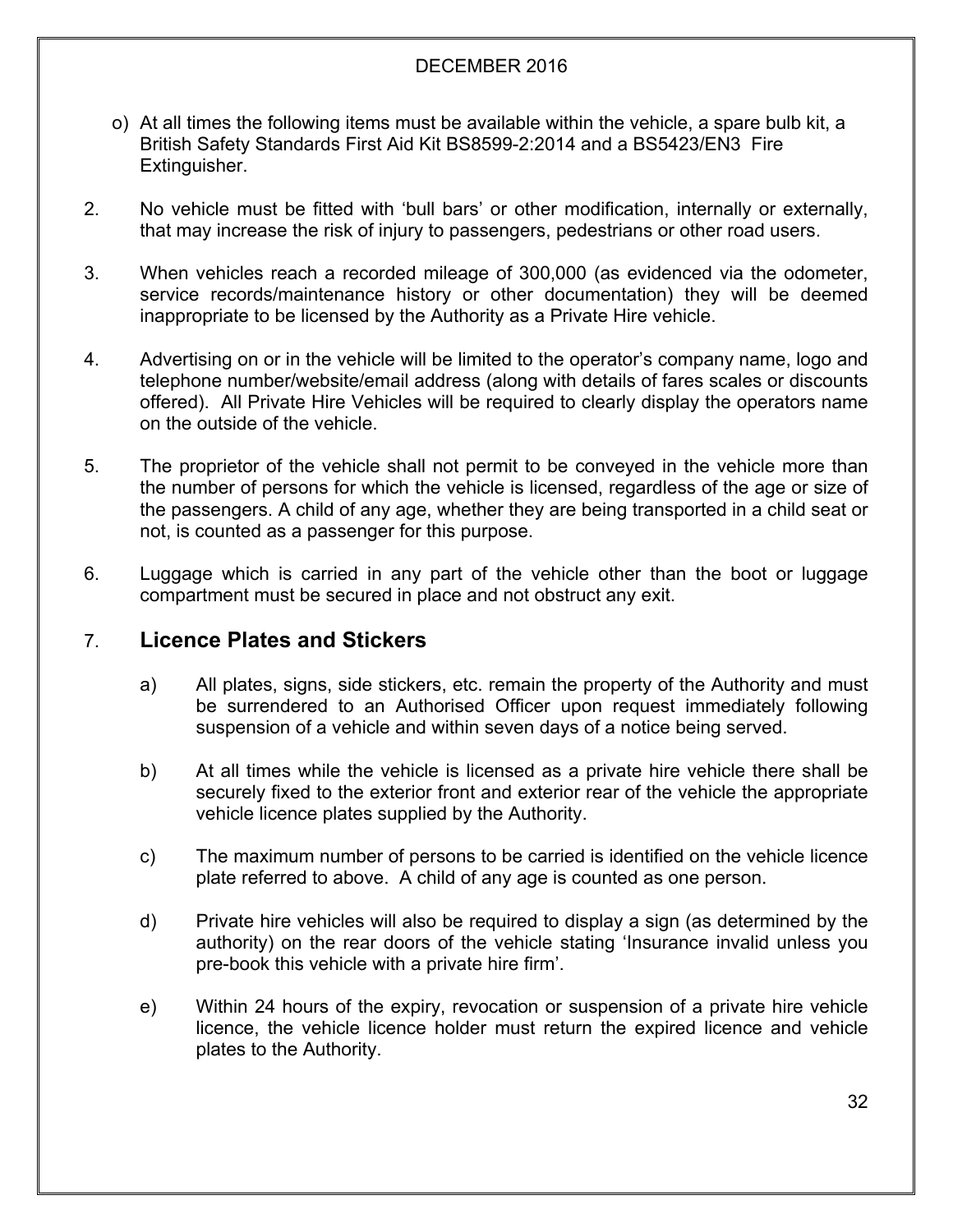o) At all times the following items must be available within the vehicle, a spare bulb kit, a British Safety Standards First Aid Kit BS8599-2:2014 and a BS5423/EN3 Fire Extinguisher.

2. No vehicle must be fitted with 'bull bars' or other modification, internally or externally, that may increase the risk of injury to passengers, pedestrians or other road users.

3. When vehicles reach a recorded mileage of 300,000 (as evidenced via the odometer, service records/maintenance history or other documentation) they will be deemed inappropriate to be licensed by the Authority as a Private Hire vehicle.

4. Advertising on or in the vehicle will be limited to the operator's company name, logo and telephone number/website/email address (along with details of fares scales or discounts offered). All Private Hire Vehicles will be required to clearly display the operators name on the outside of the vehicle.

5. The proprietor of the vehicle shall not permit to be conveyed in the vehicle more than the number of persons for which the vehicle is licensed, regardless of the age or size of the passengers. A child of any age, whether they are being transported in a child seat or not, is counted as a passenger for this purpose.

6. Luggage which is carried in any part of the vehicle other than the boot or luggage compartment must be secured in place and not obstruct any exit.

## 7. Licence Plates and Stickers

a) All plates, signs, side stickers, etc. remain the property of the Authority and must be surrendered to an Authorised Officer upon request immediately following suspension of a vehicle and within seven days of a notice being served.

b) At all times while the vehicle is licensed as a private hire vehicle there shall be securely fixed to the exterior front and exterior rear of the vehicle the appropriate vehicle licence plates supplied by the Authority.

c) The maximum number of persons to be carried is identified on the vehicle licence plate referred to above. A child of any age is counted as one person.

d) Private hire vehicles will also be required to display a sign (as determined by the authority) on the rear doors of the vehicle stating 'Insurance invalid unless you pre-book this vehicle with a private hire firm'.

e) Within 24 hours of the expiry, revocation or suspension of a private hire vehicle licence, the vehicle licence holder must return the expired licence and vehicle plates to the Authority.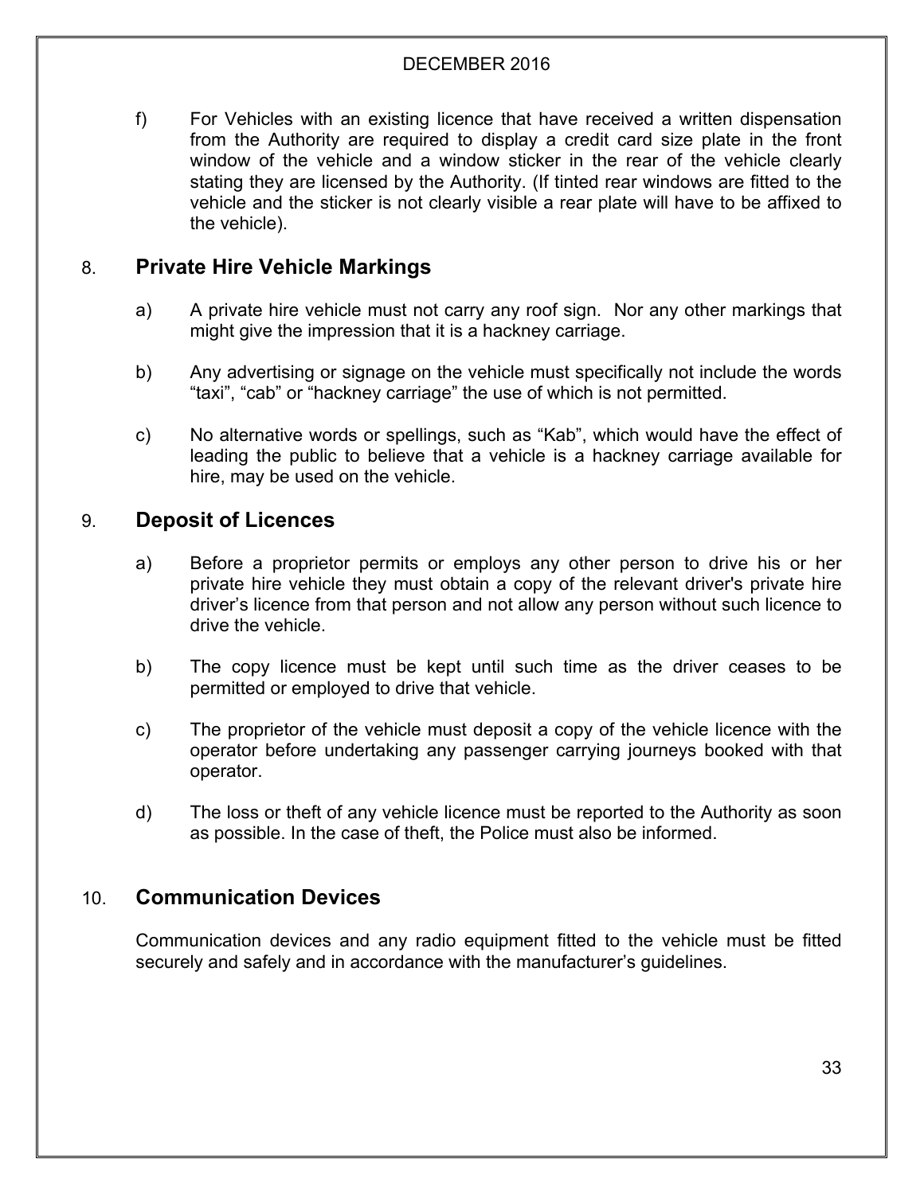f) For Vehicles with an existing licence that have received a written dispensation from the Authority are required to display a credit card size plate in the front window of the vehicle and a window sticker in the rear of the vehicle clearly stating they are licensed by the Authority. (If tinted rear windows are fitted to the vehicle and the sticker is not clearly visible a rear plate will have to be affixed to the vehicle).

## 8. Private Hire Vehicle Markings

a) A private hire vehicle must not carry any roof sign. Nor any other markings that might give the impression that it is a hackney carriage.

b) Any advertising or signage on the vehicle must specifically not include the words "taxi", "cab" or "hackney carriage" the use of which is not permitted.

c) No alternative words or spellings, such as "Kab", which would have the effect of leading the public to believe that a vehicle is a hackney carriage available for hire, may be used on the vehicle.

## 9. Deposit of Licences

a) Before a proprietor permits or employs any other person to drive his or her private hire vehicle they must obtain a copy of the relevant driver's private hire driver's licence from that person and not allow any person without such licence to drive the vehicle.

b) The copy licence must be kept until such time as the driver ceases to be permitted or employed to drive that vehicle.

c) The proprietor of the vehicle must deposit a copy of the vehicle licence with the operator before undertaking any passenger carrying journeys booked with that operator.

d) The loss or theft of any vehicle licence must be reported to the Authority as soon as possible. In the case of theft, the Police must also be informed.

## 10. Communication Devices

Communication devices and any radio equipment fitted to the vehicle must be fitted securely and safely and in accordance with the manufacturer's guidelines.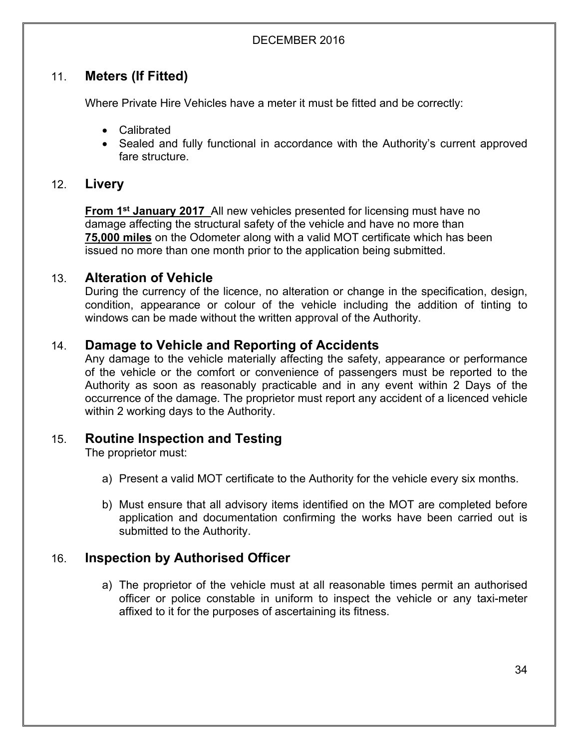## 11. Meters (If Fitted)

Where Private Hire Vehicles have a meter it must be fitted and be correctly:

- Calibrated
- Sealed and fully functional in accordance with the Authority's current approved fare structure.

## 12. Livery

**From 1st January 2017** All new vehicles presented for licensing must have no damage affecting the structural safety of the vehicle and have no more than **75,000 miles** on the Odometer along with a valid MOT certificate which has been issued no more than one month prior to the application being submitted.

## 13. Alteration of Vehicle

During the currency of the licence, no alteration or change in the specification, design, condition, appearance or colour of the vehicle including the addition of tinting to windows can be made without the written approval of the Authority.

## 14. Damage to Vehicle and Reporting of Accidents

Any damage to the vehicle materially affecting the safety, appearance or performance of the vehicle or the comfort or convenience of passengers must be reported to the Authority as soon as reasonably practicable and in any event within 2 Days of the occurrence of the damage. The proprietor must report any accident of a licenced vehicle within 2 working days to the Authority.

## 15. Routine Inspection and Testing

The proprietor must:

a) Present a valid MOT certificate to the Authority for the vehicle every six months.

b) Must ensure that all advisory items identified on the MOT are completed before application and documentation confirming the works have been carried out is submitted to the Authority.

## 16. Inspection by Authorised Officer

a) The proprietor of the vehicle must at all reasonable times permit an authorised officer or police constable in uniform to inspect the vehicle or any taxi-meter affixed to it for the purposes of ascertaining its fitness.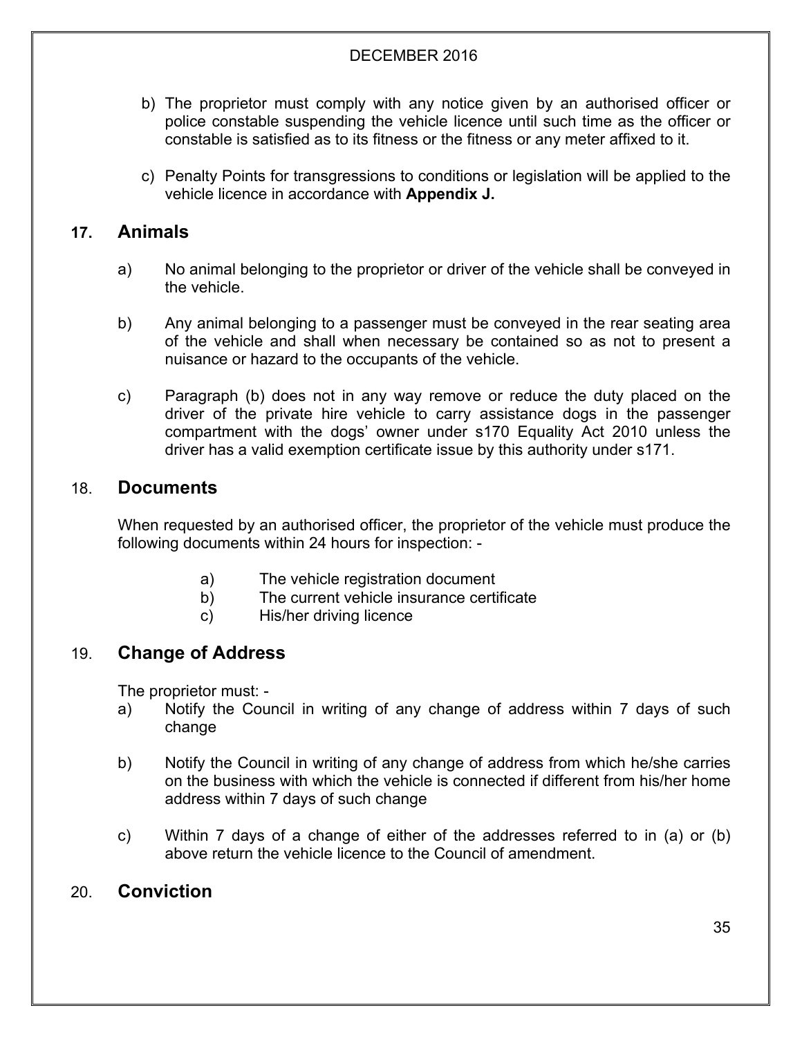b) The proprietor must comply with any notice given by an authorised officer or police constable suspending the vehicle licence until such time as the officer or constable is satisfied as to its fitness or the fitness or any meter affixed to it.

c) Penalty Points for transgressions to conditions or legislation will be applied to the vehicle licence in accordance with **Appendix J.**

## 17. Animals

a) No animal belonging to the proprietor or driver of the vehicle shall be conveyed in the vehicle.

b) Any animal belonging to a passenger must be conveyed in the rear seating area of the vehicle and shall when necessary be contained so as not to present a nuisance or hazard to the occupants of the vehicle.

c) Paragraph (b) does not in any way remove or reduce the duty placed on the driver of the private hire vehicle to carry assistance dogs in the passenger compartment with the dogs' owner under s170 Equality Act 2010 unless the driver has a valid exemption certificate issue by this authority under s171.

## 18. Documents

When requested by an authorised officer, the proprietor of the vehicle must produce the following documents within 24 hours for inspection: -

a) The vehicle registration document
b) The current vehicle insurance certificate
c) His/her driving licence

## 19. Change of Address

The proprietor must: -

a) Notify the Council in writing of any change of address within 7 days of such change

b) Notify the Council in writing of any change of address from which he/she carries on the business with which the vehicle is connected if different from his/her home address within 7 days of such change

c) Within 7 days of a change of either of the addresses referred to in (a) or (b) above return the vehicle licence to the Council of amendment.

## 20. Conviction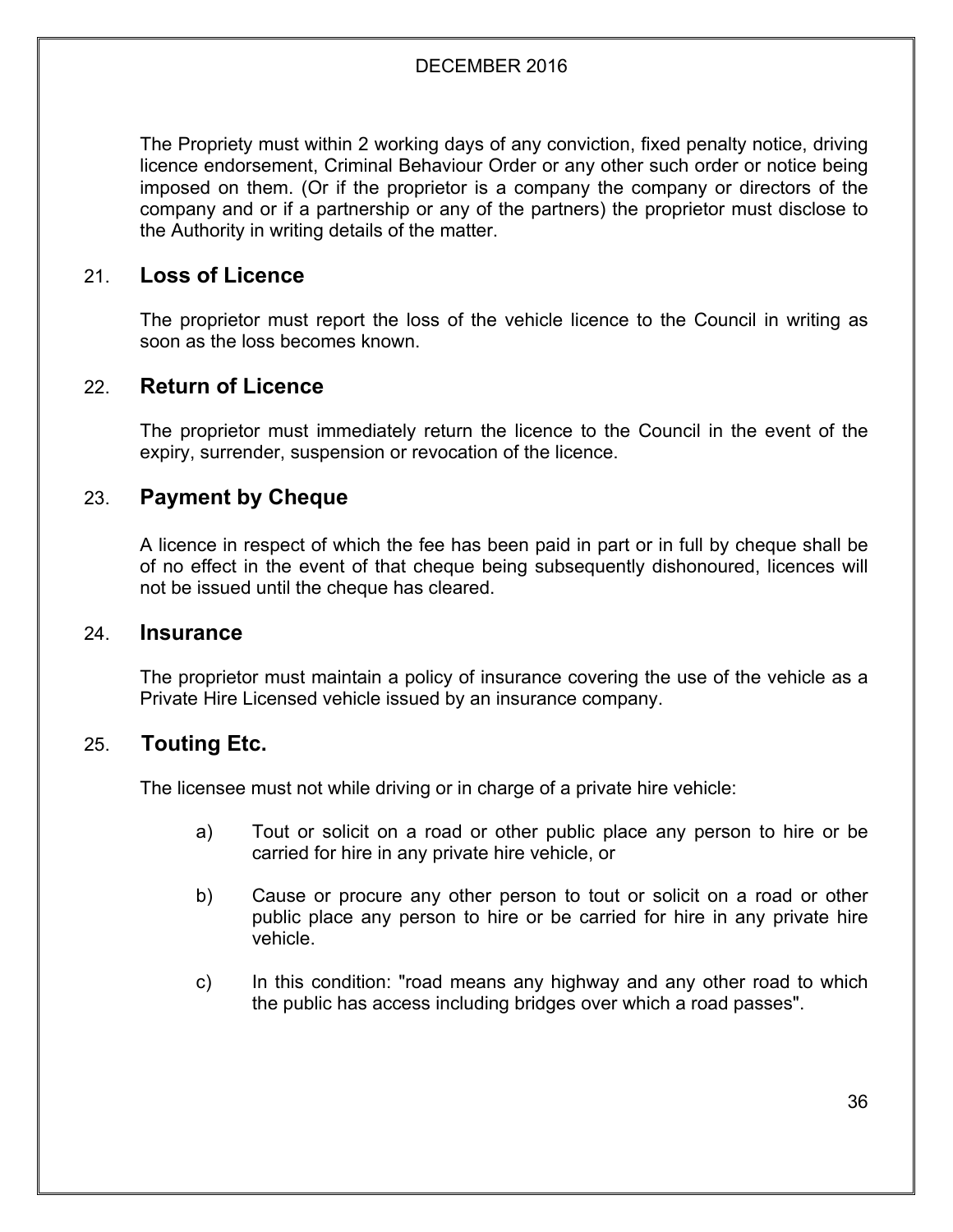The Propriety must within 2 working days of any conviction, fixed penalty notice, driving licence endorsement, Criminal Behaviour Order or any other such order or notice being imposed on them. (Or if the proprietor is a company the company or directors of the company and or if a partnership or any of the partners) the proprietor must disclose to the Authority in writing details of the matter.

## 21. Loss of Licence

The proprietor must report the loss of the vehicle licence to the Council in writing as soon as the loss becomes known.

## 22. Return of Licence

The proprietor must immediately return the licence to the Council in the event of the expiry, surrender, suspension or revocation of the licence.

## 23. Payment by Cheque

A licence in respect of which the fee has been paid in part or in full by cheque shall be of no effect in the event of that cheque being subsequently dishonoured, licences will not be issued until the cheque has cleared.

## 24. Insurance

The proprietor must maintain a policy of insurance covering the use of the vehicle as a Private Hire Licensed vehicle issued by an insurance company.

## 25. Touting Etc.

The licensee must not while driving or in charge of a private hire vehicle:

a) Tout or solicit on a road or other public place any person to hire or be carried for hire in any private hire vehicle, or

b) Cause or procure any other person to tout or solicit on a road or other public place any person to hire or be carried for hire in any private hire vehicle.

c) In this condition: "road means any highway and any other road to which the public has access including bridges over which a road passes".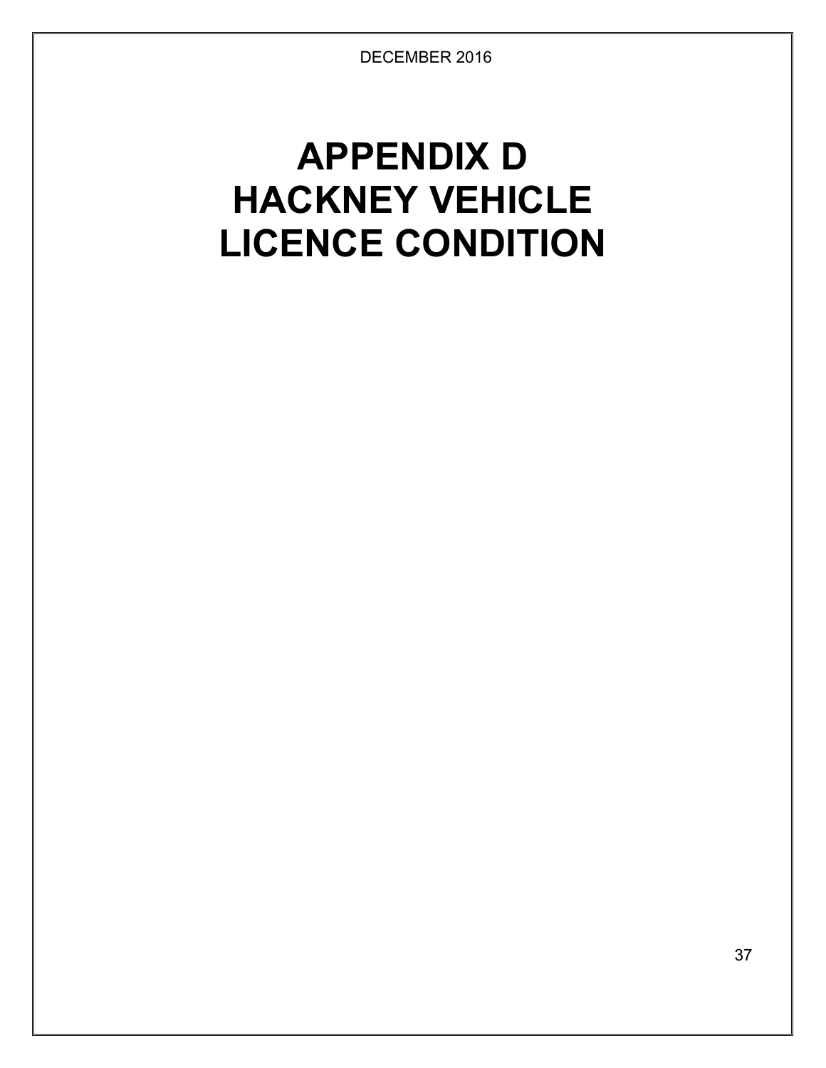# APPENDIX D
# HACKNEY VEHICLE
# LICENCE CONDITION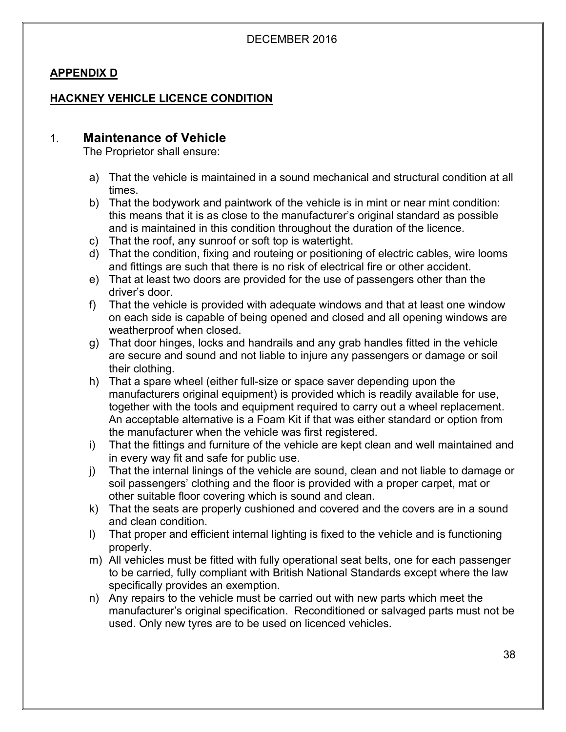DECEMBER 2016

**APPENDIX D**

**HACKNEY VEHICLE LICENCE CONDITION**

## 1. Maintenance of Vehicle

The Proprietor shall ensure:

a) That the vehicle is maintained in a sound mechanical and structural condition at all times.
b) That the bodywork and paintwork of the vehicle is in mint or near mint condition: this means that it is as close to the manufacturer's original standard as possible and is maintained in this condition throughout the duration of the licence.
c) That the roof, any sunroof or soft top is watertight.
d) That the condition, fixing and routeing or positioning of electric cables, wire looms and fittings are such that there is no risk of electrical fire or other accident.
e) That at least two doors are provided for the use of passengers other than the driver's door.
f) That the vehicle is provided with adequate windows and that at least one window on each side is capable of being opened and closed and all opening windows are weatherproof when closed.
g) That door hinges, locks and handrails and any grab handles fitted in the vehicle are secure and sound and not liable to injure any passengers or damage or soil their clothing.
h) That a spare wheel (either full-size or space saver depending upon the manufacturers original equipment) is provided which is readily available for use, together with the tools and equipment required to carry out a wheel replacement. An acceptable alternative is a Foam Kit if that was either standard or option from the manufacturer when the vehicle was first registered.
i) That the fittings and furniture of the vehicle are kept clean and well maintained and in every way fit and safe for public use.
j) That the internal linings of the vehicle are sound, clean and not liable to damage or soil passengers' clothing and the floor is provided with a proper carpet, mat or other suitable floor covering which is sound and clean.
k) That the seats are properly cushioned and covered and the covers are in a sound and clean condition.
l) That proper and efficient internal lighting is fixed to the vehicle and is functioning properly.
m) All vehicles must be fitted with fully operational seat belts, one for each passenger to be carried, fully compliant with British National Standards except where the law specifically provides an exemption.
n) Any repairs to the vehicle must be carried out with new parts which meet the manufacturer's original specification. Reconditioned or salvaged parts must not be used. Only new tyres are to be used on licenced vehicles.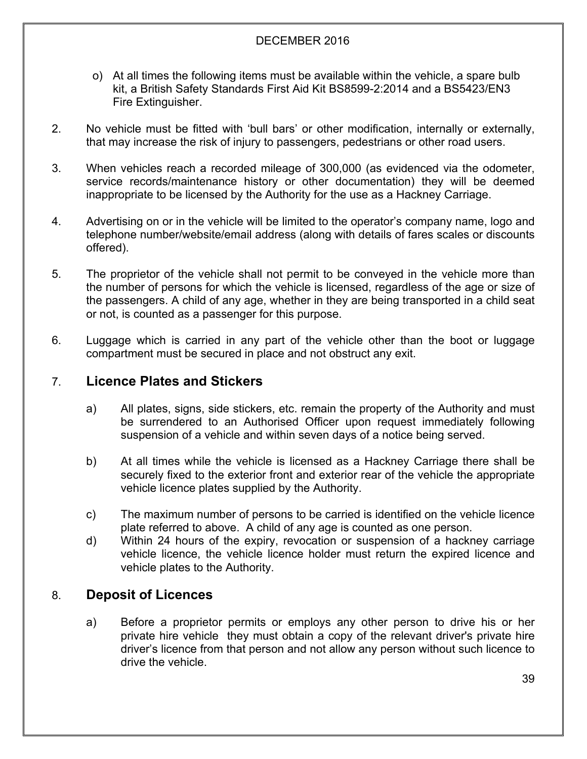o) At all times the following items must be available within the vehicle, a spare bulb kit, a British Safety Standards First Aid Kit BS8599-2:2014 and a BS5423/EN3 Fire Extinguisher.

2. No vehicle must be fitted with 'bull bars' or other modification, internally or externally, that may increase the risk of injury to passengers, pedestrians or other road users.

3. When vehicles reach a recorded mileage of 300,000 (as evidenced via the odometer, service records/maintenance history or other documentation) they will be deemed inappropriate to be licensed by the Authority for the use as a Hackney Carriage.

4. Advertising on or in the vehicle will be limited to the operator's company name, logo and telephone number/website/email address (along with details of fares scales or discounts offered).

5. The proprietor of the vehicle shall not permit to be conveyed in the vehicle more than the number of persons for which the vehicle is licensed, regardless of the age or size of the passengers. A child of any age, whether in they are being transported in a child seat or not, is counted as a passenger for this purpose.

6. Luggage which is carried in any part of the vehicle other than the boot or luggage compartment must be secured in place and not obstruct any exit.

## 7. Licence Plates and Stickers

a) All plates, signs, side stickers, etc. remain the property of the Authority and must be surrendered to an Authorised Officer upon request immediately following suspension of a vehicle and within seven days of a notice being served.

b) At all times while the vehicle is licensed as a Hackney Carriage there shall be securely fixed to the exterior front and exterior rear of the vehicle the appropriate vehicle licence plates supplied by the Authority.

c) The maximum number of persons to be carried is identified on the vehicle licence plate referred to above. A child of any age is counted as one person.

d) Within 24 hours of the expiry, revocation or suspension of a hackney carriage vehicle licence, the vehicle licence holder must return the expired licence and vehicle plates to the Authority.

## 8. Deposit of Licences

a) Before a proprietor permits or employs any other person to drive his or her private hire vehicle they must obtain a copy of the relevant driver's private hire driver's licence from that person and not allow any person without such licence to drive the vehicle.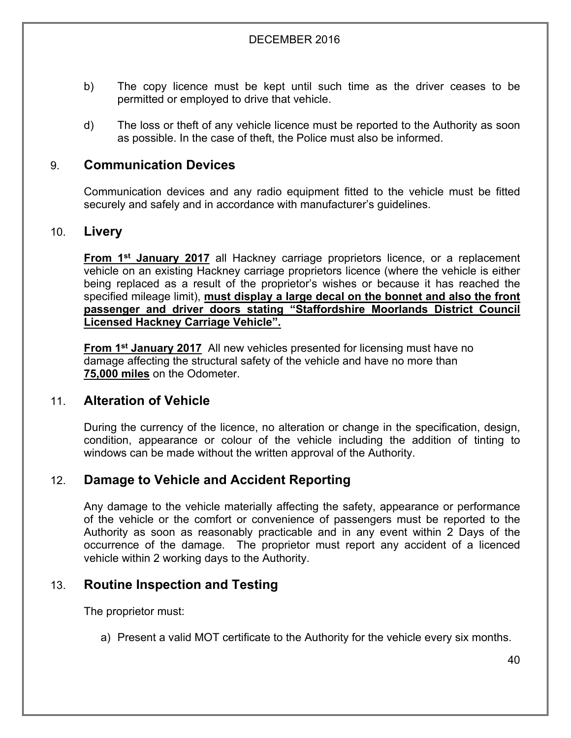b) The copy licence must be kept until such time as the driver ceases to be permitted or employed to drive that vehicle.

d) The loss or theft of any vehicle licence must be reported to the Authority as soon as possible. In the case of theft, the Police must also be informed.

## 9. Communication Devices

Communication devices and any radio equipment fitted to the vehicle must be fitted securely and safely and in accordance with manufacturer's guidelines.

## 10. Livery

**From 1st January 2017** all Hackney carriage proprietors licence, or a replacement vehicle on an existing Hackney carriage proprietors licence (where the vehicle is either being replaced as a result of the proprietor's wishes or because it has reached the specified mileage limit), **must display a large decal on the bonnet and also the front passenger and driver doors stating "Staffordshire Moorlands District Council Licensed Hackney Carriage Vehicle".**

**From 1st January 2017** All new vehicles presented for licensing must have no damage affecting the structural safety of the vehicle and have no more than **75,000 miles** on the Odometer.

## 11. Alteration of Vehicle

During the currency of the licence, no alteration or change in the specification, design, condition, appearance or colour of the vehicle including the addition of tinting to windows can be made without the written approval of the Authority.

## 12. Damage to Vehicle and Accident Reporting

Any damage to the vehicle materially affecting the safety, appearance or performance of the vehicle or the comfort or convenience of passengers must be reported to the Authority as soon as reasonably practicable and in any event within 2 Days of the occurrence of the damage. The proprietor must report any accident of a licenced vehicle within 2 working days to the Authority.

## 13. Routine Inspection and Testing

The proprietor must:

a) Present a valid MOT certificate to the Authority for the vehicle every six months.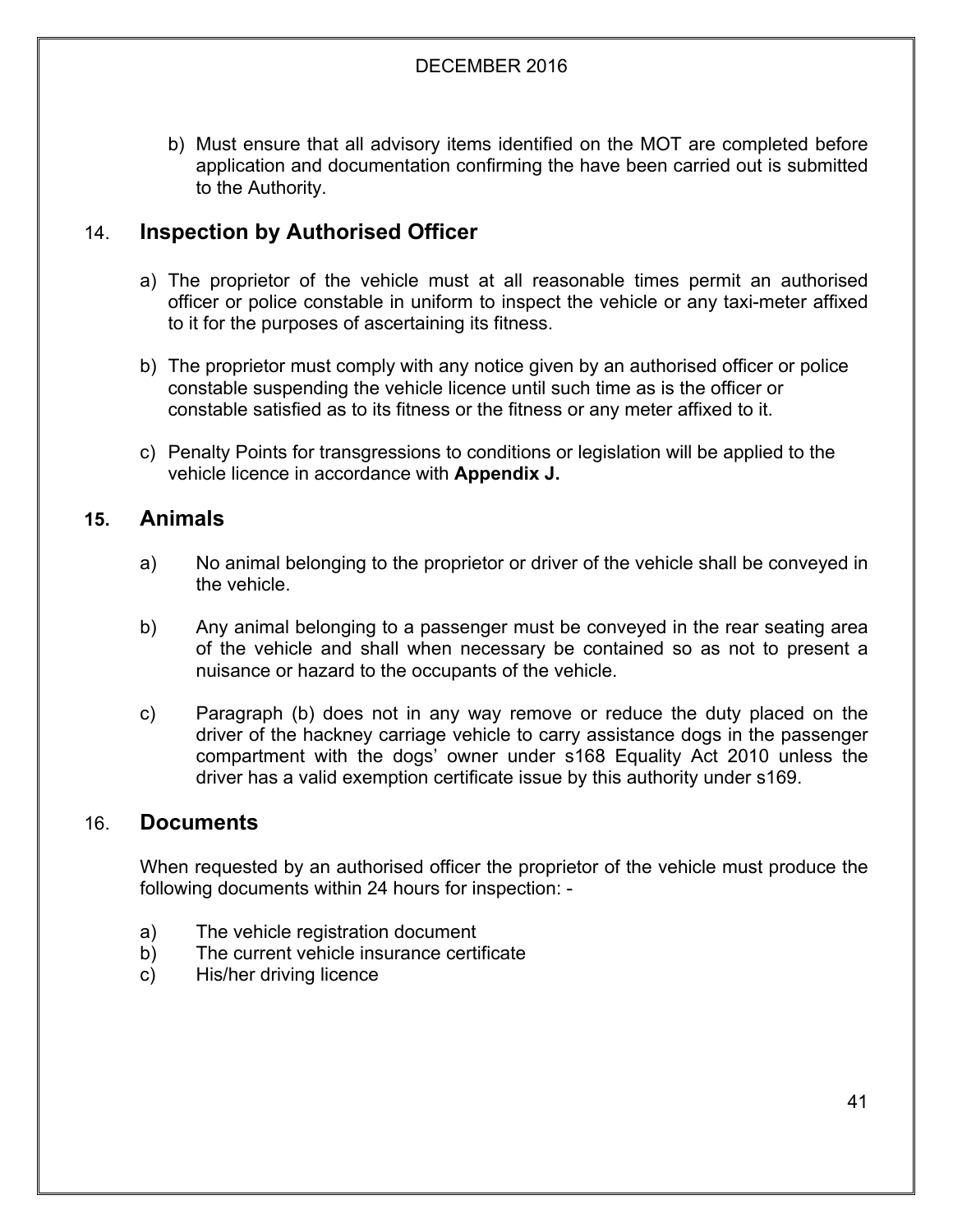b) Must ensure that all advisory items identified on the MOT are completed before application and documentation confirming the have been carried out is submitted to the Authority.

## 14. Inspection by Authorised Officer

a) The proprietor of the vehicle must at all reasonable times permit an authorised officer or police constable in uniform to inspect the vehicle or any taxi-meter affixed to it for the purposes of ascertaining its fitness.

b) The proprietor must comply with any notice given by an authorised officer or police constable suspending the vehicle licence until such time as is the officer or constable satisfied as to its fitness or the fitness or any meter affixed to it.

c) Penalty Points for transgressions to conditions or legislation will be applied to the vehicle licence in accordance with **Appendix J.**

## 15. Animals

a) No animal belonging to the proprietor or driver of the vehicle shall be conveyed in the vehicle.

b) Any animal belonging to a passenger must be conveyed in the rear seating area of the vehicle and shall when necessary be contained so as not to present a nuisance or hazard to the occupants of the vehicle.

c) Paragraph (b) does not in any way remove or reduce the duty placed on the driver of the hackney carriage vehicle to carry assistance dogs in the passenger compartment with the dogs' owner under s168 Equality Act 2010 unless the driver has a valid exemption certificate issue by this authority under s169.

## 16. Documents

When requested by an authorised officer the proprietor of the vehicle must produce the following documents within 24 hours for inspection: -

a) The vehicle registration document
b) The current vehicle insurance certificate
c) His/her driving licence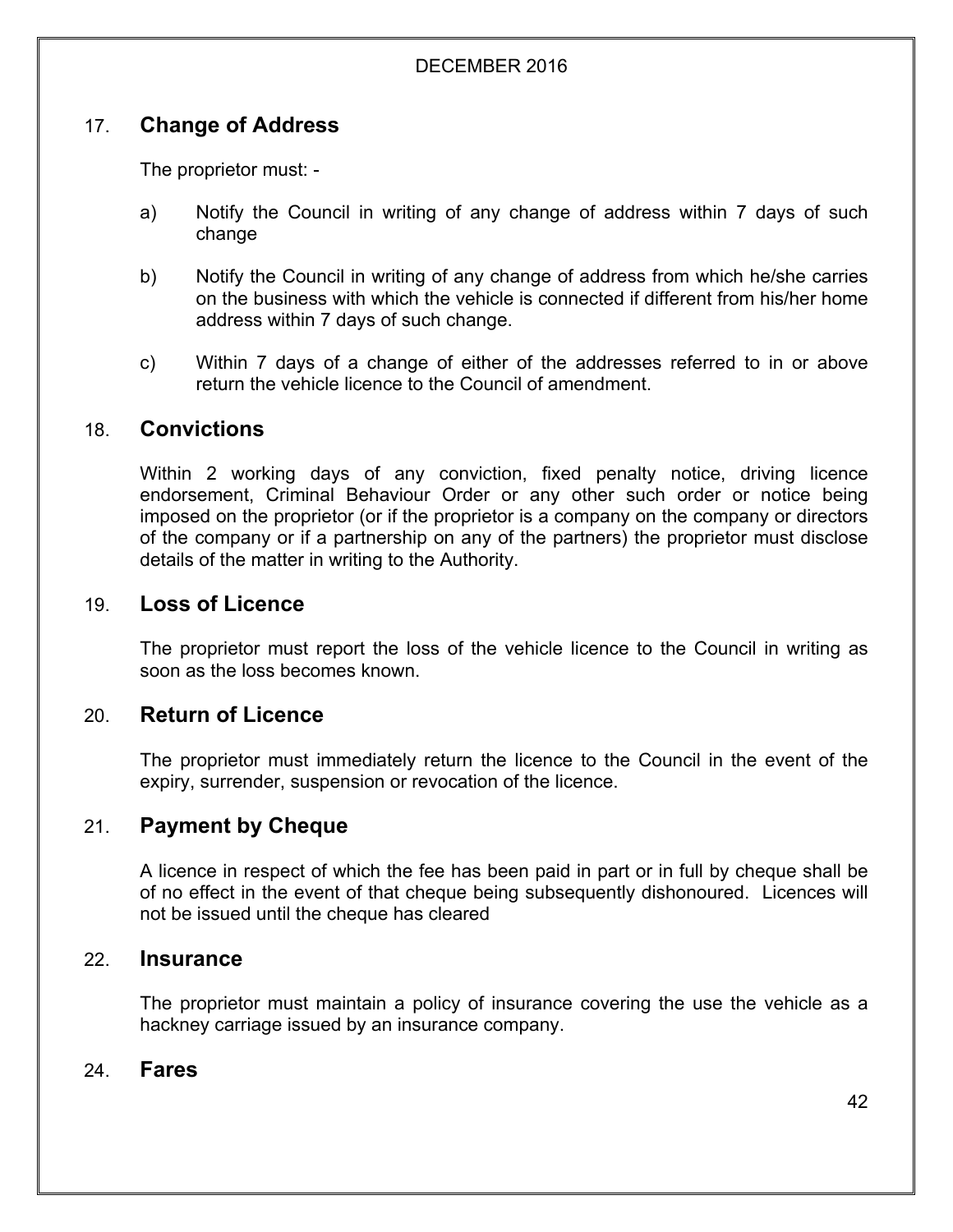## 17. Change of Address

The proprietor must: -

a) Notify the Council in writing of any change of address within 7 days of such change

b) Notify the Council in writing of any change of address from which he/she carries on the business with which the vehicle is connected if different from his/her home address within 7 days of such change.

c) Within 7 days of a change of either of the addresses referred to in or above return the vehicle licence to the Council of amendment.

## 18. Convictions

Within 2 working days of any conviction, fixed penalty notice, driving licence endorsement, Criminal Behaviour Order or any other such order or notice being imposed on the proprietor (or if the proprietor is a company on the company or directors of the company or if a partnership on any of the partners) the proprietor must disclose details of the matter in writing to the Authority.

## 19. Loss of Licence

The proprietor must report the loss of the vehicle licence to the Council in writing as soon as the loss becomes known.

## 20. Return of Licence

The proprietor must immediately return the licence to the Council in the event of the expiry, surrender, suspension or revocation of the licence.

## 21. Payment by Cheque

A licence in respect of which the fee has been paid in part or in full by cheque shall be of no effect in the event of that cheque being subsequently dishonoured. Licences will not be issued until the cheque has cleared

## 22. Insurance

The proprietor must maintain a policy of insurance covering the use the vehicle as a hackney carriage issued by an insurance company.

## 24. Fares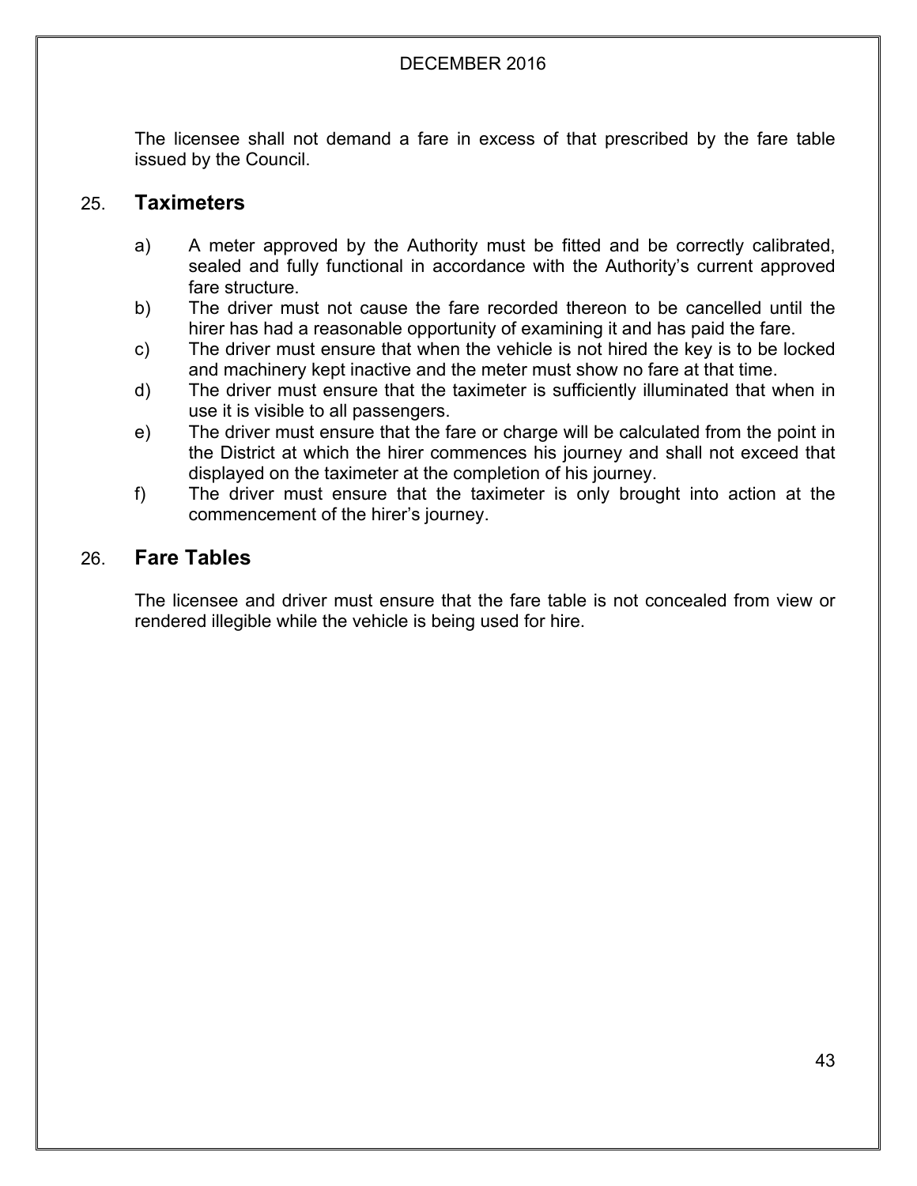The licensee shall not demand a fare in excess of that prescribed by the fare table issued by the Council.

## 25. Taximeters

a) A meter approved by the Authority must be fitted and be correctly calibrated, sealed and fully functional in accordance with the Authority's current approved fare structure.

b) The driver must not cause the fare recorded thereon to be cancelled until the hirer has had a reasonable opportunity of examining it and has paid the fare.

c) The driver must ensure that when the vehicle is not hired the key is to be locked and machinery kept inactive and the meter must show no fare at that time.

d) The driver must ensure that the taximeter is sufficiently illuminated that when in use it is visible to all passengers.

e) The driver must ensure that the fare or charge will be calculated from the point in the District at which the hirer commences his journey and shall not exceed that displayed on the taximeter at the completion of his journey.

f) The driver must ensure that the taximeter is only brought into action at the commencement of the hirer's journey.

## 26. Fare Tables

The licensee and driver must ensure that the fare table is not concealed from view or rendered illegible while the vehicle is being used for hire.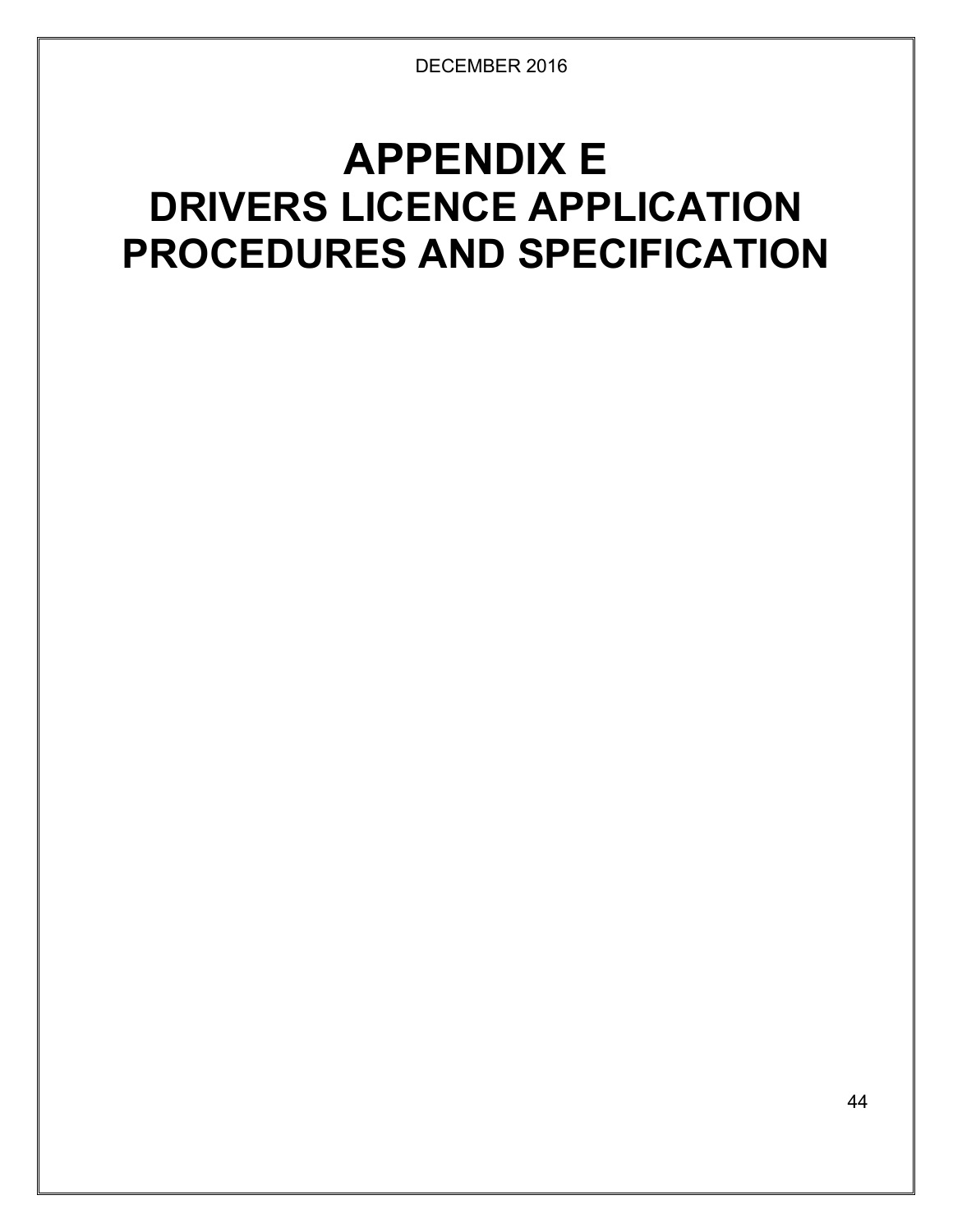# APPENDIX E
# DRIVERS LICENCE APPLICATION PROCEDURES AND SPECIFICATION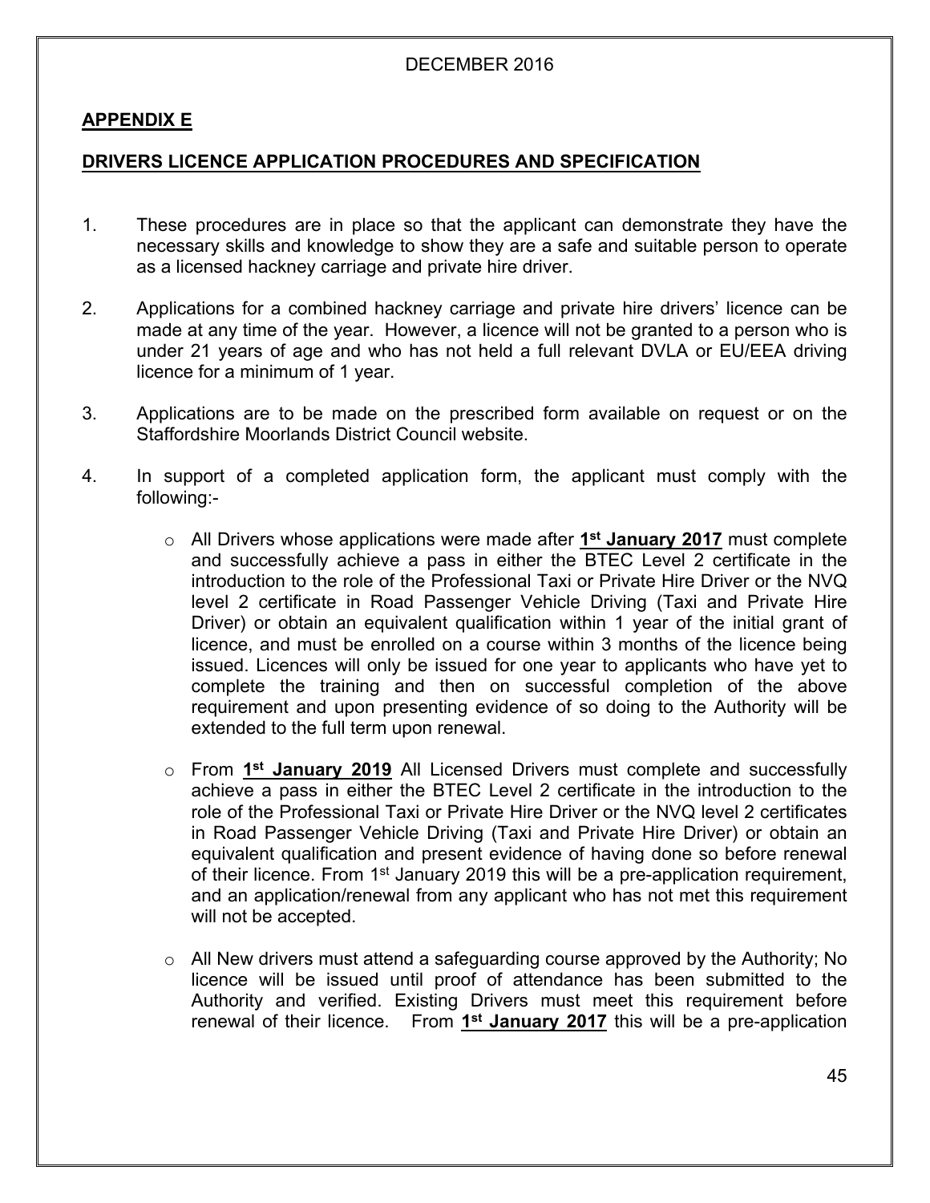DECEMBER 2016

## APPENDIX E

## DRIVERS LICENCE APPLICATION PROCEDURES AND SPECIFICATION

1. These procedures are in place so that the applicant can demonstrate they have the necessary skills and knowledge to show they are a safe and suitable person to operate as a licensed hackney carriage and private hire driver.

2. Applications for a combined hackney carriage and private hire drivers' licence can be made at any time of the year. However, a licence will not be granted to a person who is under 21 years of age and who has not held a full relevant DVLA or EU/EEA driving licence for a minimum of 1 year.

3. Applications are to be made on the prescribed form available on request or on the Staffordshire Moorlands District Council website.

4. In support of a completed application form, the applicant must comply with the following:-

   - All Drivers whose applications were made after **1st January 2017** must complete and successfully achieve a pass in either the BTEC Level 2 certificate in the introduction to the role of the Professional Taxi or Private Hire Driver or the NVQ level 2 certificate in Road Passenger Vehicle Driving (Taxi and Private Hire Driver) or obtain an equivalent qualification within 1 year of the initial grant of licence, and must be enrolled on a course within 3 months of the licence being issued. Licences will only be issued for one year to applicants who have yet to complete the training and then on successful completion of the above requirement and upon presenting evidence of so doing to the Authority will be extended to the full term upon renewal.

   - From **1st January 2019** All Licensed Drivers must complete and successfully achieve a pass in either the BTEC Level 2 certificate in the introduction to the role of the Professional Taxi or Private Hire Driver or the NVQ level 2 certificates in Road Passenger Vehicle Driving (Taxi and Private Hire Driver) or obtain an equivalent qualification and present evidence of having done so before renewal of their licence. From 1st January 2019 this will be a pre-application requirement, and an application/renewal from any applicant who has not met this requirement will not be accepted.

   - All New drivers must attend a safeguarding course approved by the Authority; No licence will be issued until proof of attendance has been submitted to the Authority and verified. Existing Drivers must meet this requirement before renewal of their licence. From **1st January 2017** this will be a pre-application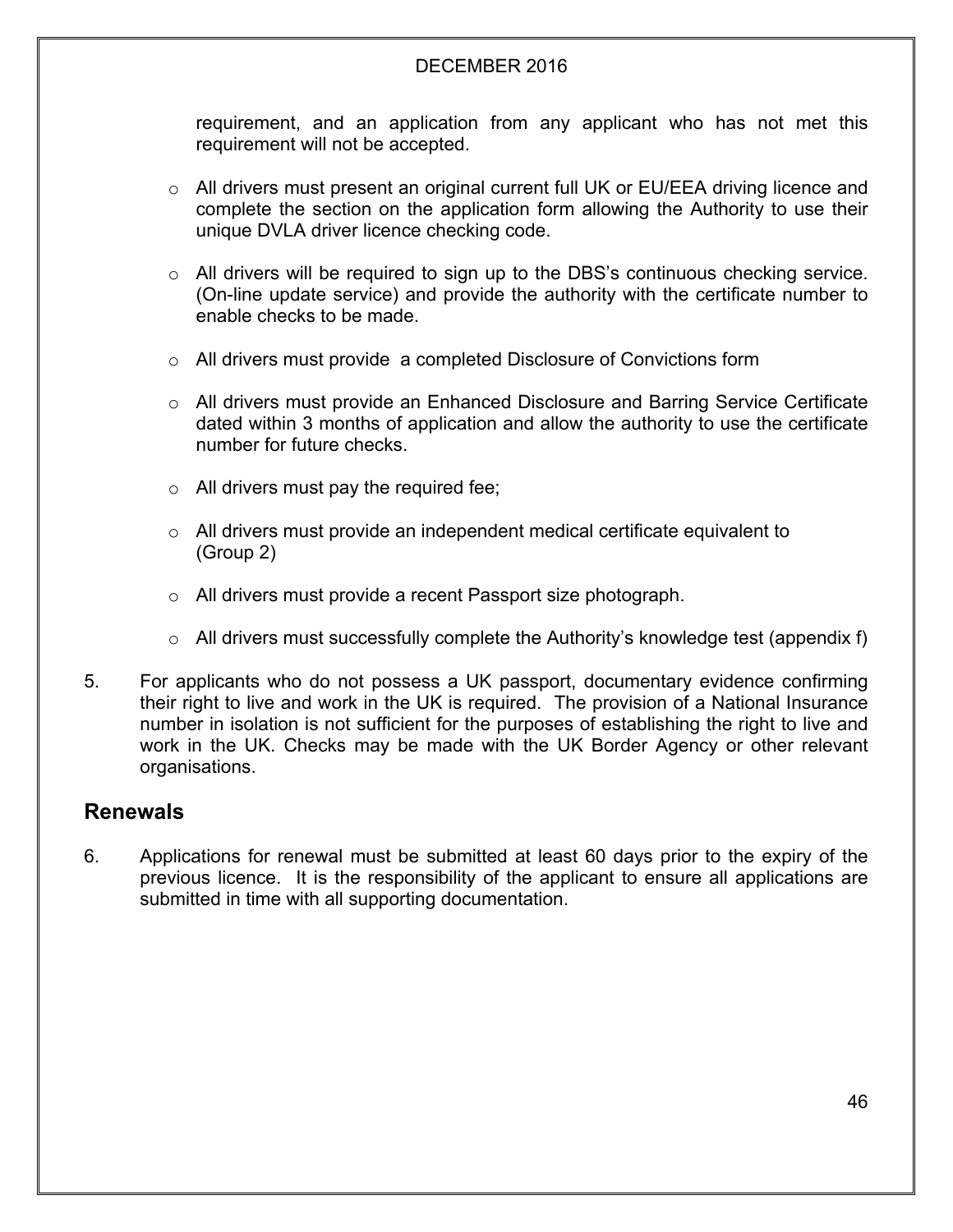requirement, and an application from any applicant who has not met this requirement will not be accepted.

- All drivers must present an original current full UK or EU/EEA driving licence and complete the section on the application form allowing the Authority to use their unique DVLA driver licence checking code.
- All drivers will be required to sign up to the DBS's continuous checking service. (On-line update service) and provide the authority with the certificate number to enable checks to be made.
- All drivers must provide a completed Disclosure of Convictions form
- All drivers must provide an Enhanced Disclosure and Barring Service Certificate dated within 3 months of application and allow the authority to use the certificate number for future checks.
- All drivers must pay the required fee;
- All drivers must provide an independent medical certificate equivalent to (Group 2)
- All drivers must provide a recent Passport size photograph.
- All drivers must successfully complete the Authority's knowledge test (appendix f)

5. For applicants who do not possess a UK passport, documentary evidence confirming their right to live and work in the UK is required. The provision of a National Insurance number in isolation is not sufficient for the purposes of establishing the right to live and work in the UK. Checks may be made with the UK Border Agency or other relevant organisations.

## Renewals

6. Applications for renewal must be submitted at least 60 days prior to the expiry of the previous licence. It is the responsibility of the applicant to ensure all applications are submitted in time with all supporting documentation.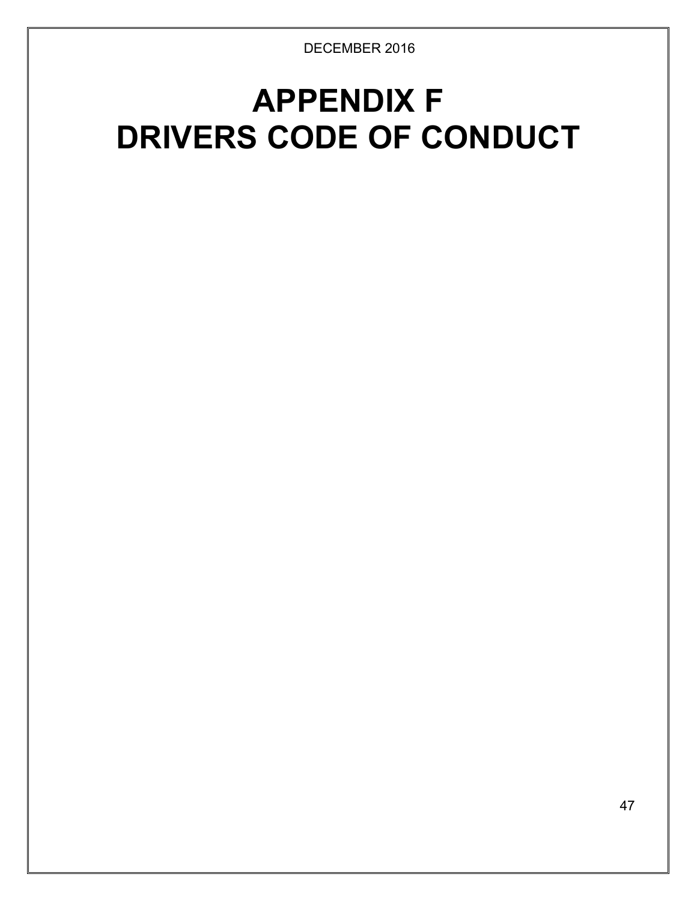# APPENDIX F
# DRIVERS CODE OF CONDUCT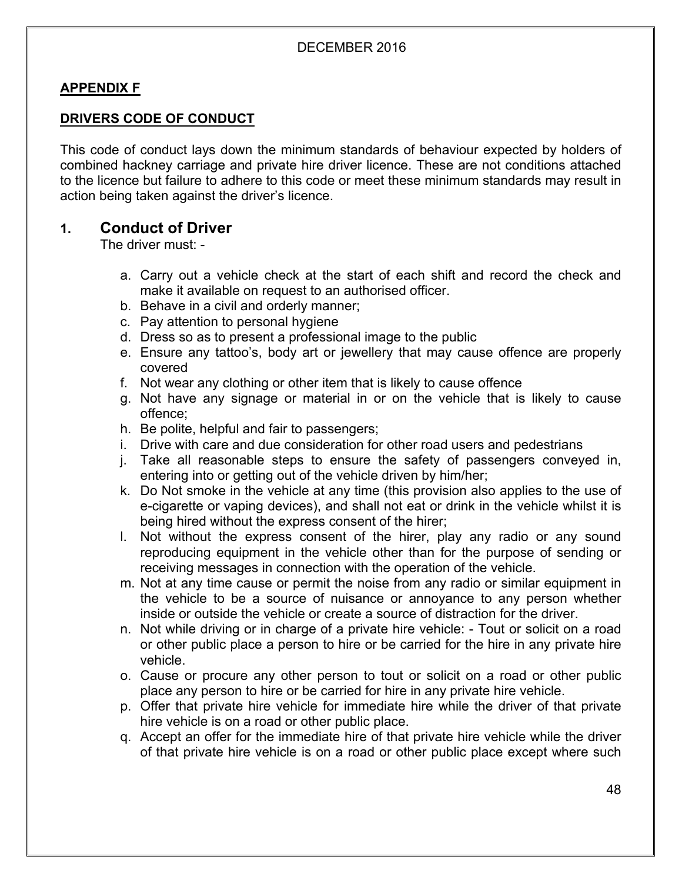DECEMBER 2016

**APPENDIX F**

**DRIVERS CODE OF CONDUCT**

This code of conduct lays down the minimum standards of behaviour expected by holders of combined hackney carriage and private hire driver licence. These are not conditions attached to the licence but failure to adhere to this code or meet these minimum standards may result in action being taken against the driver's licence.

## 1. Conduct of Driver

The driver must: -

a. Carry out a vehicle check at the start of each shift and record the check and make it available on request to an authorised officer.
b. Behave in a civil and orderly manner;
c. Pay attention to personal hygiene
d. Dress so as to present a professional image to the public
e. Ensure any tattoo's, body art or jewellery that may cause offence are properly covered
f. Not wear any clothing or other item that is likely to cause offence
g. Not have any signage or material in or on the vehicle that is likely to cause offence;
h. Be polite, helpful and fair to passengers;
i. Drive with care and due consideration for other road users and pedestrians
j. Take all reasonable steps to ensure the safety of passengers conveyed in, entering into or getting out of the vehicle driven by him/her;
k. Do Not smoke in the vehicle at any time (this provision also applies to the use of e-cigarette or vaping devices), and shall not eat or drink in the vehicle whilst it is being hired without the express consent of the hirer;
l. Not without the express consent of the hirer, play any radio or any sound reproducing equipment in the vehicle other than for the purpose of sending or receiving messages in connection with the operation of the vehicle.
m. Not at any time cause or permit the noise from any radio or similar equipment in the vehicle to be a source of nuisance or annoyance to any person whether inside or outside the vehicle or create a source of distraction for the driver.
n. Not while driving or in charge of a private hire vehicle: - Tout or solicit on a road or other public place a person to hire or be carried for the hire in any private hire vehicle.
o. Cause or procure any other person to tout or solicit on a road or other public place any person to hire or be carried for hire in any private hire vehicle.
p. Offer that private hire vehicle for immediate hire while the driver of that private hire vehicle is on a road or other public place.
q. Accept an offer for the immediate hire of that private hire vehicle while the driver of that private hire vehicle is on a road or other public place except where such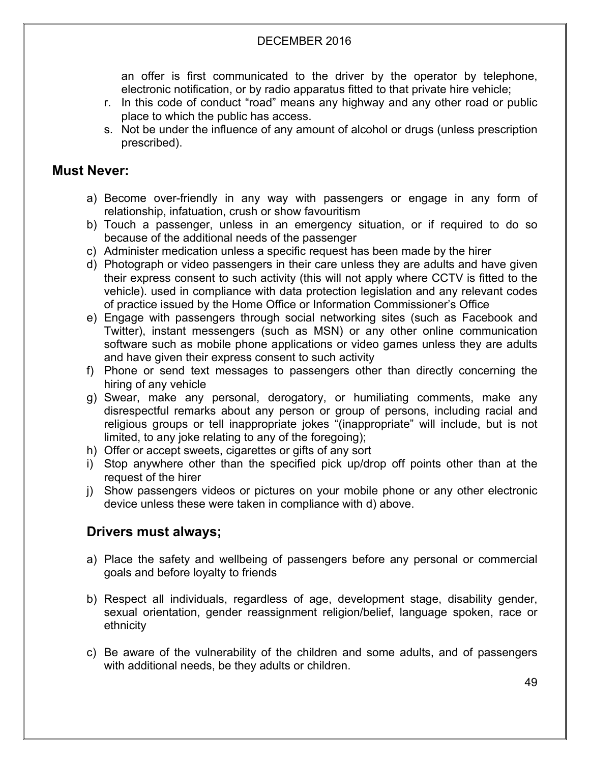an offer is first communicated to the driver by the operator by telephone, electronic notification, or by radio apparatus fitted to that private hire vehicle;

r. In this code of conduct "road" means any highway and any other road or public place to which the public has access.
s. Not be under the influence of any amount of alcohol or drugs (unless prescription prescribed).

## Must Never:

a) Become over-friendly in any way with passengers or engage in any form of relationship, infatuation, crush or show favouritism
b) Touch a passenger, unless in an emergency situation, or if required to do so because of the additional needs of the passenger
c) Administer medication unless a specific request has been made by the hirer
d) Photograph or video passengers in their care unless they are adults and have given their express consent to such activity (this will not apply where CCTV is fitted to the vehicle). used in compliance with data protection legislation and any relevant codes of practice issued by the Home Office or Information Commissioner's Office
e) Engage with passengers through social networking sites (such as Facebook and Twitter), instant messengers (such as MSN) or any other online communication software such as mobile phone applications or video games unless they are adults and have given their express consent to such activity
f) Phone or send text messages to passengers other than directly concerning the hiring of any vehicle
g) Swear, make any personal, derogatory, or humiliating comments, make any disrespectful remarks about any person or group of persons, including racial and religious groups or tell inappropriate jokes "(inappropriate" will include, but is not limited, to any joke relating to any of the foregoing);
h) Offer or accept sweets, cigarettes or gifts of any sort
i) Stop anywhere other than the specified pick up/drop off points other than at the request of the hirer
j) Show passengers videos or pictures on your mobile phone or any other electronic device unless these were taken in compliance with d) above.

## Drivers must always;

a) Place the safety and wellbeing of passengers before any personal or commercial goals and before loyalty to friends

b) Respect all individuals, regardless of age, development stage, disability gender, sexual orientation, gender reassignment religion/belief, language spoken, race or ethnicity

c) Be aware of the vulnerability of the children and some adults, and of passengers with additional needs, be they adults or children.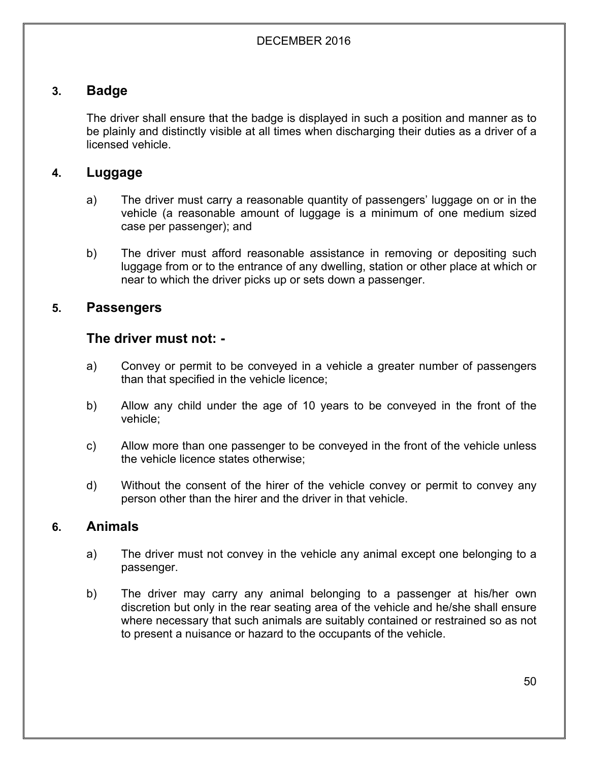## 3. Badge

The driver shall ensure that the badge is displayed in such a position and manner as to be plainly and distinctly visible at all times when discharging their duties as a driver of a licensed vehicle.

## 4. Luggage

a) The driver must carry a reasonable quantity of passengers' luggage on or in the vehicle (a reasonable amount of luggage is a minimum of one medium sized case per passenger); and

b) The driver must afford reasonable assistance in removing or depositing such luggage from or to the entrance of any dwelling, station or other place at which or near to which the driver picks up or sets down a passenger.

## 5. Passengers

### The driver must not: -

a) Convey or permit to be conveyed in a vehicle a greater number of passengers than that specified in the vehicle licence;

b) Allow any child under the age of 10 years to be conveyed in the front of the vehicle;

c) Allow more than one passenger to be conveyed in the front of the vehicle unless the vehicle licence states otherwise;

d) Without the consent of the hirer of the vehicle convey or permit to convey any person other than the hirer and the driver in that vehicle.

## 6. Animals

a) The driver must not convey in the vehicle any animal except one belonging to a passenger.

b) The driver may carry any animal belonging to a passenger at his/her own discretion but only in the rear seating area of the vehicle and he/she shall ensure where necessary that such animals are suitably contained or restrained so as not to present a nuisance or hazard to the occupants of the vehicle.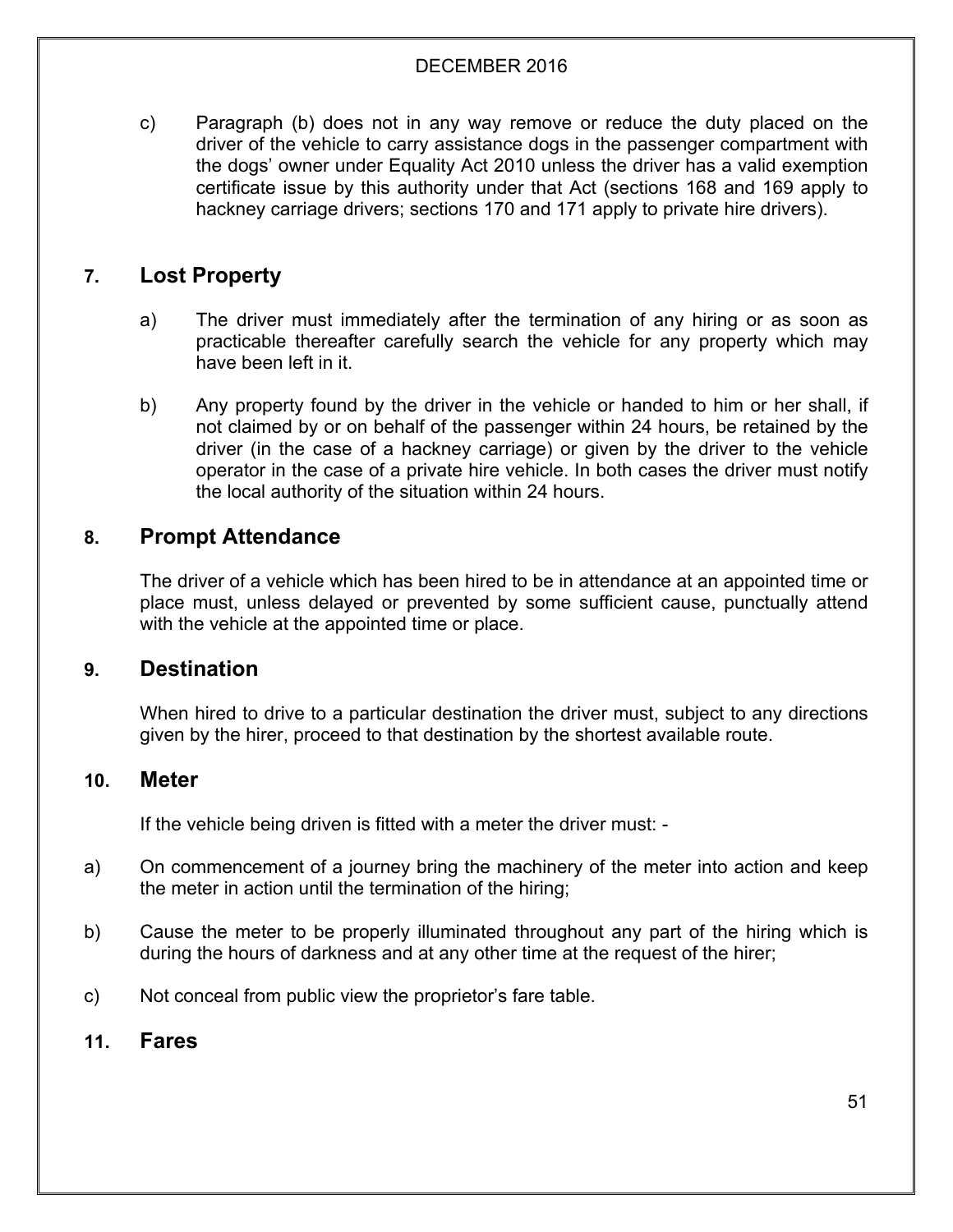c) Paragraph (b) does not in any way remove or reduce the duty placed on the driver of the vehicle to carry assistance dogs in the passenger compartment with the dogs' owner under Equality Act 2010 unless the driver has a valid exemption certificate issue by this authority under that Act (sections 168 and 169 apply to hackney carriage drivers; sections 170 and 171 apply to private hire drivers).

## 7. Lost Property

a) The driver must immediately after the termination of any hiring or as soon as practicable thereafter carefully search the vehicle for any property which may have been left in it.

b) Any property found by the driver in the vehicle or handed to him or her shall, if not claimed by or on behalf of the passenger within 24 hours, be retained by the driver (in the case of a hackney carriage) or given by the driver to the vehicle operator in the case of a private hire vehicle. In both cases the driver must notify the local authority of the situation within 24 hours.

## 8. Prompt Attendance

The driver of a vehicle which has been hired to be in attendance at an appointed time or place must, unless delayed or prevented by some sufficient cause, punctually attend with the vehicle at the appointed time or place.

## 9. Destination

When hired to drive to a particular destination the driver must, subject to any directions given by the hirer, proceed to that destination by the shortest available route.

## 10. Meter

If the vehicle being driven is fitted with a meter the driver must: -

a) On commencement of a journey bring the machinery of the meter into action and keep the meter in action until the termination of the hiring;

b) Cause the meter to be properly illuminated throughout any part of the hiring which is during the hours of darkness and at any other time at the request of the hirer;

c) Not conceal from public view the proprietor's fare table.

## 11. Fares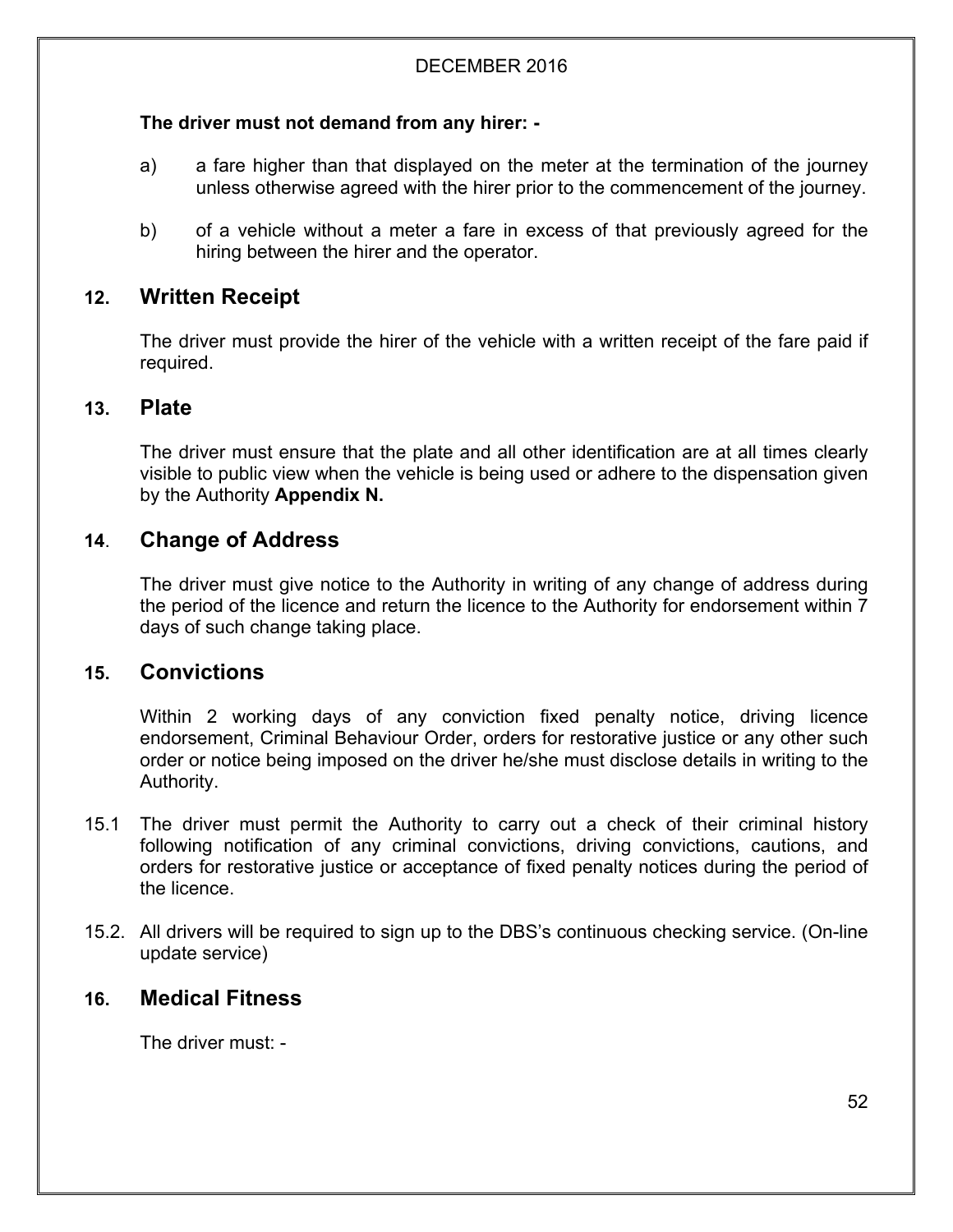**The driver must not demand from any hirer: -**

a) a fare higher than that displayed on the meter at the termination of the journey unless otherwise agreed with the hirer prior to the commencement of the journey.

b) of a vehicle without a meter a fare in excess of that previously agreed for the hiring between the hirer and the operator.

## 12. Written Receipt

The driver must provide the hirer of the vehicle with a written receipt of the fare paid if required.

## 13. Plate

The driver must ensure that the plate and all other identification are at all times clearly visible to public view when the vehicle is being used or adhere to the dispensation given by the Authority **Appendix N.**

## 14. Change of Address

The driver must give notice to the Authority in writing of any change of address during the period of the licence and return the licence to the Authority for endorsement within 7 days of such change taking place.

## 15. Convictions

Within 2 working days of any conviction fixed penalty notice, driving licence endorsement, Criminal Behaviour Order, orders for restorative justice or any other such order or notice being imposed on the driver he/she must disclose details in writing to the Authority.

15.1 The driver must permit the Authority to carry out a check of their criminal history following notification of any criminal convictions, driving convictions, cautions, and orders for restorative justice or acceptance of fixed penalty notices during the period of the licence.

15.2. All drivers will be required to sign up to the DBS's continuous checking service. (On-line update service)

## 16. Medical Fitness

The driver must: -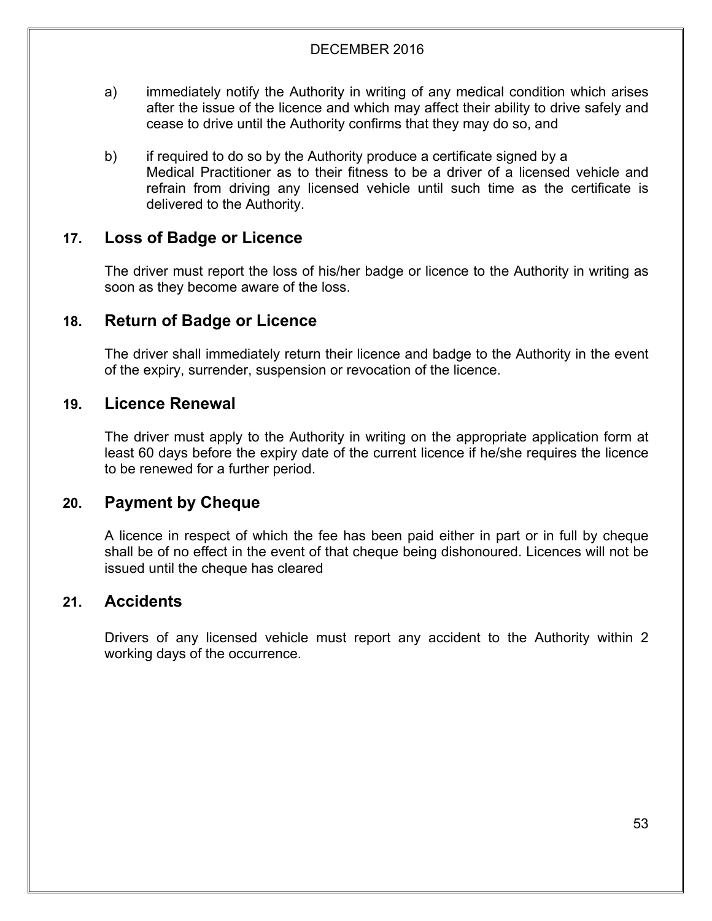a) immediately notify the Authority in writing of any medical condition which arises after the issue of the licence and which may affect their ability to drive safely and cease to drive until the Authority confirms that they may do so, and

b) if required to do so by the Authority produce a certificate signed by a Medical Practitioner as to their fitness to be a driver of a licensed vehicle and refrain from driving any licensed vehicle until such time as the certificate is delivered to the Authority.

## 17. Loss of Badge or Licence

The driver must report the loss of his/her badge or licence to the Authority in writing as soon as they become aware of the loss.

## 18. Return of Badge or Licence

The driver shall immediately return their licence and badge to the Authority in the event of the expiry, surrender, suspension or revocation of the licence.

## 19. Licence Renewal

The driver must apply to the Authority in writing on the appropriate application form at least 60 days before the expiry date of the current licence if he/she requires the licence to be renewed for a further period.

## 20. Payment by Cheque

A licence in respect of which the fee has been paid either in part or in full by cheque shall be of no effect in the event of that cheque being dishonoured. Licences will not be issued until the cheque has cleared

## 21. Accidents

Drivers of any licensed vehicle must report any accident to the Authority within 2 working days of the occurrence.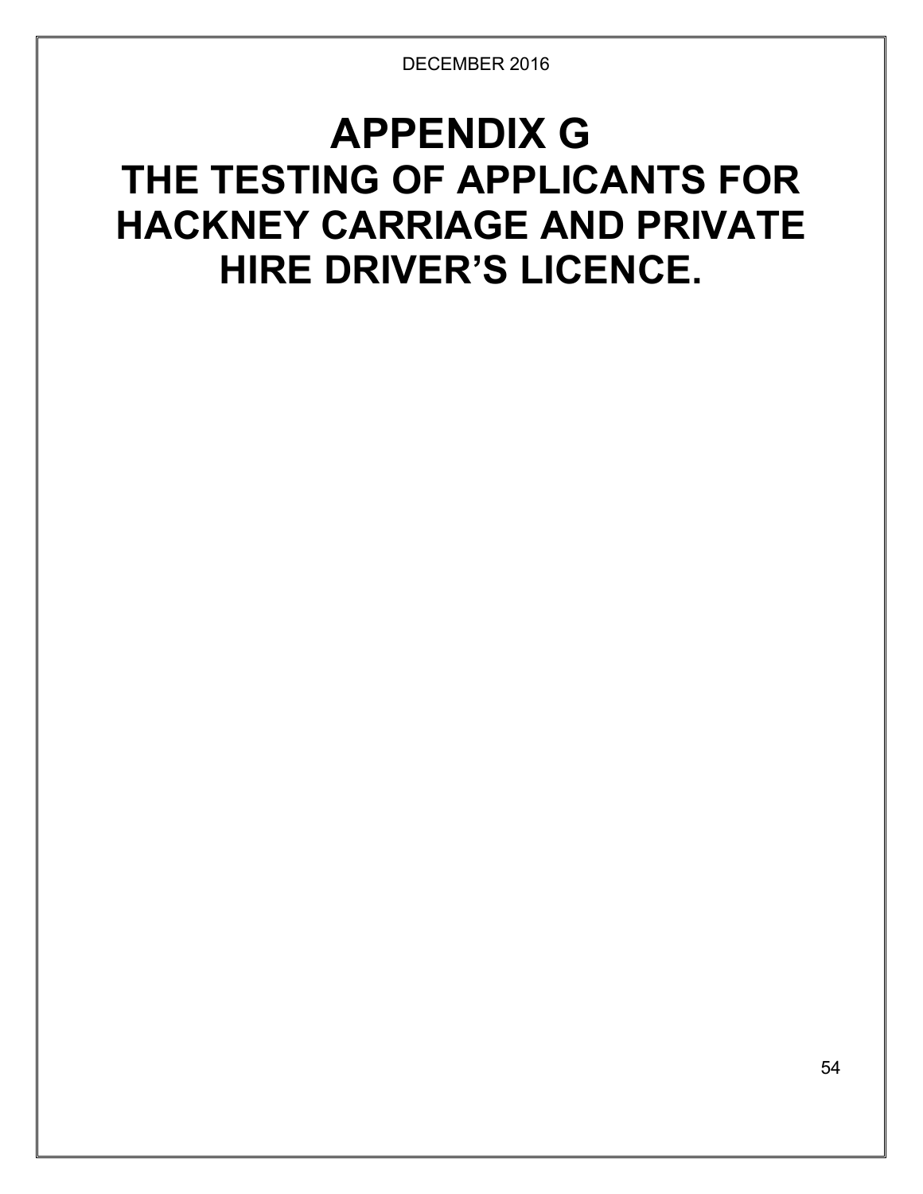# APPENDIX G
# THE TESTING OF APPLICANTS FOR HACKNEY CARRIAGE AND PRIVATE HIRE DRIVER'S LICENCE.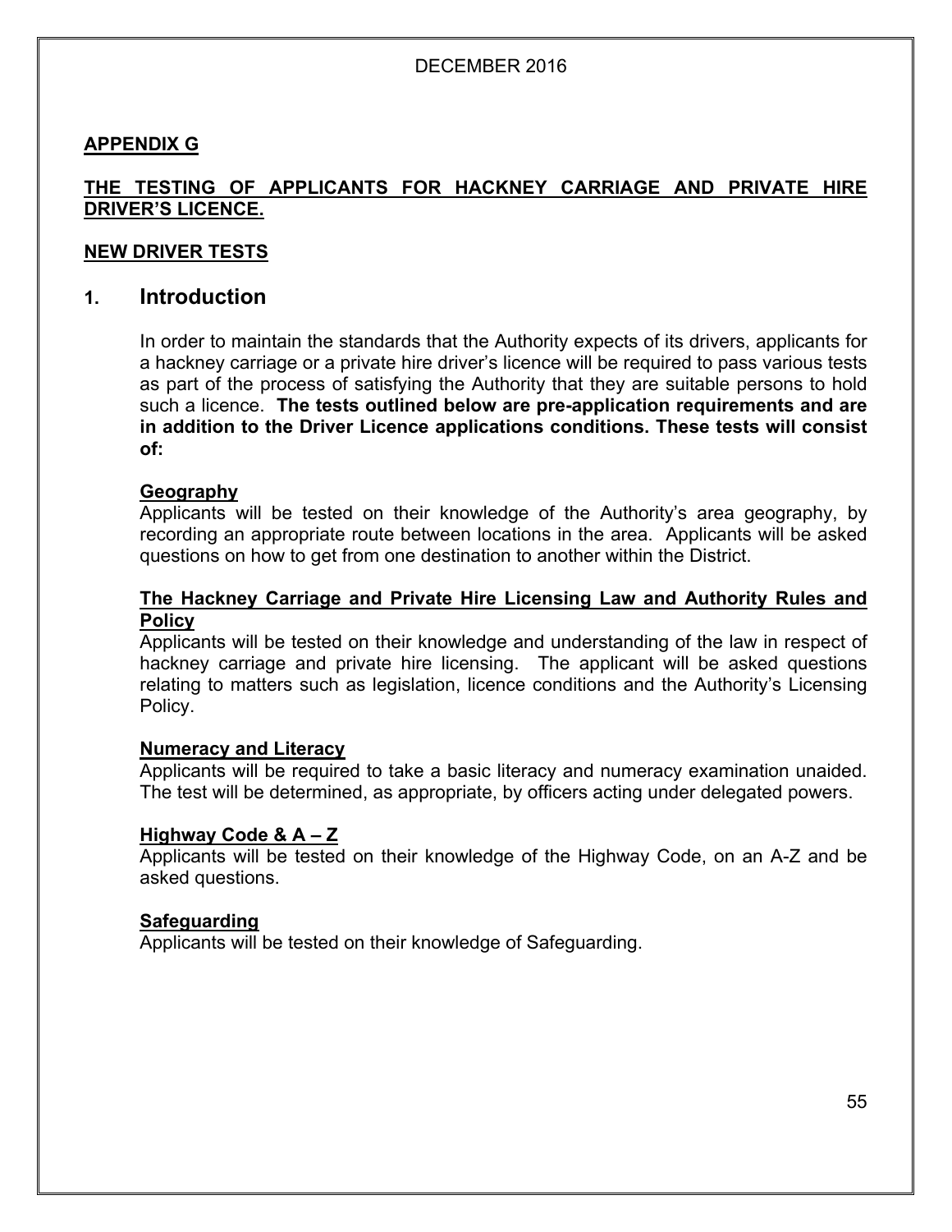DECEMBER 2016

## APPENDIX G

## THE TESTING OF APPLICANTS FOR HACKNEY CARRIAGE AND PRIVATE HIRE DRIVER'S LICENCE.

### NEW DRIVER TESTS

### 1. Introduction

In order to maintain the standards that the Authority expects of its drivers, applicants for a hackney carriage or a private hire driver's licence will be required to pass various tests as part of the process of satisfying the Authority that they are suitable persons to hold such a licence. **The tests outlined below are pre-application requirements and are in addition to the Driver Licence applications conditions. These tests will consist of:**

**Geography**

Applicants will be tested on their knowledge of the Authority's area geography, by recording an appropriate route between locations in the area. Applicants will be asked questions on how to get from one destination to another within the District.

**The Hackney Carriage and Private Hire Licensing Law and Authority Rules and Policy**

Applicants will be tested on their knowledge and understanding of the law in respect of hackney carriage and private hire licensing. The applicant will be asked questions relating to matters such as legislation, licence conditions and the Authority's Licensing Policy.

**Numeracy and Literacy**

Applicants will be required to take a basic literacy and numeracy examination unaided. The test will be determined, as appropriate, by officers acting under delegated powers.

**Highway Code & A – Z**

Applicants will be tested on their knowledge of the Highway Code, on an A-Z and be asked questions.

**Safeguarding**

Applicants will be tested on their knowledge of Safeguarding.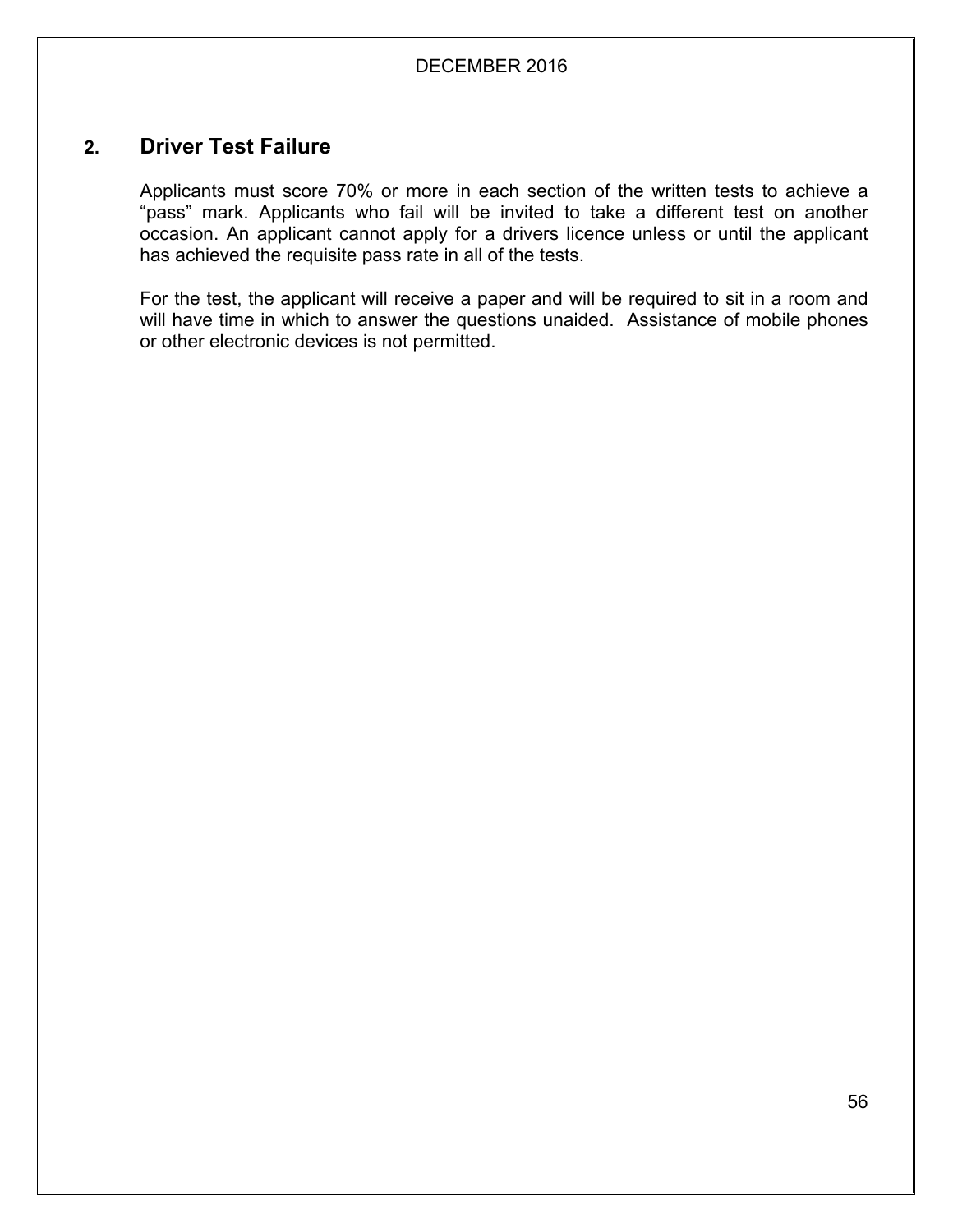## 2. Driver Test Failure

Applicants must score 70% or more in each section of the written tests to achieve a "pass" mark. Applicants who fail will be invited to take a different test on another occasion. An applicant cannot apply for a drivers licence unless or until the applicant has achieved the requisite pass rate in all of the tests.

For the test, the applicant will receive a paper and will be required to sit in a room and will have time in which to answer the questions unaided. Assistance of mobile phones or other electronic devices is not permitted.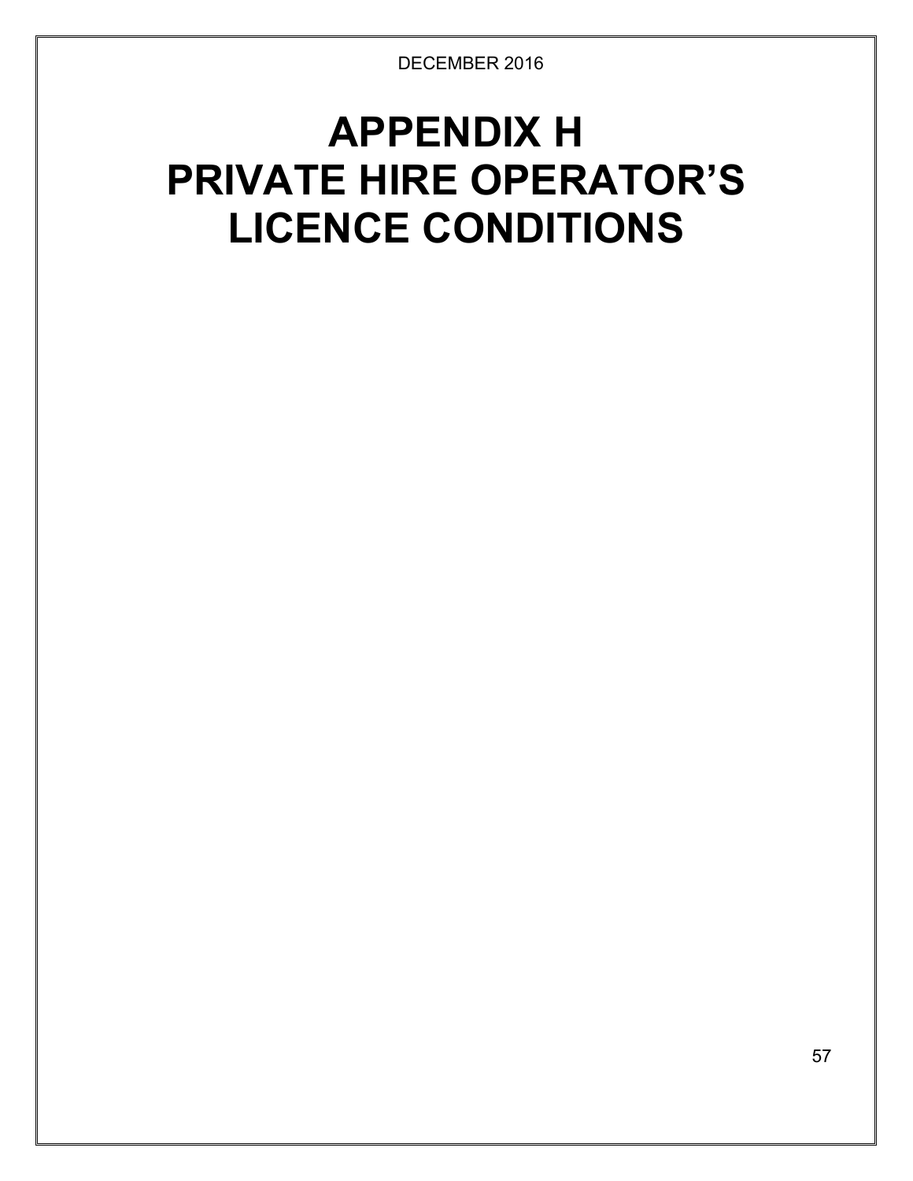# APPENDIX H
# PRIVATE HIRE OPERATOR'S LICENCE CONDITIONS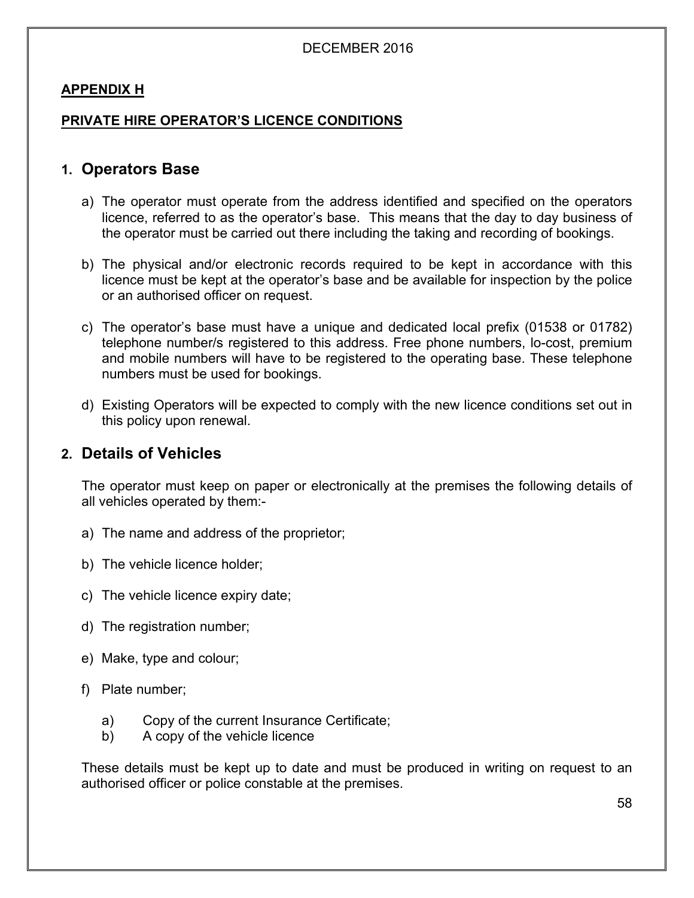DECEMBER 2016

**APPENDIX H**

**PRIVATE HIRE OPERATOR'S LICENCE CONDITIONS**

## 1. Operators Base

a) The operator must operate from the address identified and specified on the operators licence, referred to as the operator's base. This means that the day to day business of the operator must be carried out there including the taking and recording of bookings.

b) The physical and/or electronic records required to be kept in accordance with this licence must be kept at the operator's base and be available for inspection by the police or an authorised officer on request.

c) The operator's base must have a unique and dedicated local prefix (01538 or 01782) telephone number/s registered to this address. Free phone numbers, lo-cost, premium and mobile numbers will have to be registered to the operating base. These telephone numbers must be used for bookings.

d) Existing Operators will be expected to comply with the new licence conditions set out in this policy upon renewal.

## 2. Details of Vehicles

The operator must keep on paper or electronically at the premises the following details of all vehicles operated by them:-

a) The name and address of the proprietor;

b) The vehicle licence holder;

c) The vehicle licence expiry date;

d) The registration number;

e) Make, type and colour;

f) Plate number;

   a) Copy of the current Insurance Certificate;
   b) A copy of the vehicle licence

These details must be kept up to date and must be produced in writing on request to an authorised officer or police constable at the premises.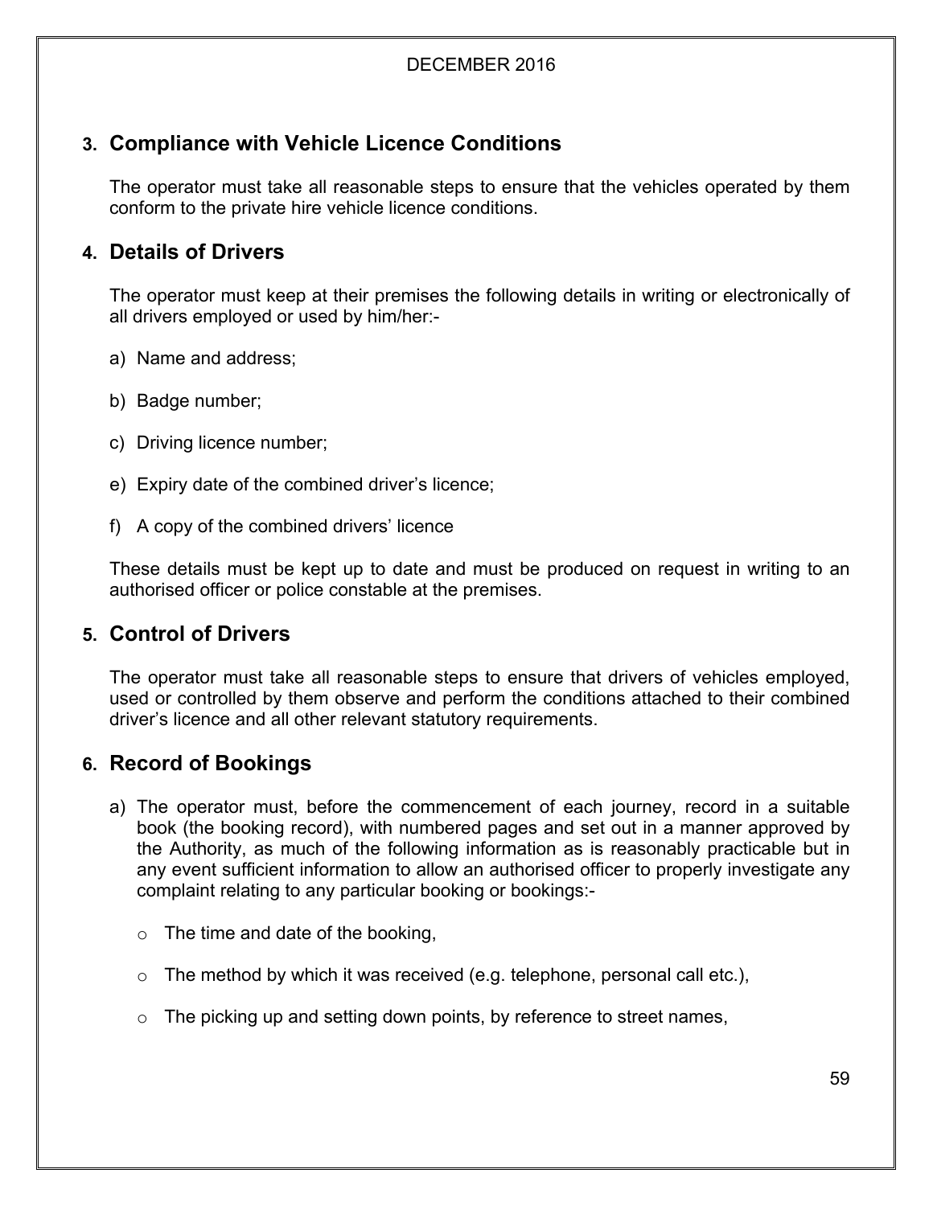## 3. Compliance with Vehicle Licence Conditions

The operator must take all reasonable steps to ensure that the vehicles operated by them conform to the private hire vehicle licence conditions.

## 4. Details of Drivers

The operator must keep at their premises the following details in writing or electronically of all drivers employed or used by him/her:-

a) Name and address;

b) Badge number;

c) Driving licence number;

e) Expiry date of the combined driver's licence;

f) A copy of the combined drivers' licence

These details must be kept up to date and must be produced on request in writing to an authorised officer or police constable at the premises.

## 5. Control of Drivers

The operator must take all reasonable steps to ensure that drivers of vehicles employed, used or controlled by them observe and perform the conditions attached to their combined driver's licence and all other relevant statutory requirements.

## 6. Record of Bookings

a) The operator must, before the commencement of each journey, record in a suitable book (the booking record), with numbered pages and set out in a manner approved by the Authority, as much of the following information as is reasonably practicable but in any event sufficient information to allow an authorised officer to properly investigate any complaint relating to any particular booking or bookings:-

   - The time and date of the booking,
   - The method by which it was received (e.g. telephone, personal call etc.),
   - The picking up and setting down points, by reference to street names,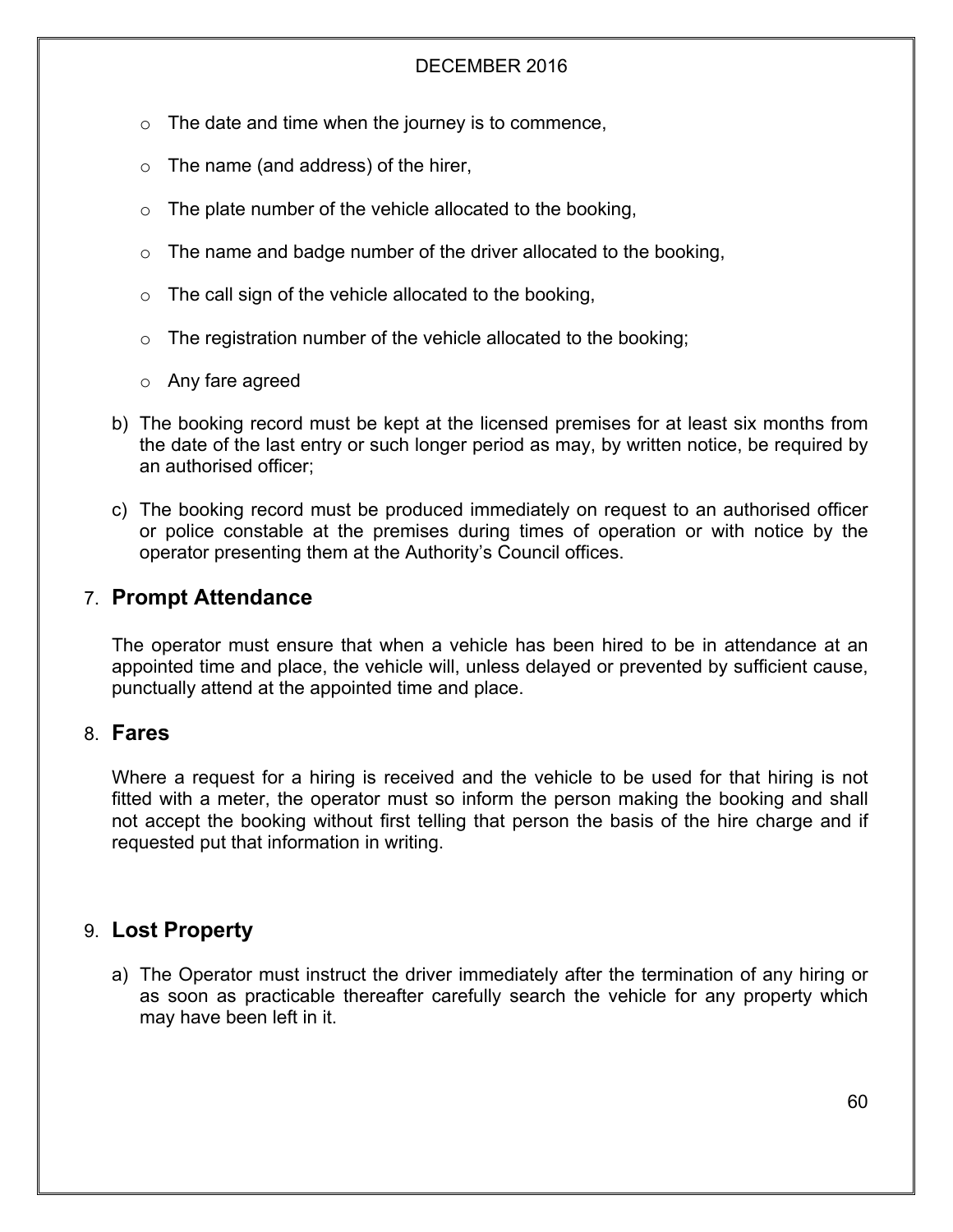- The date and time when the journey is to commence,
- The name (and address) of the hirer,
- The plate number of the vehicle allocated to the booking,
- The name and badge number of the driver allocated to the booking,
- The call sign of the vehicle allocated to the booking,
- The registration number of the vehicle allocated to the booking;
- Any fare agreed

b) The booking record must be kept at the licensed premises for at least six months from the date of the last entry or such longer period as may, by written notice, be required by an authorised officer;

c) The booking record must be produced immediately on request to an authorised officer or police constable at the premises during times of operation or with notice by the operator presenting them at the Authority's Council offices.

## 7. Prompt Attendance

The operator must ensure that when a vehicle has been hired to be in attendance at an appointed time and place, the vehicle will, unless delayed or prevented by sufficient cause, punctually attend at the appointed time and place.

## 8. Fares

Where a request for a hiring is received and the vehicle to be used for that hiring is not fitted with a meter, the operator must so inform the person making the booking and shall not accept the booking without first telling that person the basis of the hire charge and if requested put that information in writing.

## 9. Lost Property

a) The Operator must instruct the driver immediately after the termination of any hiring or as soon as practicable thereafter carefully search the vehicle for any property which may have been left in it.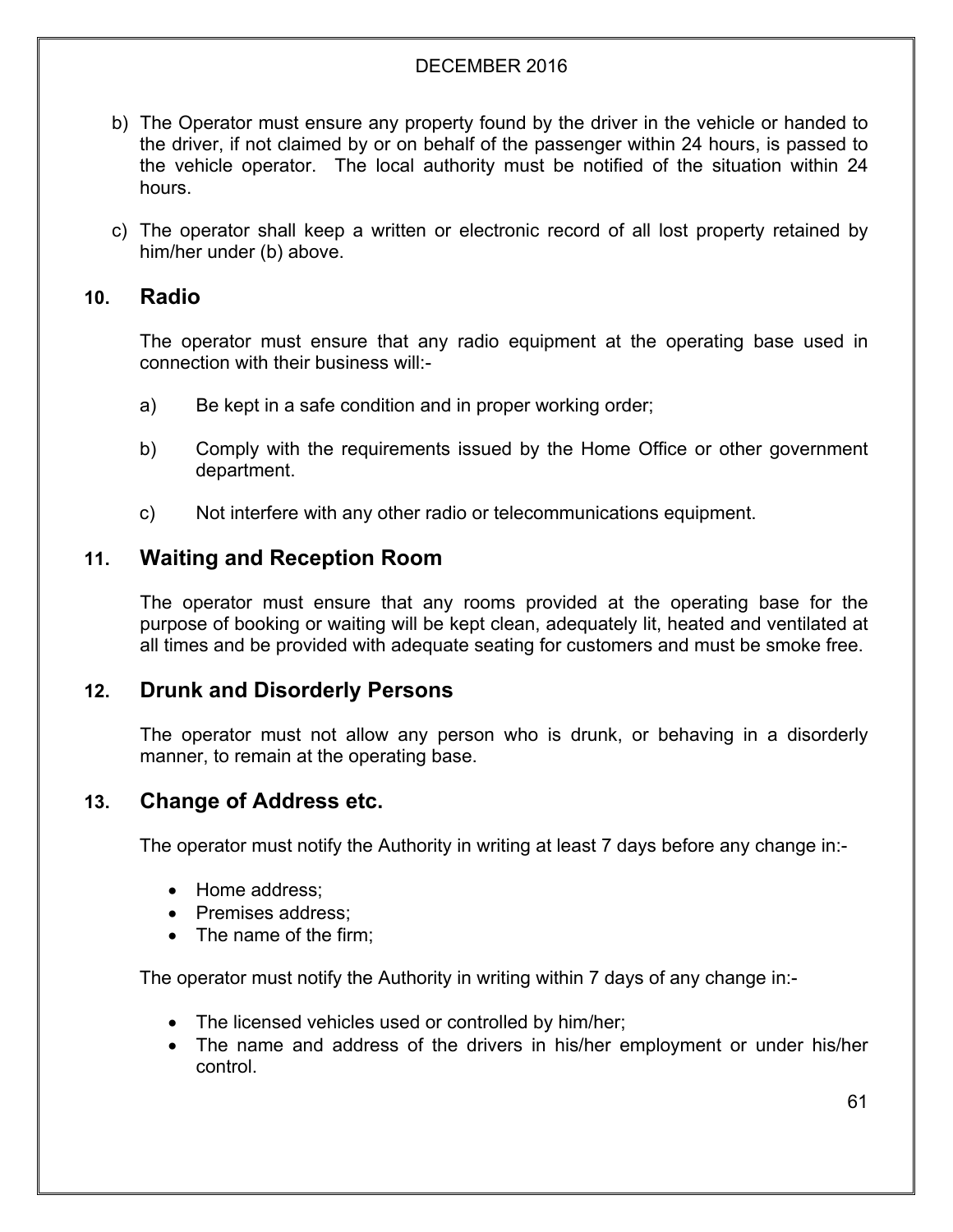b) The Operator must ensure any property found by the driver in the vehicle or handed to the driver, if not claimed by or on behalf of the passenger within 24 hours, is passed to the vehicle operator. The local authority must be notified of the situation within 24 hours.

c) The operator shall keep a written or electronic record of all lost property retained by him/her under (b) above.

## 10. Radio

The operator must ensure that any radio equipment at the operating base used in connection with their business will:-

a) Be kept in a safe condition and in proper working order;

b) Comply with the requirements issued by the Home Office or other government department.

c) Not interfere with any other radio or telecommunications equipment.

## 11. Waiting and Reception Room

The operator must ensure that any rooms provided at the operating base for the purpose of booking or waiting will be kept clean, adequately lit, heated and ventilated at all times and be provided with adequate seating for customers and must be smoke free.

## 12. Drunk and Disorderly Persons

The operator must not allow any person who is drunk, or behaving in a disorderly manner, to remain at the operating base.

## 13. Change of Address etc.

The operator must notify the Authority in writing at least 7 days before any change in:-

- Home address;
- Premises address;
- The name of the firm;

The operator must notify the Authority in writing within 7 days of any change in:-

- The licensed vehicles used or controlled by him/her;
- The name and address of the drivers in his/her employment or under his/her control.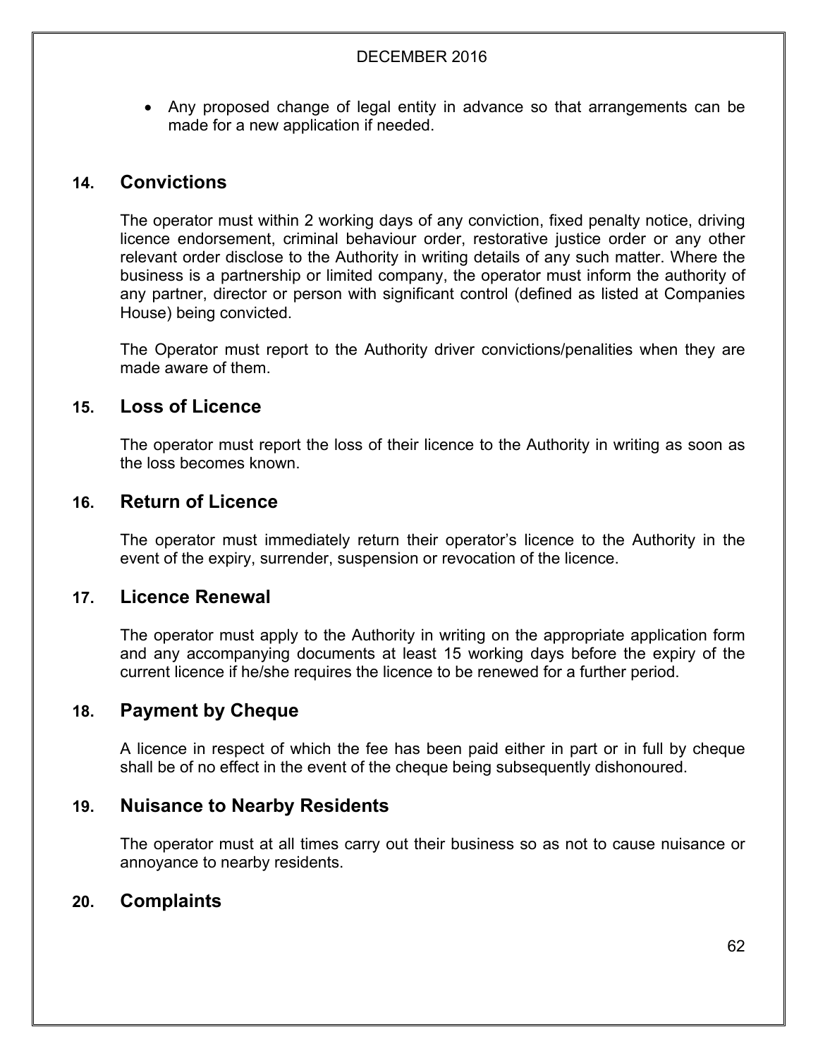- Any proposed change of legal entity in advance so that arrangements can be made for a new application if needed.

## 14. Convictions

The operator must within 2 working days of any conviction, fixed penalty notice, driving licence endorsement, criminal behaviour order, restorative justice order or any other relevant order disclose to the Authority in writing details of any such matter. Where the business is a partnership or limited company, the operator must inform the authority of any partner, director or person with significant control (defined as listed at Companies House) being convicted.

The Operator must report to the Authority driver convictions/penalities when they are made aware of them.

## 15. Loss of Licence

The operator must report the loss of their licence to the Authority in writing as soon as the loss becomes known.

## 16. Return of Licence

The operator must immediately return their operator's licence to the Authority in the event of the expiry, surrender, suspension or revocation of the licence.

## 17. Licence Renewal

The operator must apply to the Authority in writing on the appropriate application form and any accompanying documents at least 15 working days before the expiry of the current licence if he/she requires the licence to be renewed for a further period.

## 18. Payment by Cheque

A licence in respect of which the fee has been paid either in part or in full by cheque shall be of no effect in the event of the cheque being subsequently dishonoured.

## 19. Nuisance to Nearby Residents

The operator must at all times carry out their business so as not to cause nuisance or annoyance to nearby residents.

## 20. Complaints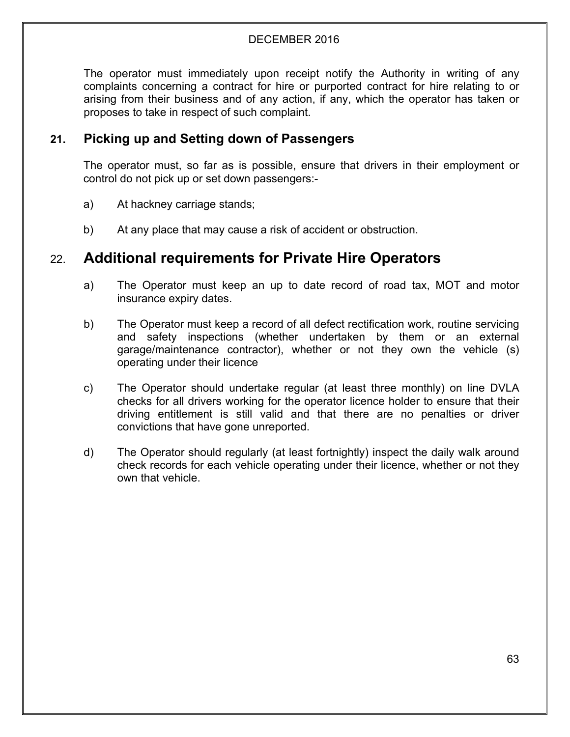The operator must immediately upon receipt notify the Authority in writing of any complaints concerning a contract for hire or purported contract for hire relating to or arising from their business and of any action, if any, which the operator has taken or proposes to take in respect of such complaint.

## 21. Picking up and Setting down of Passengers

The operator must, so far as is possible, ensure that drivers in their employment or control do not pick up or set down passengers:-

a) At hackney carriage stands;

b) At any place that may cause a risk of accident or obstruction.

## 22. Additional requirements for Private Hire Operators

a) The Operator must keep an up to date record of road tax, MOT and motor insurance expiry dates.

b) The Operator must keep a record of all defect rectification work, routine servicing and safety inspections (whether undertaken by them or an external garage/maintenance contractor), whether or not they own the vehicle (s) operating under their licence

c) The Operator should undertake regular (at least three monthly) on line DVLA checks for all drivers working for the operator licence holder to ensure that their driving entitlement is still valid and that there are no penalties or driver convictions that have gone unreported.

d) The Operator should regularly (at least fortnightly) inspect the daily walk around check records for each vehicle operating under their licence, whether or not they own that vehicle.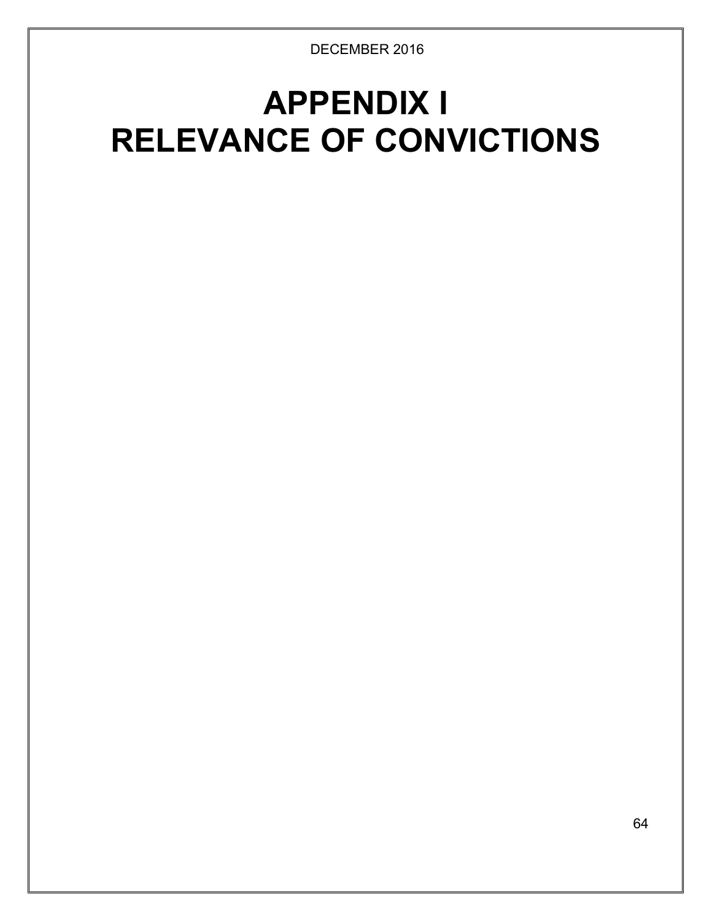# APPENDIX I
# RELEVANCE OF CONVICTIONS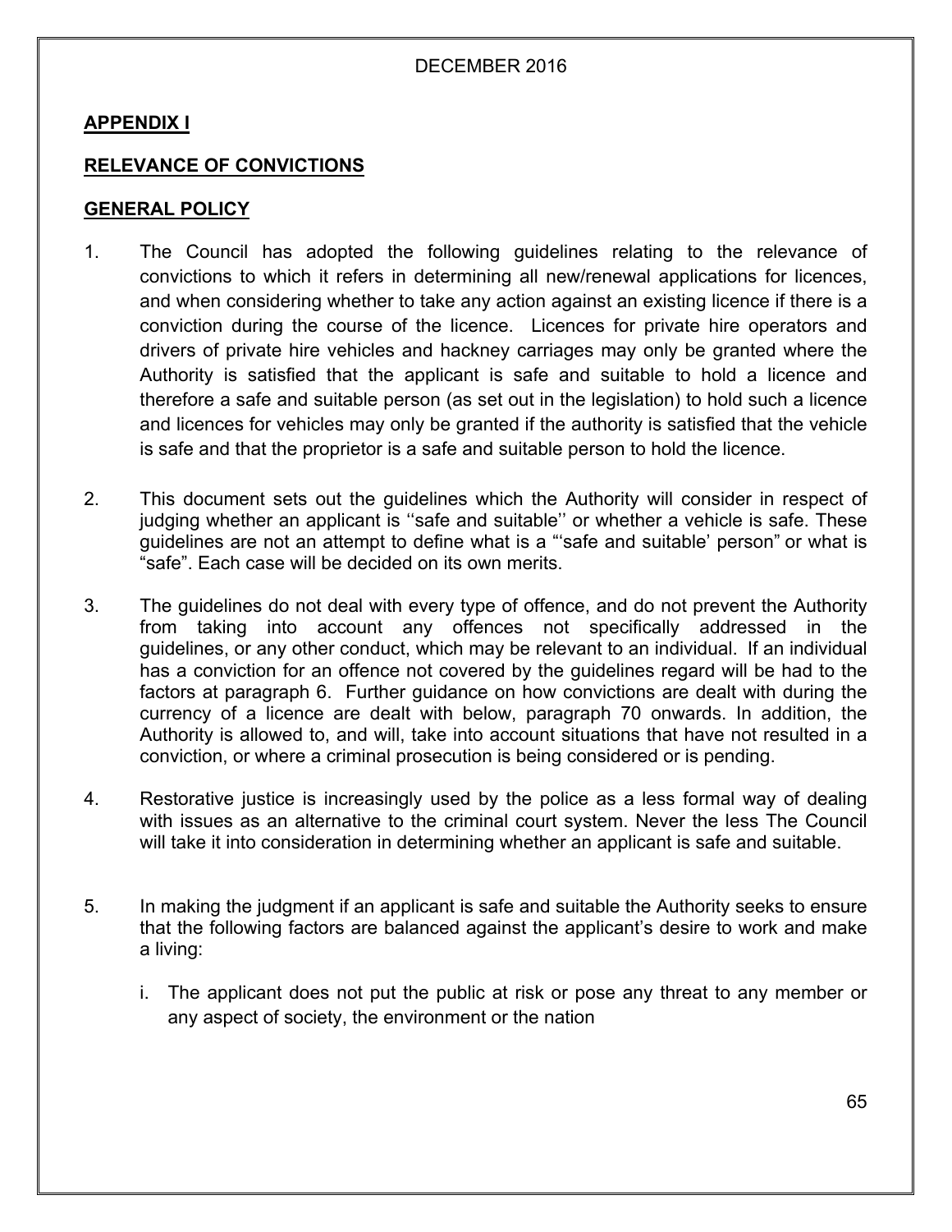## APPENDIX I

## RELEVANCE OF CONVICTIONS

## GENERAL POLICY

1. The Council has adopted the following guidelines relating to the relevance of convictions to which it refers in determining all new/renewal applications for licences, and when considering whether to take any action against an existing licence if there is a conviction during the course of the licence. Licences for private hire operators and drivers of private hire vehicles and hackney carriages may only be granted where the Authority is satisfied that the applicant is safe and suitable to hold a licence and therefore a safe and suitable person (as set out in the legislation) to hold such a licence and licences for vehicles may only be granted if the authority is satisfied that the vehicle is safe and that the proprietor is a safe and suitable person to hold the licence.

2. This document sets out the guidelines which the Authority will consider in respect of judging whether an applicant is ''safe and suitable'' or whether a vehicle is safe. These guidelines are not an attempt to define what is a "'safe and suitable' person" or what is "safe". Each case will be decided on its own merits.

3. The guidelines do not deal with every type of offence, and do not prevent the Authority from taking into account any offences not specifically addressed in the guidelines, or any other conduct, which may be relevant to an individual. If an individual has a conviction for an offence not covered by the guidelines regard will be had to the factors at paragraph 6. Further guidance on how convictions are dealt with during the currency of a licence are dealt with below, paragraph 70 onwards. In addition, the Authority is allowed to, and will, take into account situations that have not resulted in a conviction, or where a criminal prosecution is being considered or is pending.

4. Restorative justice is increasingly used by the police as a less formal way of dealing with issues as an alternative to the criminal court system. Never the less The Council will take it into consideration in determining whether an applicant is safe and suitable.

5. In making the judgment if an applicant is safe and suitable the Authority seeks to ensure that the following factors are balanced against the applicant's desire to work and make a living:

   i. The applicant does not put the public at risk or pose any threat to any member or any aspect of society, the environment or the nation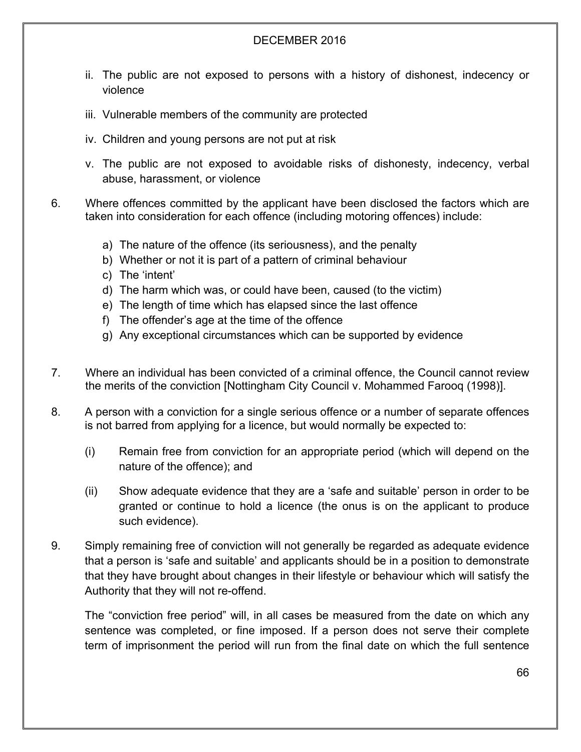ii. The public are not exposed to persons with a history of dishonest, indecency or violence

iii. Vulnerable members of the community are protected

iv. Children and young persons are not put at risk

v. The public are not exposed to avoidable risks of dishonesty, indecency, verbal abuse, harassment, or violence

6. Where offences committed by the applicant have been disclosed the factors which are taken into consideration for each offence (including motoring offences) include:

   a) The nature of the offence (its seriousness), and the penalty
   b) Whether or not it is part of a pattern of criminal behaviour
   c) The 'intent'
   d) The harm which was, or could have been, caused (to the victim)
   e) The length of time which has elapsed since the last offence
   f) The offender's age at the time of the offence
   g) Any exceptional circumstances which can be supported by evidence

7. Where an individual has been convicted of a criminal offence, the Council cannot review the merits of the conviction [Nottingham City Council v. Mohammed Farooq (1998)].

8. A person with a conviction for a single serious offence or a number of separate offences is not barred from applying for a licence, but would normally be expected to:

   (i) Remain free from conviction for an appropriate period (which will depend on the nature of the offence); and

   (ii) Show adequate evidence that they are a 'safe and suitable' person in order to be granted or continue to hold a licence (the onus is on the applicant to produce such evidence).

9. Simply remaining free of conviction will not generally be regarded as adequate evidence that a person is 'safe and suitable' and applicants should be in a position to demonstrate that they have brought about changes in their lifestyle or behaviour which will satisfy the Authority that they will not re-offend.

   The "conviction free period" will, in all cases be measured from the date on which any sentence was completed, or fine imposed. If a person does not serve their complete term of imprisonment the period will run from the final date on which the full sentence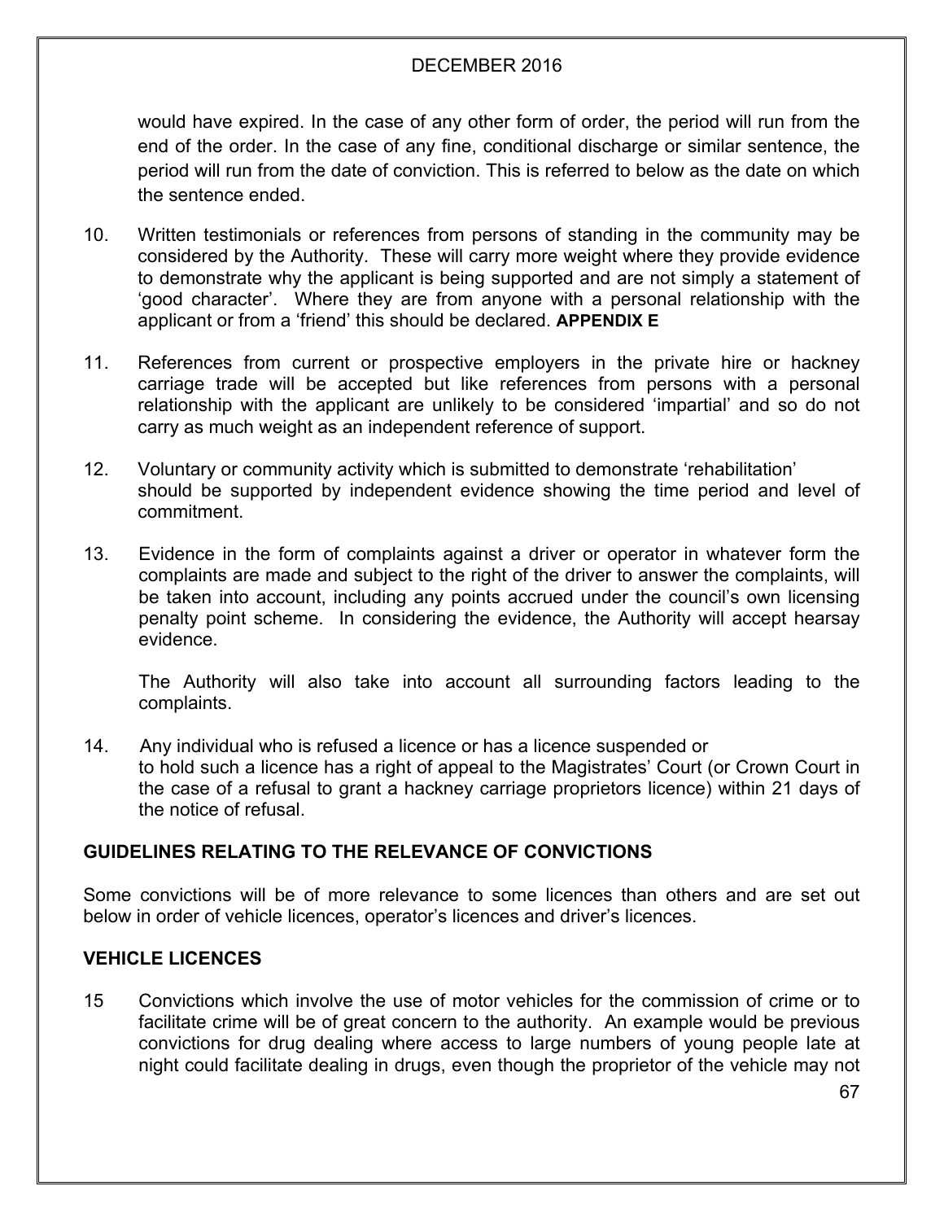would have expired. In the case of any other form of order, the period will run from the end of the order. In the case of any fine, conditional discharge or similar sentence, the period will run from the date of conviction. This is referred to below as the date on which the sentence ended.

10. Written testimonials or references from persons of standing in the community may be considered by the Authority. These will carry more weight where they provide evidence to demonstrate why the applicant is being supported and are not simply a statement of 'good character'. Where they are from anyone with a personal relationship with the applicant or from a 'friend' this should be declared. **APPENDIX E**

11. References from current or prospective employers in the private hire or hackney carriage trade will be accepted but like references from persons with a personal relationship with the applicant are unlikely to be considered 'impartial' and so do not carry as much weight as an independent reference of support.

12. Voluntary or community activity which is submitted to demonstrate 'rehabilitation' should be supported by independent evidence showing the time period and level of commitment.

13. Evidence in the form of complaints against a driver or operator in whatever form the complaints are made and subject to the right of the driver to answer the complaints, will be taken into account, including any points accrued under the council's own licensing penalty point scheme. In considering the evidence, the Authority will accept hearsay evidence.

    The Authority will also take into account all surrounding factors leading to the complaints.

14. Any individual who is refused a licence or has a licence suspended or to hold such a licence has a right of appeal to the Magistrates' Court (or Crown Court in the case of a refusal to grant a hackney carriage proprietors licence) within 21 days of the notice of refusal.

## GUIDELINES RELATING TO THE RELEVANCE OF CONVICTIONS

Some convictions will be of more relevance to some licences than others and are set out below in order of vehicle licences, operator's licences and driver's licences.

## VEHICLE LICENCES

15 Convictions which involve the use of motor vehicles for the commission of crime or to facilitate crime will be of great concern to the authority. An example would be previous convictions for drug dealing where access to large numbers of young people late at night could facilitate dealing in drugs, even though the proprietor of the vehicle may not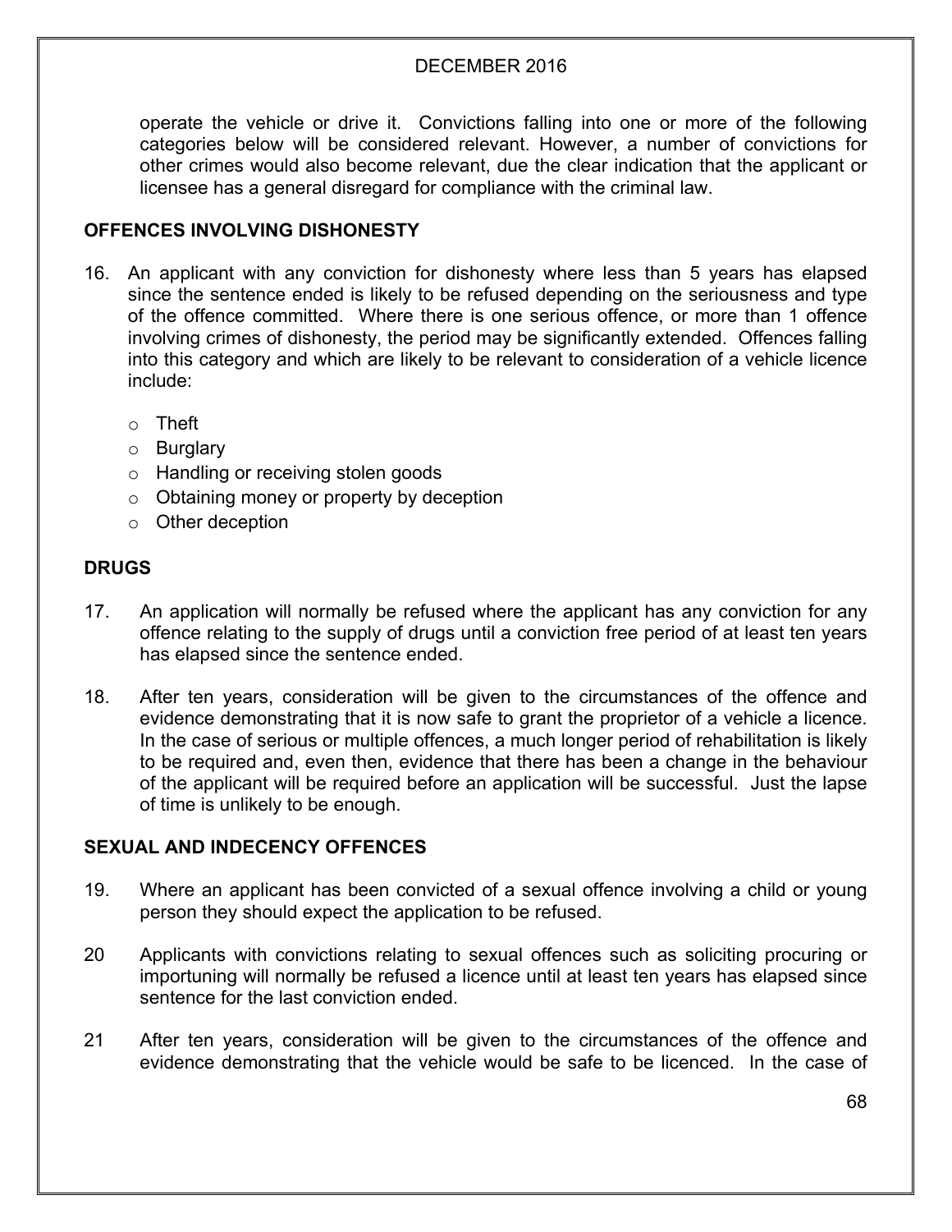operate the vehicle or drive it. Convictions falling into one or more of the following categories below will be considered relevant. However, a number of convictions for other crimes would also become relevant, due the clear indication that the applicant or licensee has a general disregard for compliance with the criminal law.

## OFFENCES INVOLVING DISHONESTY

16. An applicant with any conviction for dishonesty where less than 5 years has elapsed since the sentence ended is likely to be refused depending on the seriousness and type of the offence committed. Where there is one serious offence, or more than 1 offence involving crimes of dishonesty, the period may be significantly extended. Offences falling into this category and which are likely to be relevant to consideration of a vehicle licence include:

   - Theft
   - Burglary
   - Handling or receiving stolen goods
   - Obtaining money or property by deception
   - Other deception

## DRUGS

17. An application will normally be refused where the applicant has any conviction for any offence relating to the supply of drugs until a conviction free period of at least ten years has elapsed since the sentence ended.

18. After ten years, consideration will be given to the circumstances of the offence and evidence demonstrating that it is now safe to grant the proprietor of a vehicle a licence. In the case of serious or multiple offences, a much longer period of rehabilitation is likely to be required and, even then, evidence that there has been a change in the behaviour of the applicant will be required before an application will be successful. Just the lapse of time is unlikely to be enough.

## SEXUAL AND INDECENCY OFFENCES

19. Where an applicant has been convicted of a sexual offence involving a child or young person they should expect the application to be refused.

20 Applicants with convictions relating to sexual offences such as soliciting procuring or importuning will normally be refused a licence until at least ten years has elapsed since sentence for the last conviction ended.

21 After ten years, consideration will be given to the circumstances of the offence and evidence demonstrating that the vehicle would be safe to be licenced. In the case of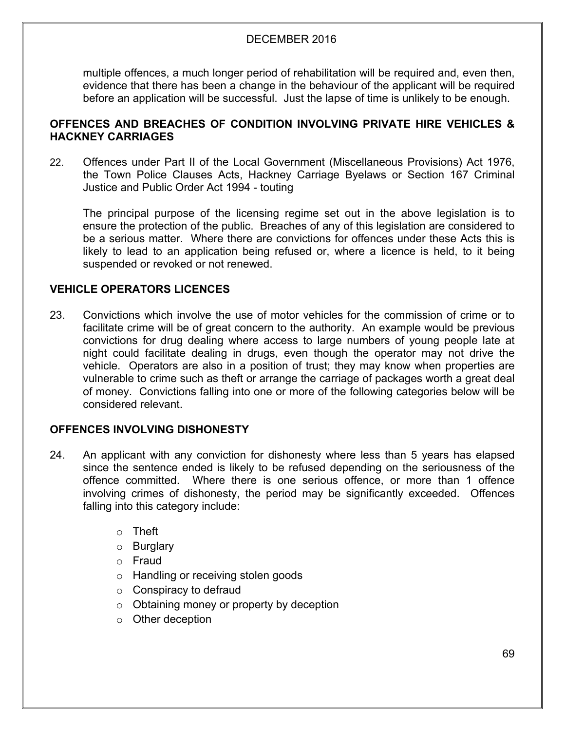multiple offences, a much longer period of rehabilitation will be required and, even then, evidence that there has been a change in the behaviour of the applicant will be required before an application will be successful. Just the lapse of time is unlikely to be enough.

## OFFENCES AND BREACHES OF CONDITION INVOLVING PRIVATE HIRE VEHICLES & HACKNEY CARRIAGES

22. Offences under Part II of the Local Government (Miscellaneous Provisions) Act 1976, the Town Police Clauses Acts, Hackney Carriage Byelaws or Section 167 Criminal Justice and Public Order Act 1994 - touting

    The principal purpose of the licensing regime set out in the above legislation is to ensure the protection of the public. Breaches of any of this legislation are considered to be a serious matter. Where there are convictions for offences under these Acts this is likely to lead to an application being refused or, where a licence is held, to it being suspended or revoked or not renewed.

## VEHICLE OPERATORS LICENCES

23. Convictions which involve the use of motor vehicles for the commission of crime or to facilitate crime will be of great concern to the authority. An example would be previous convictions for drug dealing where access to large numbers of young people late at night could facilitate dealing in drugs, even though the operator may not drive the vehicle. Operators are also in a position of trust; they may know when properties are vulnerable to crime such as theft or arrange the carriage of packages worth a great deal of money. Convictions falling into one or more of the following categories below will be considered relevant.

## OFFENCES INVOLVING DISHONESTY

24. An applicant with any conviction for dishonesty where less than 5 years has elapsed since the sentence ended is likely to be refused depending on the seriousness of the offence committed. Where there is one serious offence, or more than 1 offence involving crimes of dishonesty, the period may be significantly exceeded. Offences falling into this category include:

    - Theft
    - Burglary
    - Fraud
    - Handling or receiving stolen goods
    - Conspiracy to defraud
    - Obtaining money or property by deception
    - Other deception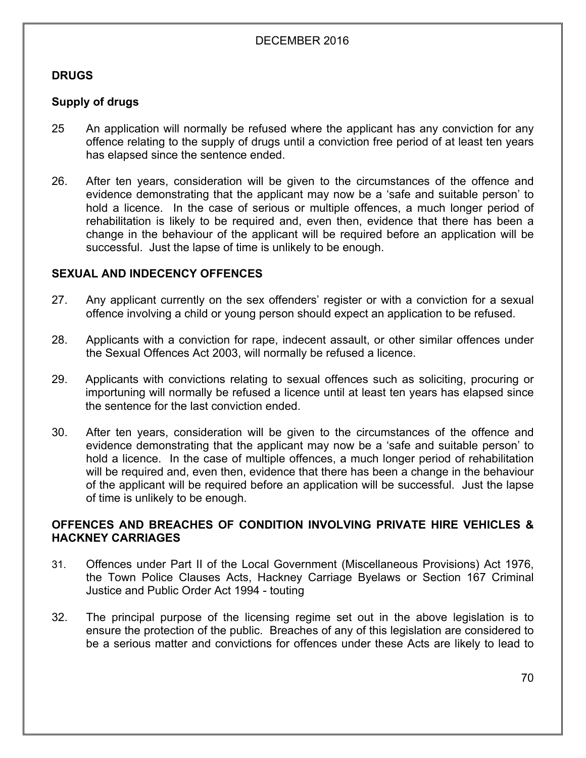## DRUGS

### Supply of drugs

25 An application will normally be refused where the applicant has any conviction for any offence relating to the supply of drugs until a conviction free period of at least ten years has elapsed since the sentence ended.

26. After ten years, consideration will be given to the circumstances of the offence and evidence demonstrating that the applicant may now be a 'safe and suitable person' to hold a licence. In the case of serious or multiple offences, a much longer period of rehabilitation is likely to be required and, even then, evidence that there has been a change in the behaviour of the applicant will be required before an application will be successful. Just the lapse of time is unlikely to be enough.

## SEXUAL AND INDECENCY OFFENCES

27. Any applicant currently on the sex offenders' register or with a conviction for a sexual offence involving a child or young person should expect an application to be refused.

28. Applicants with a conviction for rape, indecent assault, or other similar offences under the Sexual Offences Act 2003, will normally be refused a licence.

29. Applicants with convictions relating to sexual offences such as soliciting, procuring or importuning will normally be refused a licence until at least ten years has elapsed since the sentence for the last conviction ended.

30. After ten years, consideration will be given to the circumstances of the offence and evidence demonstrating that the applicant may now be a 'safe and suitable person' to hold a licence. In the case of multiple offences, a much longer period of rehabilitation will be required and, even then, evidence that there has been a change in the behaviour of the applicant will be required before an application will be successful. Just the lapse of time is unlikely to be enough.

## OFFENCES AND BREACHES OF CONDITION INVOLVING PRIVATE HIRE VEHICLES & HACKNEY CARRIAGES

31. Offences under Part II of the Local Government (Miscellaneous Provisions) Act 1976, the Town Police Clauses Acts, Hackney Carriage Byelaws or Section 167 Criminal Justice and Public Order Act 1994 - touting

32. The principal purpose of the licensing regime set out in the above legislation is to ensure the protection of the public. Breaches of any of this legislation are considered to be a serious matter and convictions for offences under these Acts are likely to lead to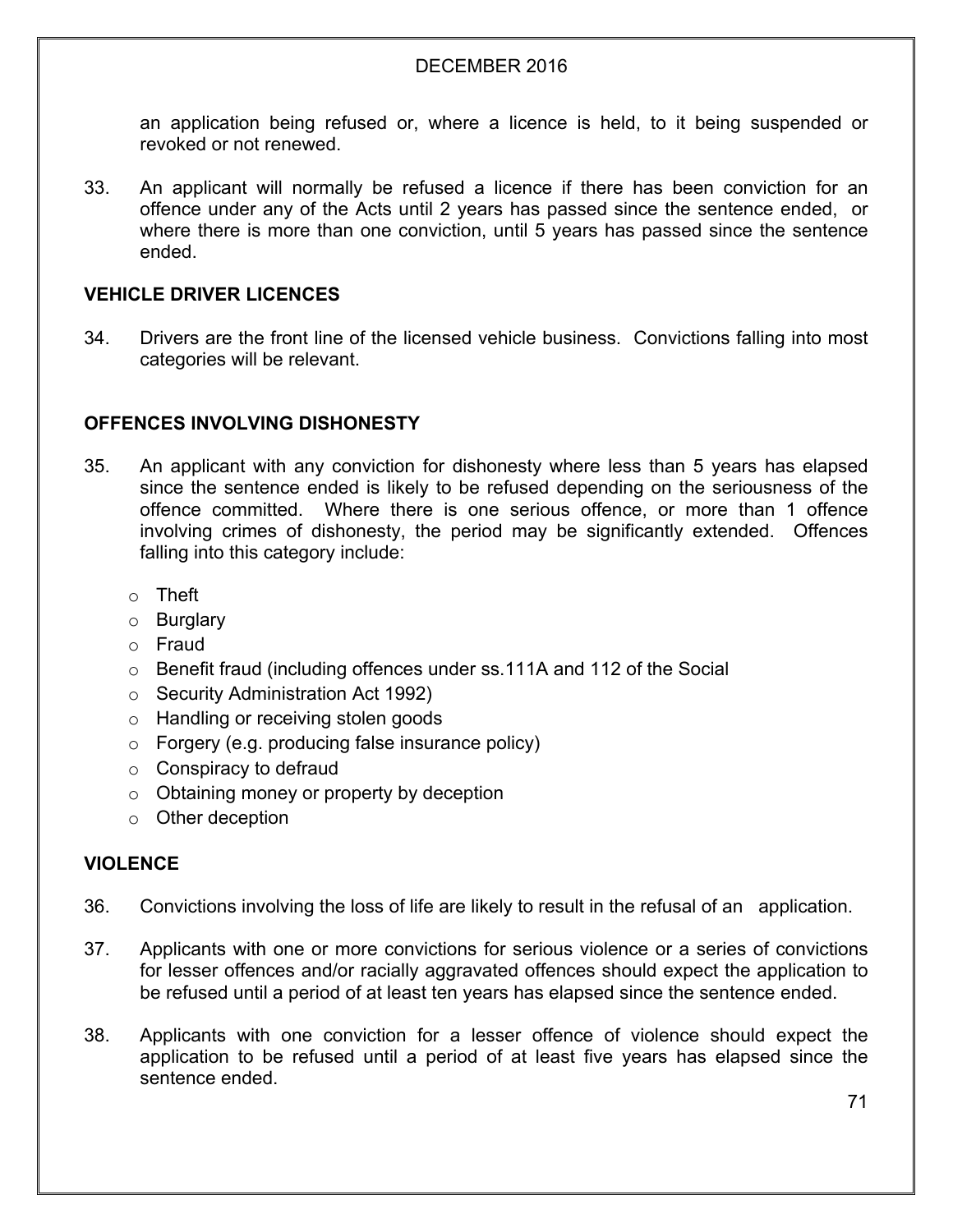an application being refused or, where a licence is held, to it being suspended or revoked or not renewed.

33. An applicant will normally be refused a licence if there has been conviction for an offence under any of the Acts until 2 years has passed since the sentence ended, or where there is more than one conviction, until 5 years has passed since the sentence ended.

## VEHICLE DRIVER LICENCES

34. Drivers are the front line of the licensed vehicle business. Convictions falling into most categories will be relevant.

## OFFENCES INVOLVING DISHONESTY

35. An applicant with any conviction for dishonesty where less than 5 years has elapsed since the sentence ended is likely to be refused depending on the seriousness of the offence committed. Where there is one serious offence, or more than 1 offence involving crimes of dishonesty, the period may be significantly extended. Offences falling into this category include:

    - Theft
    - Burglary
    - Fraud
    - Benefit fraud (including offences under ss.111A and 112 of the Social
    - Security Administration Act 1992)
    - Handling or receiving stolen goods
    - Forgery (e.g. producing false insurance policy)
    - Conspiracy to defraud
    - Obtaining money or property by deception
    - Other deception

## VIOLENCE

36. Convictions involving the loss of life are likely to result in the refusal of an application.

37. Applicants with one or more convictions for serious violence or a series of convictions for lesser offences and/or racially aggravated offences should expect the application to be refused until a period of at least ten years has elapsed since the sentence ended.

38. Applicants with one conviction for a lesser offence of violence should expect the application to be refused until a period of at least five years has elapsed since the sentence ended.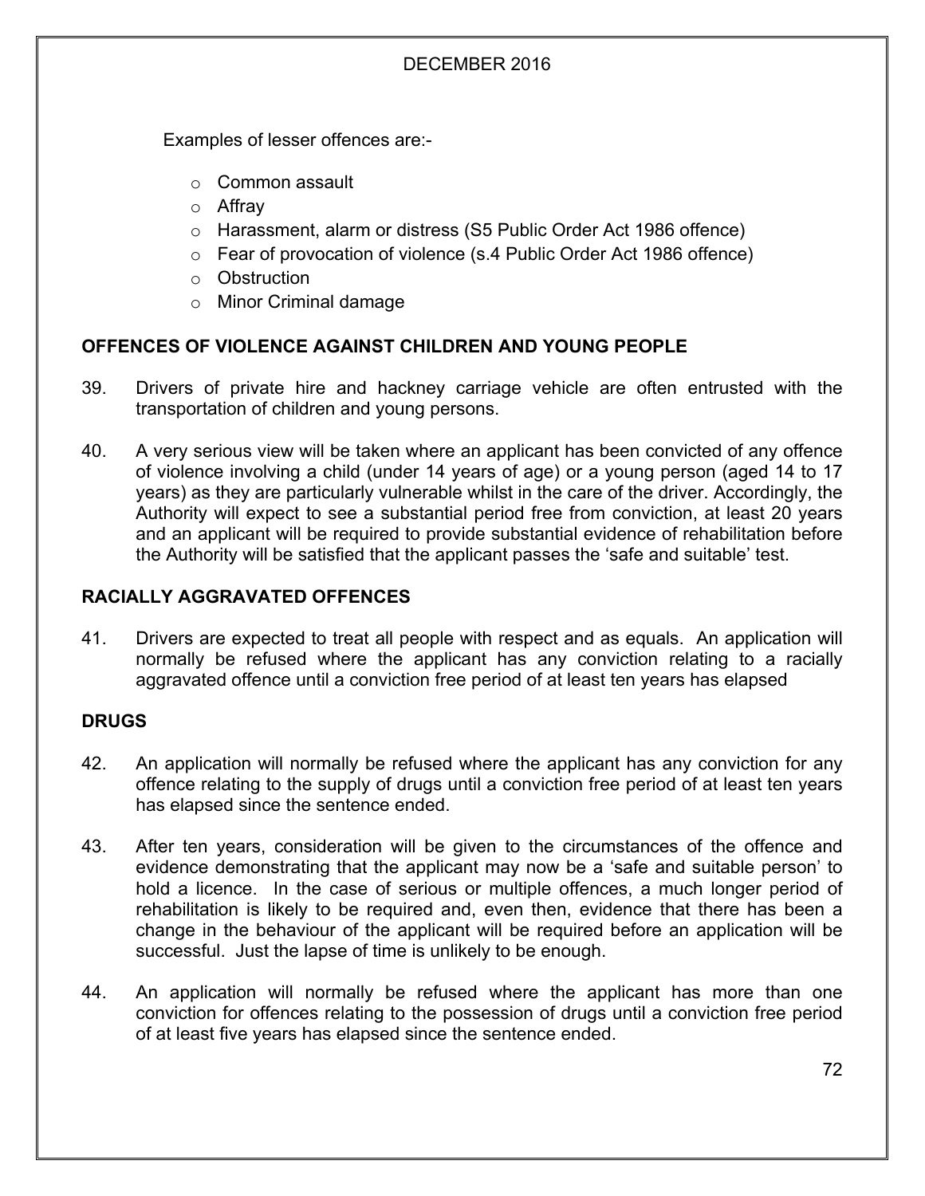Examples of lesser offences are:-

- Common assault
- Affray
- Harassment, alarm or distress (S5 Public Order Act 1986 offence)
- Fear of provocation of violence (s.4 Public Order Act 1986 offence)
- Obstruction
- Minor Criminal damage

## OFFENCES OF VIOLENCE AGAINST CHILDREN AND YOUNG PEOPLE

39. Drivers of private hire and hackney carriage vehicle are often entrusted with the transportation of children and young persons.

40. A very serious view will be taken where an applicant has been convicted of any offence of violence involving a child (under 14 years of age) or a young person (aged 14 to 17 years) as they are particularly vulnerable whilst in the care of the driver. Accordingly, the Authority will expect to see a substantial period free from conviction, at least 20 years and an applicant will be required to provide substantial evidence of rehabilitation before the Authority will be satisfied that the applicant passes the 'safe and suitable' test.

## RACIALLY AGGRAVATED OFFENCES

41. Drivers are expected to treat all people with respect and as equals. An application will normally be refused where the applicant has any conviction relating to a racially aggravated offence until a conviction free period of at least ten years has elapsed

## DRUGS

42. An application will normally be refused where the applicant has any conviction for any offence relating to the supply of drugs until a conviction free period of at least ten years has elapsed since the sentence ended.

43. After ten years, consideration will be given to the circumstances of the offence and evidence demonstrating that the applicant may now be a 'safe and suitable person' to hold a licence. In the case of serious or multiple offences, a much longer period of rehabilitation is likely to be required and, even then, evidence that there has been a change in the behaviour of the applicant will be required before an application will be successful. Just the lapse of time is unlikely to be enough.

44. An application will normally be refused where the applicant has more than one conviction for offences relating to the possession of drugs until a conviction free period of at least five years has elapsed since the sentence ended.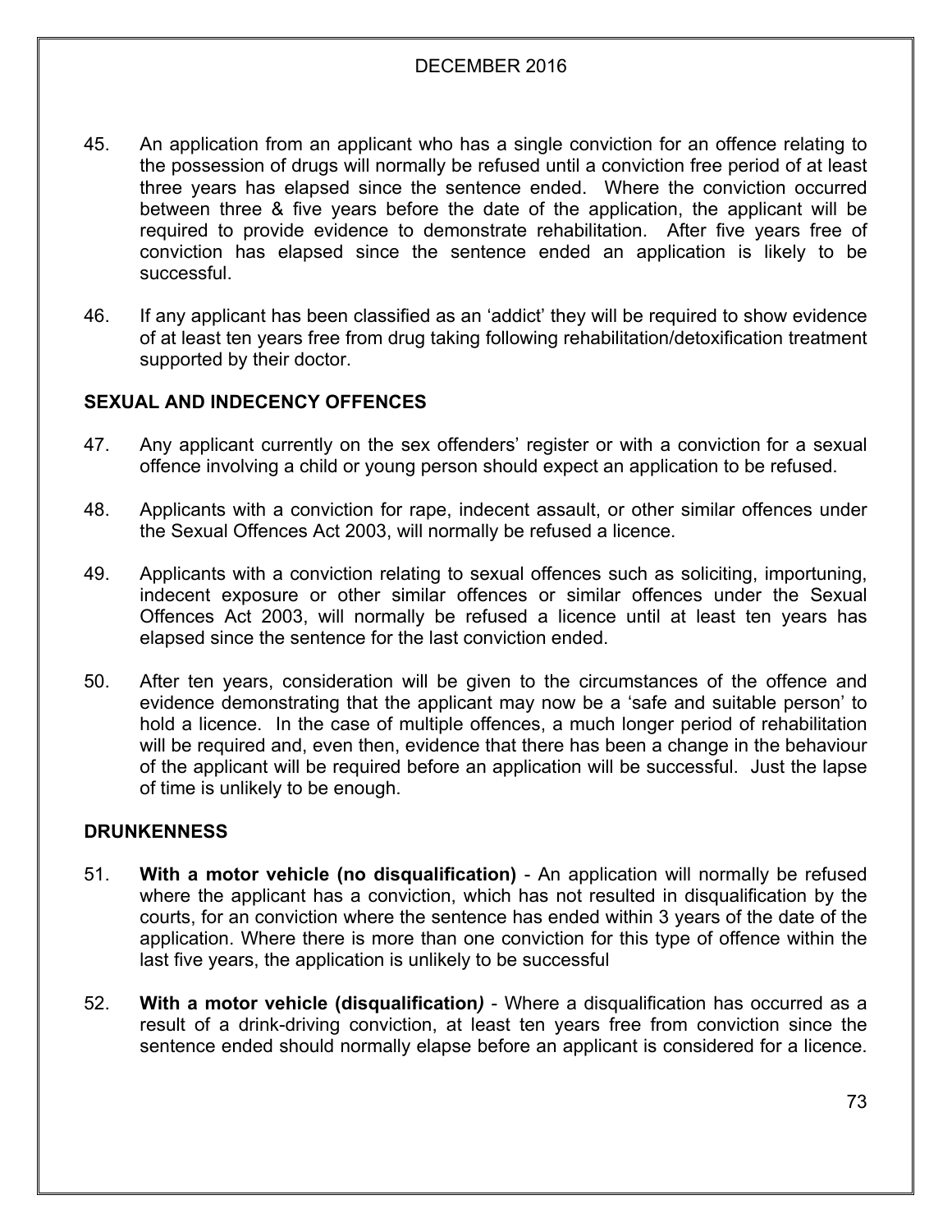45. An application from an applicant who has a single conviction for an offence relating to the possession of drugs will normally be refused until a conviction free period of at least three years has elapsed since the sentence ended. Where the conviction occurred between three & five years before the date of the application, the applicant will be required to provide evidence to demonstrate rehabilitation. After five years free of conviction has elapsed since the sentence ended an application is likely to be successful.

46. If any applicant has been classified as an 'addict' they will be required to show evidence of at least ten years free from drug taking following rehabilitation/detoxification treatment supported by their doctor.

**SEXUAL AND INDECENCY OFFENCES**

47. Any applicant currently on the sex offenders' register or with a conviction for a sexual offence involving a child or young person should expect an application to be refused.

48. Applicants with a conviction for rape, indecent assault, or other similar offences under the Sexual Offences Act 2003, will normally be refused a licence.

49. Applicants with a conviction relating to sexual offences such as soliciting, importuning, indecent exposure or other similar offences or similar offences under the Sexual Offences Act 2003, will normally be refused a licence until at least ten years has elapsed since the sentence for the last conviction ended.

50. After ten years, consideration will be given to the circumstances of the offence and evidence demonstrating that the applicant may now be a 'safe and suitable person' to hold a licence. In the case of multiple offences, a much longer period of rehabilitation will be required and, even then, evidence that there has been a change in the behaviour of the applicant will be required before an application will be successful. Just the lapse of time is unlikely to be enough.

**DRUNKENNESS**

51. **With a motor vehicle (no disqualification)** - An application will normally be refused where the applicant has a conviction, which has not resulted in disqualification by the courts, for an conviction where the sentence has ended within 3 years of the date of the application. Where there is more than one conviction for this type of offence within the last five years, the application is unlikely to be successful

52. **With a motor vehicle (disqualification*)*** - Where a disqualification has occurred as a result of a drink-driving conviction, at least ten years free from conviction since the sentence ended should normally elapse before an applicant is considered for a licence.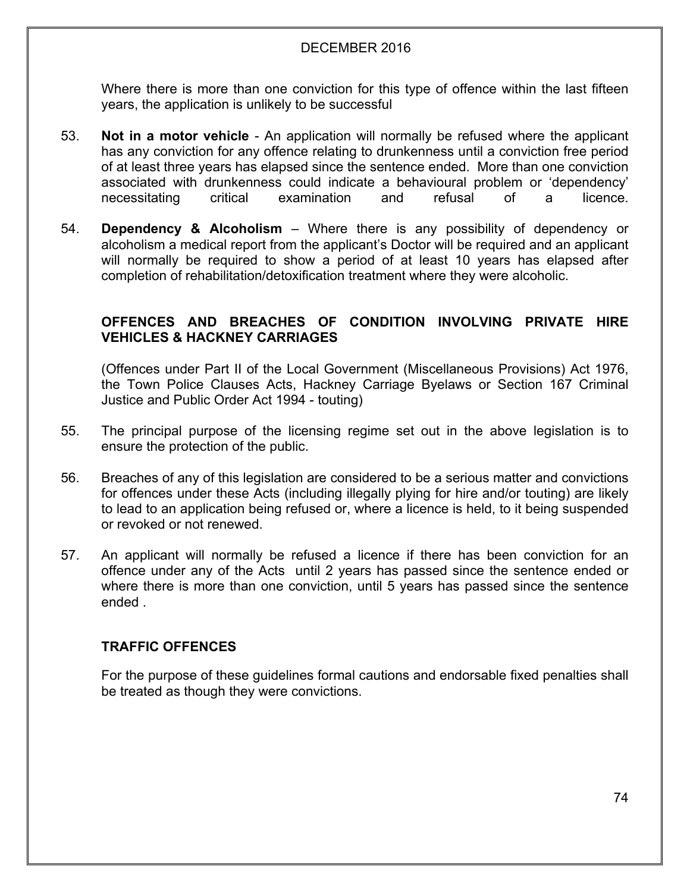Where there is more than one conviction for this type of offence within the last fifteen years, the application is unlikely to be successful

53. **Not in a motor vehicle** - An application will normally be refused where the applicant has any conviction for any offence relating to drunkenness until a conviction free period of at least three years has elapsed since the sentence ended. More than one conviction associated with drunkenness could indicate a behavioural problem or 'dependency' necessitating critical examination and refusal of a licence.

54. **Dependency & Alcoholism** – Where there is any possibility of dependency or alcoholism a medical report from the applicant's Doctor will be required and an applicant will normally be required to show a period of at least 10 years has elapsed after completion of rehabilitation/detoxification treatment where they were alcoholic.

### OFFENCES AND BREACHES OF CONDITION INVOLVING PRIVATE HIRE VEHICLES & HACKNEY CARRIAGES

(Offences under Part II of the Local Government (Miscellaneous Provisions) Act 1976, the Town Police Clauses Acts, Hackney Carriage Byelaws or Section 167 Criminal Justice and Public Order Act 1994 - touting)

55. The principal purpose of the licensing regime set out in the above legislation is to ensure the protection of the public.

56. Breaches of any of this legislation are considered to be a serious matter and convictions for offences under these Acts (including illegally plying for hire and/or touting) are likely to lead to an application being refused or, where a licence is held, to it being suspended or revoked or not renewed.

57. An applicant will normally be refused a licence if there has been conviction for an offence under any of the Acts until 2 years has passed since the sentence ended or where there is more than one conviction, until 5 years has passed since the sentence ended .

### TRAFFIC OFFENCES

For the purpose of these guidelines formal cautions and endorsable fixed penalties shall be treated as though they were convictions.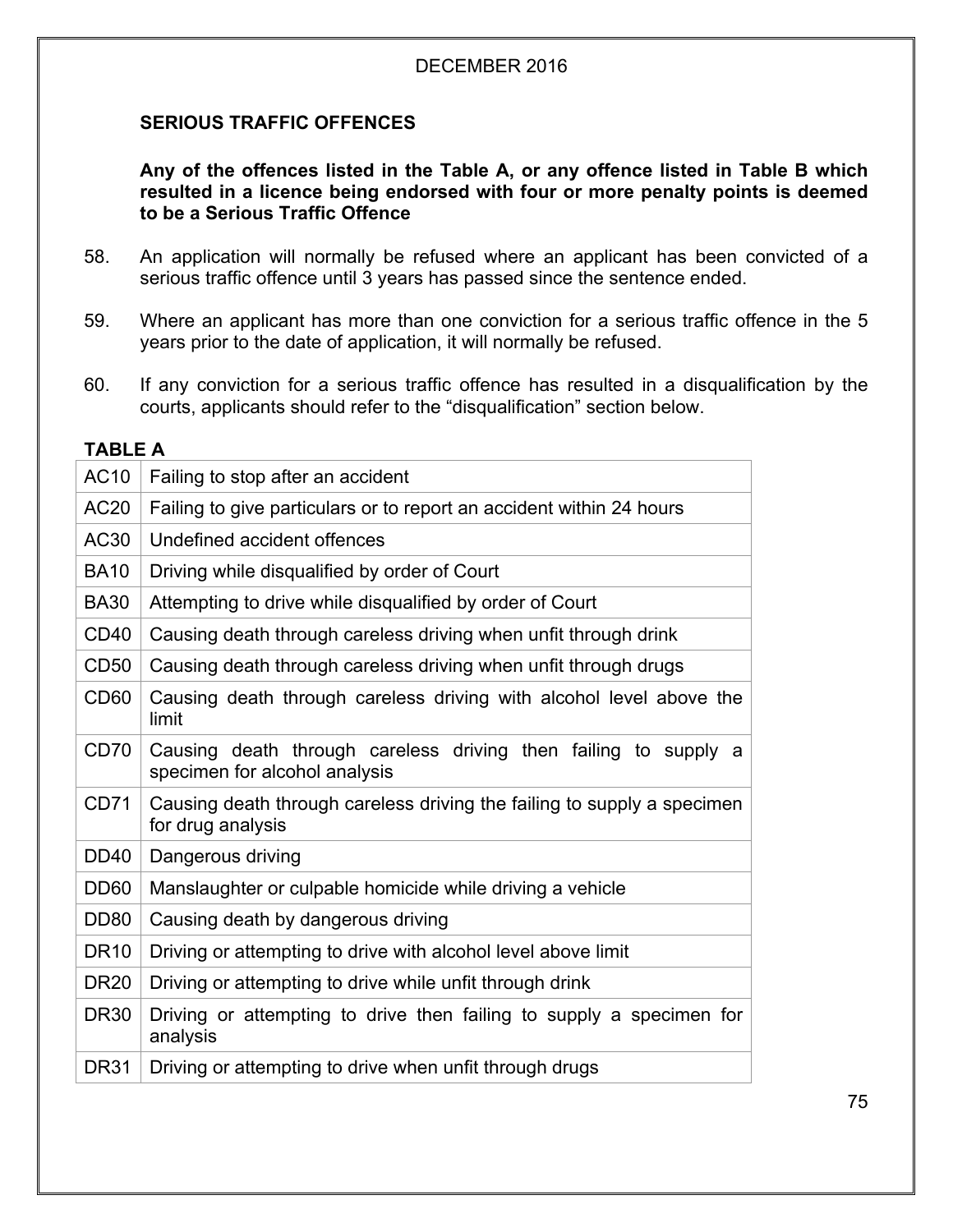DECEMBER 2016

## SERIOUS TRAFFIC OFFENCES

**Any of the offences listed in the Table A, or any offence listed in Table B which resulted in a licence being endorsed with four or more penalty points is deemed to be a Serious Traffic Offence**

58. An application will normally be refused where an applicant has been convicted of a serious traffic offence until 3 years has passed since the sentence ended.

59. Where an applicant has more than one conviction for a serious traffic offence in the 5 years prior to the date of application, it will normally be refused.

60. If any conviction for a serious traffic offence has resulted in a disqualification by the courts, applicants should refer to the "disqualification" section below.

**TABLE A**

| | |
|---|---|
| AC10 | Failing to stop after an accident |
| AC20 | Failing to give particulars or to report an accident within 24 hours |
| AC30 | Undefined accident offences |
| BA10 | Driving while disqualified by order of Court |
| BA30 | Attempting to drive while disqualified by order of Court |
| CD40 | Causing death through careless driving when unfit through drink |
| CD50 | Causing death through careless driving when unfit through drugs |
| CD60 | Causing death through careless driving with alcohol level above the limit |
| CD70 | Causing death through careless driving then failing to supply a specimen for alcohol analysis |
| CD71 | Causing death through careless driving the failing to supply a specimen for drug analysis |
| DD40 | Dangerous driving |
| DD60 | Manslaughter or culpable homicide while driving a vehicle |
| DD80 | Causing death by dangerous driving |
| DR10 | Driving or attempting to drive with alcohol level above limit |
| DR20 | Driving or attempting to drive while unfit through drink |
| DR30 | Driving or attempting to drive then failing to supply a specimen for analysis |
| DR31 | Driving or attempting to drive when unfit through drugs |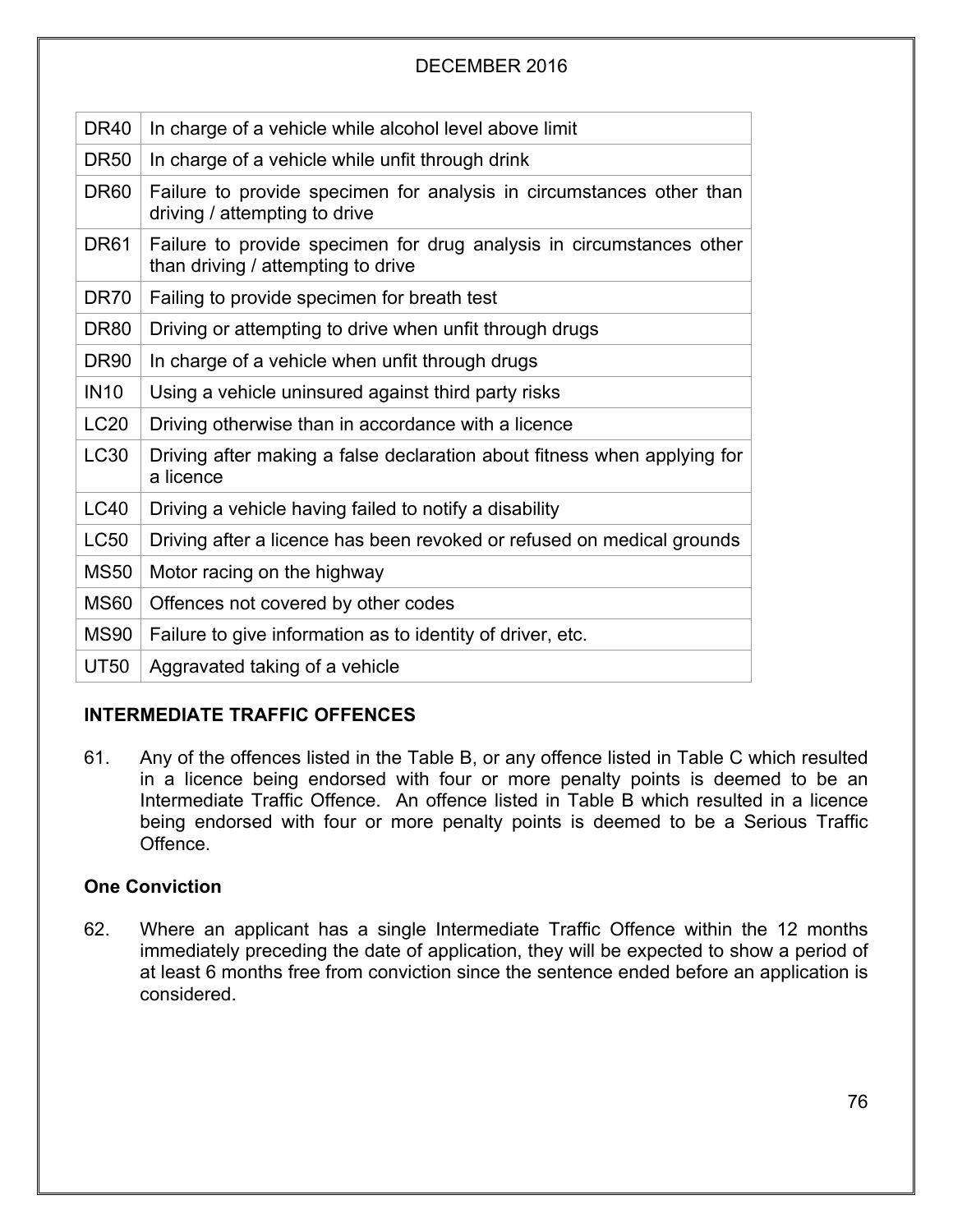| DR40 | In charge of a vehicle while alcohol level above limit |
|---|---|
| DR50 | In charge of a vehicle while unfit through drink |
| DR60 | Failure to provide specimen for analysis in circumstances other than driving / attempting to drive |
| DR61 | Failure to provide specimen for drug analysis in circumstances other than driving / attempting to drive |
| DR70 | Failing to provide specimen for breath test |
| DR80 | Driving or attempting to drive when unfit through drugs |
| DR90 | In charge of a vehicle when unfit through drugs |
| IN10 | Using a vehicle uninsured against third party risks |
| LC20 | Driving otherwise than in accordance with a licence |
| LC30 | Driving after making a false declaration about fitness when applying for a licence |
| LC40 | Driving a vehicle having failed to notify a disability |
| LC50 | Driving after a licence has been revoked or refused on medical grounds |
| MS50 | Motor racing on the highway |
| MS60 | Offences not covered by other codes |
| MS90 | Failure to give information as to identity of driver, etc. |
| UT50 | Aggravated taking of a vehicle |

**INTERMEDIATE TRAFFIC OFFENCES**

61. Any of the offences listed in the Table B, or any offence listed in Table C which resulted in a licence being endorsed with four or more penalty points is deemed to be an Intermediate Traffic Offence. An offence listed in Table B which resulted in a licence being endorsed with four or more penalty points is deemed to be a Serious Traffic Offence.

**One Conviction**

62. Where an applicant has a single Intermediate Traffic Offence within the 12 months immediately preceding the date of application, they will be expected to show a period of at least 6 months free from conviction since the sentence ended before an application is considered.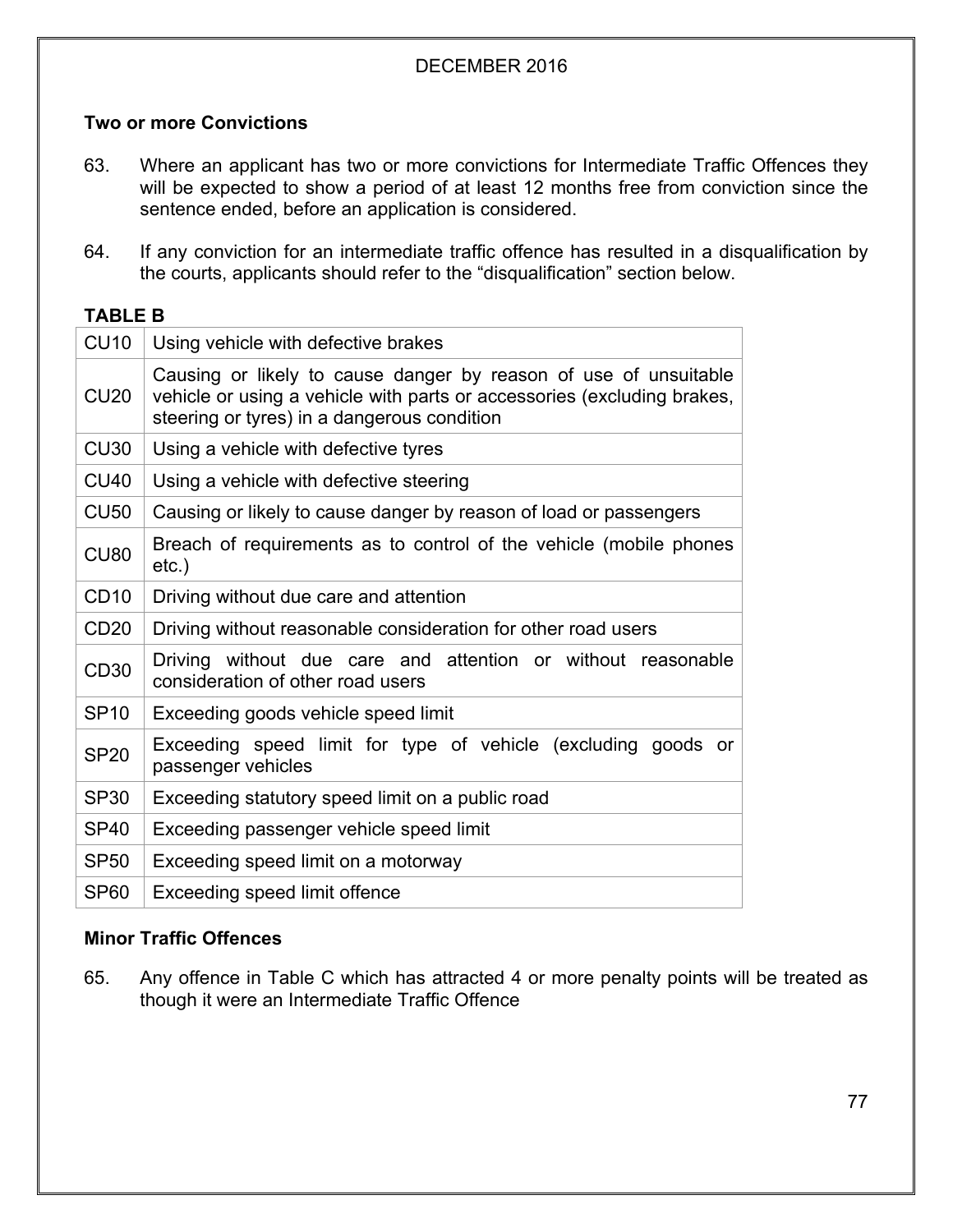### Two or more Convictions

63. Where an applicant has two or more convictions for Intermediate Traffic Offences they will be expected to show a period of at least 12 months free from conviction since the sentence ended, before an application is considered.

64. If any conviction for an intermediate traffic offence has resulted in a disqualification by the courts, applicants should refer to the "disqualification" section below.

**TABLE B**

| Code | Offence |
|---|---|
| CU10 | Using vehicle with defective brakes |
| CU20 | Causing or likely to cause danger by reason of use of unsuitable vehicle or using a vehicle with parts or accessories (excluding brakes, steering or tyres) in a dangerous condition |
| CU30 | Using a vehicle with defective tyres |
| CU40 | Using a vehicle with defective steering |
| CU50 | Causing or likely to cause danger by reason of load or passengers |
| CU80 | Breach of requirements as to control of the vehicle (mobile phones etc.) |
| CD10 | Driving without due care and attention |
| CD20 | Driving without reasonable consideration for other road users |
| CD30 | Driving without due care and attention or without reasonable consideration of other road users |
| SP10 | Exceeding goods vehicle speed limit |
| SP20 | Exceeding speed limit for type of vehicle (excluding goods or passenger vehicles |
| SP30 | Exceeding statutory speed limit on a public road |
| SP40 | Exceeding passenger vehicle speed limit |
| SP50 | Exceeding speed limit on a motorway |
| SP60 | Exceeding speed limit offence |

### Minor Traffic Offences

65. Any offence in Table C which has attracted 4 or more penalty points will be treated as though it were an Intermediate Traffic Offence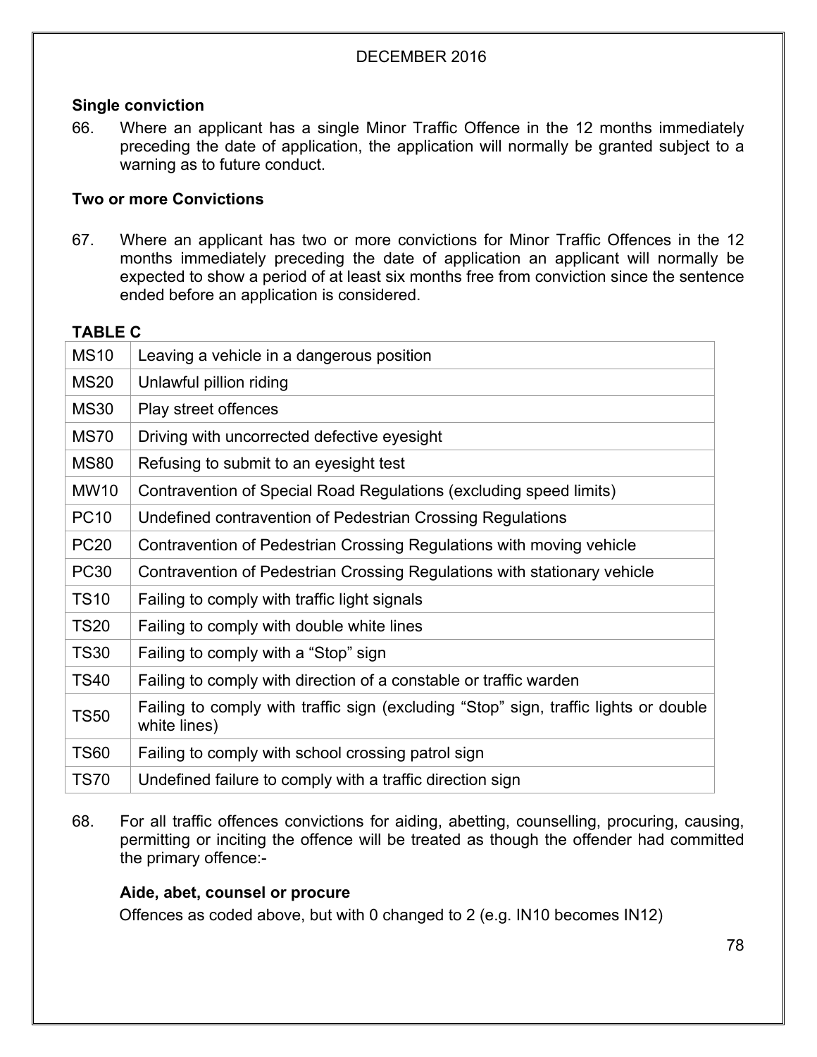### Single conviction

66. Where an applicant has a single Minor Traffic Offence in the 12 months immediately preceding the date of application, the application will normally be granted subject to a warning as to future conduct.

### Two or more Convictions

67. Where an applicant has two or more convictions for Minor Traffic Offences in the 12 months immediately preceding the date of application an applicant will normally be expected to show a period of at least six months free from conviction since the sentence ended before an application is considered.

**TABLE C**

| Code | Offence |
|---|---|
| MS10 | Leaving a vehicle in a dangerous position |
| MS20 | Unlawful pillion riding |
| MS30 | Play street offences |
| MS70 | Driving with uncorrected defective eyesight |
| MS80 | Refusing to submit to an eyesight test |
| MW10 | Contravention of Special Road Regulations (excluding speed limits) |
| PC10 | Undefined contravention of Pedestrian Crossing Regulations |
| PC20 | Contravention of Pedestrian Crossing Regulations with moving vehicle |
| PC30 | Contravention of Pedestrian Crossing Regulations with stationary vehicle |
| TS10 | Failing to comply with traffic light signals |
| TS20 | Failing to comply with double white lines |
| TS30 | Failing to comply with a "Stop" sign |
| TS40 | Failing to comply with direction of a constable or traffic warden |
| TS50 | Failing to comply with traffic sign (excluding "Stop" sign, traffic lights or double white lines) |
| TS60 | Failing to comply with school crossing patrol sign |
| TS70 | Undefined failure to comply with a traffic direction sign |

68. For all traffic offences convictions for aiding, abetting, counselling, procuring, causing, permitting or inciting the offence will be treated as though the offender had committed the primary offence:-

**Aide, abet, counsel or procure**

Offences as coded above, but with 0 changed to 2 (e.g. IN10 becomes IN12)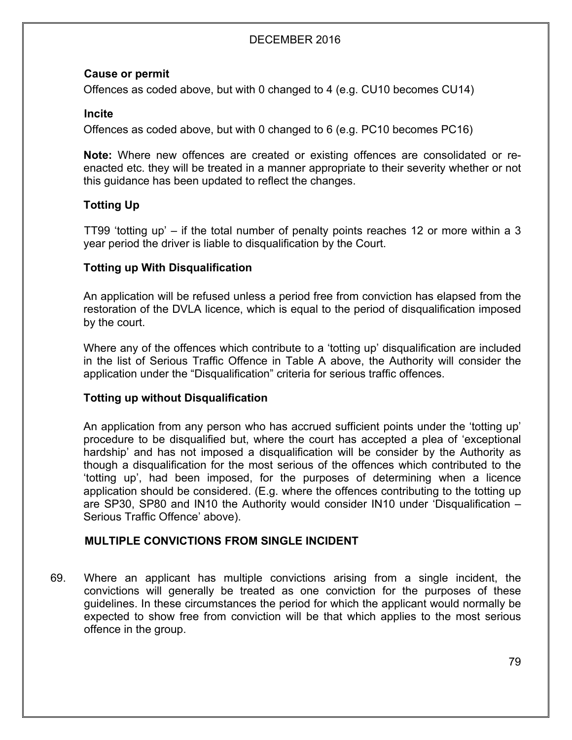**Cause or permit**

Offences as coded above, but with 0 changed to 4 (e.g. CU10 becomes CU14)

**Incite**

Offences as coded above, but with 0 changed to 6 (e.g. PC10 becomes PC16)

**Note:** Where new offences are created or existing offences are consolidated or re-enacted etc. they will be treated in a manner appropriate to their severity whether or not this guidance has been updated to reflect the changes.

**Totting Up**

TT99 'totting up' – if the total number of penalty points reaches 12 or more within a 3 year period the driver is liable to disqualification by the Court.

**Totting up With Disqualification**

An application will be refused unless a period free from conviction has elapsed from the restoration of the DVLA licence, which is equal to the period of disqualification imposed by the court.

Where any of the offences which contribute to a 'totting up' disqualification are included in the list of Serious Traffic Offence in Table A above, the Authority will consider the application under the "Disqualification" criteria for serious traffic offences.

**Totting up without Disqualification**

An application from any person who has accrued sufficient points under the 'totting up' procedure to be disqualified but, where the court has accepted a plea of 'exceptional hardship' and has not imposed a disqualification will be consider by the Authority as though a disqualification for the most serious of the offences which contributed to the 'totting up', had been imposed, for the purposes of determining when a licence application should be considered. (E.g. where the offences contributing to the totting up are SP30, SP80 and IN10 the Authority would consider IN10 under 'Disqualification – Serious Traffic Offence' above).

**MULTIPLE CONVICTIONS FROM SINGLE INCIDENT**

69. Where an applicant has multiple convictions arising from a single incident, the convictions will generally be treated as one conviction for the purposes of these guidelines. In these circumstances the period for which the applicant would normally be expected to show free from conviction will be that which applies to the most serious offence in the group.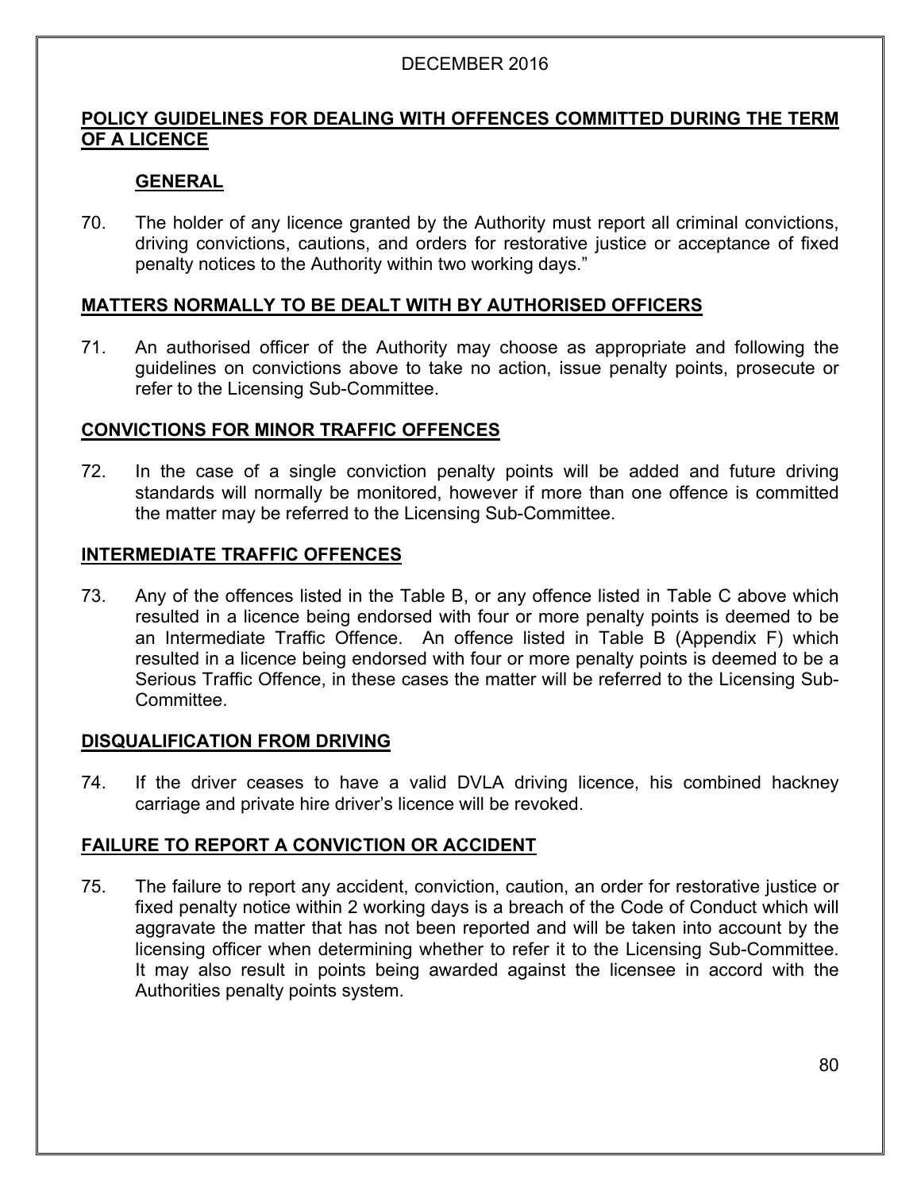DECEMBER 2016

## POLICY GUIDELINES FOR DEALING WITH OFFENCES COMMITTED DURING THE TERM OF A LICENCE

### GENERAL

70. The holder of any licence granted by the Authority must report all criminal convictions, driving convictions, cautions, and orders for restorative justice or acceptance of fixed penalty notices to the Authority within two working days."

### MATTERS NORMALLY TO BE DEALT WITH BY AUTHORISED OFFICERS

71. An authorised officer of the Authority may choose as appropriate and following the guidelines on convictions above to take no action, issue penalty points, prosecute or refer to the Licensing Sub-Committee.

### CONVICTIONS FOR MINOR TRAFFIC OFFENCES

72. In the case of a single conviction penalty points will be added and future driving standards will normally be monitored, however if more than one offence is committed the matter may be referred to the Licensing Sub-Committee.

### INTERMEDIATE TRAFFIC OFFENCES

73. Any of the offences listed in the Table B, or any offence listed in Table C above which resulted in a licence being endorsed with four or more penalty points is deemed to be an Intermediate Traffic Offence. An offence listed in Table B (Appendix F) which resulted in a licence being endorsed with four or more penalty points is deemed to be a Serious Traffic Offence, in these cases the matter will be referred to the Licensing Sub-Committee.

### DISQUALIFICATION FROM DRIVING

74. If the driver ceases to have a valid DVLA driving licence, his combined hackney carriage and private hire driver's licence will be revoked.

### FAILURE TO REPORT A CONVICTION OR ACCIDENT

75. The failure to report any accident, conviction, caution, an order for restorative justice or fixed penalty notice within 2 working days is a breach of the Code of Conduct which will aggravate the matter that has not been reported and will be taken into account by the licensing officer when determining whether to refer it to the Licensing Sub-Committee. It may also result in points being awarded against the licensee in accord with the Authorities penalty points system.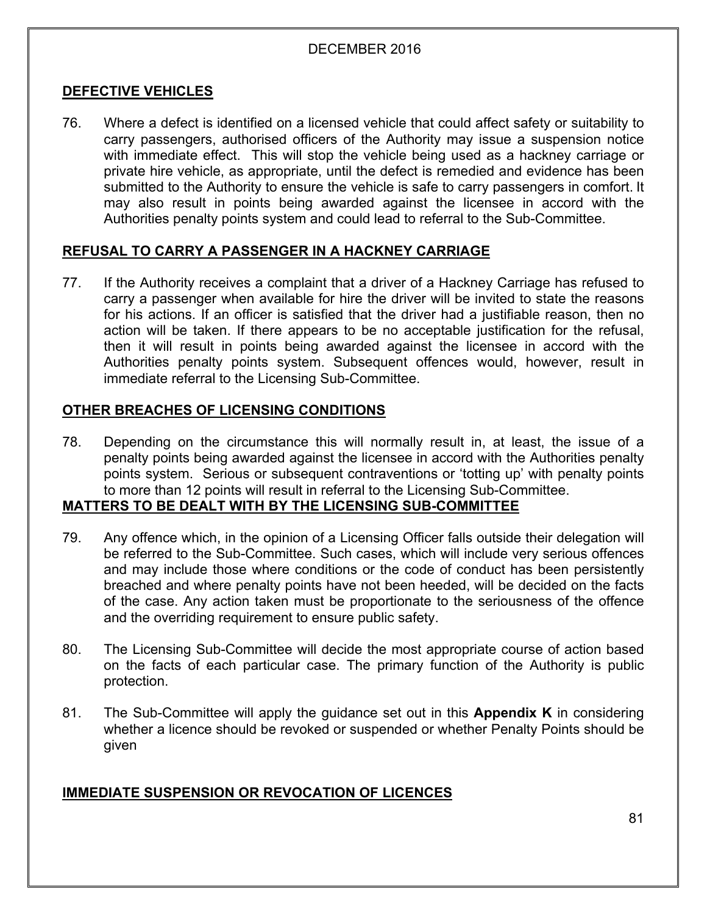## DEFECTIVE VEHICLES

76. Where a defect is identified on a licensed vehicle that could affect safety or suitability to carry passengers, authorised officers of the Authority may issue a suspension notice with immediate effect. This will stop the vehicle being used as a hackney carriage or private hire vehicle, as appropriate, until the defect is remedied and evidence has been submitted to the Authority to ensure the vehicle is safe to carry passengers in comfort. It may also result in points being awarded against the licensee in accord with the Authorities penalty points system and could lead to referral to the Sub-Committee.

## REFUSAL TO CARRY A PASSENGER IN A HACKNEY CARRIAGE

77. If the Authority receives a complaint that a driver of a Hackney Carriage has refused to carry a passenger when available for hire the driver will be invited to state the reasons for his actions. If an officer is satisfied that the driver had a justifiable reason, then no action will be taken. If there appears to be no acceptable justification for the refusal, then it will result in points being awarded against the licensee in accord with the Authorities penalty points system. Subsequent offences would, however, result in immediate referral to the Licensing Sub-Committee.

## OTHER BREACHES OF LICENSING CONDITIONS

78. Depending on the circumstance this will normally result in, at least, the issue of a penalty points being awarded against the licensee in accord with the Authorities penalty points system. Serious or subsequent contraventions or 'totting up' with penalty points to more than 12 points will result in referral to the Licensing Sub-Committee.

## MATTERS TO BE DEALT WITH BY THE LICENSING SUB-COMMITTEE

79. Any offence which, in the opinion of a Licensing Officer falls outside their delegation will be referred to the Sub-Committee. Such cases, which will include very serious offences and may include those where conditions or the code of conduct has been persistently breached and where penalty points have not been heeded, will be decided on the facts of the case. Any action taken must be proportionate to the seriousness of the offence and the overriding requirement to ensure public safety.

80. The Licensing Sub-Committee will decide the most appropriate course of action based on the facts of each particular case. The primary function of the Authority is public protection.

81. The Sub-Committee will apply the guidance set out in this **Appendix K** in considering whether a licence should be revoked or suspended or whether Penalty Points should be given

## IMMEDIATE SUSPENSION OR REVOCATION OF LICENCES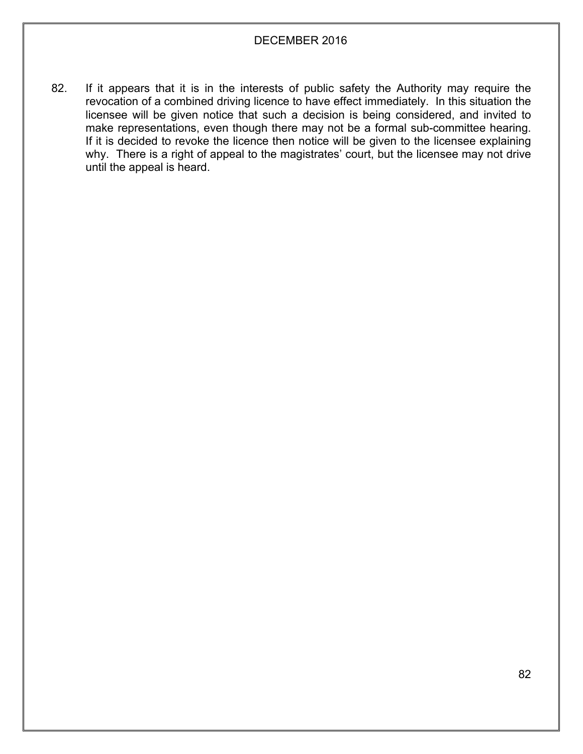82. If it appears that it is in the interests of public safety the Authority may require the revocation of a combined driving licence to have effect immediately. In this situation the licensee will be given notice that such a decision is being considered, and invited to make representations, even though there may not be a formal sub-committee hearing. If it is decided to revoke the licence then notice will be given to the licensee explaining why. There is a right of appeal to the magistrates' court, but the licensee may not drive until the appeal is heard.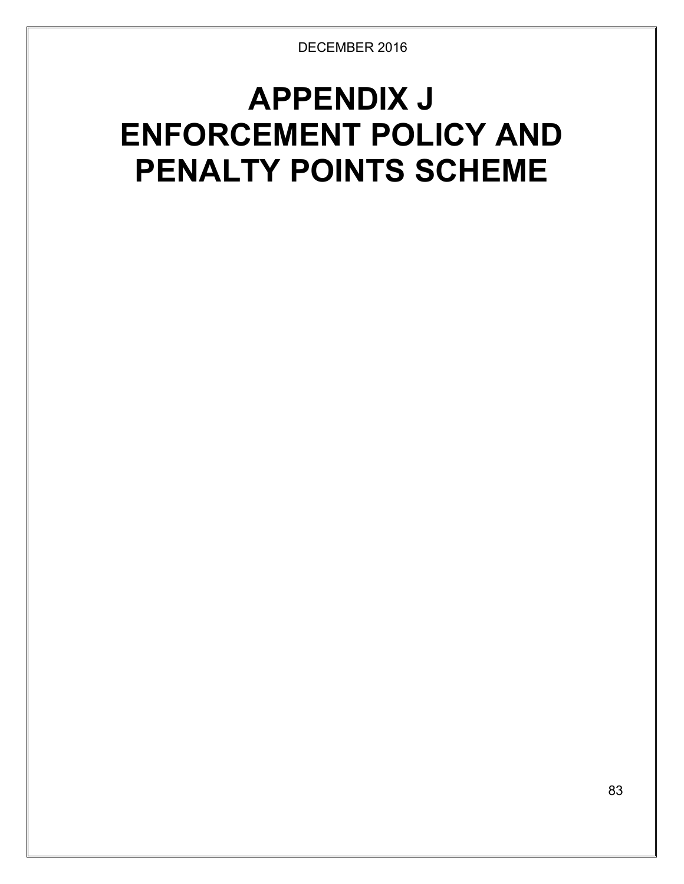# APPENDIX J
# ENFORCEMENT POLICY AND PENALTY POINTS SCHEME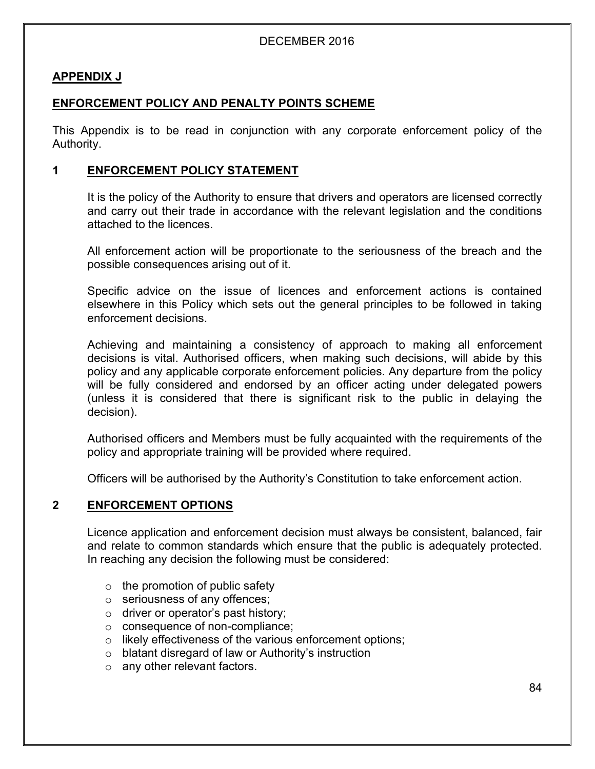## APPENDIX J

## ENFORCEMENT POLICY AND PENALTY POINTS SCHEME

This Appendix is to be read in conjunction with any corporate enforcement policy of the Authority.

### 1 ENFORCEMENT POLICY STATEMENT

It is the policy of the Authority to ensure that drivers and operators are licensed correctly and carry out their trade in accordance with the relevant legislation and the conditions attached to the licences.

All enforcement action will be proportionate to the seriousness of the breach and the possible consequences arising out of it.

Specific advice on the issue of licences and enforcement actions is contained elsewhere in this Policy which sets out the general principles to be followed in taking enforcement decisions.

Achieving and maintaining a consistency of approach to making all enforcement decisions is vital. Authorised officers, when making such decisions, will abide by this policy and any applicable corporate enforcement policies. Any departure from the policy will be fully considered and endorsed by an officer acting under delegated powers (unless it is considered that there is significant risk to the public in delaying the decision).

Authorised officers and Members must be fully acquainted with the requirements of the policy and appropriate training will be provided where required.

Officers will be authorised by the Authority's Constitution to take enforcement action.

### 2 ENFORCEMENT OPTIONS

Licence application and enforcement decision must always be consistent, balanced, fair and relate to common standards which ensure that the public is adequately protected. In reaching any decision the following must be considered:

- the promotion of public safety
- seriousness of any offences;
- driver or operator's past history;
- consequence of non-compliance;
- likely effectiveness of the various enforcement options;
- blatant disregard of law or Authority's instruction
- any other relevant factors.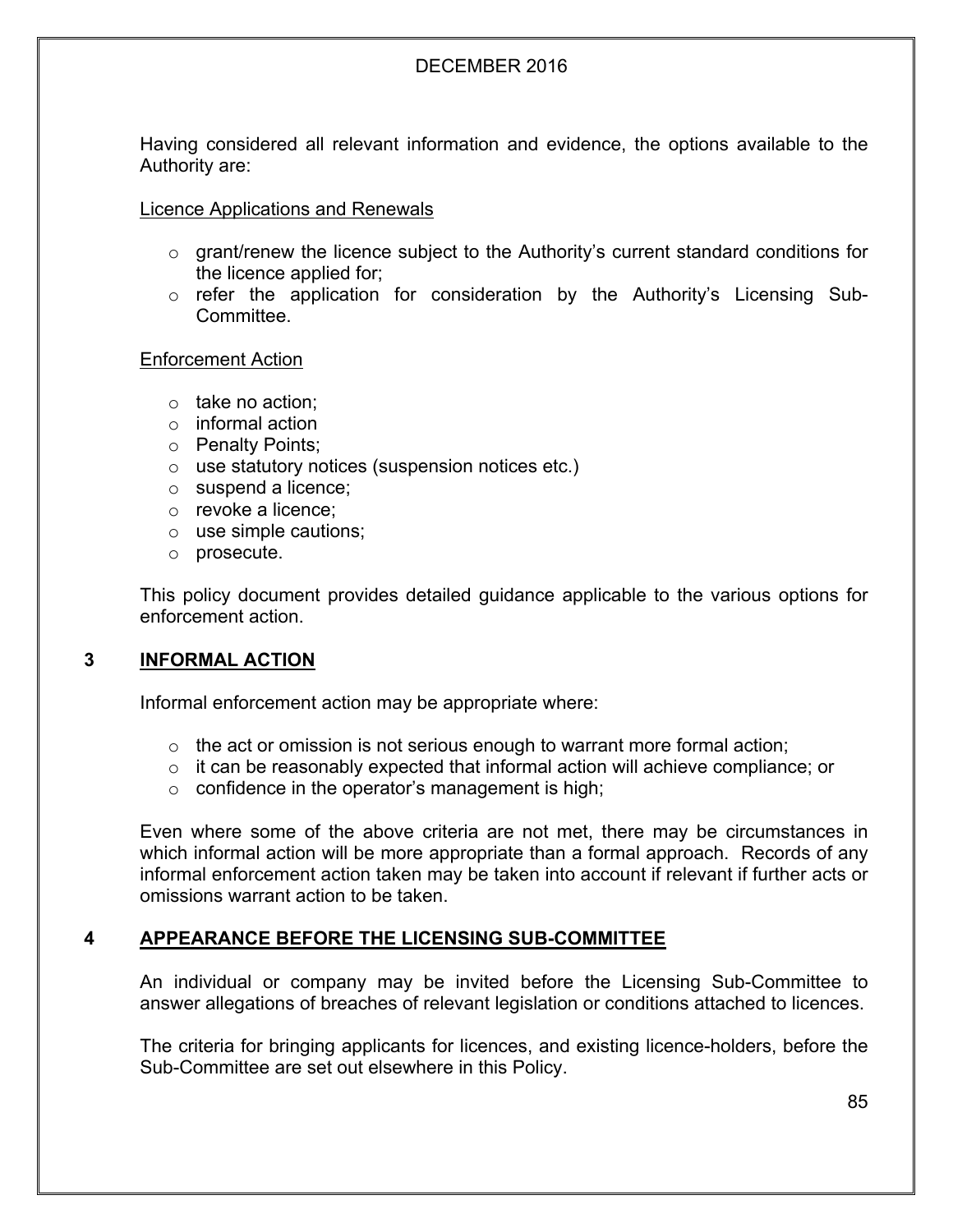Having considered all relevant information and evidence, the options available to the Authority are:

<u>Licence Applications and Renewals</u>

- grant/renew the licence subject to the Authority's current standard conditions for the licence applied for;
- refer the application for consideration by the Authority's Licensing Sub-Committee.

<u>Enforcement Action</u>

- take no action;
- informal action
- Penalty Points;
- use statutory notices (suspension notices etc.)
- suspend a licence;
- revoke a licence;
- use simple cautions;
- prosecute.

This policy document provides detailed guidance applicable to the various options for enforcement action.

## 3 INFORMAL ACTION

Informal enforcement action may be appropriate where:

- the act or omission is not serious enough to warrant more formal action;
- it can be reasonably expected that informal action will achieve compliance; or
- confidence in the operator's management is high;

Even where some of the above criteria are not met, there may be circumstances in which informal action will be more appropriate than a formal approach. Records of any informal enforcement action taken may be taken into account if relevant if further acts or omissions warrant action to be taken.

## 4 APPEARANCE BEFORE THE LICENSING SUB-COMMITTEE

An individual or company may be invited before the Licensing Sub-Committee to answer allegations of breaches of relevant legislation or conditions attached to licences.

The criteria for bringing applicants for licences, and existing licence-holders, before the Sub-Committee are set out elsewhere in this Policy.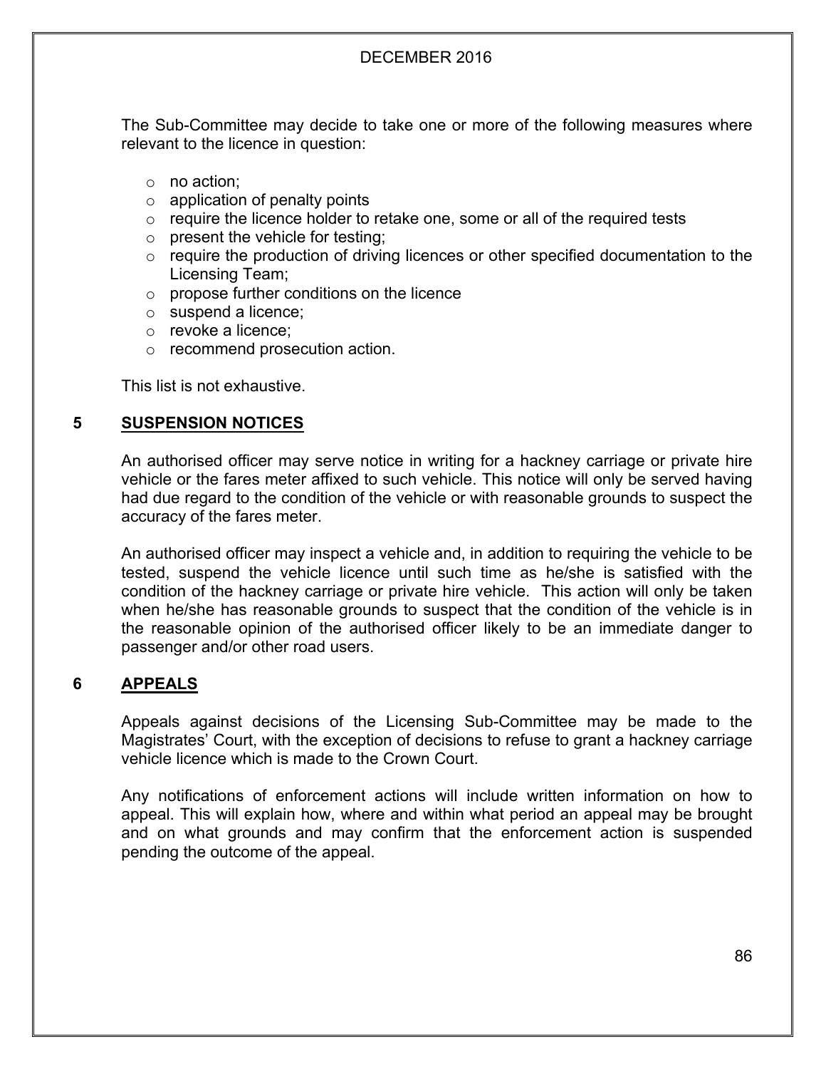The Sub-Committee may decide to take one or more of the following measures where relevant to the licence in question:

- no action;
- application of penalty points
- require the licence holder to retake one, some or all of the required tests
- present the vehicle for testing;
- require the production of driving licences or other specified documentation to the Licensing Team;
- propose further conditions on the licence
- suspend a licence;
- revoke a licence;
- recommend prosecution action.

This list is not exhaustive.

## 5 SUSPENSION NOTICES

An authorised officer may serve notice in writing for a hackney carriage or private hire vehicle or the fares meter affixed to such vehicle. This notice will only be served having had due regard to the condition of the vehicle or with reasonable grounds to suspect the accuracy of the fares meter.

An authorised officer may inspect a vehicle and, in addition to requiring the vehicle to be tested, suspend the vehicle licence until such time as he/she is satisfied with the condition of the hackney carriage or private hire vehicle. This action will only be taken when he/she has reasonable grounds to suspect that the condition of the vehicle is in the reasonable opinion of the authorised officer likely to be an immediate danger to passenger and/or other road users.

## 6 APPEALS

Appeals against decisions of the Licensing Sub-Committee may be made to the Magistrates' Court, with the exception of decisions to refuse to grant a hackney carriage vehicle licence which is made to the Crown Court.

Any notifications of enforcement actions will include written information on how to appeal. This will explain how, where and within what period an appeal may be brought and on what grounds and may confirm that the enforcement action is suspended pending the outcome of the appeal.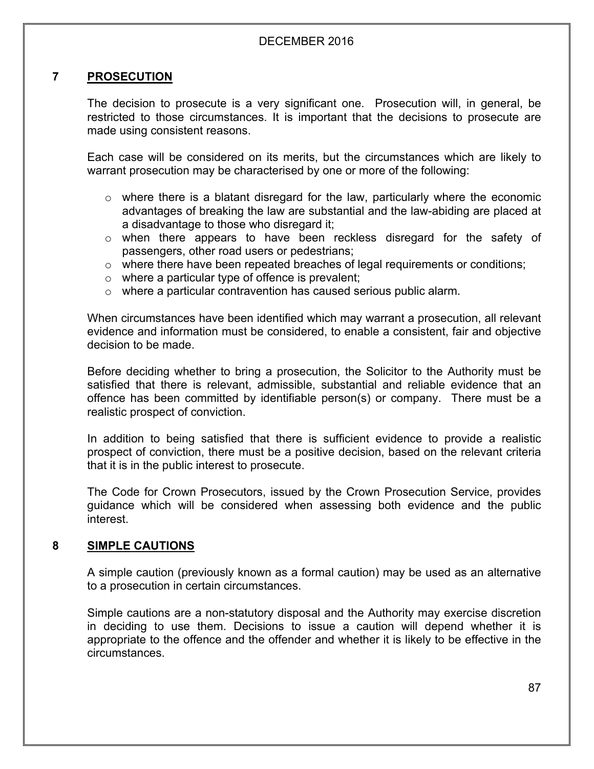## 7 PROSECUTION

The decision to prosecute is a very significant one. Prosecution will, in general, be restricted to those circumstances. It is important that the decisions to prosecute are made using consistent reasons.

Each case will be considered on its merits, but the circumstances which are likely to warrant prosecution may be characterised by one or more of the following:

- where there is a blatant disregard for the law, particularly where the economic advantages of breaking the law are substantial and the law-abiding are placed at a disadvantage to those who disregard it;
- when there appears to have been reckless disregard for the safety of passengers, other road users or pedestrians;
- where there have been repeated breaches of legal requirements or conditions;
- where a particular type of offence is prevalent;
- where a particular contravention has caused serious public alarm.

When circumstances have been identified which may warrant a prosecution, all relevant evidence and information must be considered, to enable a consistent, fair and objective decision to be made.

Before deciding whether to bring a prosecution, the Solicitor to the Authority must be satisfied that there is relevant, admissible, substantial and reliable evidence that an offence has been committed by identifiable person(s) or company. There must be a realistic prospect of conviction.

In addition to being satisfied that there is sufficient evidence to provide a realistic prospect of conviction, there must be a positive decision, based on the relevant criteria that it is in the public interest to prosecute.

The Code for Crown Prosecutors, issued by the Crown Prosecution Service, provides guidance which will be considered when assessing both evidence and the public interest.

## 8 SIMPLE CAUTIONS

A simple caution (previously known as a formal caution) may be used as an alternative to a prosecution in certain circumstances.

Simple cautions are a non-statutory disposal and the Authority may exercise discretion in deciding to use them. Decisions to issue a caution will depend whether it is appropriate to the offence and the offender and whether it is likely to be effective in the circumstances.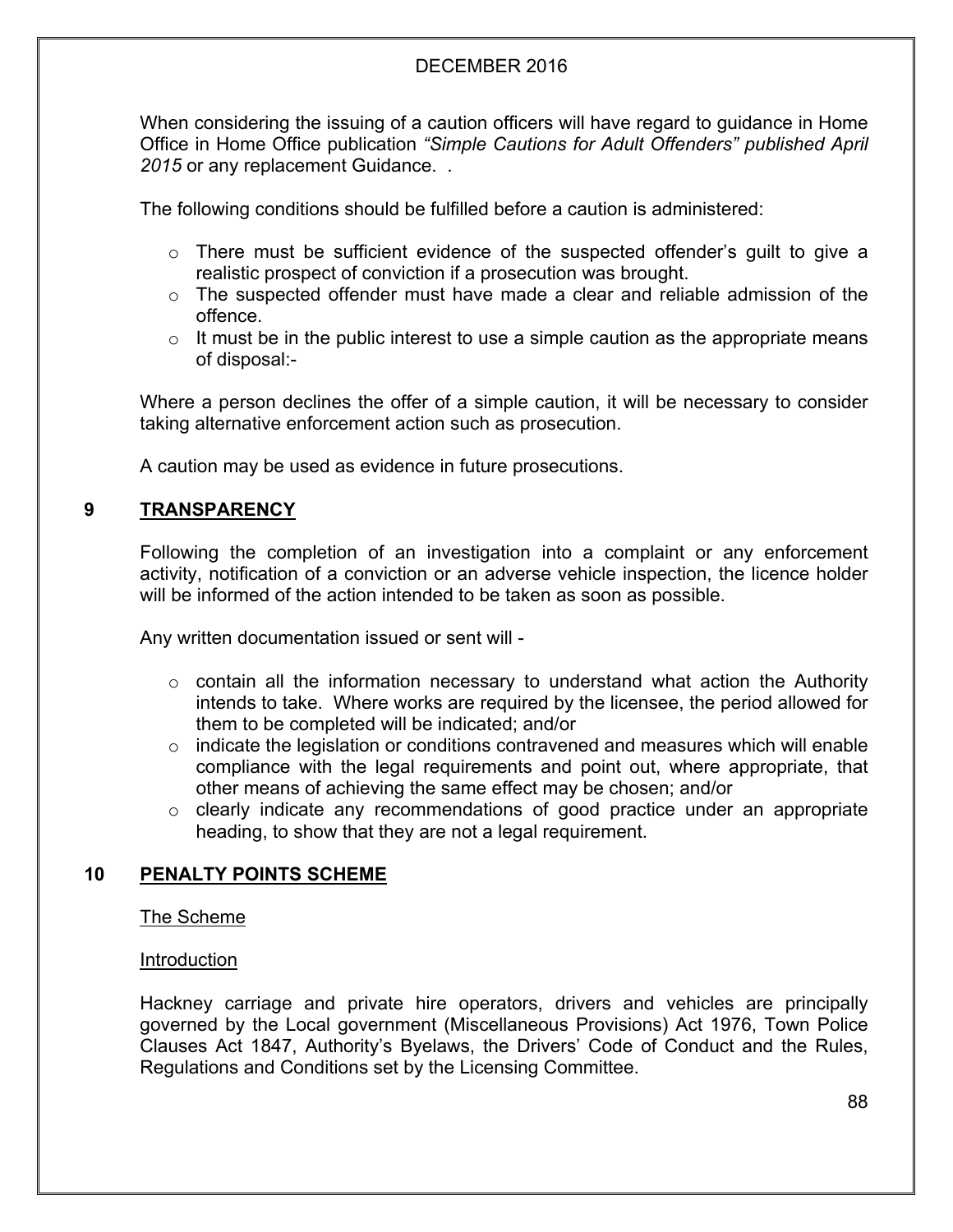When considering the issuing of a caution officers will have regard to guidance in Home Office in Home Office publication *"Simple Cautions for Adult Offenders" published April 2015* or any replacement Guidance. .

The following conditions should be fulfilled before a caution is administered:

- There must be sufficient evidence of the suspected offender's guilt to give a realistic prospect of conviction if a prosecution was brought.
- The suspected offender must have made a clear and reliable admission of the offence.
- It must be in the public interest to use a simple caution as the appropriate means of disposal:-

Where a person declines the offer of a simple caution, it will be necessary to consider taking alternative enforcement action such as prosecution.

A caution may be used as evidence in future prosecutions.

## 9 TRANSPARENCY

Following the completion of an investigation into a complaint or any enforcement activity, notification of a conviction or an adverse vehicle inspection, the licence holder will be informed of the action intended to be taken as soon as possible.

Any written documentation issued or sent will -

- contain all the information necessary to understand what action the Authority intends to take. Where works are required by the licensee, the period allowed for them to be completed will be indicated; and/or
- indicate the legislation or conditions contravened and measures which will enable compliance with the legal requirements and point out, where appropriate, that other means of achieving the same effect may be chosen; and/or
- clearly indicate any recommendations of good practice under an appropriate heading, to show that they are not a legal requirement.

## 10 PENALTY POINTS SCHEME

The Scheme

Introduction

Hackney carriage and private hire operators, drivers and vehicles are principally governed by the Local government (Miscellaneous Provisions) Act 1976, Town Police Clauses Act 1847, Authority's Byelaws, the Drivers' Code of Conduct and the Rules, Regulations and Conditions set by the Licensing Committee.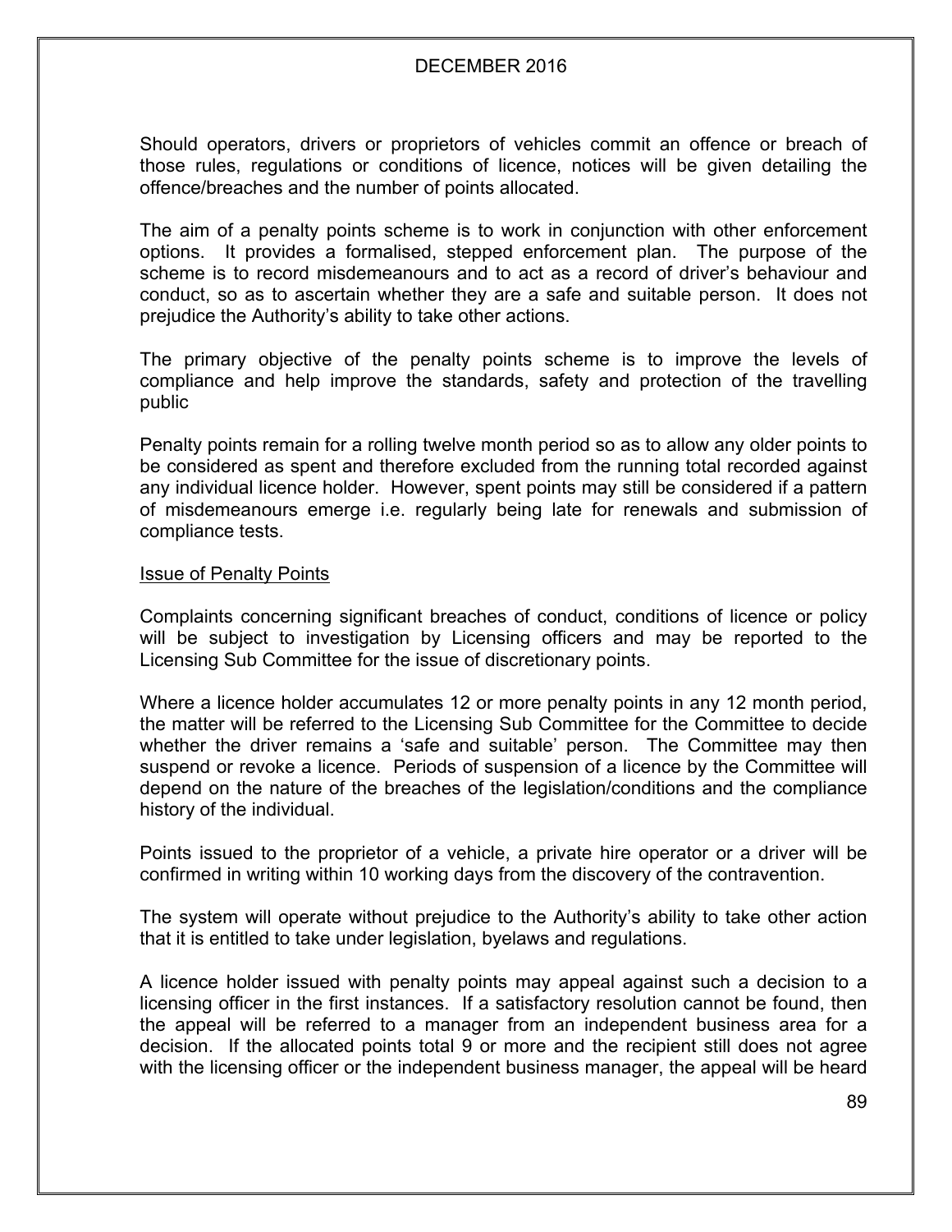Should operators, drivers or proprietors of vehicles commit an offence or breach of those rules, regulations or conditions of licence, notices will be given detailing the offence/breaches and the number of points allocated.

The aim of a penalty points scheme is to work in conjunction with other enforcement options. It provides a formalised, stepped enforcement plan. The purpose of the scheme is to record misdemeanours and to act as a record of driver's behaviour and conduct, so as to ascertain whether they are a safe and suitable person. It does not prejudice the Authority's ability to take other actions.

The primary objective of the penalty points scheme is to improve the levels of compliance and help improve the standards, safety and protection of the travelling public

Penalty points remain for a rolling twelve month period so as to allow any older points to be considered as spent and therefore excluded from the running total recorded against any individual licence holder. However, spent points may still be considered if a pattern of misdemeanours emerge i.e. regularly being late for renewals and submission of compliance tests.

## Issue of Penalty Points

Complaints concerning significant breaches of conduct, conditions of licence or policy will be subject to investigation by Licensing officers and may be reported to the Licensing Sub Committee for the issue of discretionary points.

Where a licence holder accumulates 12 or more penalty points in any 12 month period, the matter will be referred to the Licensing Sub Committee for the Committee to decide whether the driver remains a 'safe and suitable' person. The Committee may then suspend or revoke a licence. Periods of suspension of a licence by the Committee will depend on the nature of the breaches of the legislation/conditions and the compliance history of the individual.

Points issued to the proprietor of a vehicle, a private hire operator or a driver will be confirmed in writing within 10 working days from the discovery of the contravention.

The system will operate without prejudice to the Authority's ability to take other action that it is entitled to take under legislation, byelaws and regulations.

A licence holder issued with penalty points may appeal against such a decision to a licensing officer in the first instances. If a satisfactory resolution cannot be found, then the appeal will be referred to a manager from an independent business area for a decision. If the allocated points total 9 or more and the recipient still does not agree with the licensing officer or the independent business manager, the appeal will be heard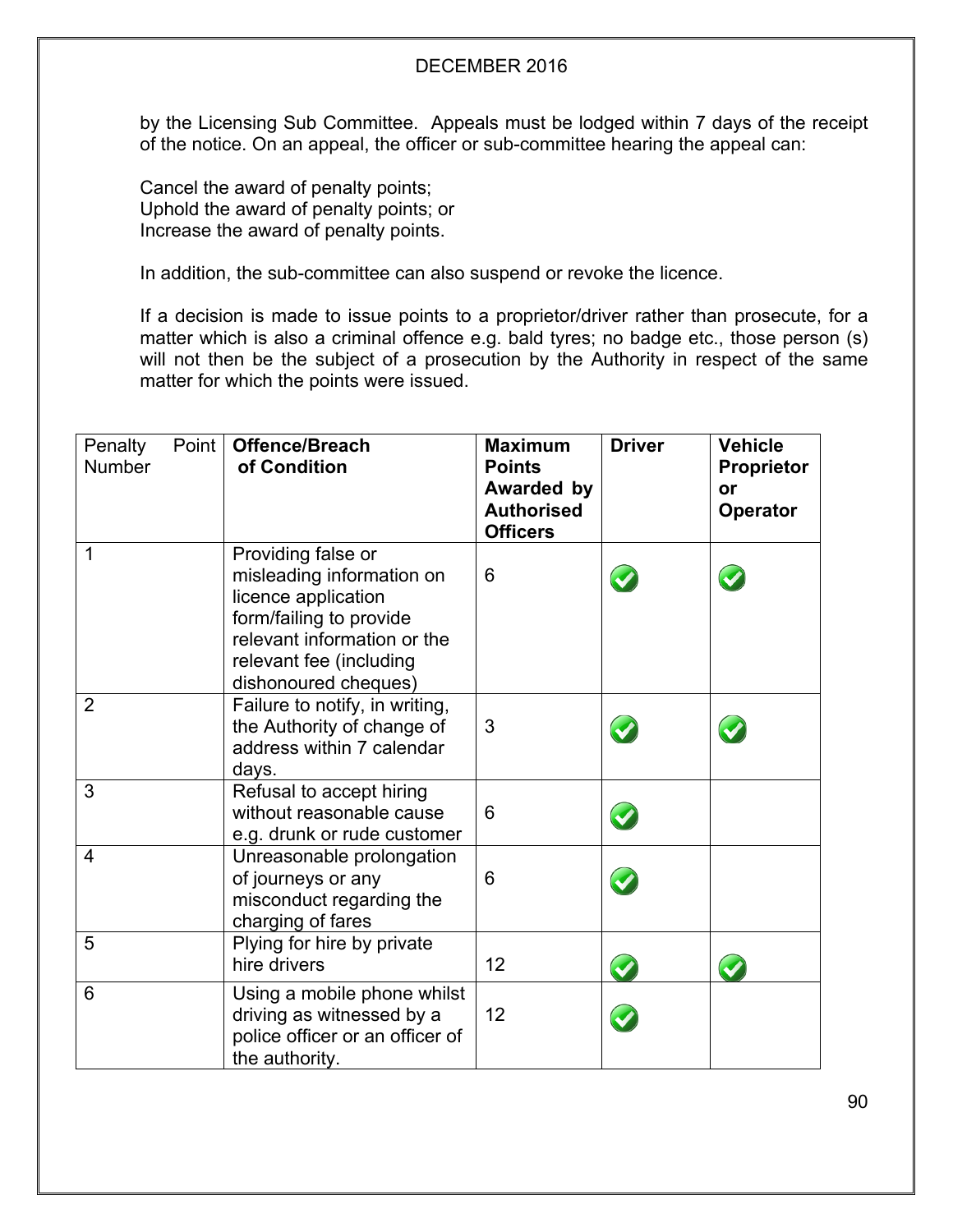by the Licensing Sub Committee. Appeals must be lodged within 7 days of the receipt of the notice. On an appeal, the officer or sub-committee hearing the appeal can:

Cancel the award of penalty points;
Uphold the award of penalty points; or
Increase the award of penalty points.

In addition, the sub-committee can also suspend or revoke the licence.

If a decision is made to issue points to a proprietor/driver rather than prosecute, for a matter which is also a criminal offence e.g. bald tyres; no badge etc., those person (s) will not then be the subject of a prosecution by the Authority in respect of the same matter for which the points were issued.

| Penalty Point Number | **Offence/Breach of Condition** | **Maximum Points Awarded by Authorised Officers** | **Driver** | **Vehicle Proprietor or Operator** |
|---|---|---|---|---|
| 1 | Providing false or misleading information on licence application form/failing to provide relevant information or the relevant fee (including dishonoured cheques) | 6 | ✓ | ✓ |
| 2 | Failure to notify, in writing, the Authority of change of address within 7 calendar days. | 3 | ✓ | ✓ |
| 3 | Refusal to accept hiring without reasonable cause e.g. drunk or rude customer | 6 | ✓ | |
| 4 | Unreasonable prolongation of journeys or any misconduct regarding the charging of fares | 6 | ✓ | |
| 5 | Plying for hire by private hire drivers | 12 | ✓ | ✓ |
| 6 | Using a mobile phone whilst driving as witnessed by a police officer or an officer of the authority. | 12 | ✓ | |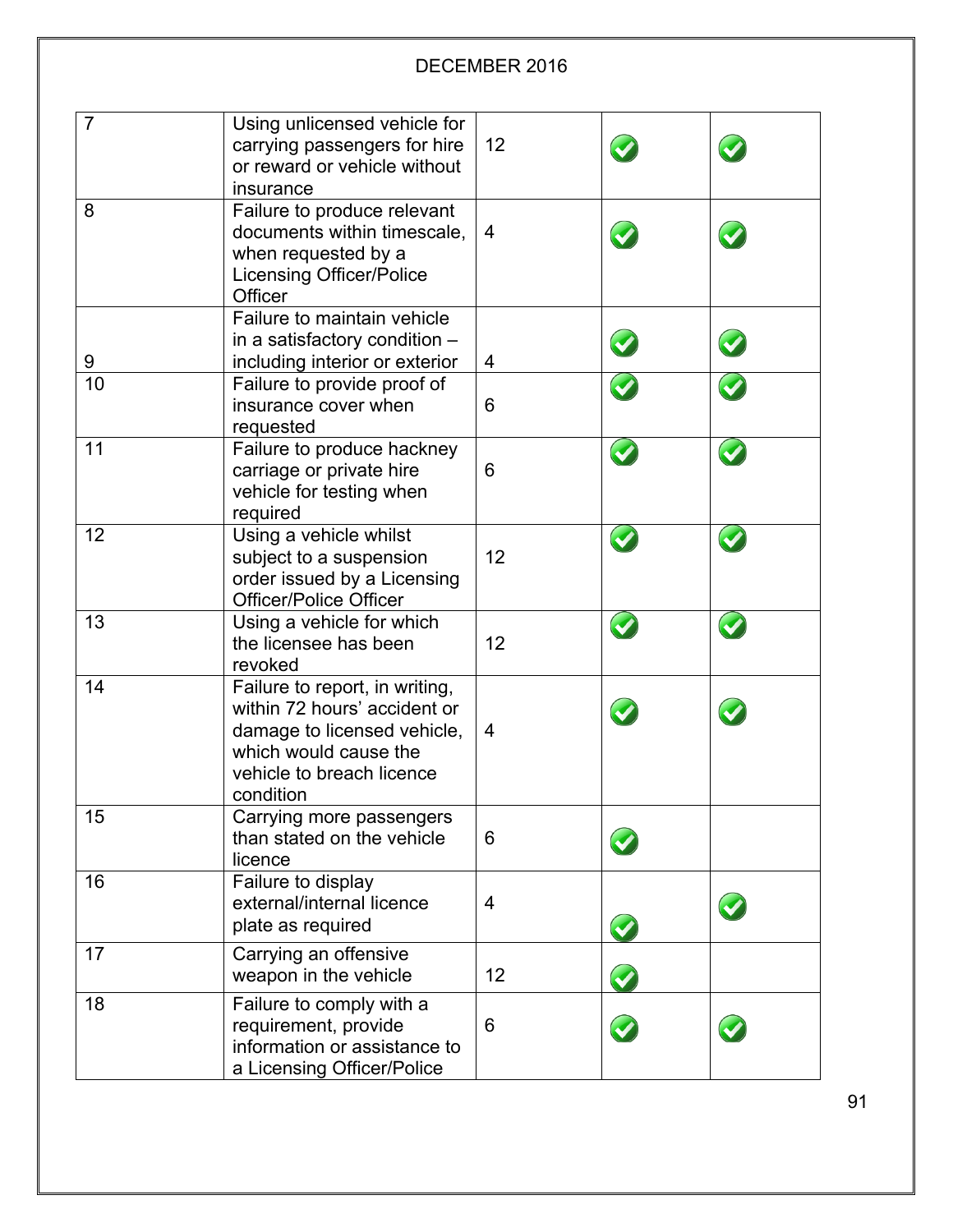| | | | | |
|---|---|---|---|---|
| 7 | Using unlicensed vehicle for carrying passengers for hire or reward or vehicle without insurance | 12 | ✓ | ✓ |
| 8 | Failure to produce relevant documents within timescale, when requested by a Licensing Officer/Police Officer | 4 | ✓ | ✓ |
| 9 | Failure to maintain vehicle in a satisfactory condition – including interior or exterior | 4 | ✓ | ✓ |
| 10 | Failure to provide proof of insurance cover when requested | 6 | ✓ | ✓ |
| 11 | Failure to produce hackney carriage or private hire vehicle for testing when required | 6 | ✓ | ✓ |
| 12 | Using a vehicle whilst subject to a suspension order issued by a Licensing Officer/Police Officer | 12 | ✓ | ✓ |
| 13 | Using a vehicle for which the licensee has been revoked | 12 | ✓ | ✓ |
| 14 | Failure to report, in writing, within 72 hours' accident or damage to licensed vehicle, which would cause the vehicle to breach licence condition | 4 | ✓ | ✓ |
| 15 | Carrying more passengers than stated on the vehicle licence | 6 | ✓ | |
| 16 | Failure to display external/internal licence plate as required | 4 | ✓ | ✓ |
| 17 | Carrying an offensive weapon in the vehicle | 12 | ✓ | |
| 18 | Failure to comply with a requirement, provide information or assistance to a Licensing Officer/Police | 6 | ✓ | ✓ |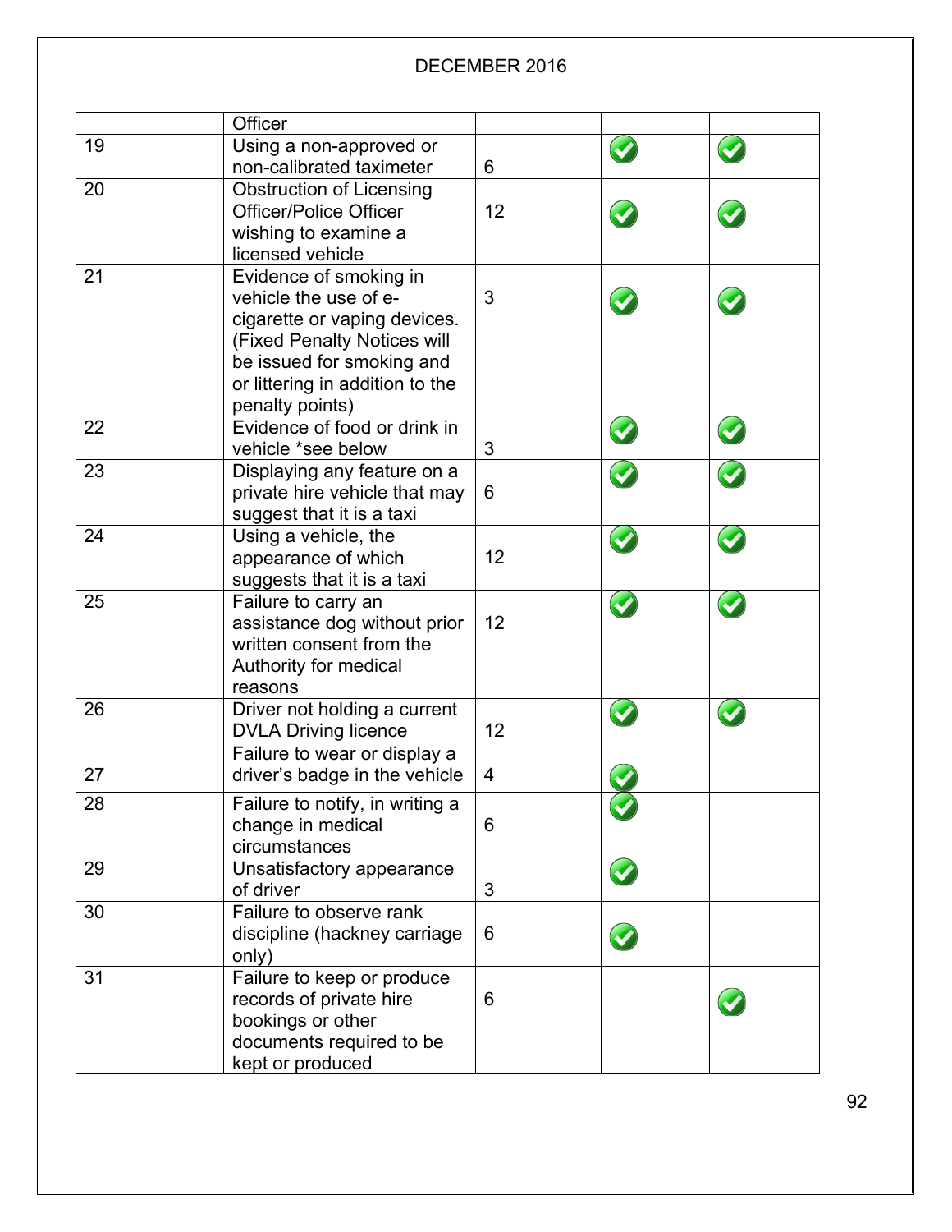|  | Officer |  |  |  |
| --- | --- | --- | --- | --- |
| 19 | Using a non-approved or non-calibrated taximeter | 6 | ✓ | ✓ |
| 20 | Obstruction of Licensing Officer/Police Officer wishing to examine a licensed vehicle | 12 | ✓ | ✓ |
| 21 | Evidence of smoking in vehicle the use of e-cigarette or vaping devices. (Fixed Penalty Notices will be issued for smoking and or littering in addition to the penalty points) | 3 | ✓ | ✓ |
| 22 | Evidence of food or drink in vehicle *see below | 3 | ✓ | ✓ |
| 23 | Displaying any feature on a private hire vehicle that may suggest that it is a taxi | 6 | ✓ | ✓ |
| 24 | Using a vehicle, the appearance of which suggests that it is a taxi | 12 | ✓ | ✓ |
| 25 | Failure to carry an assistance dog without prior written consent from the Authority for medical reasons | 12 | ✓ | ✓ |
| 26 | Driver not holding a current DVLA Driving licence | 12 | ✓ | ✓ |
| 27 | Failure to wear or display a driver's badge in the vehicle | 4 | ✓ |  |
| 28 | Failure to notify, in writing a change in medical circumstances | 6 | ✓ |  |
| 29 | Unsatisfactory appearance of driver | 3 | ✓ |  |
| 30 | Failure to observe rank discipline (hackney carriage only) | 6 | ✓ |  |
| 31 | Failure to keep or produce records of private hire bookings or other documents required to be kept or produced | 6 |  | ✓ |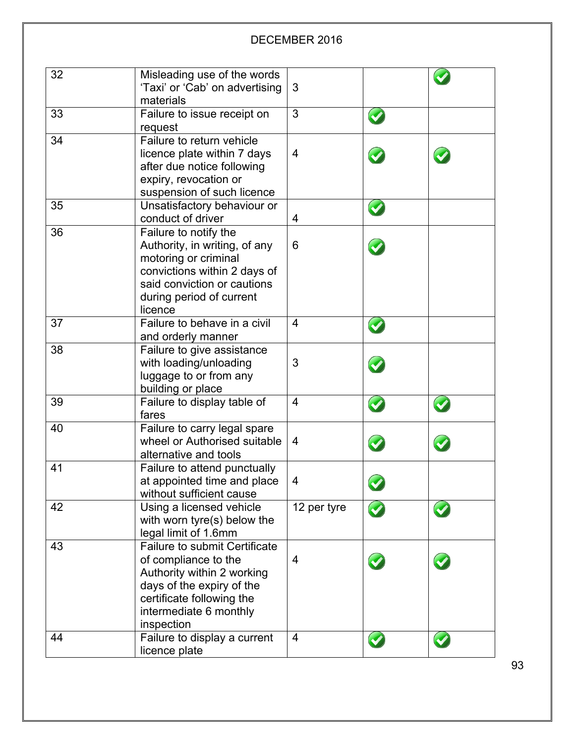| 32 | Misleading use of the words 'Taxi' or 'Cab' on advertising materials | 3 | | ✓ |
|---|---|---|---|---|
| 33 | Failure to issue receipt on request | 3 | ✓ | |
| 34 | Failure to return vehicle licence plate within 7 days after due notice following expiry, revocation or suspension of such licence | 4 | ✓ | ✓ |
| 35 | Unsatisfactory behaviour or conduct of driver | 4 | ✓ | |
| 36 | Failure to notify the Authority, in writing, of any motoring or criminal convictions within 2 days of said conviction or cautions during period of current licence | 6 | ✓ | |
| 37 | Failure to behave in a civil and orderly manner | 4 | ✓ | |
| 38 | Failure to give assistance with loading/unloading luggage to or from any building or place | 3 | ✓ | |
| 39 | Failure to display table of fares | 4 | ✓ | ✓ |
| 40 | Failure to carry legal spare wheel or Authorised suitable alternative and tools | 4 | ✓ | ✓ |
| 41 | Failure to attend punctually at appointed time and place without sufficient cause | 4 | ✓ | |
| 42 | Using a licensed vehicle with worn tyre(s) below the legal limit of 1.6mm | 12 per tyre | ✓ | ✓ |
| 43 | Failure to submit Certificate of compliance to the Authority within 2 working days of the expiry of the certificate following the intermediate 6 monthly inspection | 4 | ✓ | ✓ |
| 44 | Failure to display a current licence plate | 4 | ✓ | ✓ |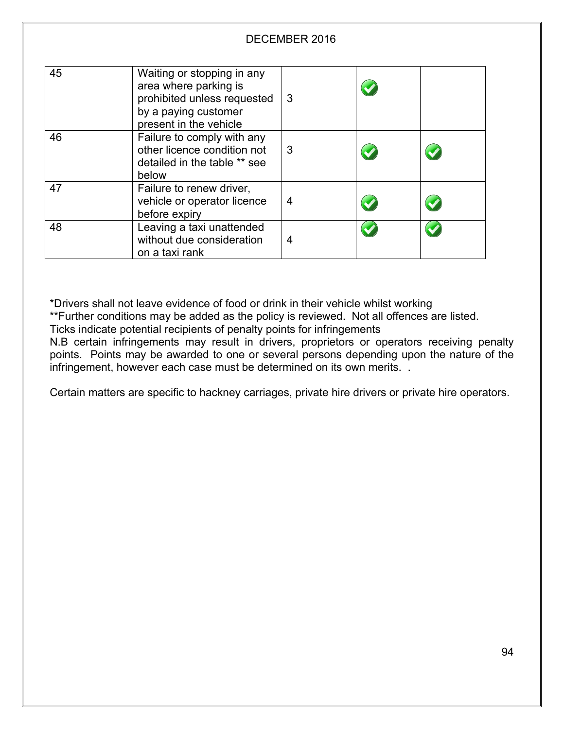| 45 | Waiting or stopping in any area where parking is prohibited unless requested by a paying customer present in the vehicle | 3 | ✓ | |
|---|---|---|---|---|
| 46 | Failure to comply with any other licence condition not detailed in the table ** see below | 3 | ✓ | ✓ |
| 47 | Failure to renew driver, vehicle or operator licence before expiry | 4 | ✓ | ✓ |
| 48 | Leaving a taxi unattended without due consideration on a taxi rank | 4 | ✓ | ✓ |

*Drivers shall not leave evidence of food or drink in their vehicle whilst working

**Further conditions may be added as the policy is reviewed. Not all offences are listed.

Ticks indicate potential recipients of penalty points for infringements

N.B certain infringements may result in drivers, proprietors or operators receiving penalty points. Points may be awarded to one or several persons depending upon the nature of the infringement, however each case must be determined on its own merits. .

Certain matters are specific to hackney carriages, private hire drivers or private hire operators.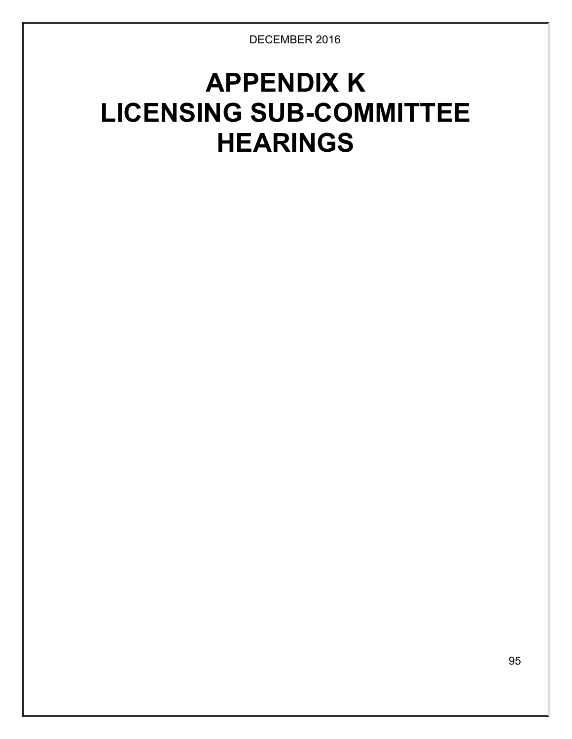# APPENDIX K
# LICENSING SUB-COMMITTEE HEARINGS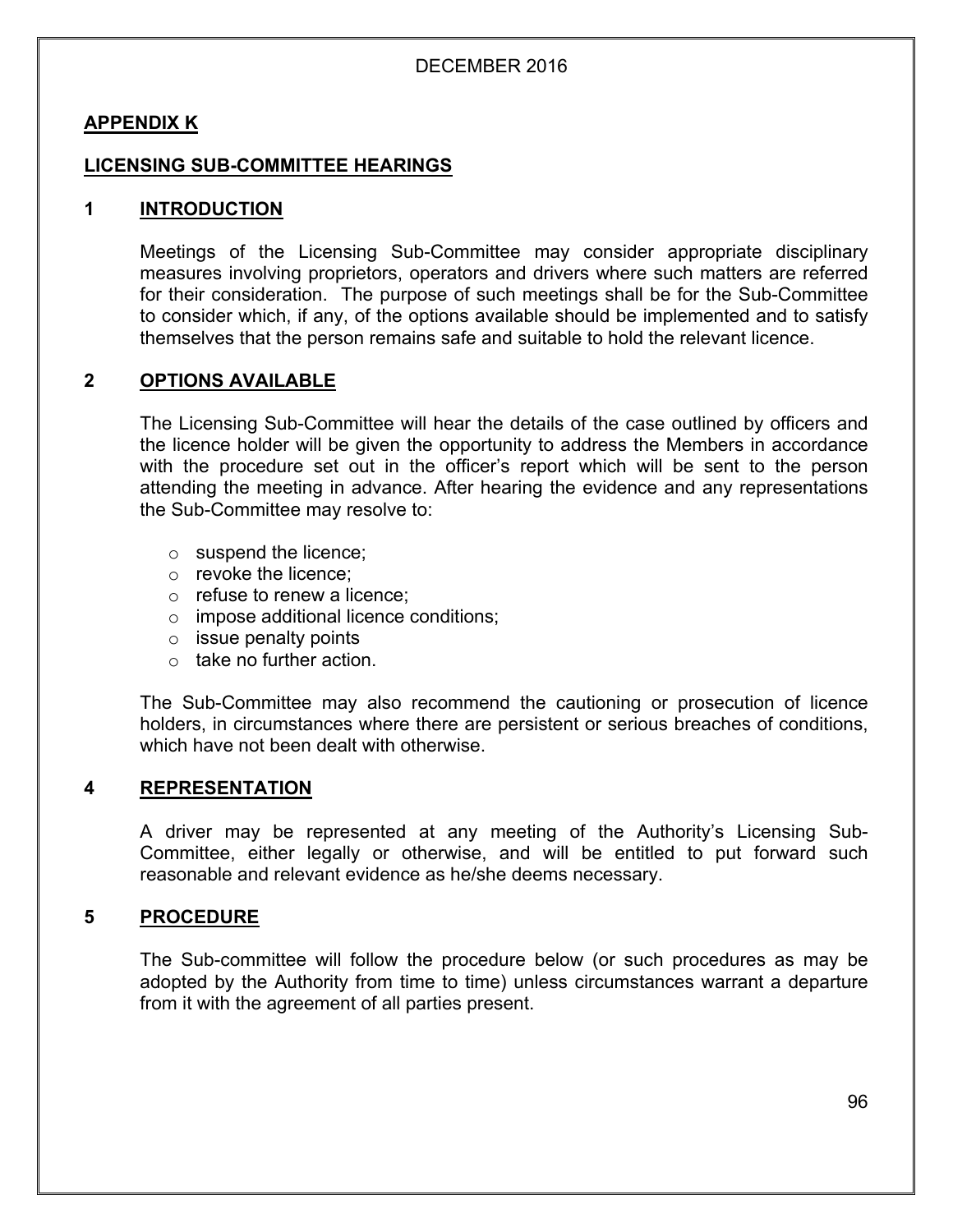DECEMBER 2016

## APPENDIX K

## LICENSING SUB-COMMITTEE HEARINGS

### 1 INTRODUCTION

Meetings of the Licensing Sub-Committee may consider appropriate disciplinary measures involving proprietors, operators and drivers where such matters are referred for their consideration. The purpose of such meetings shall be for the Sub-Committee to consider which, if any, of the options available should be implemented and to satisfy themselves that the person remains safe and suitable to hold the relevant licence.

### 2 OPTIONS AVAILABLE

The Licensing Sub-Committee will hear the details of the case outlined by officers and the licence holder will be given the opportunity to address the Members in accordance with the procedure set out in the officer's report which will be sent to the person attending the meeting in advance. After hearing the evidence and any representations the Sub-Committee may resolve to:

- suspend the licence;
- revoke the licence;
- refuse to renew a licence;
- impose additional licence conditions;
- issue penalty points
- take no further action.

The Sub-Committee may also recommend the cautioning or prosecution of licence holders, in circumstances where there are persistent or serious breaches of conditions, which have not been dealt with otherwise.

### 4 REPRESENTATION

A driver may be represented at any meeting of the Authority's Licensing Sub-Committee, either legally or otherwise, and will be entitled to put forward such reasonable and relevant evidence as he/she deems necessary.

### 5 PROCEDURE

The Sub-committee will follow the procedure below (or such procedures as may be adopted by the Authority from time to time) unless circumstances warrant a departure from it with the agreement of all parties present.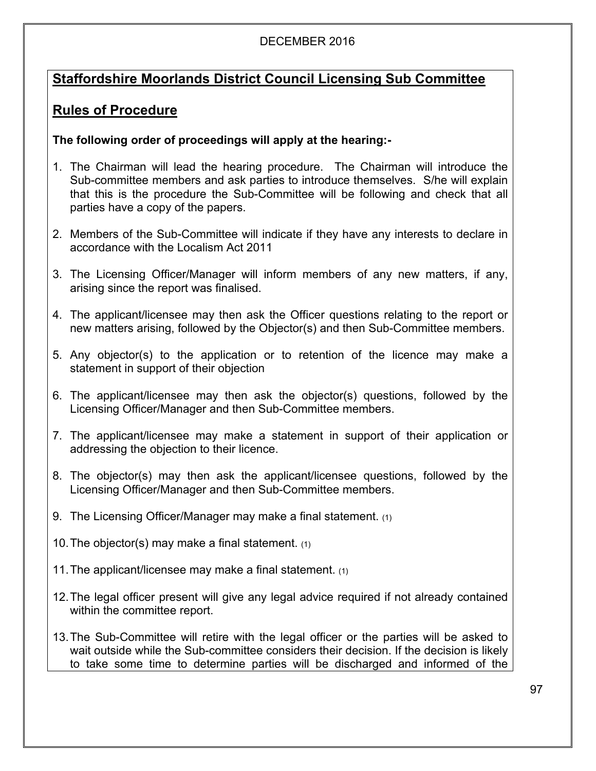DECEMBER 2016

## Staffordshire Moorlands District Council Licensing Sub Committee

## Rules of Procedure

**The following order of proceedings will apply at the hearing:-**

1. The Chairman will lead the hearing procedure. The Chairman will introduce the Sub-committee members and ask parties to introduce themselves. S/he will explain that this is the procedure the Sub-Committee will be following and check that all parties have a copy of the papers.

2. Members of the Sub-Committee will indicate if they have any interests to declare in accordance with the Localism Act 2011

3. The Licensing Officer/Manager will inform members of any new matters, if any, arising since the report was finalised.

4. The applicant/licensee may then ask the Officer questions relating to the report or new matters arising, followed by the Objector(s) and then Sub-Committee members.

5. Any objector(s) to the application or to retention of the licence may make a statement in support of their objection

6. The applicant/licensee may then ask the objector(s) questions, followed by the Licensing Officer/Manager and then Sub-Committee members.

7. The applicant/licensee may make a statement in support of their application or addressing the objection to their licence.

8. The objector(s) may then ask the applicant/licensee questions, followed by the Licensing Officer/Manager and then Sub-Committee members.

9. The Licensing Officer/Manager may make a final statement. (1)

10. The objector(s) may make a final statement. (1)

11. The applicant/licensee may make a final statement. (1)

12. The legal officer present will give any legal advice required if not already contained within the committee report.

13. The Sub-Committee will retire with the legal officer or the parties will be asked to wait outside while the Sub-committee considers their decision. If the decision is likely to take some time to determine parties will be discharged and informed of the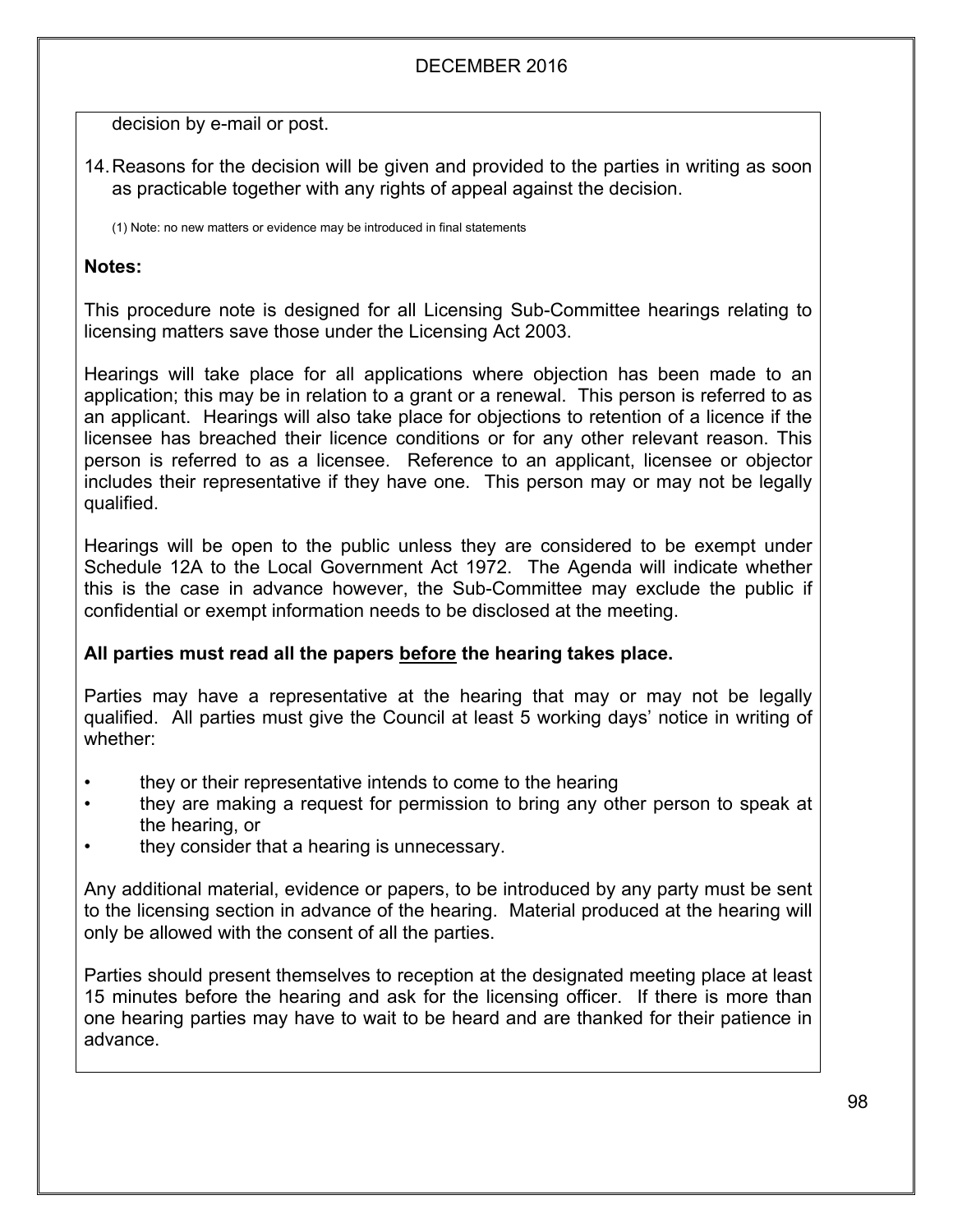decision by e-mail or post.

14. Reasons for the decision will be given and provided to the parties in writing as soon as practicable together with any rights of appeal against the decision.

(1) Note: no new matters or evidence may be introduced in final statements

**Notes:**

This procedure note is designed for all Licensing Sub-Committee hearings relating to licensing matters save those under the Licensing Act 2003.

Hearings will take place for all applications where objection has been made to an application; this may be in relation to a grant or a renewal. This person is referred to as an applicant. Hearings will also take place for objections to retention of a licence if the licensee has breached their licence conditions or for any other relevant reason. This person is referred to as a licensee. Reference to an applicant, licensee or objector includes their representative if they have one. This person may or may not be legally qualified.

Hearings will be open to the public unless they are considered to be exempt under Schedule 12A to the Local Government Act 1972. The Agenda will indicate whether this is the case in advance however, the Sub-Committee may exclude the public if confidential or exempt information needs to be disclosed at the meeting.

**All parties must read all the papers before the hearing takes place.**

Parties may have a representative at the hearing that may or may not be legally qualified. All parties must give the Council at least 5 working days' notice in writing of whether:

- they or their representative intends to come to the hearing
- they are making a request for permission to bring any other person to speak at the hearing, or
- they consider that a hearing is unnecessary.

Any additional material, evidence or papers, to be introduced by any party must be sent to the licensing section in advance of the hearing. Material produced at the hearing will only be allowed with the consent of all the parties.

Parties should present themselves to reception at the designated meeting place at least 15 minutes before the hearing and ask for the licensing officer. If there is more than one hearing parties may have to wait to be heard and are thanked for their patience in advance.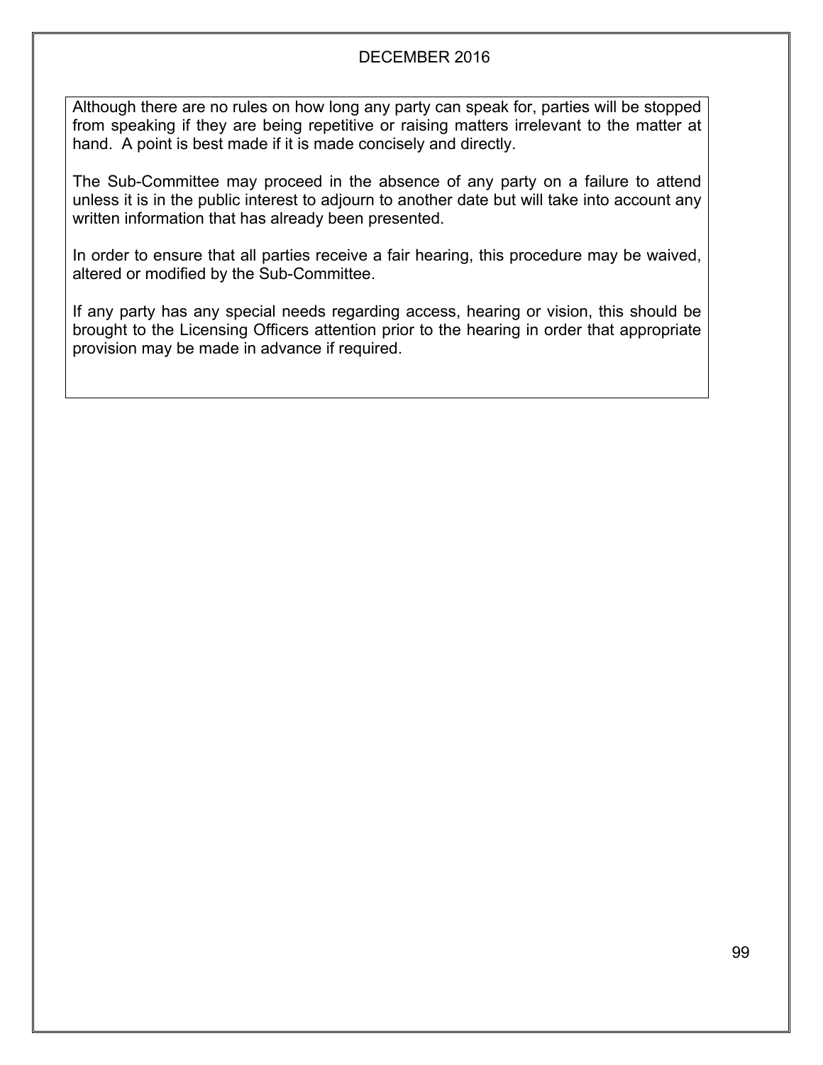Although there are no rules on how long any party can speak for, parties will be stopped from speaking if they are being repetitive or raising matters irrelevant to the matter at hand. A point is best made if it is made concisely and directly.

The Sub-Committee may proceed in the absence of any party on a failure to attend unless it is in the public interest to adjourn to another date but will take into account any written information that has already been presented.

In order to ensure that all parties receive a fair hearing, this procedure may be waived, altered or modified by the Sub-Committee.

If any party has any special needs regarding access, hearing or vision, this should be brought to the Licensing Officers attention prior to the hearing in order that appropriate provision may be made in advance if required.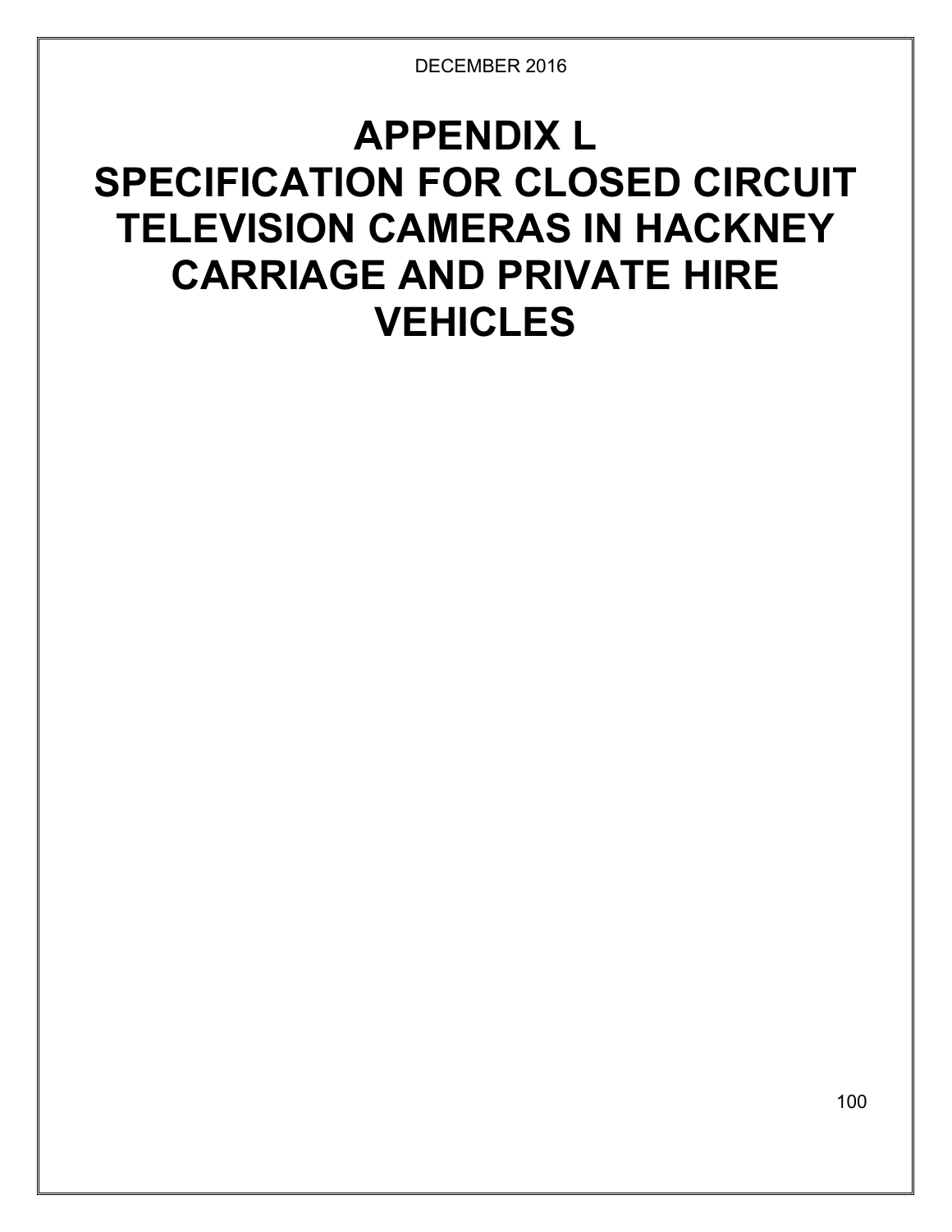# APPENDIX L
# SPECIFICATION FOR CLOSED CIRCUIT TELEVISION CAMERAS IN HACKNEY CARRIAGE AND PRIVATE HIRE VEHICLES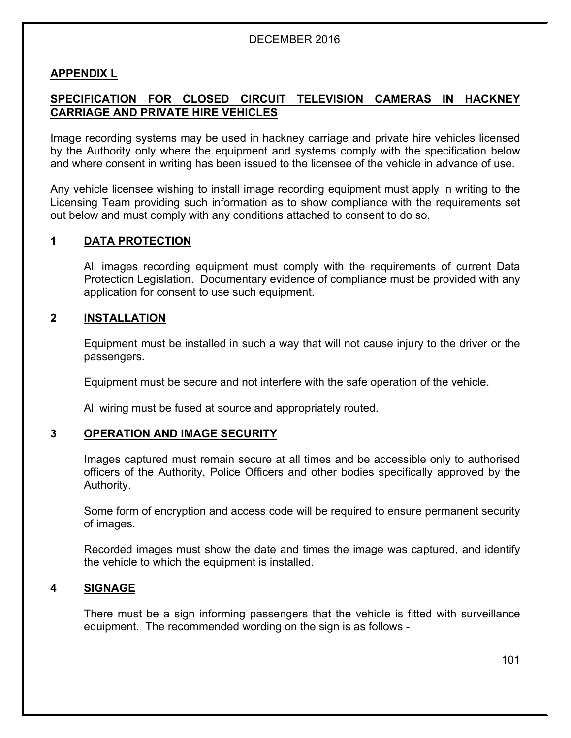## APPENDIX L

## SPECIFICATION FOR CLOSED CIRCUIT TELEVISION CAMERAS IN HACKNEY CARRIAGE AND PRIVATE HIRE VEHICLES

Image recording systems may be used in hackney carriage and private hire vehicles licensed by the Authority only where the equipment and systems comply with the specification below and where consent in writing has been issued to the licensee of the vehicle in advance of use.

Any vehicle licensee wishing to install image recording equipment must apply in writing to the Licensing Team providing such information as to show compliance with the requirements set out below and must comply with any conditions attached to consent to do so.

### 1 DATA PROTECTION

All images recording equipment must comply with the requirements of current Data Protection Legislation. Documentary evidence of compliance must be provided with any application for consent to use such equipment.

### 2 INSTALLATION

Equipment must be installed in such a way that will not cause injury to the driver or the passengers.

Equipment must be secure and not interfere with the safe operation of the vehicle.

All wiring must be fused at source and appropriately routed.

### 3 OPERATION AND IMAGE SECURITY

Images captured must remain secure at all times and be accessible only to authorised officers of the Authority, Police Officers and other bodies specifically approved by the Authority.

Some form of encryption and access code will be required to ensure permanent security of images.

Recorded images must show the date and times the image was captured, and identify the vehicle to which the equipment is installed.

### 4 SIGNAGE

There must be a sign informing passengers that the vehicle is fitted with surveillance equipment. The recommended wording on the sign is as follows -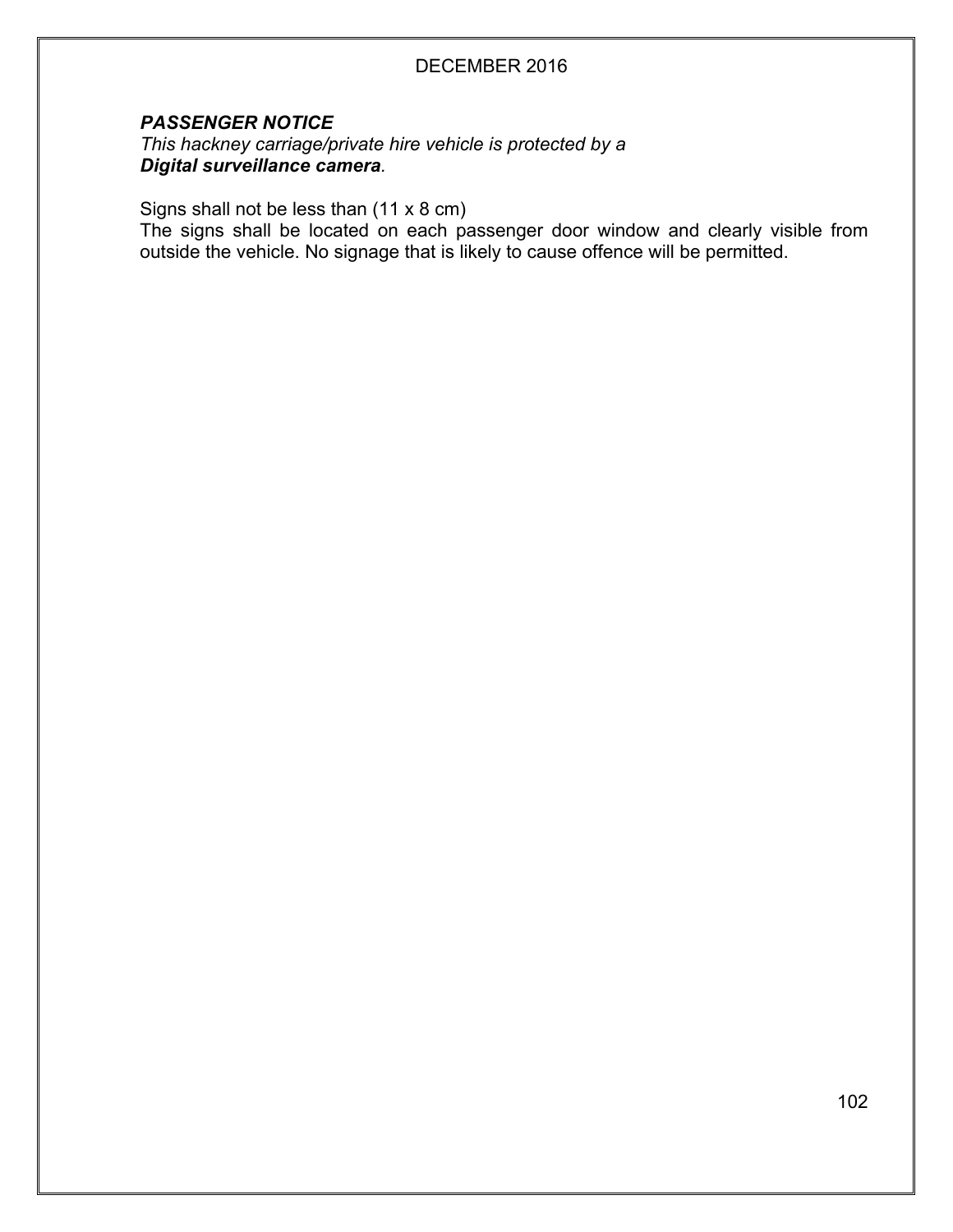***PASSENGER NOTICE***

*This hackney carriage/private hire vehicle is protected by a*
***Digital surveillance camera****.*

Signs shall not be less than (11 x 8 cm)
The signs shall be located on each passenger door window and clearly visible from outside the vehicle. No signage that is likely to cause offence will be permitted.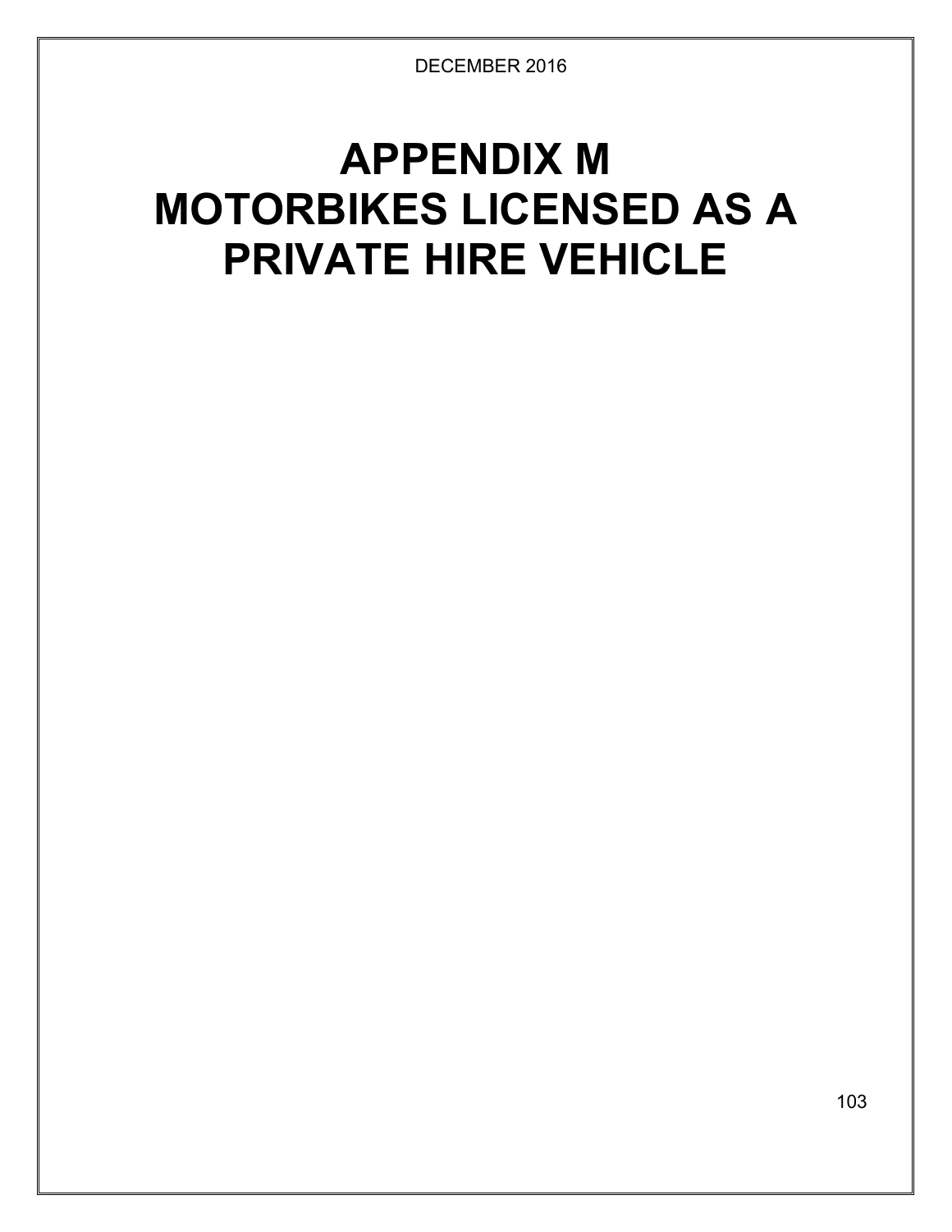# APPENDIX M
# MOTORBIKES LICENSED AS A PRIVATE HIRE VEHICLE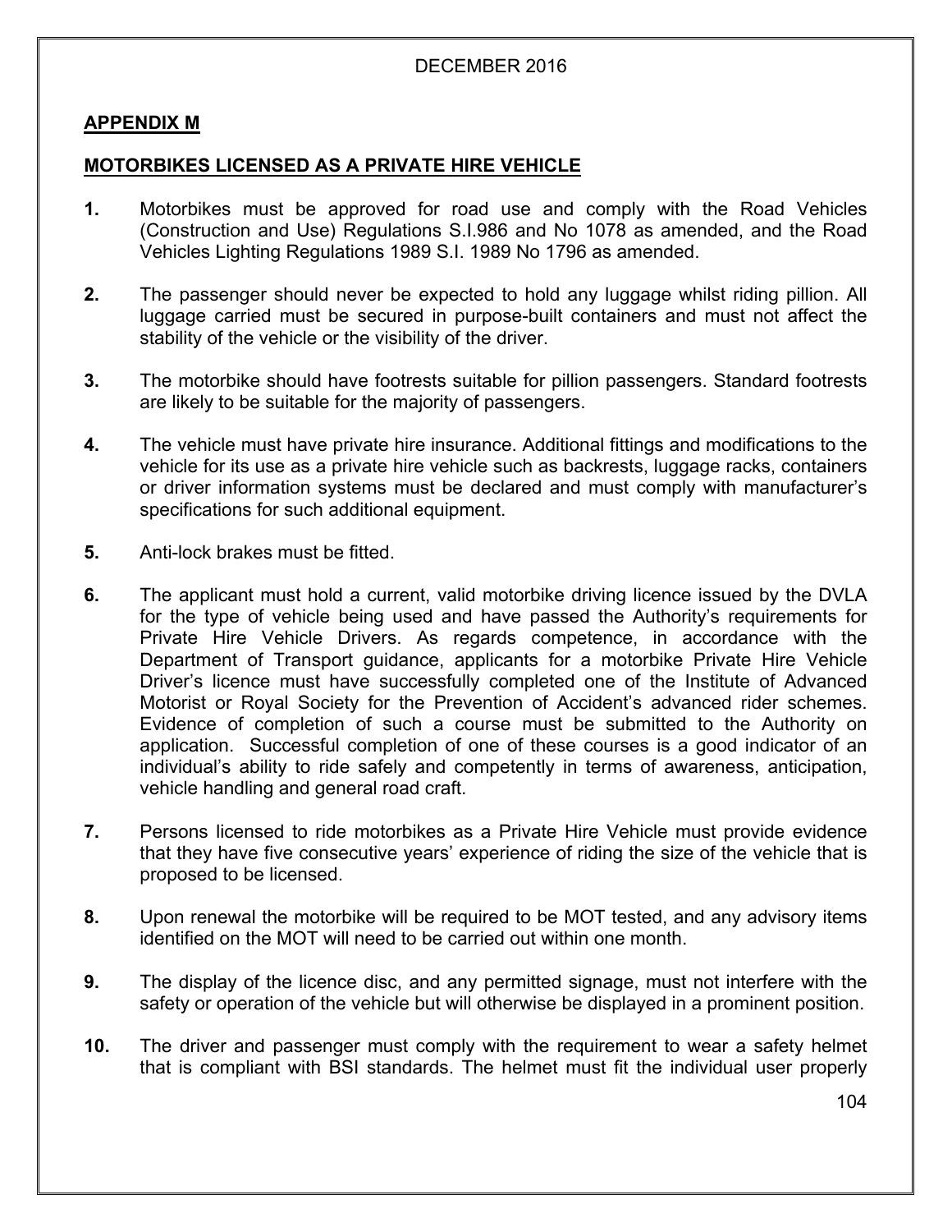DECEMBER 2016

## APPENDIX M

## MOTORBIKES LICENSED AS A PRIVATE HIRE VEHICLE

**1.** Motorbikes must be approved for road use and comply with the Road Vehicles (Construction and Use) Regulations S.I.986 and No 1078 as amended, and the Road Vehicles Lighting Regulations 1989 S.I. 1989 No 1796 as amended.

**2.** The passenger should never be expected to hold any luggage whilst riding pillion. All luggage carried must be secured in purpose-built containers and must not affect the stability of the vehicle or the visibility of the driver.

**3.** The motorbike should have footrests suitable for pillion passengers. Standard footrests are likely to be suitable for the majority of passengers.

**4.** The vehicle must have private hire insurance. Additional fittings and modifications to the vehicle for its use as a private hire vehicle such as backrests, luggage racks, containers or driver information systems must be declared and must comply with manufacturer's specifications for such additional equipment.

**5.** Anti-lock brakes must be fitted.

**6.** The applicant must hold a current, valid motorbike driving licence issued by the DVLA for the type of vehicle being used and have passed the Authority's requirements for Private Hire Vehicle Drivers. As regards competence, in accordance with the Department of Transport guidance, applicants for a motorbike Private Hire Vehicle Driver's licence must have successfully completed one of the Institute of Advanced Motorist or Royal Society for the Prevention of Accident's advanced rider schemes. Evidence of completion of such a course must be submitted to the Authority on application. Successful completion of one of these courses is a good indicator of an individual's ability to ride safely and competently in terms of awareness, anticipation, vehicle handling and general road craft.

**7.** Persons licensed to ride motorbikes as a Private Hire Vehicle must provide evidence that they have five consecutive years' experience of riding the size of the vehicle that is proposed to be licensed.

**8.** Upon renewal the motorbike will be required to be MOT tested, and any advisory items identified on the MOT will need to be carried out within one month.

**9.** The display of the licence disc, and any permitted signage, must not interfere with the safety or operation of the vehicle but will otherwise be displayed in a prominent position.

**10.** The driver and passenger must comply with the requirement to wear a safety helmet that is compliant with BSI standards. The helmet must fit the individual user properly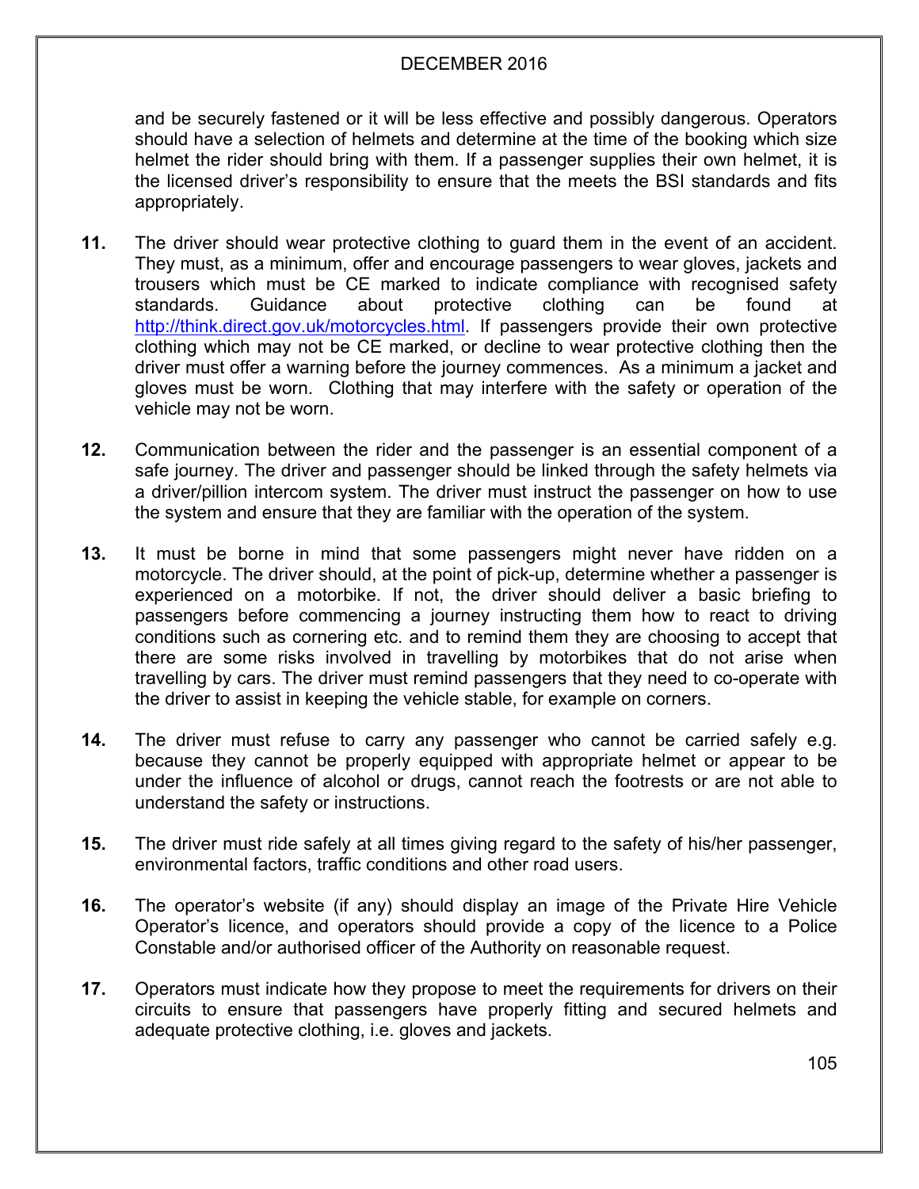and be securely fastened or it will be less effective and possibly dangerous. Operators should have a selection of helmets and determine at the time of the booking which size helmet the rider should bring with them. If a passenger supplies their own helmet, it is the licensed driver's responsibility to ensure that the meets the BSI standards and fits appropriately.

**11.** The driver should wear protective clothing to guard them in the event of an accident. They must, as a minimum, offer and encourage passengers to wear gloves, jackets and trousers which must be CE marked to indicate compliance with recognised safety standards. Guidance about protective clothing can be found at http://think.direct.gov.uk/motorcycles.html. If passengers provide their own protective clothing which may not be CE marked, or decline to wear protective clothing then the driver must offer a warning before the journey commences. As a minimum a jacket and gloves must be worn. Clothing that may interfere with the safety or operation of the vehicle may not be worn.

**12.** Communication between the rider and the passenger is an essential component of a safe journey. The driver and passenger should be linked through the safety helmets via a driver/pillion intercom system. The driver must instruct the passenger on how to use the system and ensure that they are familiar with the operation of the system.

**13.** It must be borne in mind that some passengers might never have ridden on a motorcycle. The driver should, at the point of pick-up, determine whether a passenger is experienced on a motorbike. If not, the driver should deliver a basic briefing to passengers before commencing a journey instructing them how to react to driving conditions such as cornering etc. and to remind them they are choosing to accept that there are some risks involved in travelling by motorbikes that do not arise when travelling by cars. The driver must remind passengers that they need to co-operate with the driver to assist in keeping the vehicle stable, for example on corners.

**14.** The driver must refuse to carry any passenger who cannot be carried safely e.g. because they cannot be properly equipped with appropriate helmet or appear to be under the influence of alcohol or drugs, cannot reach the footrests or are not able to understand the safety or instructions.

**15.** The driver must ride safely at all times giving regard to the safety of his/her passenger, environmental factors, traffic conditions and other road users.

**16.** The operator's website (if any) should display an image of the Private Hire Vehicle Operator's licence, and operators should provide a copy of the licence to a Police Constable and/or authorised officer of the Authority on reasonable request.

**17.** Operators must indicate how they propose to meet the requirements for drivers on their circuits to ensure that passengers have properly fitting and secured helmets and adequate protective clothing, i.e. gloves and jackets.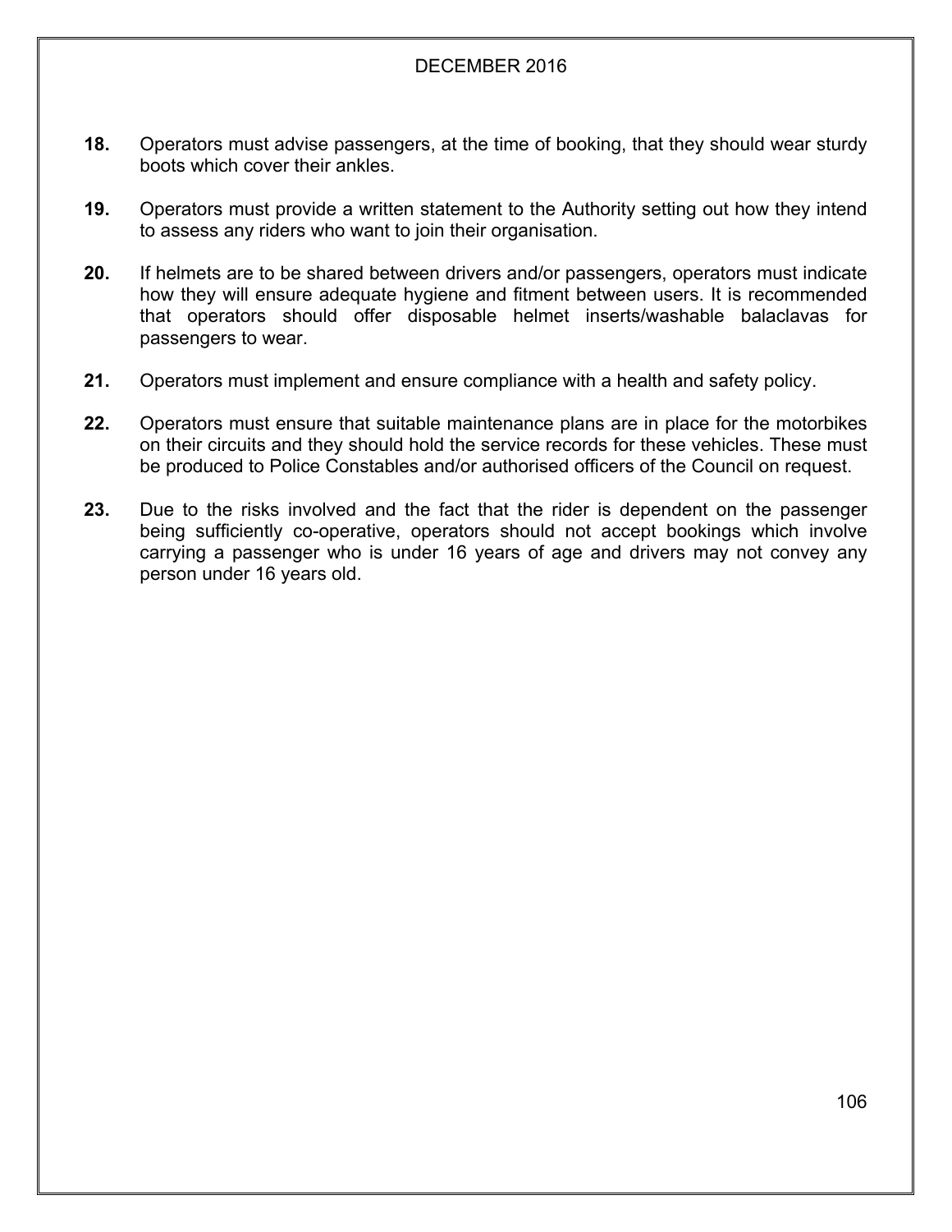**18.** Operators must advise passengers, at the time of booking, that they should wear sturdy boots which cover their ankles.

**19.** Operators must provide a written statement to the Authority setting out how they intend to assess any riders who want to join their organisation.

**20.** If helmets are to be shared between drivers and/or passengers, operators must indicate how they will ensure adequate hygiene and fitment between users. It is recommended that operators should offer disposable helmet inserts/washable balaclavas for passengers to wear.

**21.** Operators must implement and ensure compliance with a health and safety policy.

**22.** Operators must ensure that suitable maintenance plans are in place for the motorbikes on their circuits and they should hold the service records for these vehicles. These must be produced to Police Constables and/or authorised officers of the Council on request.

**23.** Due to the risks involved and the fact that the rider is dependent on the passenger being sufficiently co-operative, operators should not accept bookings which involve carrying a passenger who is under 16 years of age and drivers may not convey any person under 16 years old.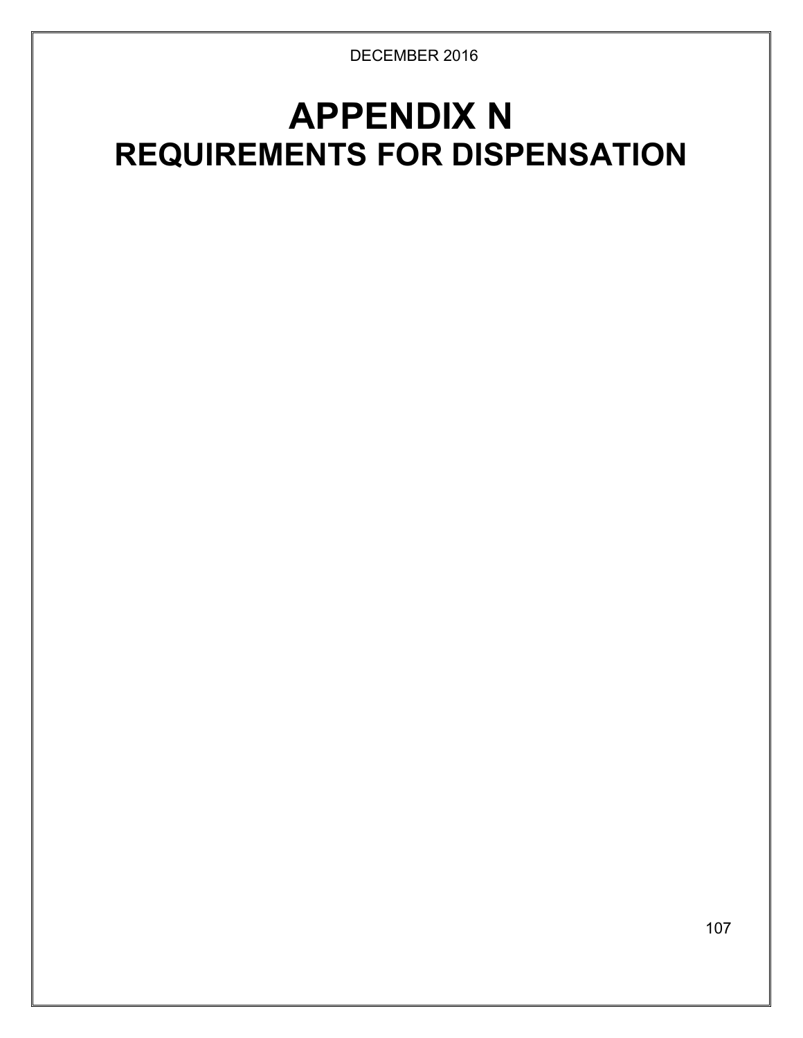# APPENDIX N
## REQUIREMENTS FOR DISPENSATION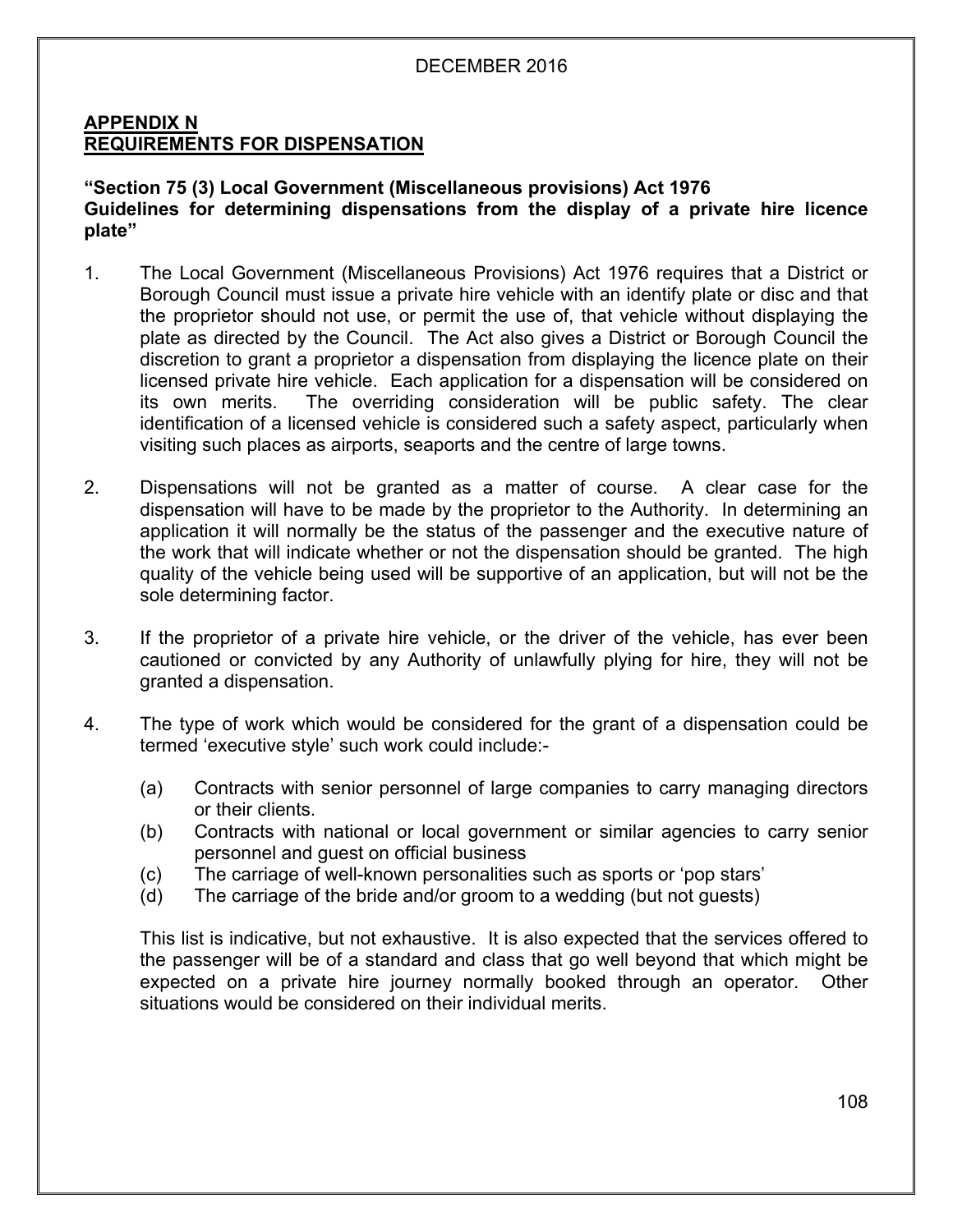## APPENDIX N
## REQUIREMENTS FOR DISPENSATION

**"Section 75 (3) Local Government (Miscellaneous provisions) Act 1976**
**Guidelines for determining dispensations from the display of a private hire licence plate"**

1. The Local Government (Miscellaneous Provisions) Act 1976 requires that a District or Borough Council must issue a private hire vehicle with an identify plate or disc and that the proprietor should not use, or permit the use of, that vehicle without displaying the plate as directed by the Council. The Act also gives a District or Borough Council the discretion to grant a proprietor a dispensation from displaying the licence plate on their licensed private hire vehicle. Each application for a dispensation will be considered on its own merits. The overriding consideration will be public safety. The clear identification of a licensed vehicle is considered such a safety aspect, particularly when visiting such places as airports, seaports and the centre of large towns.

2. Dispensations will not be granted as a matter of course. A clear case for the dispensation will have to be made by the proprietor to the Authority. In determining an application it will normally be the status of the passenger and the executive nature of the work that will indicate whether or not the dispensation should be granted. The high quality of the vehicle being used will be supportive of an application, but will not be the sole determining factor.

3. If the proprietor of a private hire vehicle, or the driver of the vehicle, has ever been cautioned or convicted by any Authority of unlawfully plying for hire, they will not be granted a dispensation.

4. The type of work which would be considered for the grant of a dispensation could be termed 'executive style' such work could include:-

   (a) Contracts with senior personnel of large companies to carry managing directors or their clients.
   (b) Contracts with national or local government or similar agencies to carry senior personnel and guest on official business
   (c) The carriage of well-known personalities such as sports or 'pop stars'
   (d) The carriage of the bride and/or groom to a wedding (but not guests)

   This list is indicative, but not exhaustive. It is also expected that the services offered to the passenger will be of a standard and class that go well beyond that which might be expected on a private hire journey normally booked through an operator. Other situations would be considered on their individual merits.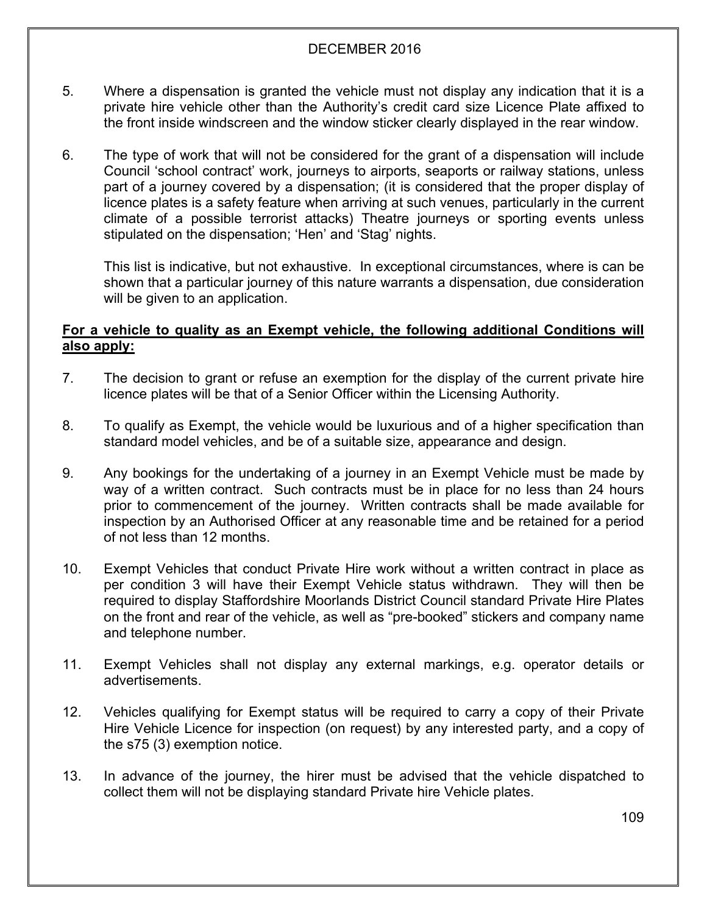5. Where a dispensation is granted the vehicle must not display any indication that it is a private hire vehicle other than the Authority's credit card size Licence Plate affixed to the front inside windscreen and the window sticker clearly displayed in the rear window.

6. The type of work that will not be considered for the grant of a dispensation will include Council 'school contract' work, journeys to airports, seaports or railway stations, unless part of a journey covered by a dispensation; (it is considered that the proper display of licence plates is a safety feature when arriving at such venues, particularly in the current climate of a possible terrorist attacks) Theatre journeys or sporting events unless stipulated on the dispensation; 'Hen' and 'Stag' nights.

   This list is indicative, but not exhaustive. In exceptional circumstances, where is can be shown that a particular journey of this nature warrants a dispensation, due consideration will be given to an application.

**For a vehicle to quality as an Exempt vehicle, the following additional Conditions will also apply:**

7. The decision to grant or refuse an exemption for the display of the current private hire licence plates will be that of a Senior Officer within the Licensing Authority.

8. To qualify as Exempt, the vehicle would be luxurious and of a higher specification than standard model vehicles, and be of a suitable size, appearance and design.

9. Any bookings for the undertaking of a journey in an Exempt Vehicle must be made by way of a written contract. Such contracts must be in place for no less than 24 hours prior to commencement of the journey. Written contracts shall be made available for inspection by an Authorised Officer at any reasonable time and be retained for a period of not less than 12 months.

10. Exempt Vehicles that conduct Private Hire work without a written contract in place as per condition 3 will have their Exempt Vehicle status withdrawn. They will then be required to display Staffordshire Moorlands District Council standard Private Hire Plates on the front and rear of the vehicle, as well as "pre-booked" stickers and company name and telephone number.

11. Exempt Vehicles shall not display any external markings, e.g. operator details or advertisements.

12. Vehicles qualifying for Exempt status will be required to carry a copy of their Private Hire Vehicle Licence for inspection (on request) by any interested party, and a copy of the s75 (3) exemption notice.

13. In advance of the journey, the hirer must be advised that the vehicle dispatched to collect them will not be displaying standard Private hire Vehicle plates.